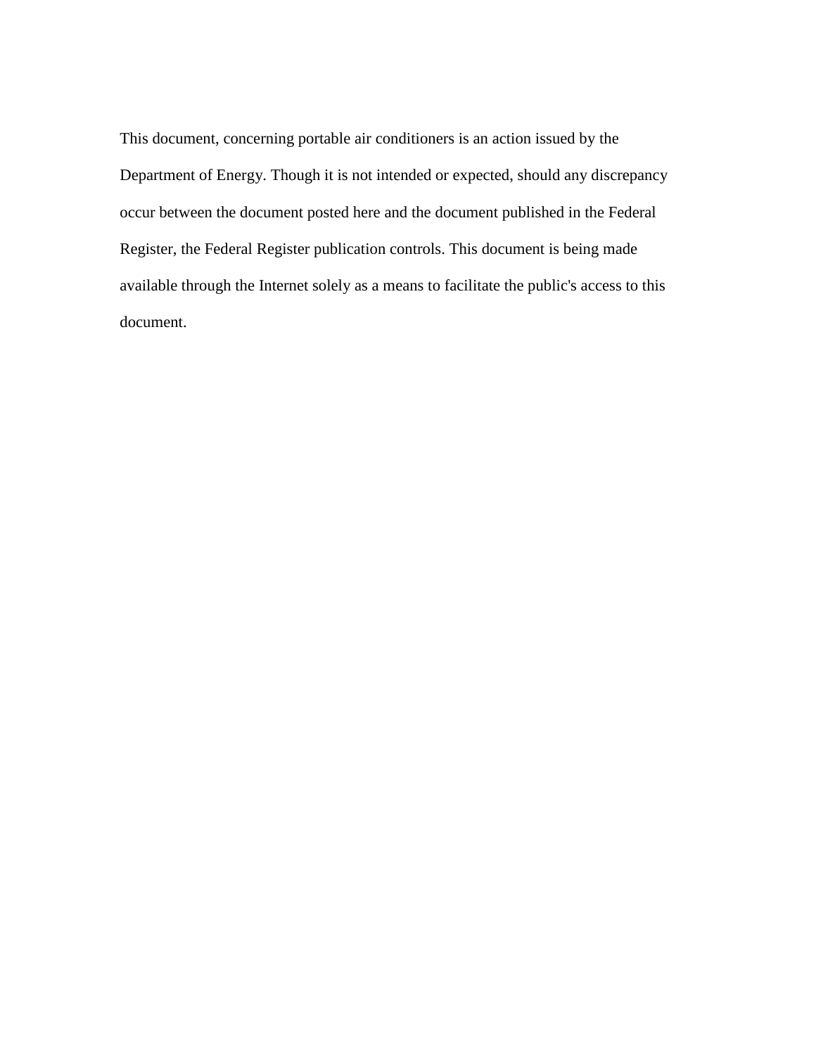This document, concerning portable air conditioners is an action issued by the Department of Energy. Though it is not intended or expected, should any discrepancy occur between the document posted here and the document published in the Federal Register, the Federal Register publication controls. This document is being made available through the Internet solely as a means to facilitate the public's access to this document.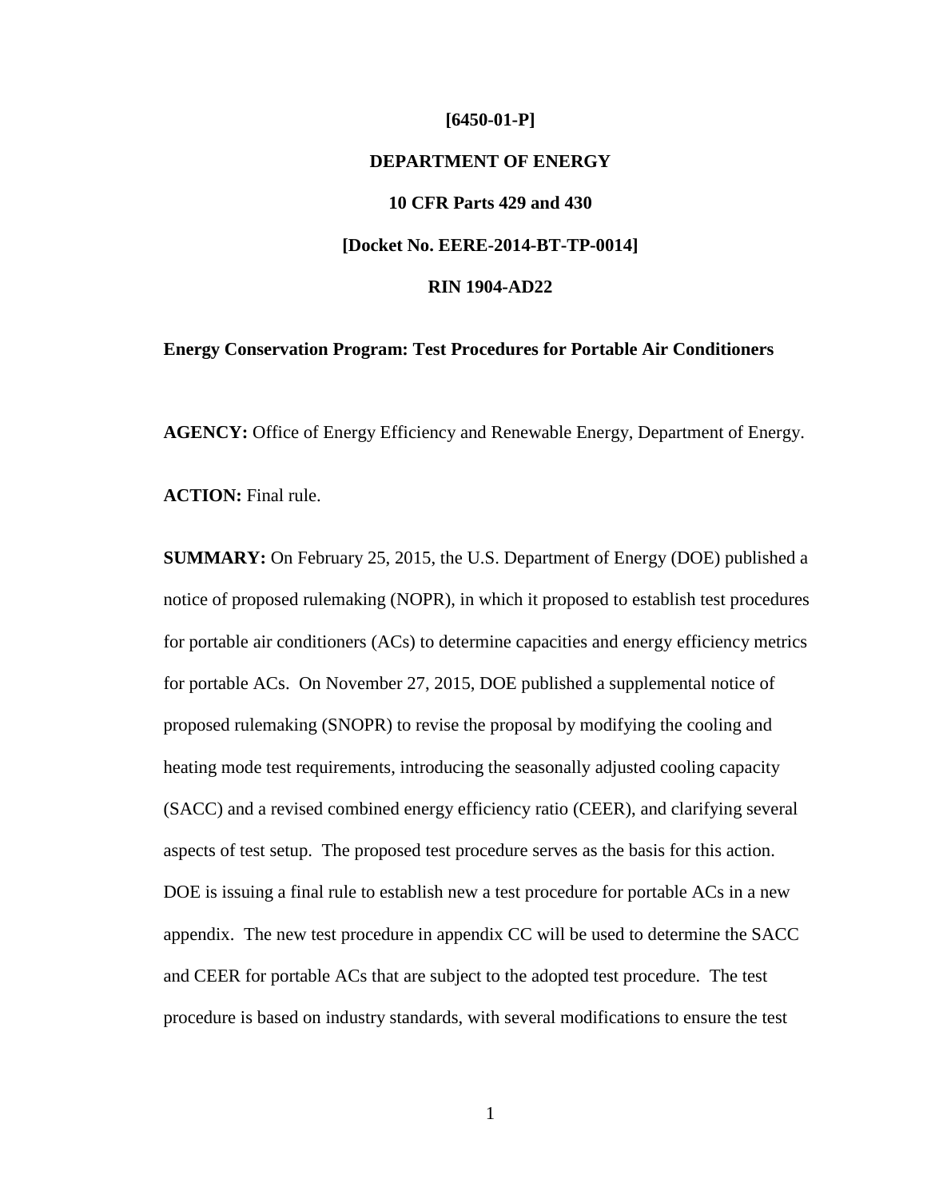**[6450-01-P]**

**DEPARTMENT OF ENERGY**

**10 CFR Parts 429 and 430**

**[Docket No. EERE-2014-BT-TP-0014]**

**RIN 1904-AD22**

**Energy Conservation Program: Test Procedures for Portable Air Conditioners**

**AGENCY:** Office of Energy Efficiency and Renewable Energy, Department of Energy.

**ACTION:** Final rule.

**SUMMARY:** On February 25, 2015, the U.S. Department of Energy (DOE) published a notice of proposed rulemaking (NOPR), in which it proposed to establish test procedures for portable air conditioners (ACs) to determine capacities and energy efficiency metrics for portable ACs. On November 27, 2015, DOE published a supplemental notice of proposed rulemaking (SNOPR) to revise the proposal by modifying the cooling and heating mode test requirements, introducing the seasonally adjusted cooling capacity (SACC) and a revised combined energy efficiency ratio (CEER), and clarifying several aspects of test setup. The proposed test procedure serves as the basis for this action. DOE is issuing a final rule to establish new a test procedure for portable ACs in a new appendix. The new test procedure in appendix CC will be used to determine the SACC and CEER for portable ACs that are subject to the adopted test procedure. The test procedure is based on industry standards, with several modifications to ensure the test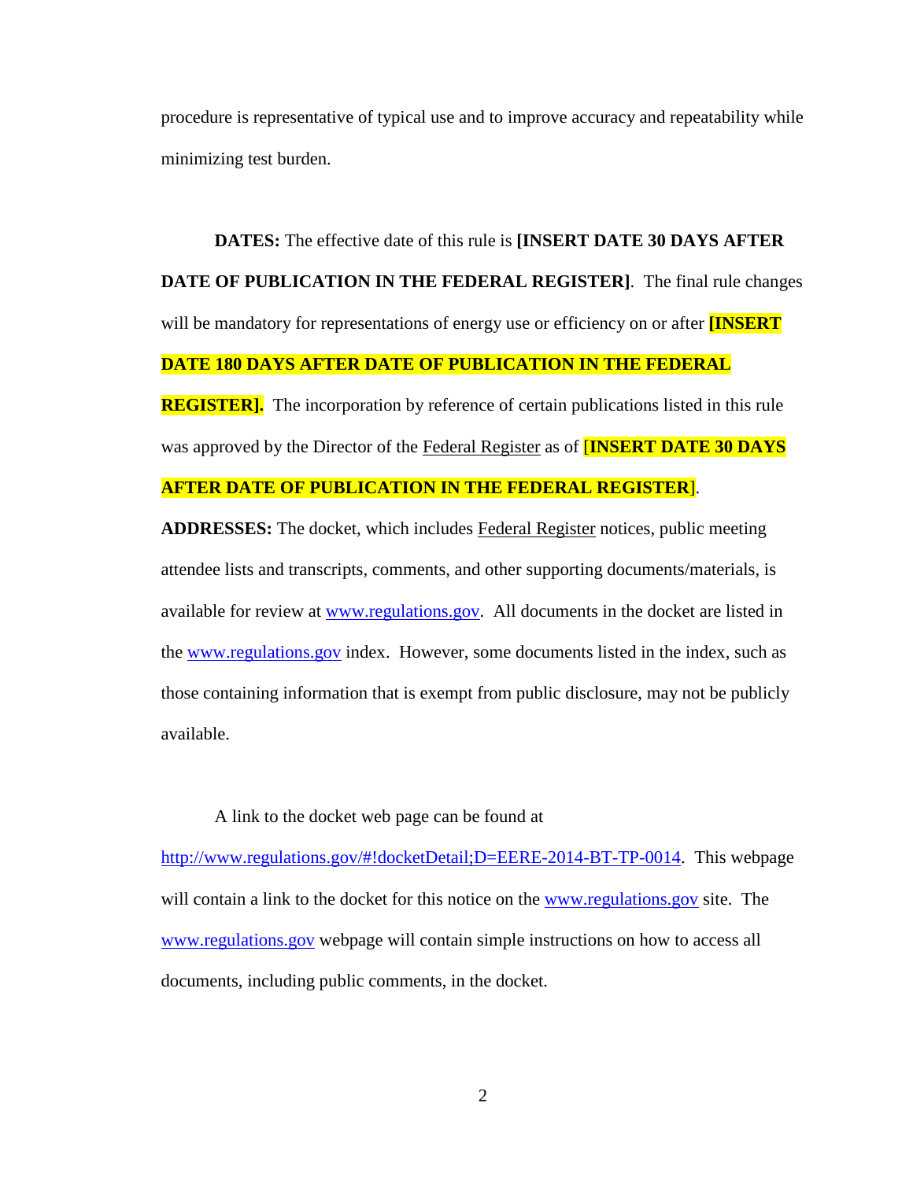procedure is representative of typical use and to improve accuracy and repeatability while minimizing test burden.

**DATES:** The effective date of this rule is **[INSERT DATE 30 DAYS AFTER DATE OF PUBLICATION IN THE FEDERAL REGISTER]**. The final rule changes will be mandatory for representations of energy use or efficiency on or after **[INSERT DATE 180 DAYS AFTER DATE OF PUBLICATION IN THE FEDERAL REGISTER].** The incorporation by reference of certain publications listed in this rule was approved by the Director of the Federal Register as of [**INSERT DATE 30 DAYS AFTER DATE OF PUBLICATION IN THE FEDERAL REGISTER**].

**ADDRESSES:** The docket, which includes Federal Register notices, public meeting attendee lists and transcripts, comments, and other supporting documents/materials, is available for review at www.regulations.gov. All documents in the docket are listed in the www.regulations.gov index. However, some documents listed in the index, such as those containing information that is exempt from public disclosure, may not be publicly available.

A link to the docket web page can be found at http://www.regulations.gov/#!docketDetail;D=EERE-2014-BT-TP-0014. This webpage will contain a link to the docket for this notice on the www.regulations.gov site. The www.regulations.gov webpage will contain simple instructions on how to access all documents, including public comments, in the docket.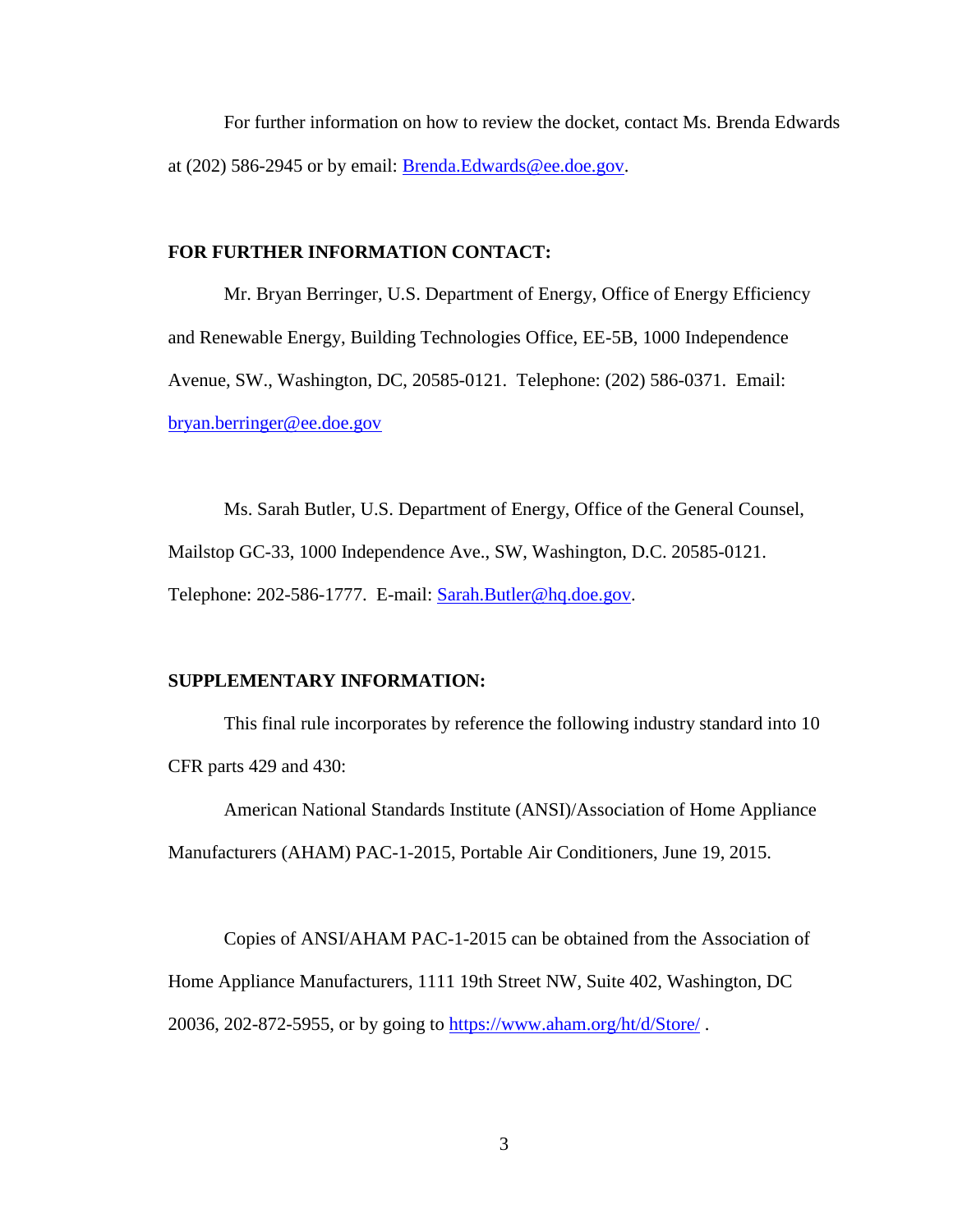For further information on how to review the docket, contact Ms. Brenda Edwards at (202) 586-2945 or by email: Brenda.Edwards@ee.doe.gov.

**FOR FURTHER INFORMATION CONTACT:**

Mr. Bryan Berringer, U.S. Department of Energy, Office of Energy Efficiency and Renewable Energy, Building Technologies Office, EE-5B, 1000 Independence Avenue, SW., Washington, DC, 20585-0121. Telephone: (202) 586-0371. Email: bryan.berringer@ee.doe.gov

Ms. Sarah Butler, U.S. Department of Energy, Office of the General Counsel, Mailstop GC-33, 1000 Independence Ave., SW, Washington, D.C. 20585-0121. Telephone: 202-586-1777. E-mail: Sarah.Butler@hq.doe.gov.

**SUPPLEMENTARY INFORMATION:**

This final rule incorporates by reference the following industry standard into 10 CFR parts 429 and 430:

American National Standards Institute (ANSI)/Association of Home Appliance Manufacturers (AHAM) PAC-1-2015, Portable Air Conditioners, June 19, 2015.

Copies of ANSI/AHAM PAC-1-2015 can be obtained from the Association of Home Appliance Manufacturers, 1111 19th Street NW, Suite 402, Washington, DC 20036, 202-872-5955, or by going to https://www.aham.org/ht/d/Store/ .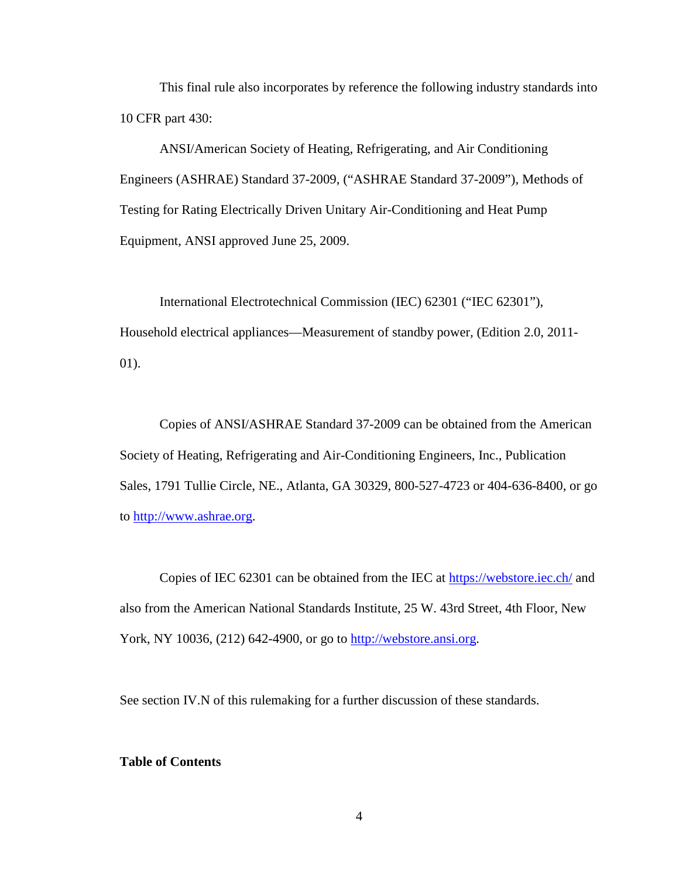This final rule also incorporates by reference the following industry standards into 10 CFR part 430:

ANSI/American Society of Heating, Refrigerating, and Air Conditioning Engineers (ASHRAE) Standard 37-2009, ("ASHRAE Standard 37-2009"), Methods of Testing for Rating Electrically Driven Unitary Air-Conditioning and Heat Pump Equipment, ANSI approved June 25, 2009.

International Electrotechnical Commission (IEC) 62301 ("IEC 62301"), Household electrical appliances—Measurement of standby power, (Edition 2.0, 2011-01).

Copies of ANSI/ASHRAE Standard 37-2009 can be obtained from the American Society of Heating, Refrigerating and Air-Conditioning Engineers, Inc., Publication Sales, 1791 Tullie Circle, NE., Atlanta, GA 30329, 800-527-4723 or 404-636-8400, or go to http://www.ashrae.org.

Copies of IEC 62301 can be obtained from the IEC at https://webstore.iec.ch/ and also from the American National Standards Institute, 25 W. 43rd Street, 4th Floor, New York, NY 10036, (212) 642-4900, or go to http://webstore.ansi.org.

See section IV.N of this rulemaking for a further discussion of these standards.

**Table of Contents**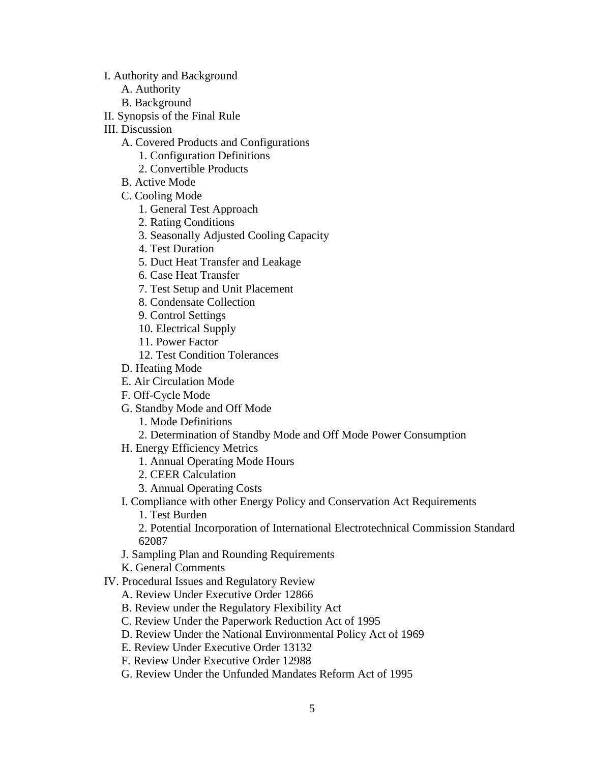- I. Authority and Background
  - A. Authority
  - B. Background
- II. Synopsis of the Final Rule
- III. Discussion
  - A. Covered Products and Configurations
    - 1. Configuration Definitions
    - 2. Convertible Products
  - B. Active Mode
  - C. Cooling Mode
    - 1. General Test Approach
    - 2. Rating Conditions
    - 3. Seasonally Adjusted Cooling Capacity
    - 4. Test Duration
    - 5. Duct Heat Transfer and Leakage
    - 6. Case Heat Transfer
    - 7. Test Setup and Unit Placement
    - 8. Condensate Collection
    - 9. Control Settings
    - 10. Electrical Supply
    - 11. Power Factor
    - 12. Test Condition Tolerances
  - D. Heating Mode
  - E. Air Circulation Mode
  - F. Off-Cycle Mode
  - G. Standby Mode and Off Mode
    - 1. Mode Definitions
    - 2. Determination of Standby Mode and Off Mode Power Consumption
  - H. Energy Efficiency Metrics
    - 1. Annual Operating Mode Hours
    - 2. CEER Calculation
    - 3. Annual Operating Costs
  - I. Compliance with other Energy Policy and Conservation Act Requirements
    - 1. Test Burden
    - 2. Potential Incorporation of International Electrotechnical Commission Standard 62087
  - J. Sampling Plan and Rounding Requirements
  - K. General Comments
- IV. Procedural Issues and Regulatory Review
  - A. Review Under Executive Order 12866
  - B. Review under the Regulatory Flexibility Act
  - C. Review Under the Paperwork Reduction Act of 1995
  - D. Review Under the National Environmental Policy Act of 1969
  - E. Review Under Executive Order 13132
  - F. Review Under Executive Order 12988
  - G. Review Under the Unfunded Mandates Reform Act of 1995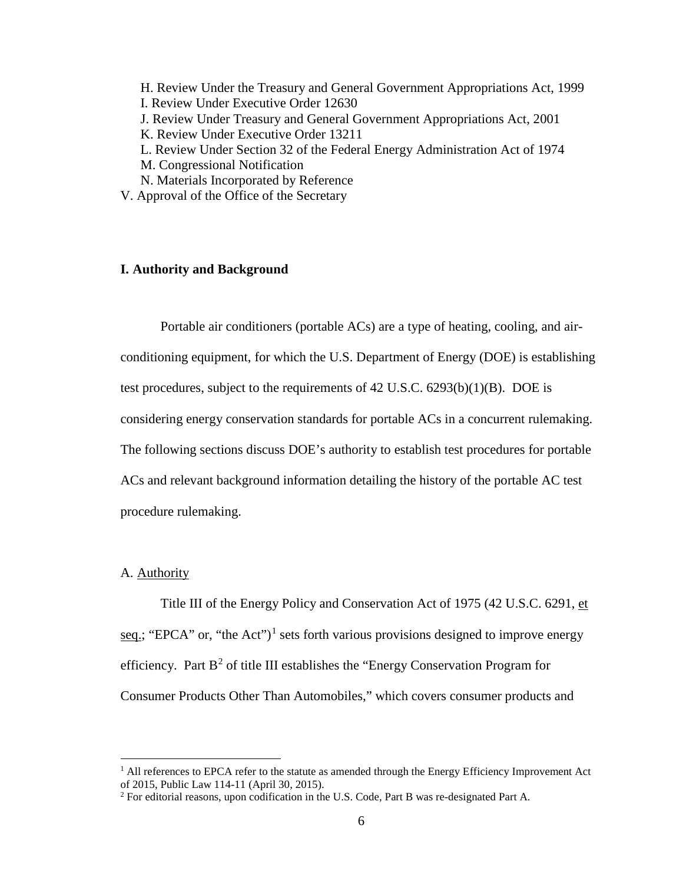H. Review Under the Treasury and General Government Appropriations Act, 1999
I. Review Under Executive Order 12630
J. Review Under Treasury and General Government Appropriations Act, 2001
K. Review Under Executive Order 13211
L. Review Under Section 32 of the Federal Energy Administration Act of 1974
M. Congressional Notification
N. Materials Incorporated by Reference
V. Approval of the Office of the Secretary

## I. Authority and Background

Portable air conditioners (portable ACs) are a type of heating, cooling, and air-conditioning equipment, for which the U.S. Department of Energy (DOE) is establishing test procedures, subject to the requirements of 42 U.S.C. 6293(b)(1)(B). DOE is considering energy conservation standards for portable ACs in a concurrent rulemaking. The following sections discuss DOE's authority to establish test procedures for portable ACs and relevant background information detailing the history of the portable AC test procedure rulemaking.

### A. Authority

Title III of the Energy Policy and Conservation Act of 1975 (42 U.S.C. 6291, et seq.; "EPCA" or, "the Act")[1] sets forth various provisions designed to improve energy efficiency. Part B[2] of title III establishes the "Energy Conservation Program for Consumer Products Other Than Automobiles," which covers consumer products and

---

[1] All references to EPCA refer to the statute as amended through the Energy Efficiency Improvement Act of 2015, Public Law 114-11 (April 30, 2015).

[2] For editorial reasons, upon codification in the U.S. Code, Part B was re-designated Part A.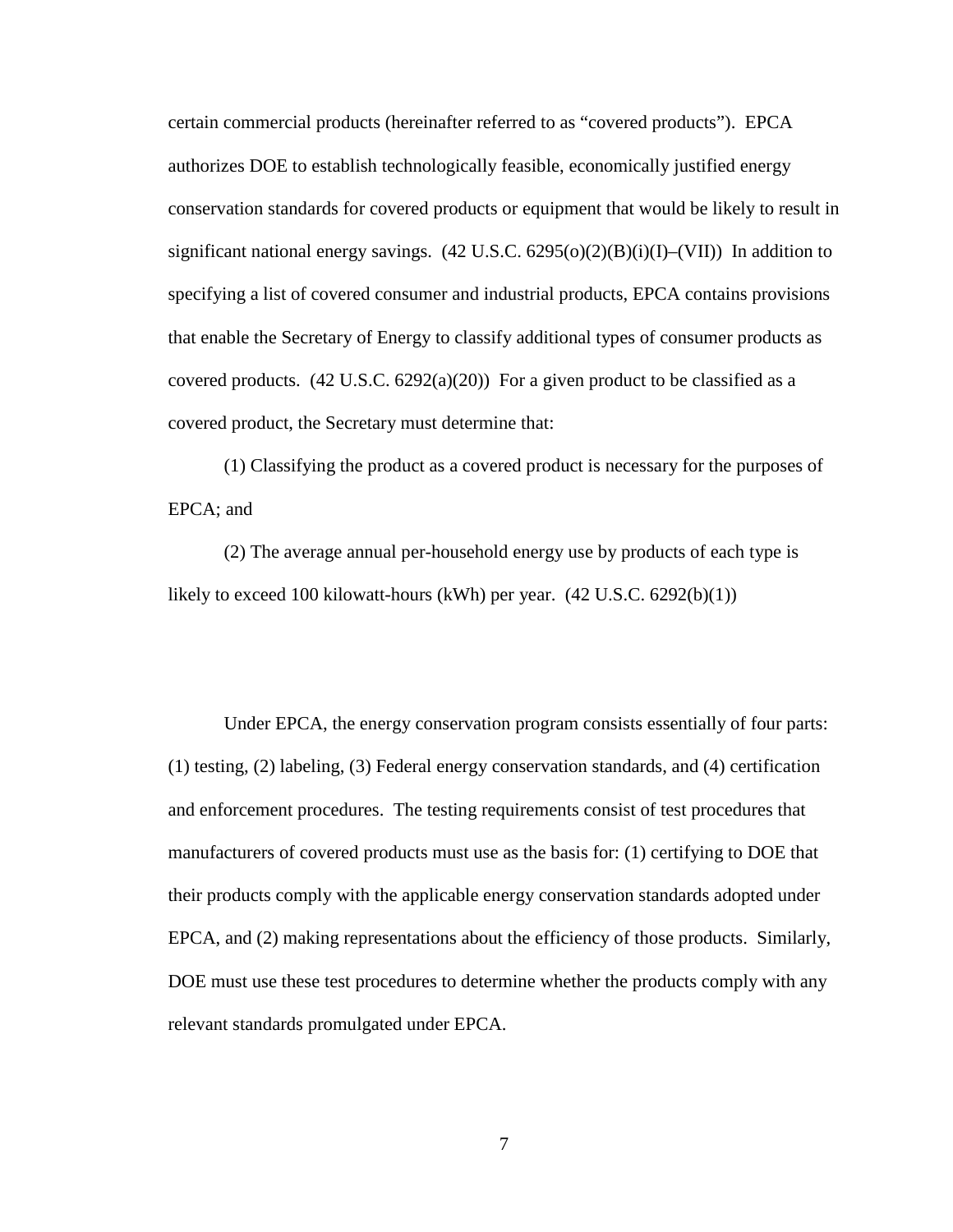certain commercial products (hereinafter referred to as "covered products"). EPCA authorizes DOE to establish technologically feasible, economically justified energy conservation standards for covered products or equipment that would be likely to result in significant national energy savings. (42 U.S.C. 6295(o)(2)(B)(i)(I)–(VII)) In addition to specifying a list of covered consumer and industrial products, EPCA contains provisions that enable the Secretary of Energy to classify additional types of consumer products as covered products. (42 U.S.C. 6292(a)(20)) For a given product to be classified as a covered product, the Secretary must determine that:

(1) Classifying the product as a covered product is necessary for the purposes of EPCA; and

(2) The average annual per-household energy use by products of each type is likely to exceed 100 kilowatt-hours (kWh) per year. (42 U.S.C. 6292(b)(1))

Under EPCA, the energy conservation program consists essentially of four parts: (1) testing, (2) labeling, (3) Federal energy conservation standards, and (4) certification and enforcement procedures. The testing requirements consist of test procedures that manufacturers of covered products must use as the basis for: (1) certifying to DOE that their products comply with the applicable energy conservation standards adopted under EPCA, and (2) making representations about the efficiency of those products. Similarly, DOE must use these test procedures to determine whether the products comply with any relevant standards promulgated under EPCA.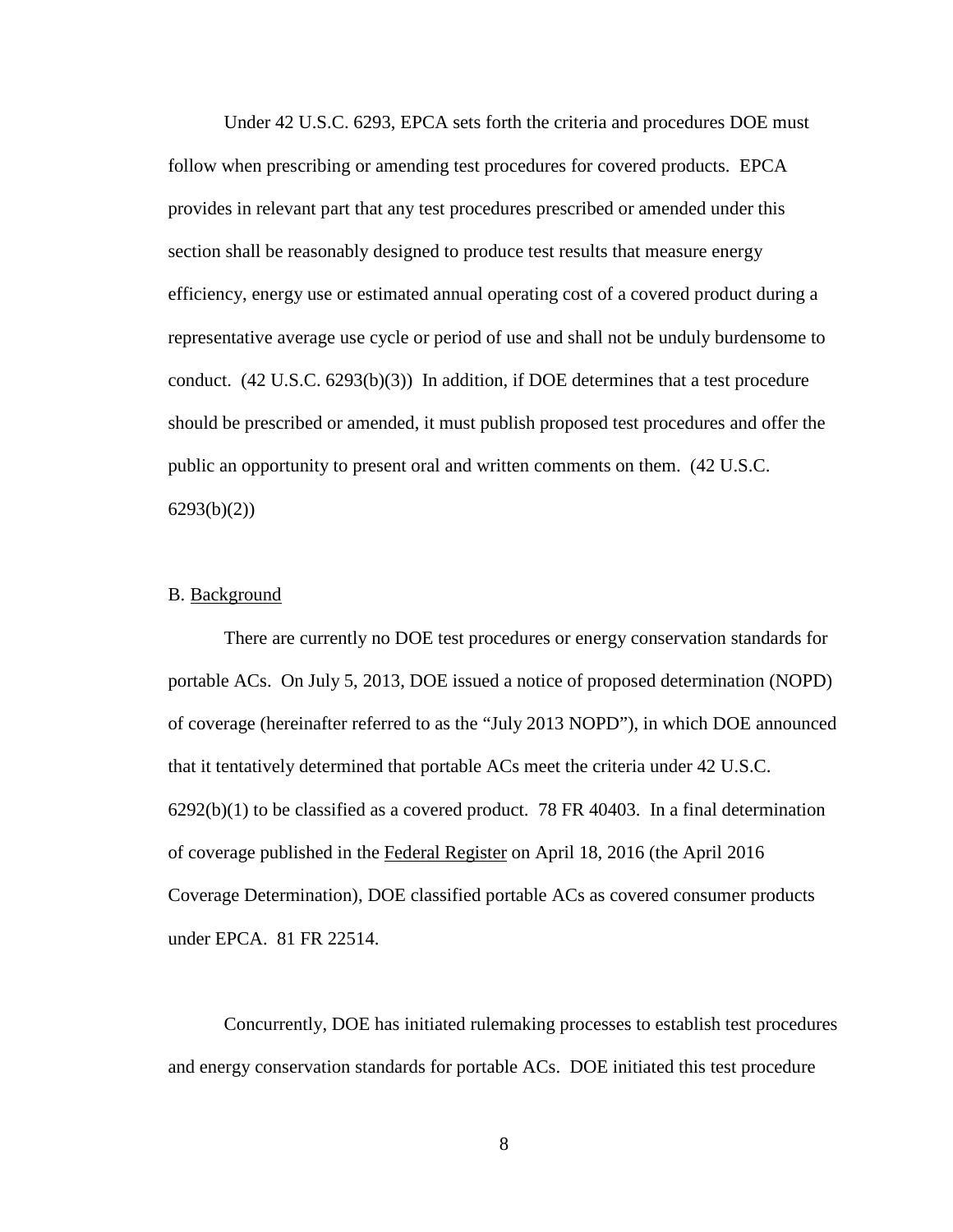Under 42 U.S.C. 6293, EPCA sets forth the criteria and procedures DOE must follow when prescribing or amending test procedures for covered products. EPCA provides in relevant part that any test procedures prescribed or amended under this section shall be reasonably designed to produce test results that measure energy efficiency, energy use or estimated annual operating cost of a covered product during a representative average use cycle or period of use and shall not be unduly burdensome to conduct. (42 U.S.C. 6293(b)(3)) In addition, if DOE determines that a test procedure should be prescribed or amended, it must publish proposed test procedures and offer the public an opportunity to present oral and written comments on them. (42 U.S.C. 6293(b)(2))

B. Background

There are currently no DOE test procedures or energy conservation standards for portable ACs. On July 5, 2013, DOE issued a notice of proposed determination (NOPD) of coverage (hereinafter referred to as the "July 2013 NOPD"), in which DOE announced that it tentatively determined that portable ACs meet the criteria under 42 U.S.C. 6292(b)(1) to be classified as a covered product. 78 FR 40403. In a final determination of coverage published in the Federal Register on April 18, 2016 (the April 2016 Coverage Determination), DOE classified portable ACs as covered consumer products under EPCA. 81 FR 22514.

Concurrently, DOE has initiated rulemaking processes to establish test procedures and energy conservation standards for portable ACs. DOE initiated this test procedure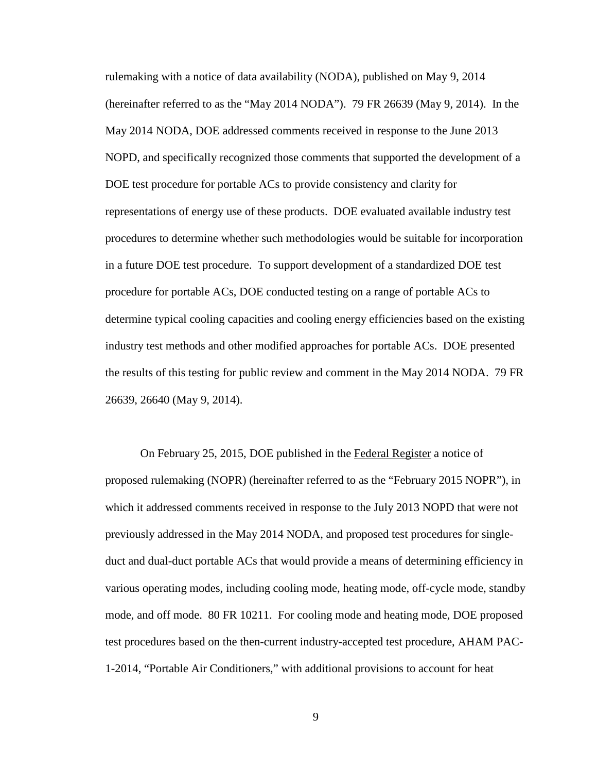rulemaking with a notice of data availability (NODA), published on May 9, 2014 (hereinafter referred to as the "May 2014 NODA"). 79 FR 26639 (May 9, 2014). In the May 2014 NODA, DOE addressed comments received in response to the June 2013 NOPD, and specifically recognized those comments that supported the development of a DOE test procedure for portable ACs to provide consistency and clarity for representations of energy use of these products. DOE evaluated available industry test procedures to determine whether such methodologies would be suitable for incorporation in a future DOE test procedure. To support development of a standardized DOE test procedure for portable ACs, DOE conducted testing on a range of portable ACs to determine typical cooling capacities and cooling energy efficiencies based on the existing industry test methods and other modified approaches for portable ACs. DOE presented the results of this testing for public review and comment in the May 2014 NODA. 79 FR 26639, 26640 (May 9, 2014).

On February 25, 2015, DOE published in the Federal Register a notice of proposed rulemaking (NOPR) (hereinafter referred to as the "February 2015 NOPR"), in which it addressed comments received in response to the July 2013 NOPD that were not previously addressed in the May 2014 NODA, and proposed test procedures for single-duct and dual-duct portable ACs that would provide a means of determining efficiency in various operating modes, including cooling mode, heating mode, off-cycle mode, standby mode, and off mode. 80 FR 10211. For cooling mode and heating mode, DOE proposed test procedures based on the then-current industry-accepted test procedure, AHAM PAC-1-2014, "Portable Air Conditioners," with additional provisions to account for heat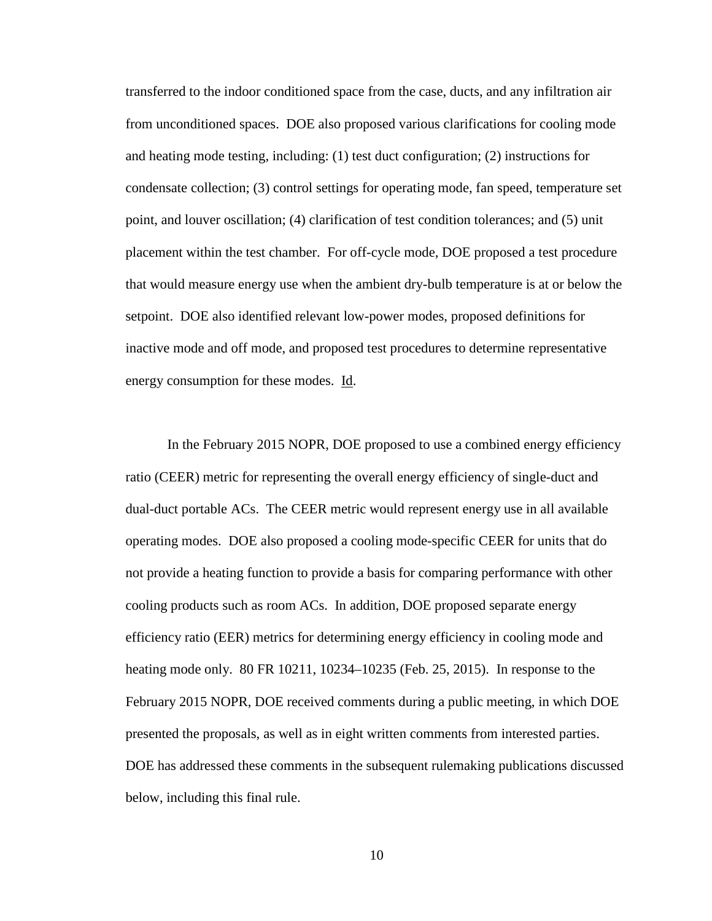transferred to the indoor conditioned space from the case, ducts, and any infiltration air from unconditioned spaces. DOE also proposed various clarifications for cooling mode and heating mode testing, including: (1) test duct configuration; (2) instructions for condensate collection; (3) control settings for operating mode, fan speed, temperature set point, and louver oscillation; (4) clarification of test condition tolerances; and (5) unit placement within the test chamber. For off-cycle mode, DOE proposed a test procedure that would measure energy use when the ambient dry-bulb temperature is at or below the setpoint. DOE also identified relevant low-power modes, proposed definitions for inactive mode and off mode, and proposed test procedures to determine representative energy consumption for these modes. Id.

In the February 2015 NOPR, DOE proposed to use a combined energy efficiency ratio (CEER) metric for representing the overall energy efficiency of single-duct and dual-duct portable ACs. The CEER metric would represent energy use in all available operating modes. DOE also proposed a cooling mode-specific CEER for units that do not provide a heating function to provide a basis for comparing performance with other cooling products such as room ACs. In addition, DOE proposed separate energy efficiency ratio (EER) metrics for determining energy efficiency in cooling mode and heating mode only. 80 FR 10211, 10234–10235 (Feb. 25, 2015). In response to the February 2015 NOPR, DOE received comments during a public meeting, in which DOE presented the proposals, as well as in eight written comments from interested parties. DOE has addressed these comments in the subsequent rulemaking publications discussed below, including this final rule.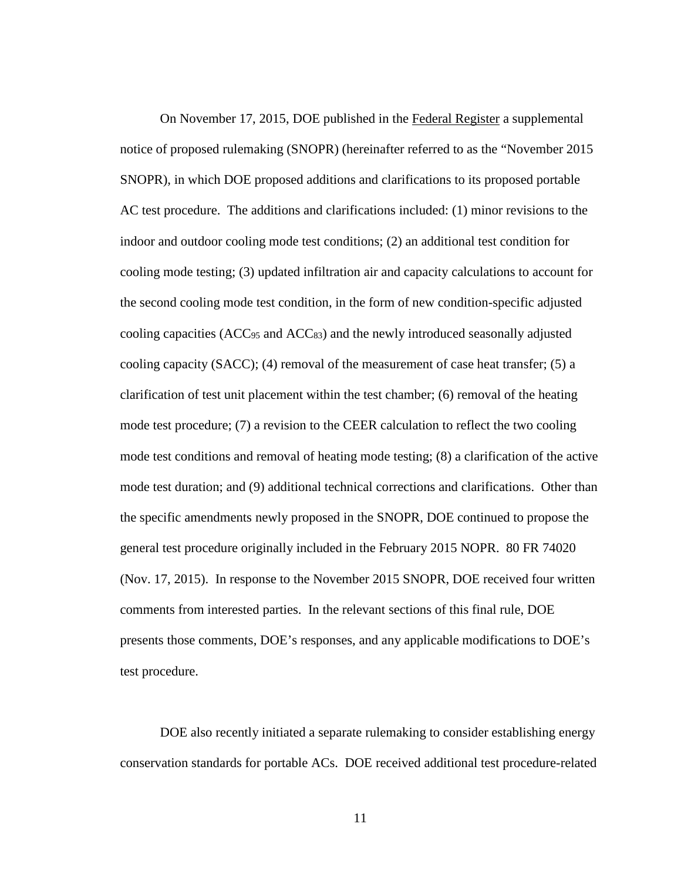On November 17, 2015, DOE published in the Federal Register a supplemental notice of proposed rulemaking (SNOPR) (hereinafter referred to as the "November 2015 SNOPR), in which DOE proposed additions and clarifications to its proposed portable AC test procedure. The additions and clarifications included: (1) minor revisions to the indoor and outdoor cooling mode test conditions; (2) an additional test condition for cooling mode testing; (3) updated infiltration air and capacity calculations to account for the second cooling mode test condition, in the form of new condition-specific adjusted cooling capacities ($ACC_{95}$ and $ACC_{83}$) and the newly introduced seasonally adjusted cooling capacity (SACC); (4) removal of the measurement of case heat transfer; (5) a clarification of test unit placement within the test chamber; (6) removal of the heating mode test procedure; (7) a revision to the CEER calculation to reflect the two cooling mode test conditions and removal of heating mode testing; (8) a clarification of the active mode test duration; and (9) additional technical corrections and clarifications. Other than the specific amendments newly proposed in the SNOPR, DOE continued to propose the general test procedure originally included in the February 2015 NOPR. 80 FR 74020 (Nov. 17, 2015). In response to the November 2015 SNOPR, DOE received four written comments from interested parties. In the relevant sections of this final rule, DOE presents those comments, DOE's responses, and any applicable modifications to DOE's test procedure.

DOE also recently initiated a separate rulemaking to consider establishing energy conservation standards for portable ACs. DOE received additional test procedure-related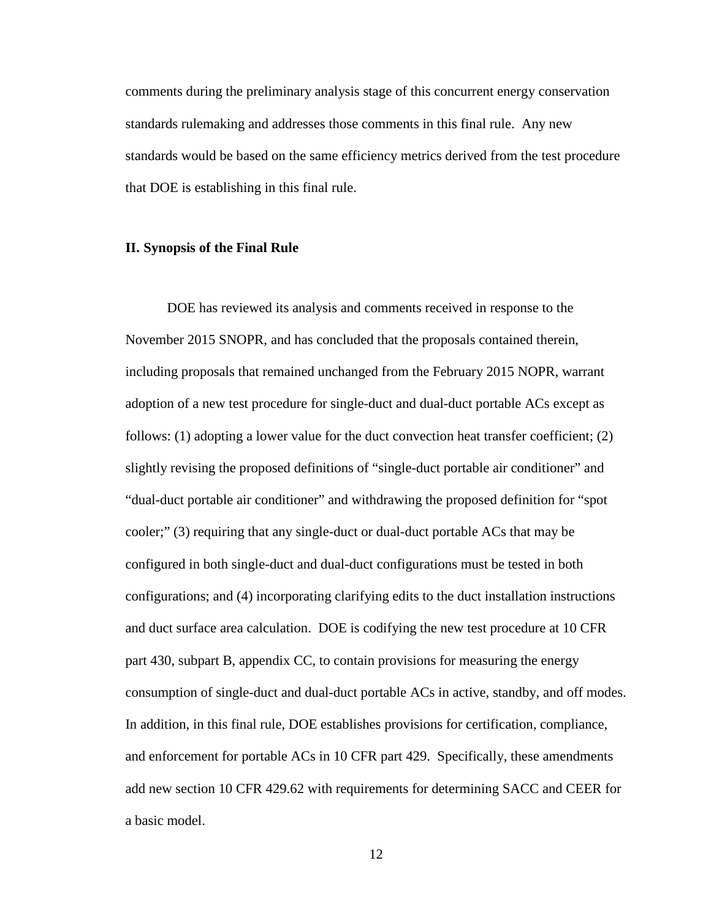comments during the preliminary analysis stage of this concurrent energy conservation standards rulemaking and addresses those comments in this final rule. Any new standards would be based on the same efficiency metrics derived from the test procedure that DOE is establishing in this final rule.

## II. Synopsis of the Final Rule

DOE has reviewed its analysis and comments received in response to the November 2015 SNOPR, and has concluded that the proposals contained therein, including proposals that remained unchanged from the February 2015 NOPR, warrant adoption of a new test procedure for single-duct and dual-duct portable ACs except as follows: (1) adopting a lower value for the duct convection heat transfer coefficient; (2) slightly revising the proposed definitions of "single-duct portable air conditioner" and "dual-duct portable air conditioner" and withdrawing the proposed definition for "spot cooler;" (3) requiring that any single-duct or dual-duct portable ACs that may be configured in both single-duct and dual-duct configurations must be tested in both configurations; and (4) incorporating clarifying edits to the duct installation instructions and duct surface area calculation. DOE is codifying the new test procedure at 10 CFR part 430, subpart B, appendix CC, to contain provisions for measuring the energy consumption of single-duct and dual-duct portable ACs in active, standby, and off modes. In addition, in this final rule, DOE establishes provisions for certification, compliance, and enforcement for portable ACs in 10 CFR part 429. Specifically, these amendments add new section 10 CFR 429.62 with requirements for determining SACC and CEER for a basic model.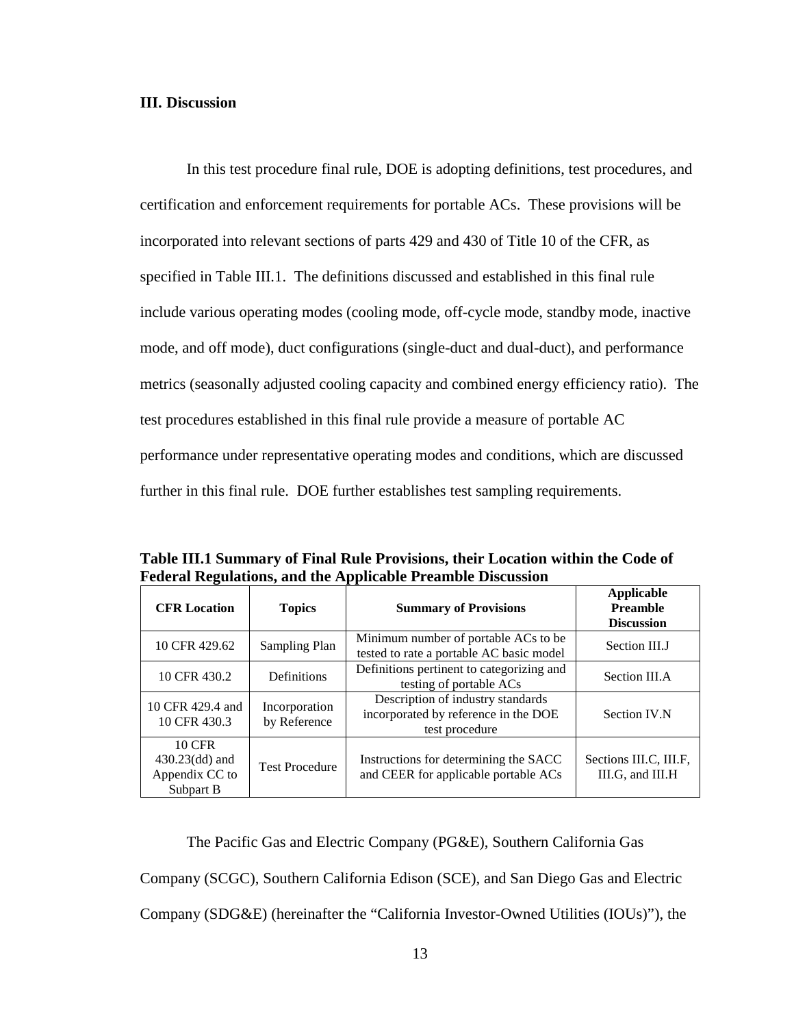**III. Discussion**

In this test procedure final rule, DOE is adopting definitions, test procedures, and certification and enforcement requirements for portable ACs. These provisions will be incorporated into relevant sections of parts 429 and 430 of Title 10 of the CFR, as specified in Table III.1. The definitions discussed and established in this final rule include various operating modes (cooling mode, off-cycle mode, standby mode, inactive mode, and off mode), duct configurations (single-duct and dual-duct), and performance metrics (seasonally adjusted cooling capacity and combined energy efficiency ratio). The test procedures established in this final rule provide a measure of portable AC performance under representative operating modes and conditions, which are discussed further in this final rule. DOE further establishes test sampling requirements.

**Table III.1 Summary of Final Rule Provisions, their Location within the Code of Federal Regulations, and the Applicable Preamble Discussion**

| CFR Location | Topics | Summary of Provisions | Applicable Preamble Discussion |
|---|---|---|---|
| 10 CFR 429.62 | Sampling Plan | Minimum number of portable ACs to be tested to rate a portable AC basic model | Section III.J |
| 10 CFR 430.2 | Definitions | Definitions pertinent to categorizing and testing of portable ACs | Section III.A |
| 10 CFR 429.4 and 10 CFR 430.3 | Incorporation by Reference | Description of industry standards incorporated by reference in the DOE test procedure | Section IV.N |
| 10 CFR 430.23(dd) and Appendix CC to Subpart B | Test Procedure | Instructions for determining the SACC and CEER for applicable portable ACs | Sections III.C, III.F, III.G, and III.H |

The Pacific Gas and Electric Company (PG&E), Southern California Gas Company (SCGC), Southern California Edison (SCE), and San Diego Gas and Electric Company (SDG&E) (hereinafter the “California Investor-Owned Utilities (IOUs)”), the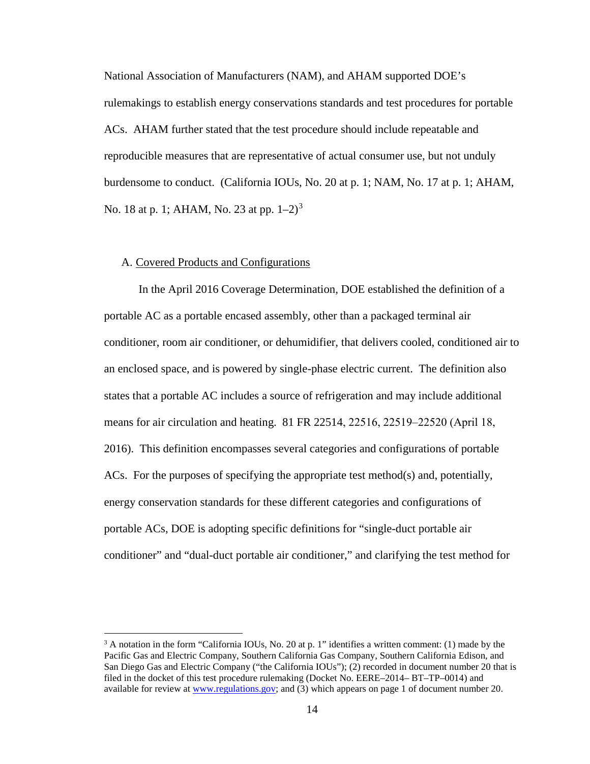National Association of Manufacturers (NAM), and AHAM supported DOE's rulemakings to establish energy conservations standards and test procedures for portable ACs. AHAM further stated that the test procedure should include repeatable and reproducible measures that are representative of actual consumer use, but not unduly burdensome to conduct. (California IOUs, No. 20 at p. 1; NAM, No. 17 at p. 1; AHAM, No. 18 at p. 1; AHAM, No. 23 at pp. 1–2)[3]

A. <u>Covered Products and Configurations</u>

In the April 2016 Coverage Determination, DOE established the definition of a portable AC as a portable encased assembly, other than a packaged terminal air conditioner, room air conditioner, or dehumidifier, that delivers cooled, conditioned air to an enclosed space, and is powered by single-phase electric current. The definition also states that a portable AC includes a source of refrigeration and may include additional means for air circulation and heating. 81 FR 22514, 22516, 22519–22520 (April 18, 2016). This definition encompasses several categories and configurations of portable ACs. For the purposes of specifying the appropriate test method(s) and, potentially, energy conservation standards for these different categories and configurations of portable ACs, DOE is adopting specific definitions for "single-duct portable air conditioner" and "dual-duct portable air conditioner," and clarifying the test method for

[3] A notation in the form "California IOUs, No. 20 at p. 1" identifies a written comment: (1) made by the Pacific Gas and Electric Company, Southern California Gas Company, Southern California Edison, and San Diego Gas and Electric Company ("the California IOUs"); (2) recorded in document number 20 that is filed in the docket of this test procedure rulemaking (Docket No. EERE–2014– BT–TP–0014) and available for review at www.regulations.gov; and (3) which appears on page 1 of document number 20.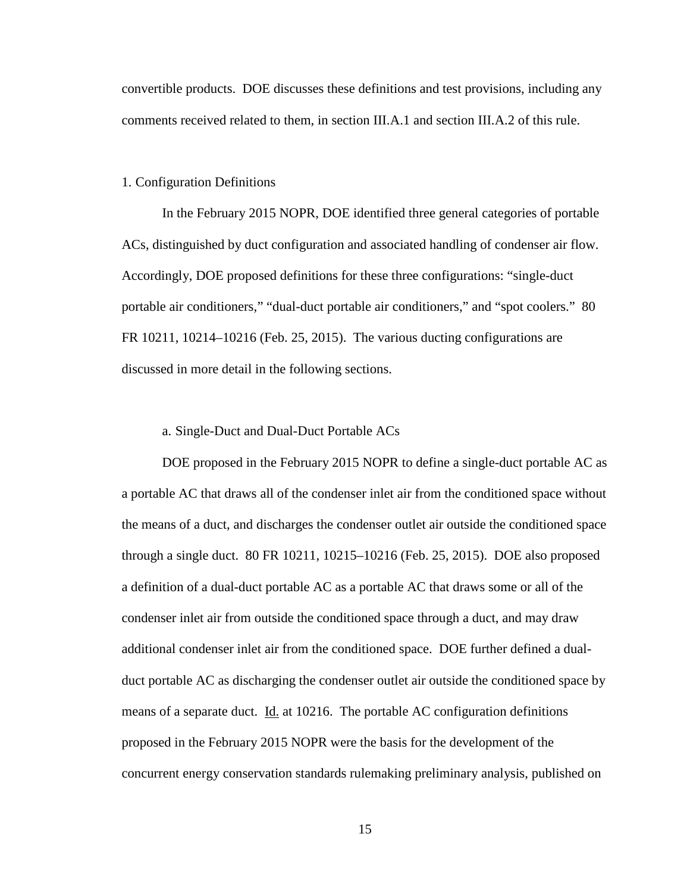convertible products. DOE discusses these definitions and test provisions, including any comments received related to them, in section III.A.1 and section III.A.2 of this rule.

### 1. Configuration Definitions

In the February 2015 NOPR, DOE identified three general categories of portable ACs, distinguished by duct configuration and associated handling of condenser air flow. Accordingly, DOE proposed definitions for these three configurations: "single-duct portable air conditioners," "dual-duct portable air conditioners," and "spot coolers." 80 FR 10211, 10214–10216 (Feb. 25, 2015). The various ducting configurations are discussed in more detail in the following sections.

#### a. Single-Duct and Dual-Duct Portable ACs

DOE proposed in the February 2015 NOPR to define a single-duct portable AC as a portable AC that draws all of the condenser inlet air from the conditioned space without the means of a duct, and discharges the condenser outlet air outside the conditioned space through a single duct. 80 FR 10211, 10215–10216 (Feb. 25, 2015). DOE also proposed a definition of a dual-duct portable AC as a portable AC that draws some or all of the condenser inlet air from outside the conditioned space through a duct, and may draw additional condenser inlet air from the conditioned space. DOE further defined a dual-duct portable AC as discharging the condenser outlet air outside the conditioned space by means of a separate duct. Id. at 10216. The portable AC configuration definitions proposed in the February 2015 NOPR were the basis for the development of the concurrent energy conservation standards rulemaking preliminary analysis, published on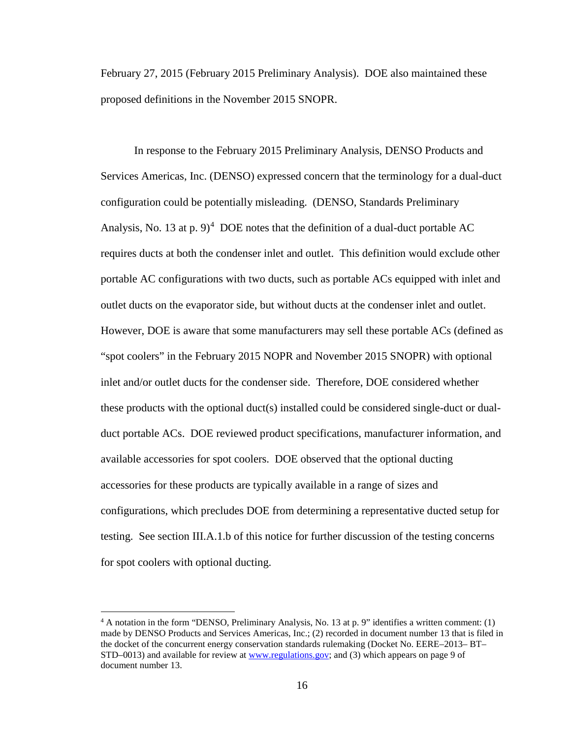February 27, 2015 (February 2015 Preliminary Analysis). DOE also maintained these proposed definitions in the November 2015 SNOPR.

In response to the February 2015 Preliminary Analysis, DENSO Products and Services Americas, Inc. (DENSO) expressed concern that the terminology for a dual-duct configuration could be potentially misleading. (DENSO, Standards Preliminary Analysis, No. 13 at p. 9)[4] DOE notes that the definition of a dual-duct portable AC requires ducts at both the condenser inlet and outlet. This definition would exclude other portable AC configurations with two ducts, such as portable ACs equipped with inlet and outlet ducts on the evaporator side, but without ducts at the condenser inlet and outlet. However, DOE is aware that some manufacturers may sell these portable ACs (defined as "spot coolers" in the February 2015 NOPR and November 2015 SNOPR) with optional inlet and/or outlet ducts for the condenser side. Therefore, DOE considered whether these products with the optional duct(s) installed could be considered single-duct or dual-duct portable ACs. DOE reviewed product specifications, manufacturer information, and available accessories for spot coolers. DOE observed that the optional ducting accessories for these products are typically available in a range of sizes and configurations, which precludes DOE from determining a representative ducted setup for testing. See section III.A.1.b of this notice for further discussion of the testing concerns for spot coolers with optional ducting.

[4] A notation in the form "DENSO, Preliminary Analysis, No. 13 at p. 9" identifies a written comment: (1) made by DENSO Products and Services Americas, Inc.; (2) recorded in document number 13 that is filed in the docket of the concurrent energy conservation standards rulemaking (Docket No. EERE–2013– BT–STD–0013) and available for review at www.regulations.gov; and (3) which appears on page 9 of document number 13.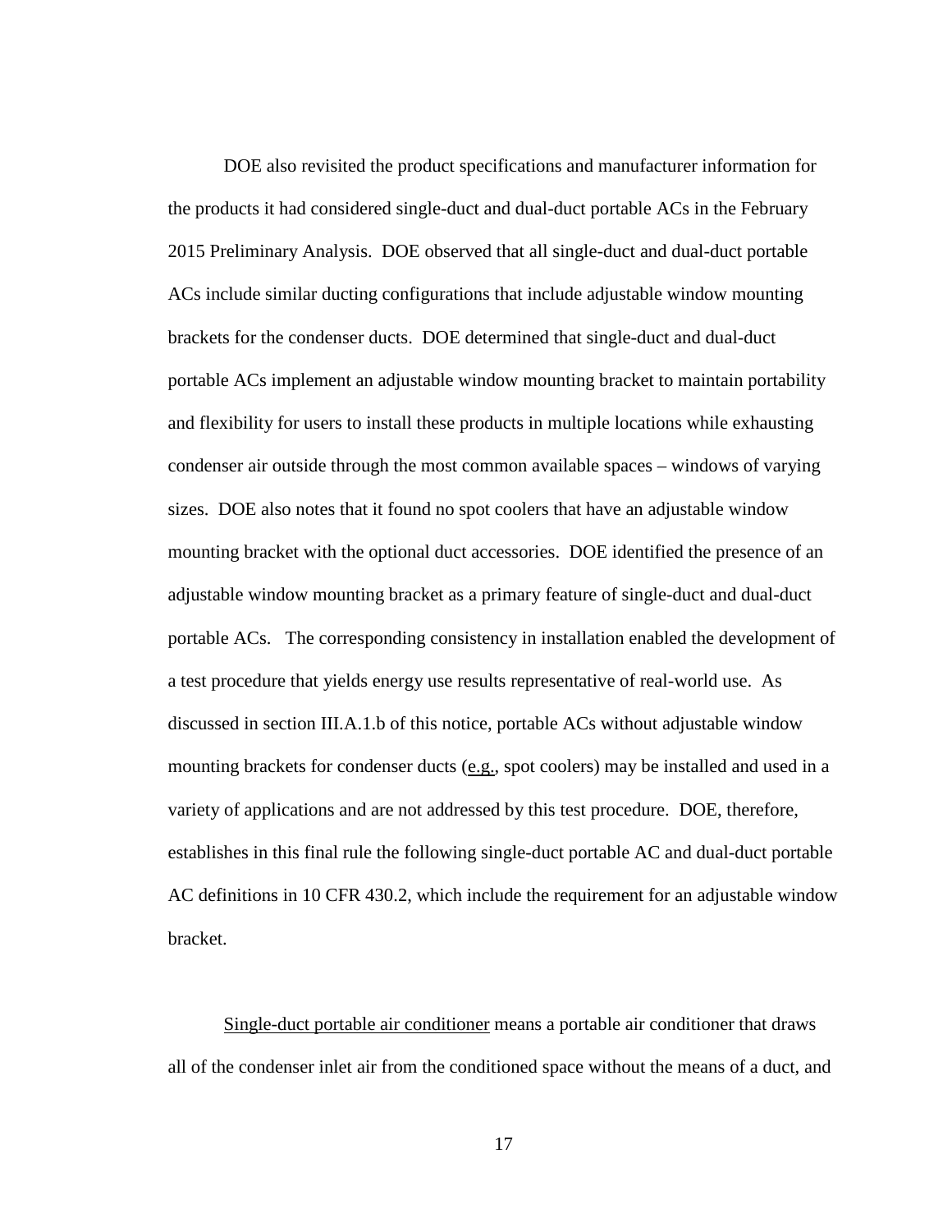DOE also revisited the product specifications and manufacturer information for the products it had considered single-duct and dual-duct portable ACs in the February 2015 Preliminary Analysis. DOE observed that all single-duct and dual-duct portable ACs include similar ducting configurations that include adjustable window mounting brackets for the condenser ducts. DOE determined that single-duct and dual-duct portable ACs implement an adjustable window mounting bracket to maintain portability and flexibility for users to install these products in multiple locations while exhausting condenser air outside through the most common available spaces – windows of varying sizes. DOE also notes that it found no spot coolers that have an adjustable window mounting bracket with the optional duct accessories. DOE identified the presence of an adjustable window mounting bracket as a primary feature of single-duct and dual-duct portable ACs. The corresponding consistency in installation enabled the development of a test procedure that yields energy use results representative of real-world use. As discussed in section III.A.1.b of this notice, portable ACs without adjustable window mounting brackets for condenser ducts (e.g., spot coolers) may be installed and used in a variety of applications and are not addressed by this test procedure. DOE, therefore, establishes in this final rule the following single-duct portable AC and dual-duct portable AC definitions in 10 CFR 430.2, which include the requirement for an adjustable window bracket.

Single-duct portable air conditioner means a portable air conditioner that draws all of the condenser inlet air from the conditioned space without the means of a duct, and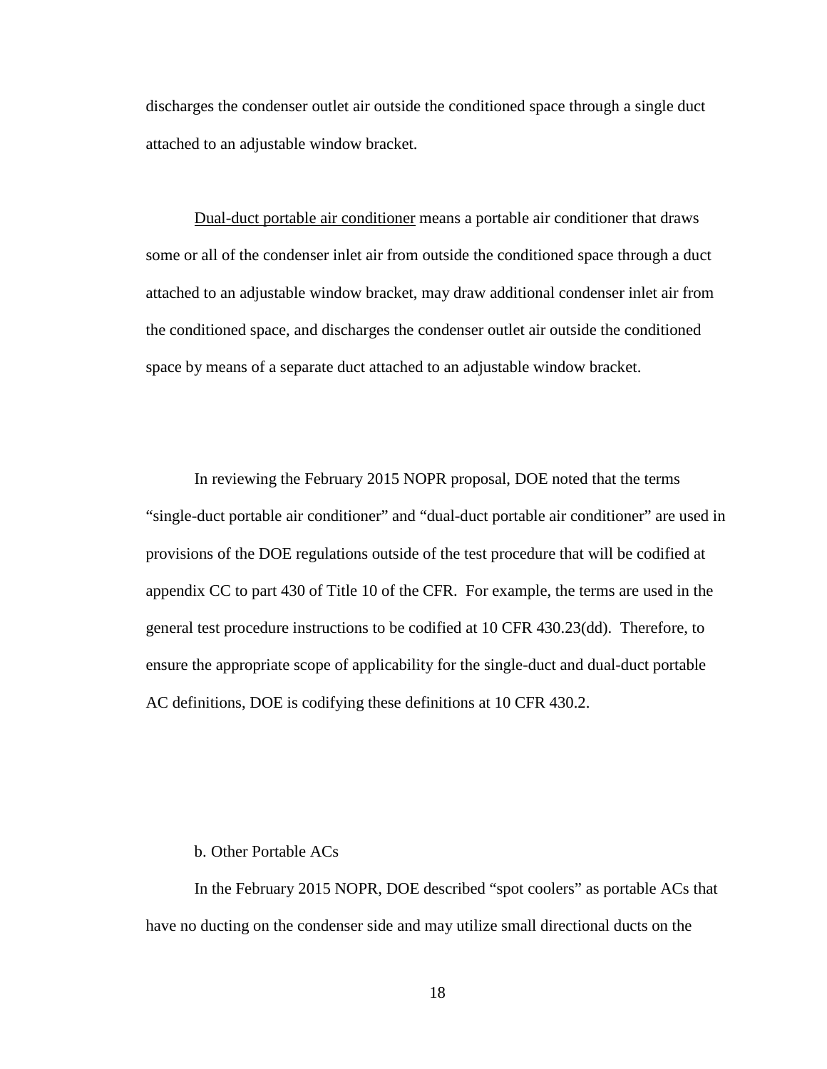discharges the condenser outlet air outside the conditioned space through a single duct attached to an adjustable window bracket.

Dual-duct portable air conditioner means a portable air conditioner that draws some or all of the condenser inlet air from outside the conditioned space through a duct attached to an adjustable window bracket, may draw additional condenser inlet air from the conditioned space, and discharges the condenser outlet air outside the conditioned space by means of a separate duct attached to an adjustable window bracket.

In reviewing the February 2015 NOPR proposal, DOE noted that the terms "single-duct portable air conditioner" and "dual-duct portable air conditioner" are used in provisions of the DOE regulations outside of the test procedure that will be codified at appendix CC to part 430 of Title 10 of the CFR. For example, the terms are used in the general test procedure instructions to be codified at 10 CFR 430.23(dd). Therefore, to ensure the appropriate scope of applicability for the single-duct and dual-duct portable AC definitions, DOE is codifying these definitions at 10 CFR 430.2.

b. Other Portable ACs

In the February 2015 NOPR, DOE described "spot coolers" as portable ACs that have no ducting on the condenser side and may utilize small directional ducts on the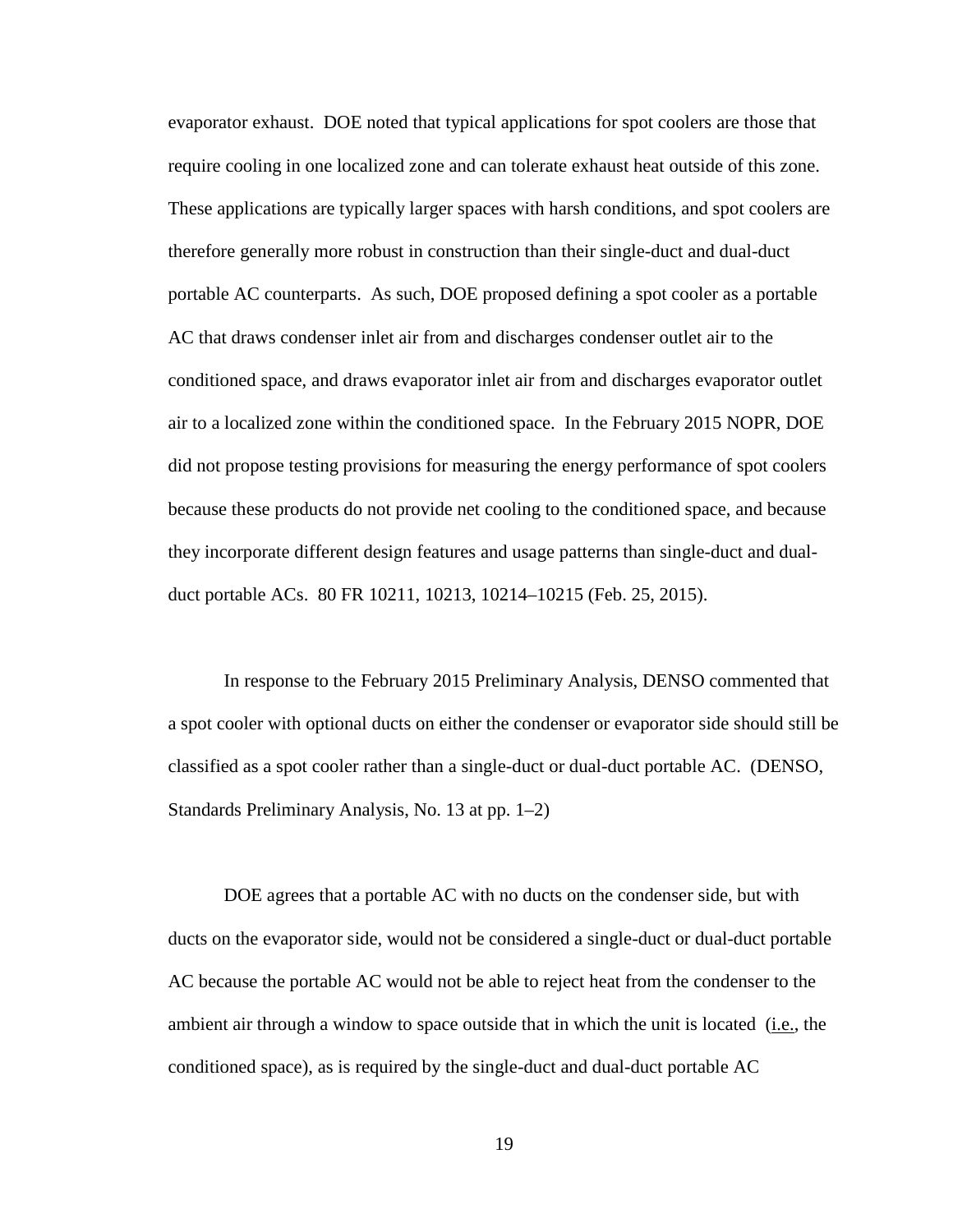evaporator exhaust. DOE noted that typical applications for spot coolers are those that require cooling in one localized zone and can tolerate exhaust heat outside of this zone. These applications are typically larger spaces with harsh conditions, and spot coolers are therefore generally more robust in construction than their single-duct and dual-duct portable AC counterparts. As such, DOE proposed defining a spot cooler as a portable AC that draws condenser inlet air from and discharges condenser outlet air to the conditioned space, and draws evaporator inlet air from and discharges evaporator outlet air to a localized zone within the conditioned space. In the February 2015 NOPR, DOE did not propose testing provisions for measuring the energy performance of spot coolers because these products do not provide net cooling to the conditioned space, and because they incorporate different design features and usage patterns than single-duct and dual-duct portable ACs. 80 FR 10211, 10213, 10214–10215 (Feb. 25, 2015).

In response to the February 2015 Preliminary Analysis, DENSO commented that a spot cooler with optional ducts on either the condenser or evaporator side should still be classified as a spot cooler rather than a single-duct or dual-duct portable AC. (DENSO, Standards Preliminary Analysis, No. 13 at pp. 1–2)

DOE agrees that a portable AC with no ducts on the condenser side, but with ducts on the evaporator side, would not be considered a single-duct or dual-duct portable AC because the portable AC would not be able to reject heat from the condenser to the ambient air through a window to space outside that in which the unit is located (i.e., the conditioned space), as is required by the single-duct and dual-duct portable AC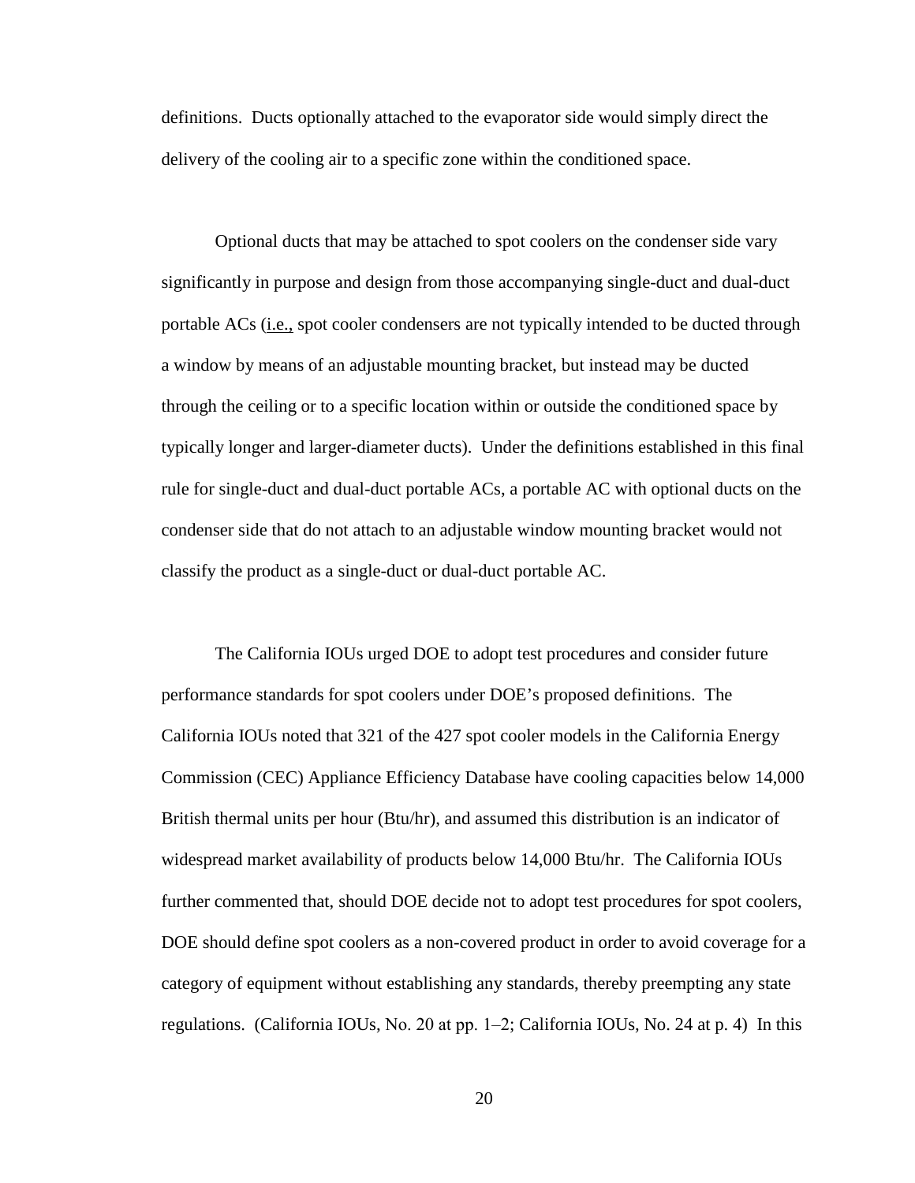definitions. Ducts optionally attached to the evaporator side would simply direct the delivery of the cooling air to a specific zone within the conditioned space.

Optional ducts that may be attached to spot coolers on the condenser side vary significantly in purpose and design from those accompanying single-duct and dual-duct portable ACs (i.e., spot cooler condensers are not typically intended to be ducted through a window by means of an adjustable mounting bracket, but instead may be ducted through the ceiling or to a specific location within or outside the conditioned space by typically longer and larger-diameter ducts). Under the definitions established in this final rule for single-duct and dual-duct portable ACs, a portable AC with optional ducts on the condenser side that do not attach to an adjustable window mounting bracket would not classify the product as a single-duct or dual-duct portable AC.

The California IOUs urged DOE to adopt test procedures and consider future performance standards for spot coolers under DOE's proposed definitions. The California IOUs noted that 321 of the 427 spot cooler models in the California Energy Commission (CEC) Appliance Efficiency Database have cooling capacities below 14,000 British thermal units per hour (Btu/hr), and assumed this distribution is an indicator of widespread market availability of products below 14,000 Btu/hr. The California IOUs further commented that, should DOE decide not to adopt test procedures for spot coolers, DOE should define spot coolers as a non-covered product in order to avoid coverage for a category of equipment without establishing any standards, thereby preempting any state regulations. (California IOUs, No. 20 at pp. 1–2; California IOUs, No. 24 at p. 4) In this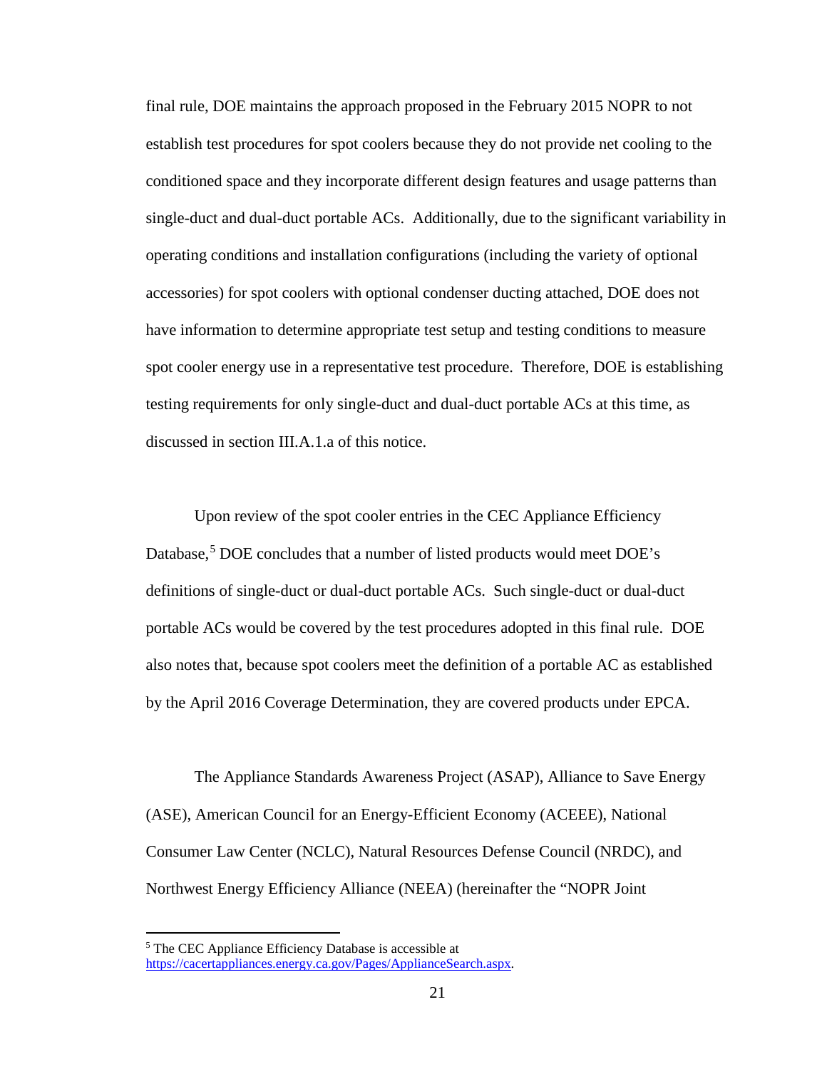final rule, DOE maintains the approach proposed in the February 2015 NOPR to not establish test procedures for spot coolers because they do not provide net cooling to the conditioned space and they incorporate different design features and usage patterns than single-duct and dual-duct portable ACs. Additionally, due to the significant variability in operating conditions and installation configurations (including the variety of optional accessories) for spot coolers with optional condenser ducting attached, DOE does not have information to determine appropriate test setup and testing conditions to measure spot cooler energy use in a representative test procedure. Therefore, DOE is establishing testing requirements for only single-duct and dual-duct portable ACs at this time, as discussed in section III.A.1.a of this notice.

Upon review of the spot cooler entries in the CEC Appliance Efficiency Database,[5] DOE concludes that a number of listed products would meet DOE's definitions of single-duct or dual-duct portable ACs. Such single-duct or dual-duct portable ACs would be covered by the test procedures adopted in this final rule. DOE also notes that, because spot coolers meet the definition of a portable AC as established by the April 2016 Coverage Determination, they are covered products under EPCA.

The Appliance Standards Awareness Project (ASAP), Alliance to Save Energy (ASE), American Council for an Energy-Efficient Economy (ACEEE), National Consumer Law Center (NCLC), Natural Resources Defense Council (NRDC), and Northwest Energy Efficiency Alliance (NEEA) (hereinafter the "NOPR Joint

[5] The CEC Appliance Efficiency Database is accessible at https://cacertappliances.energy.ca.gov/Pages/ApplianceSearch.aspx.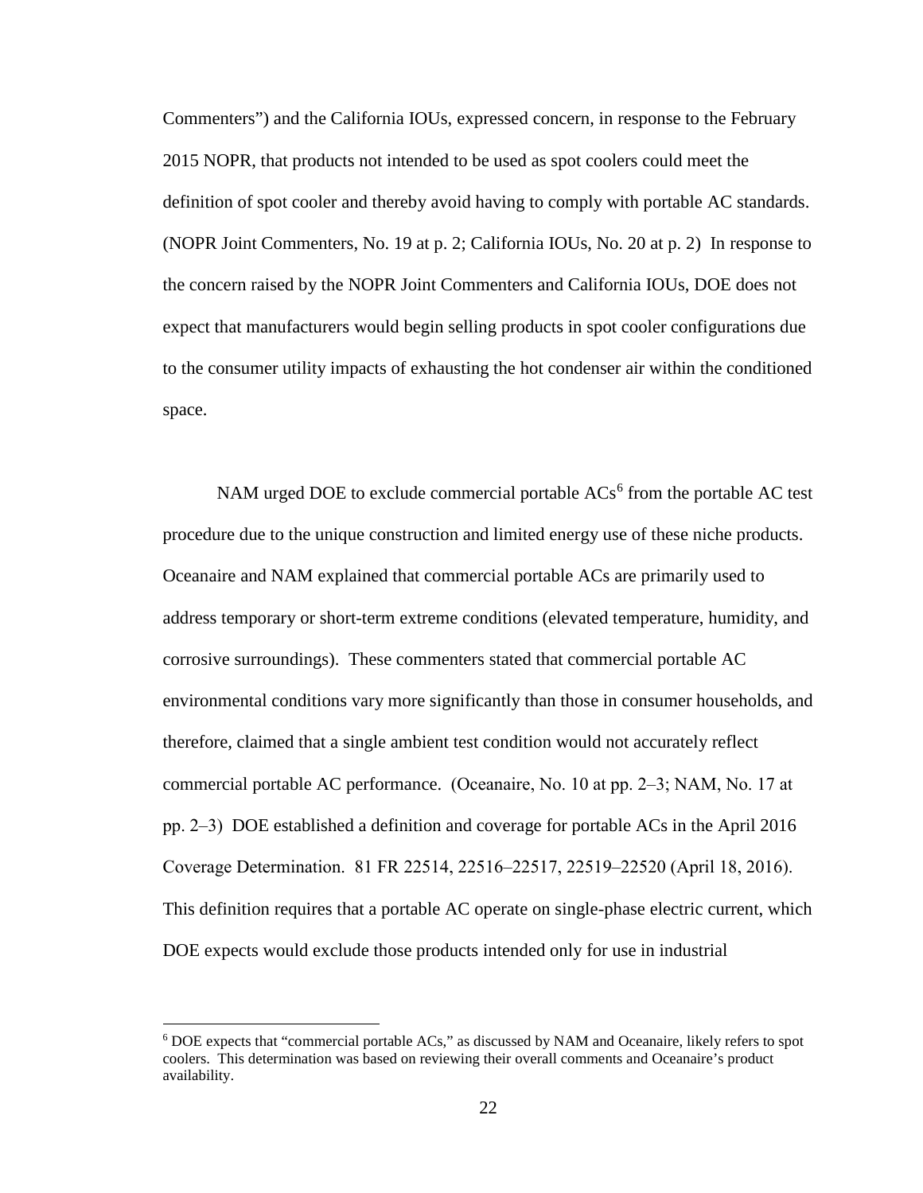Commenters") and the California IOUs, expressed concern, in response to the February 2015 NOPR, that products not intended to be used as spot coolers could meet the definition of spot cooler and thereby avoid having to comply with portable AC standards. (NOPR Joint Commenters, No. 19 at p. 2; California IOUs, No. 20 at p. 2) In response to the concern raised by the NOPR Joint Commenters and California IOUs, DOE does not expect that manufacturers would begin selling products in spot cooler configurations due to the consumer utility impacts of exhausting the hot condenser air within the conditioned space.

NAM urged DOE to exclude commercial portable ACs[6] from the portable AC test procedure due to the unique construction and limited energy use of these niche products. Oceanaire and NAM explained that commercial portable ACs are primarily used to address temporary or short-term extreme conditions (elevated temperature, humidity, and corrosive surroundings). These commenters stated that commercial portable AC environmental conditions vary more significantly than those in consumer households, and therefore, claimed that a single ambient test condition would not accurately reflect commercial portable AC performance. (Oceanaire, No. 10 at pp. 2–3; NAM, No. 17 at pp. 2–3) DOE established a definition and coverage for portable ACs in the April 2016 Coverage Determination. 81 FR 22514, 22516–22517, 22519–22520 (April 18, 2016). This definition requires that a portable AC operate on single-phase electric current, which DOE expects would exclude those products intended only for use in industrial

[6] DOE expects that "commercial portable ACs," as discussed by NAM and Oceanaire, likely refers to spot coolers. This determination was based on reviewing their overall comments and Oceanaire's product availability.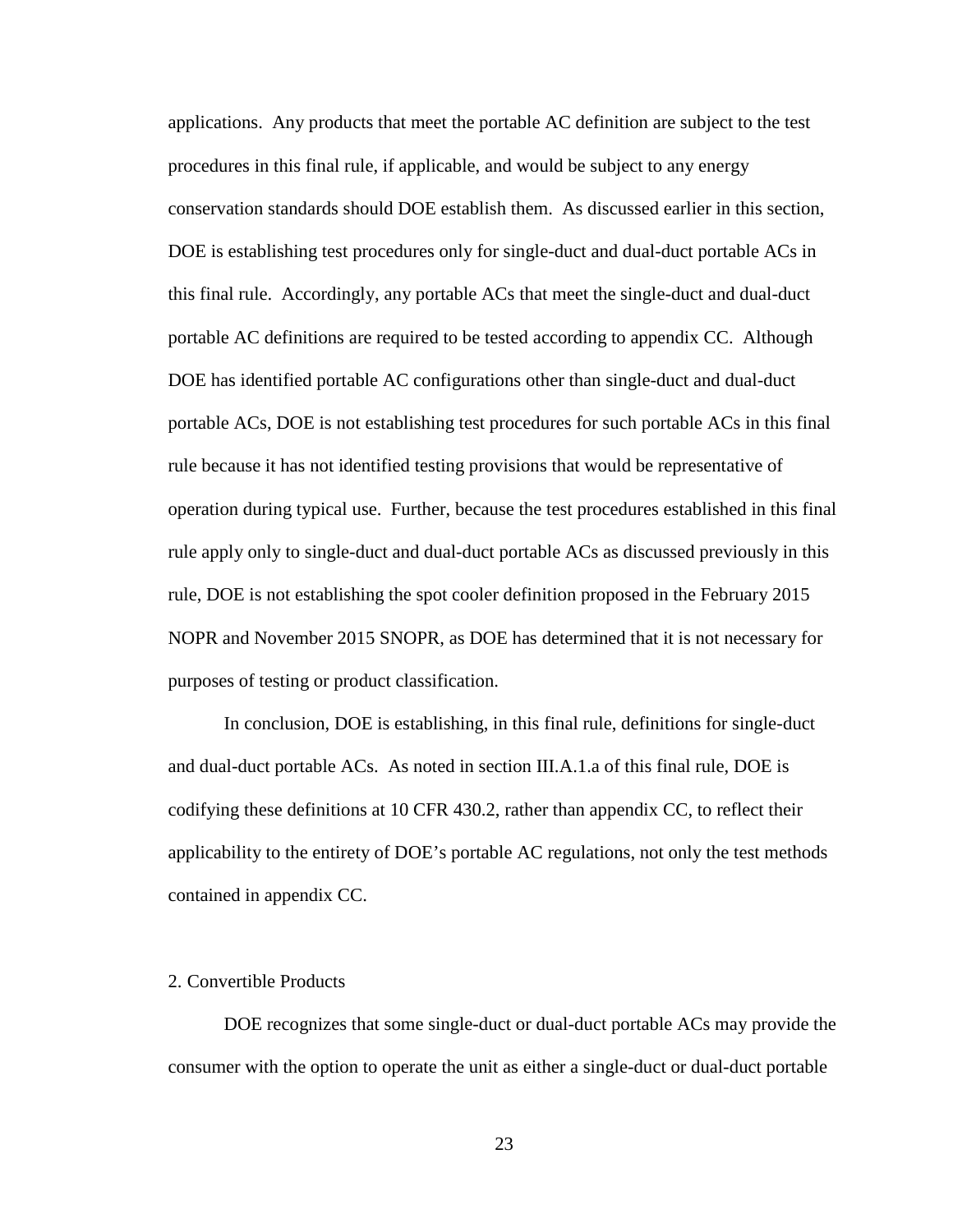applications. Any products that meet the portable AC definition are subject to the test procedures in this final rule, if applicable, and would be subject to any energy conservation standards should DOE establish them. As discussed earlier in this section, DOE is establishing test procedures only for single-duct and dual-duct portable ACs in this final rule. Accordingly, any portable ACs that meet the single-duct and dual-duct portable AC definitions are required to be tested according to appendix CC. Although DOE has identified portable AC configurations other than single-duct and dual-duct portable ACs, DOE is not establishing test procedures for such portable ACs in this final rule because it has not identified testing provisions that would be representative of operation during typical use. Further, because the test procedures established in this final rule apply only to single-duct and dual-duct portable ACs as discussed previously in this rule, DOE is not establishing the spot cooler definition proposed in the February 2015 NOPR and November 2015 SNOPR, as DOE has determined that it is not necessary for purposes of testing or product classification.

In conclusion, DOE is establishing, in this final rule, definitions for single-duct and dual-duct portable ACs. As noted in section III.A.1.a of this final rule, DOE is codifying these definitions at 10 CFR 430.2, rather than appendix CC, to reflect their applicability to the entirety of DOE's portable AC regulations, not only the test methods contained in appendix CC.

### 2. Convertible Products

DOE recognizes that some single-duct or dual-duct portable ACs may provide the consumer with the option to operate the unit as either a single-duct or dual-duct portable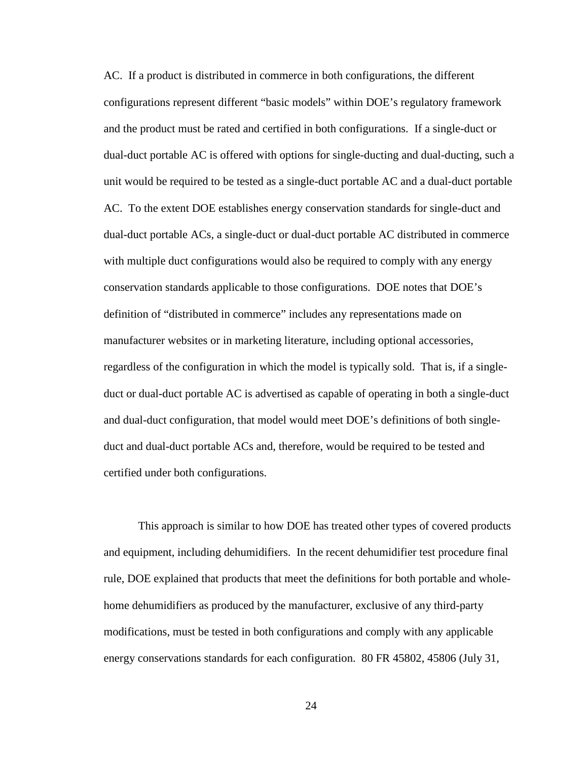AC. If a product is distributed in commerce in both configurations, the different configurations represent different "basic models" within DOE's regulatory framework and the product must be rated and certified in both configurations. If a single-duct or dual-duct portable AC is offered with options for single-ducting and dual-ducting, such a unit would be required to be tested as a single-duct portable AC and a dual-duct portable AC. To the extent DOE establishes energy conservation standards for single-duct and dual-duct portable ACs, a single-duct or dual-duct portable AC distributed in commerce with multiple duct configurations would also be required to comply with any energy conservation standards applicable to those configurations. DOE notes that DOE's definition of "distributed in commerce" includes any representations made on manufacturer websites or in marketing literature, including optional accessories, regardless of the configuration in which the model is typically sold. That is, if a single-duct or dual-duct portable AC is advertised as capable of operating in both a single-duct and dual-duct configuration, that model would meet DOE's definitions of both single-duct and dual-duct portable ACs and, therefore, would be required to be tested and certified under both configurations.

This approach is similar to how DOE has treated other types of covered products and equipment, including dehumidifiers. In the recent dehumidifier test procedure final rule, DOE explained that products that meet the definitions for both portable and whole-home dehumidifiers as produced by the manufacturer, exclusive of any third-party modifications, must be tested in both configurations and comply with any applicable energy conservations standards for each configuration. 80 FR 45802, 45806 (July 31,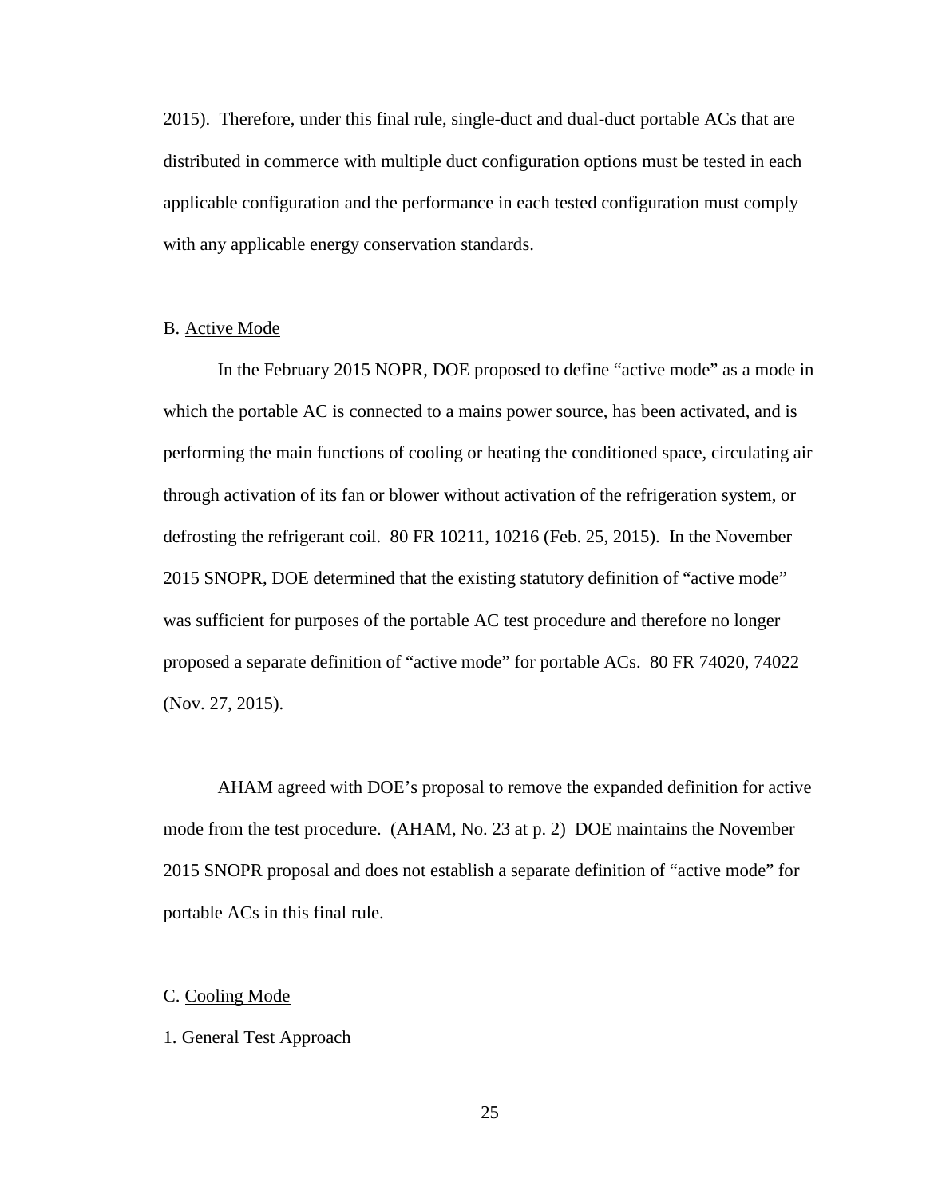2015). Therefore, under this final rule, single-duct and dual-duct portable ACs that are distributed in commerce with multiple duct configuration options must be tested in each applicable configuration and the performance in each tested configuration must comply with any applicable energy conservation standards.

## B. Active Mode

In the February 2015 NOPR, DOE proposed to define "active mode" as a mode in which the portable AC is connected to a mains power source, has been activated, and is performing the main functions of cooling or heating the conditioned space, circulating air through activation of its fan or blower without activation of the refrigeration system, or defrosting the refrigerant coil. 80 FR 10211, 10216 (Feb. 25, 2015). In the November 2015 SNOPR, DOE determined that the existing statutory definition of "active mode" was sufficient for purposes of the portable AC test procedure and therefore no longer proposed a separate definition of "active mode" for portable ACs. 80 FR 74020, 74022 (Nov. 27, 2015).

AHAM agreed with DOE's proposal to remove the expanded definition for active mode from the test procedure. (AHAM, No. 23 at p. 2) DOE maintains the November 2015 SNOPR proposal and does not establish a separate definition of "active mode" for portable ACs in this final rule.

## C. Cooling Mode

### 1. General Test Approach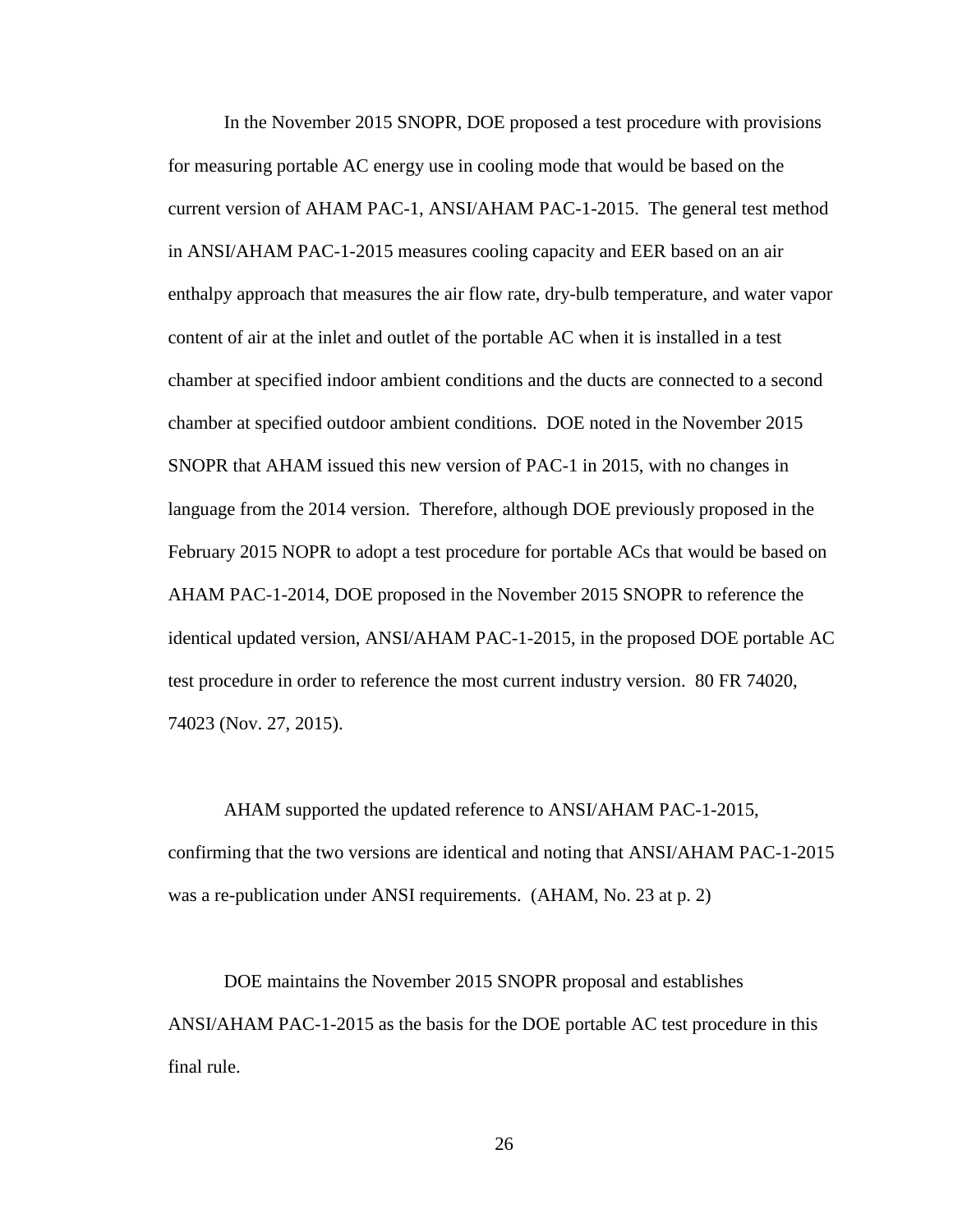In the November 2015 SNOPR, DOE proposed a test procedure with provisions for measuring portable AC energy use in cooling mode that would be based on the current version of AHAM PAC-1, ANSI/AHAM PAC-1-2015. The general test method in ANSI/AHAM PAC-1-2015 measures cooling capacity and EER based on an air enthalpy approach that measures the air flow rate, dry-bulb temperature, and water vapor content of air at the inlet and outlet of the portable AC when it is installed in a test chamber at specified indoor ambient conditions and the ducts are connected to a second chamber at specified outdoor ambient conditions. DOE noted in the November 2015 SNOPR that AHAM issued this new version of PAC-1 in 2015, with no changes in language from the 2014 version. Therefore, although DOE previously proposed in the February 2015 NOPR to adopt a test procedure for portable ACs that would be based on AHAM PAC-1-2014, DOE proposed in the November 2015 SNOPR to reference the identical updated version, ANSI/AHAM PAC-1-2015, in the proposed DOE portable AC test procedure in order to reference the most current industry version. 80 FR 74020, 74023 (Nov. 27, 2015).

AHAM supported the updated reference to ANSI/AHAM PAC-1-2015, confirming that the two versions are identical and noting that ANSI/AHAM PAC-1-2015 was a re-publication under ANSI requirements. (AHAM, No. 23 at p. 2)

DOE maintains the November 2015 SNOPR proposal and establishes ANSI/AHAM PAC-1-2015 as the basis for the DOE portable AC test procedure in this final rule.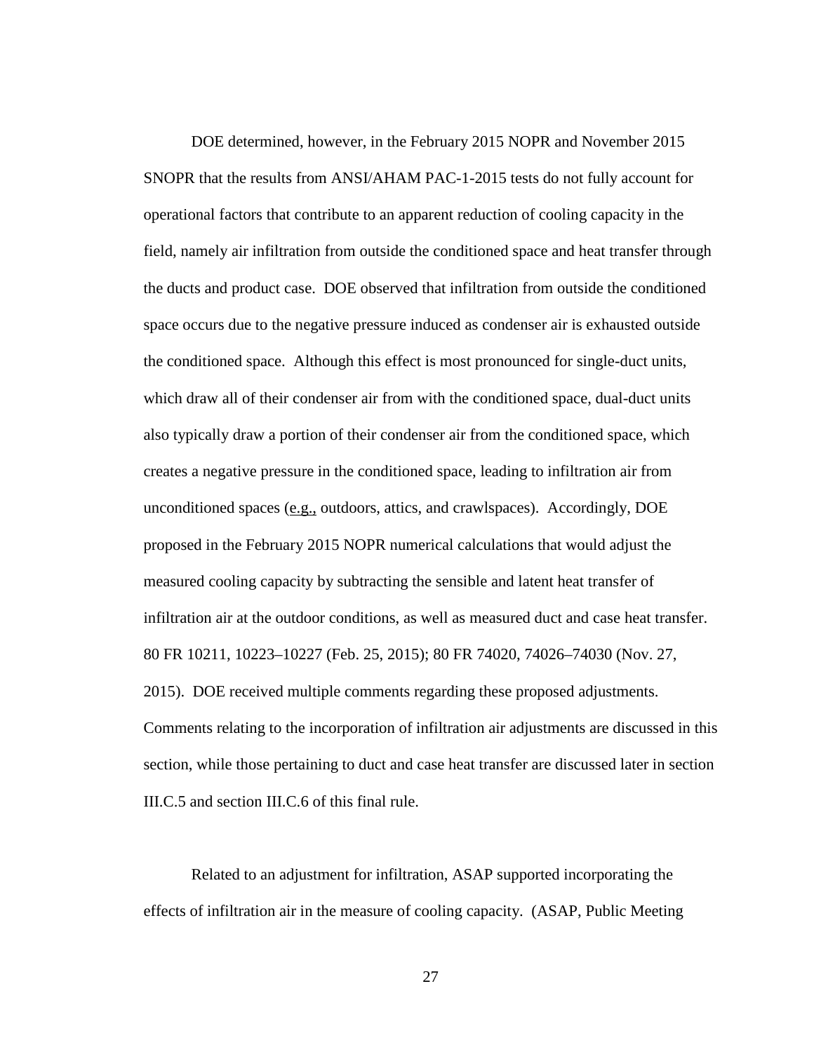DOE determined, however, in the February 2015 NOPR and November 2015 SNOPR that the results from ANSI/AHAM PAC-1-2015 tests do not fully account for operational factors that contribute to an apparent reduction of cooling capacity in the field, namely air infiltration from outside the conditioned space and heat transfer through the ducts and product case. DOE observed that infiltration from outside the conditioned space occurs due to the negative pressure induced as condenser air is exhausted outside the conditioned space. Although this effect is most pronounced for single-duct units, which draw all of their condenser air from with the conditioned space, dual-duct units also typically draw a portion of their condenser air from the conditioned space, which creates a negative pressure in the conditioned space, leading to infiltration air from unconditioned spaces (e.g., outdoors, attics, and crawlspaces). Accordingly, DOE proposed in the February 2015 NOPR numerical calculations that would adjust the measured cooling capacity by subtracting the sensible and latent heat transfer of infiltration air at the outdoor conditions, as well as measured duct and case heat transfer. 80 FR 10211, 10223–10227 (Feb. 25, 2015); 80 FR 74020, 74026–74030 (Nov. 27, 2015). DOE received multiple comments regarding these proposed adjustments. Comments relating to the incorporation of infiltration air adjustments are discussed in this section, while those pertaining to duct and case heat transfer are discussed later in section III.C.5 and section III.C.6 of this final rule.

Related to an adjustment for infiltration, ASAP supported incorporating the effects of infiltration air in the measure of cooling capacity. (ASAP, Public Meeting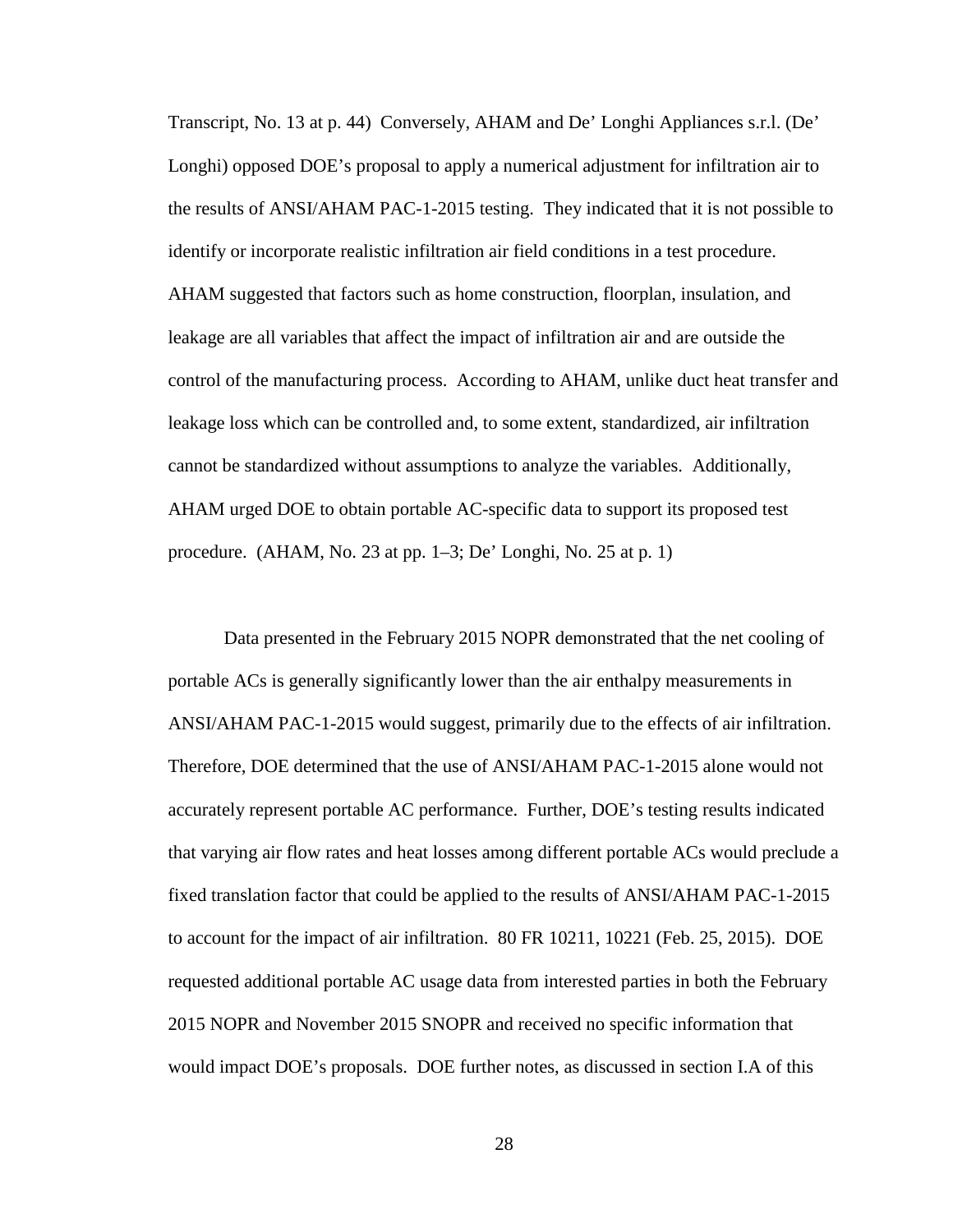Transcript, No. 13 at p. 44) Conversely, AHAM and De' Longhi Appliances s.r.l. (De' Longhi) opposed DOE's proposal to apply a numerical adjustment for infiltration air to the results of ANSI/AHAM PAC-1-2015 testing. They indicated that it is not possible to identify or incorporate realistic infiltration air field conditions in a test procedure. AHAM suggested that factors such as home construction, floorplan, insulation, and leakage are all variables that affect the impact of infiltration air and are outside the control of the manufacturing process. According to AHAM, unlike duct heat transfer and leakage loss which can be controlled and, to some extent, standardized, air infiltration cannot be standardized without assumptions to analyze the variables. Additionally, AHAM urged DOE to obtain portable AC-specific data to support its proposed test procedure. (AHAM, No. 23 at pp. 1–3; De' Longhi, No. 25 at p. 1)

Data presented in the February 2015 NOPR demonstrated that the net cooling of portable ACs is generally significantly lower than the air enthalpy measurements in ANSI/AHAM PAC-1-2015 would suggest, primarily due to the effects of air infiltration. Therefore, DOE determined that the use of ANSI/AHAM PAC-1-2015 alone would not accurately represent portable AC performance. Further, DOE's testing results indicated that varying air flow rates and heat losses among different portable ACs would preclude a fixed translation factor that could be applied to the results of ANSI/AHAM PAC-1-2015 to account for the impact of air infiltration. 80 FR 10211, 10221 (Feb. 25, 2015). DOE requested additional portable AC usage data from interested parties in both the February 2015 NOPR and November 2015 SNOPR and received no specific information that would impact DOE's proposals. DOE further notes, as discussed in section I.A of this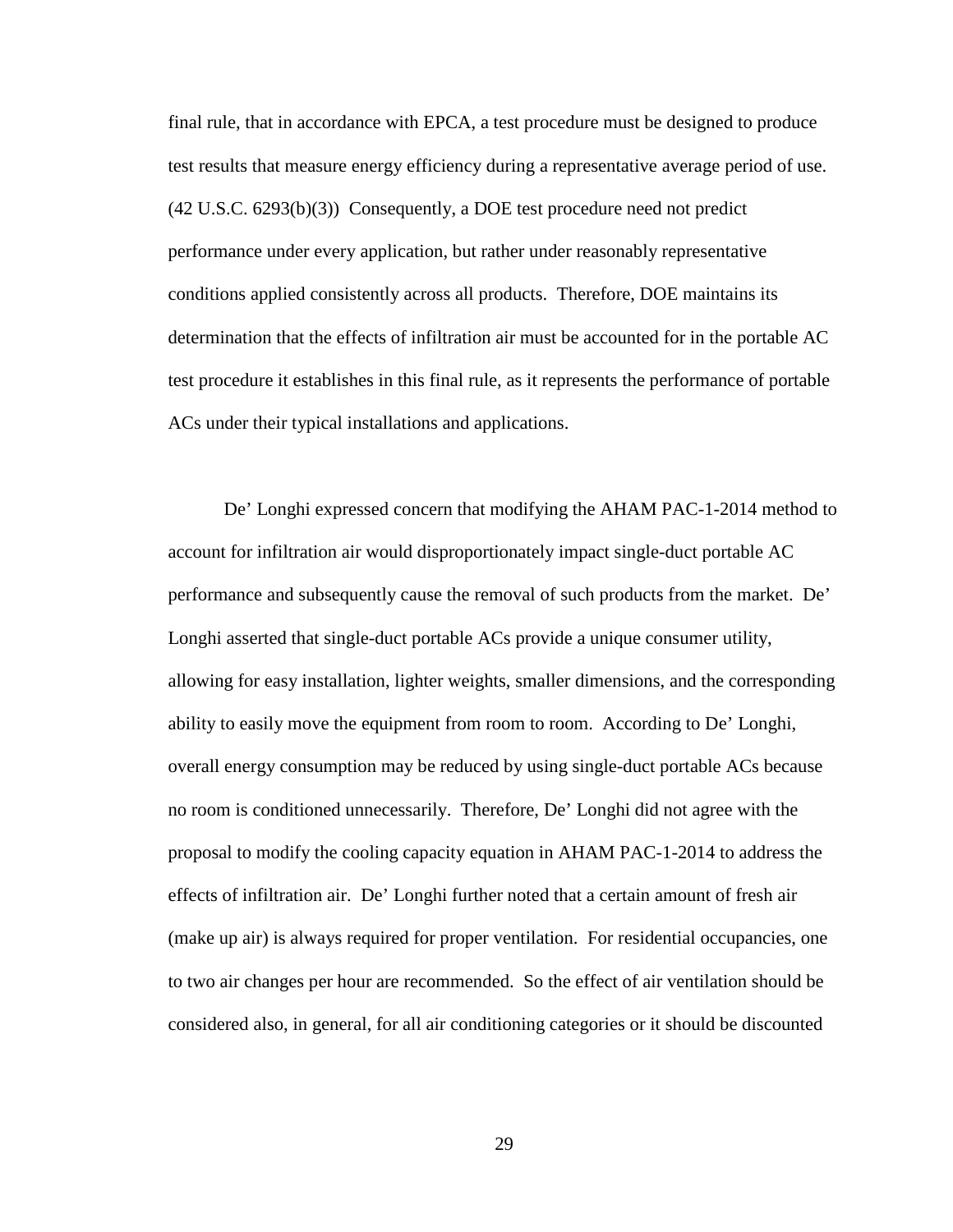final rule, that in accordance with EPCA, a test procedure must be designed to produce test results that measure energy efficiency during a representative average period of use. (42 U.S.C. 6293(b)(3)) Consequently, a DOE test procedure need not predict performance under every application, but rather under reasonably representative conditions applied consistently across all products. Therefore, DOE maintains its determination that the effects of infiltration air must be accounted for in the portable AC test procedure it establishes in this final rule, as it represents the performance of portable ACs under their typical installations and applications.

De' Longhi expressed concern that modifying the AHAM PAC-1-2014 method to account for infiltration air would disproportionately impact single-duct portable AC performance and subsequently cause the removal of such products from the market. De' Longhi asserted that single-duct portable ACs provide a unique consumer utility, allowing for easy installation, lighter weights, smaller dimensions, and the corresponding ability to easily move the equipment from room to room. According to De' Longhi, overall energy consumption may be reduced by using single-duct portable ACs because no room is conditioned unnecessarily. Therefore, De' Longhi did not agree with the proposal to modify the cooling capacity equation in AHAM PAC-1-2014 to address the effects of infiltration air. De' Longhi further noted that a certain amount of fresh air (make up air) is always required for proper ventilation. For residential occupancies, one to two air changes per hour are recommended. So the effect of air ventilation should be considered also, in general, for all air conditioning categories or it should be discounted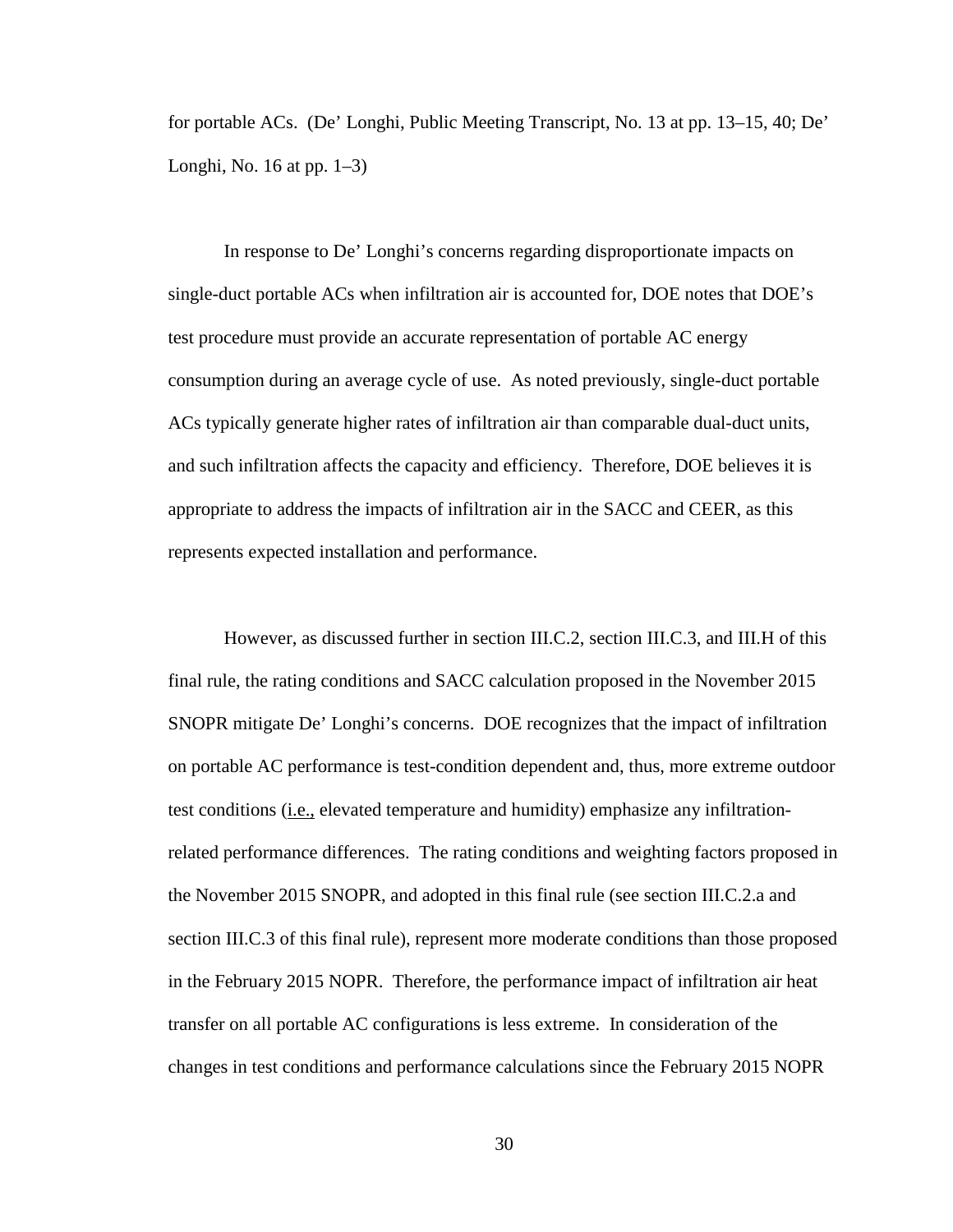for portable ACs. (De' Longhi, Public Meeting Transcript, No. 13 at pp. 13–15, 40; De' Longhi, No. 16 at pp. 1–3)

In response to De' Longhi's concerns regarding disproportionate impacts on single-duct portable ACs when infiltration air is accounted for, DOE notes that DOE's test procedure must provide an accurate representation of portable AC energy consumption during an average cycle of use. As noted previously, single-duct portable ACs typically generate higher rates of infiltration air than comparable dual-duct units, and such infiltration affects the capacity and efficiency. Therefore, DOE believes it is appropriate to address the impacts of infiltration air in the SACC and CEER, as this represents expected installation and performance.

However, as discussed further in section III.C.2, section III.C.3, and III.H of this final rule, the rating conditions and SACC calculation proposed in the November 2015 SNOPR mitigate De' Longhi's concerns. DOE recognizes that the impact of infiltration on portable AC performance is test-condition dependent and, thus, more extreme outdoor test conditions (i.e., elevated temperature and humidity) emphasize any infiltration-related performance differences. The rating conditions and weighting factors proposed in the November 2015 SNOPR, and adopted in this final rule (see section III.C.2.a and section III.C.3 of this final rule), represent more moderate conditions than those proposed in the February 2015 NOPR. Therefore, the performance impact of infiltration air heat transfer on all portable AC configurations is less extreme. In consideration of the changes in test conditions and performance calculations since the February 2015 NOPR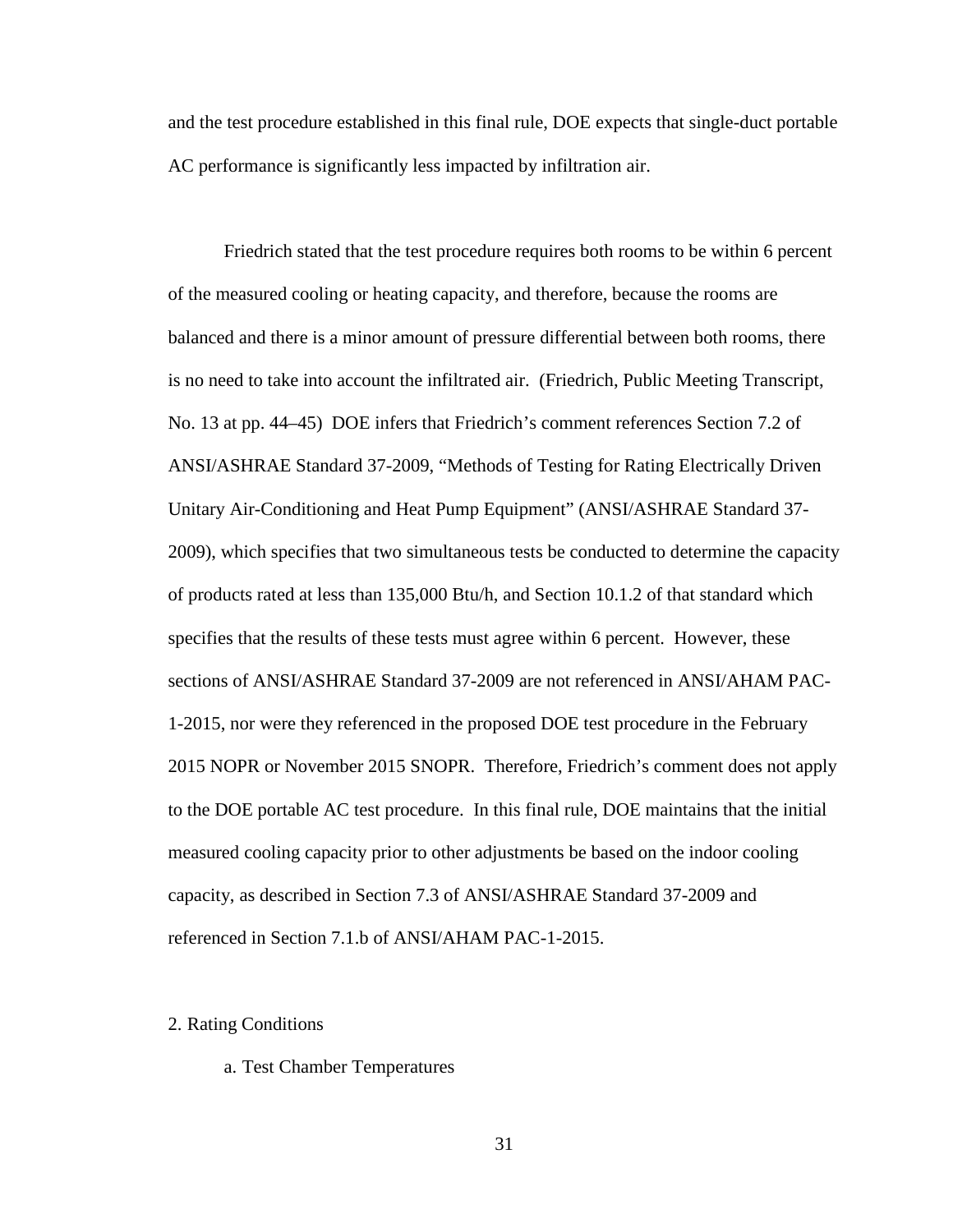and the test procedure established in this final rule, DOE expects that single-duct portable AC performance is significantly less impacted by infiltration air.

Friedrich stated that the test procedure requires both rooms to be within 6 percent of the measured cooling or heating capacity, and therefore, because the rooms are balanced and there is a minor amount of pressure differential between both rooms, there is no need to take into account the infiltrated air. (Friedrich, Public Meeting Transcript, No. 13 at pp. 44–45) DOE infers that Friedrich's comment references Section 7.2 of ANSI/ASHRAE Standard 37-2009, "Methods of Testing for Rating Electrically Driven Unitary Air-Conditioning and Heat Pump Equipment" (ANSI/ASHRAE Standard 37-2009), which specifies that two simultaneous tests be conducted to determine the capacity of products rated at less than 135,000 Btu/h, and Section 10.1.2 of that standard which specifies that the results of these tests must agree within 6 percent. However, these sections of ANSI/ASHRAE Standard 37-2009 are not referenced in ANSI/AHAM PAC-1-2015, nor were they referenced in the proposed DOE test procedure in the February 2015 NOPR or November 2015 SNOPR. Therefore, Friedrich's comment does not apply to the DOE portable AC test procedure. In this final rule, DOE maintains that the initial measured cooling capacity prior to other adjustments be based on the indoor cooling capacity, as described in Section 7.3 of ANSI/ASHRAE Standard 37-2009 and referenced in Section 7.1.b of ANSI/AHAM PAC-1-2015.

### 2. Rating Conditions

#### a. Test Chamber Temperatures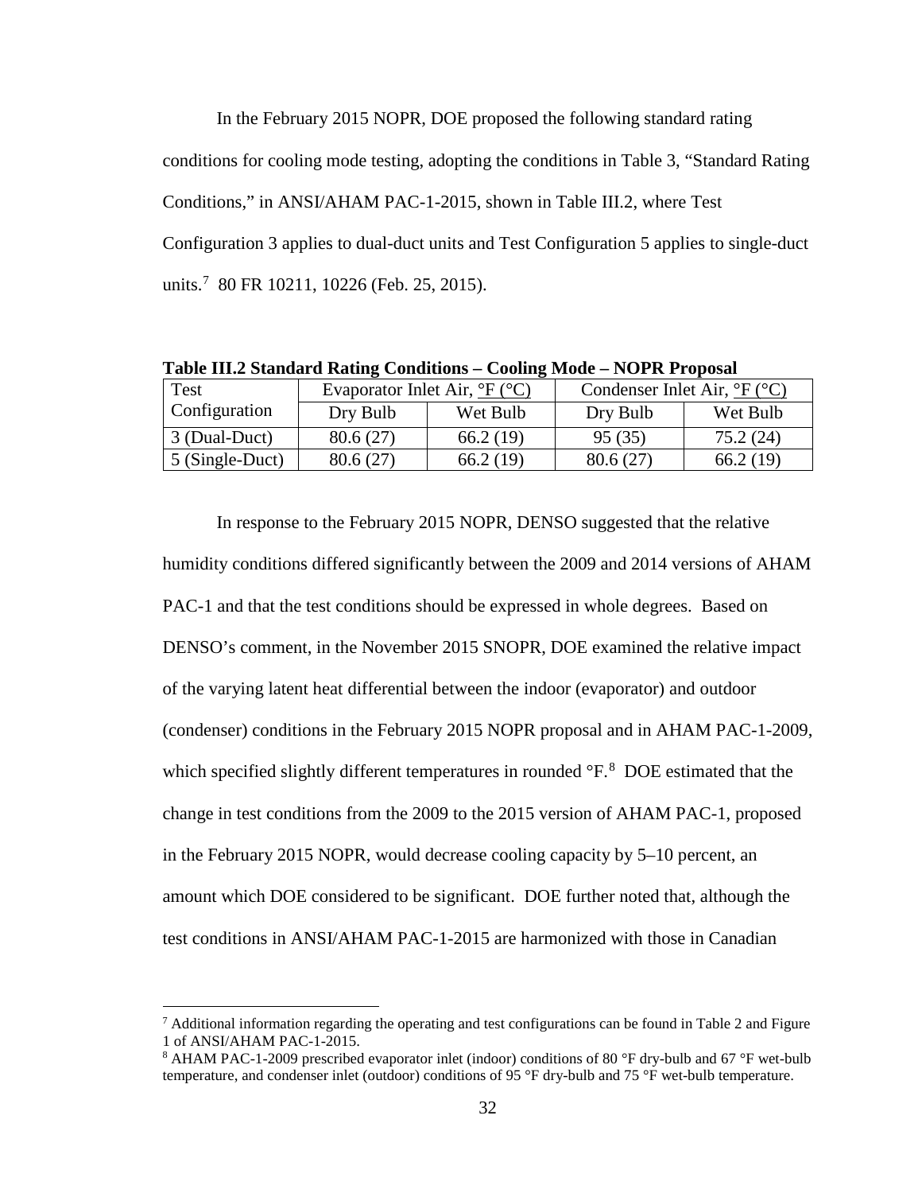In the February 2015 NOPR, DOE proposed the following standard rating conditions for cooling mode testing, adopting the conditions in Table 3, "Standard Rating Conditions," in ANSI/AHAM PAC-1-2015, shown in Table III.2, where Test Configuration 3 applies to dual-duct units and Test Configuration 5 applies to single-duct units.[7] 80 FR 10211, 10226 (Feb. 25, 2015).

**Table III.2 Standard Rating Conditions – Cooling Mode – NOPR Proposal**

| Test Configuration | Evaporator Inlet Air, °F (°C) | | Condenser Inlet Air, °F (°C) | |
|---|---|---|---|---|
| | Dry Bulb | Wet Bulb | Dry Bulb | Wet Bulb |
| 3 (Dual-Duct) | 80.6 (27) | 66.2 (19) | 95 (35) | 75.2 (24) |
| 5 (Single-Duct) | 80.6 (27) | 66.2 (19) | 80.6 (27) | 66.2 (19) |

In response to the February 2015 NOPR, DENSO suggested that the relative humidity conditions differed significantly between the 2009 and 2014 versions of AHAM PAC-1 and that the test conditions should be expressed in whole degrees. Based on DENSO's comment, in the November 2015 SNOPR, DOE examined the relative impact of the varying latent heat differential between the indoor (evaporator) and outdoor (condenser) conditions in the February 2015 NOPR proposal and in AHAM PAC-1-2009, which specified slightly different temperatures in rounded °F.[8] DOE estimated that the change in test conditions from the 2009 to the 2015 version of AHAM PAC-1, proposed in the February 2015 NOPR, would decrease cooling capacity by 5–10 percent, an amount which DOE considered to be significant. DOE further noted that, although the test conditions in ANSI/AHAM PAC-1-2015 are harmonized with those in Canadian

---

[7] Additional information regarding the operating and test configurations can be found in Table 2 and Figure 1 of ANSI/AHAM PAC-1-2015.

[8] AHAM PAC-1-2009 prescribed evaporator inlet (indoor) conditions of 80 °F dry-bulb and 67 °F wet-bulb temperature, and condenser inlet (outdoor) conditions of 95 °F dry-bulb and 75 °F wet-bulb temperature.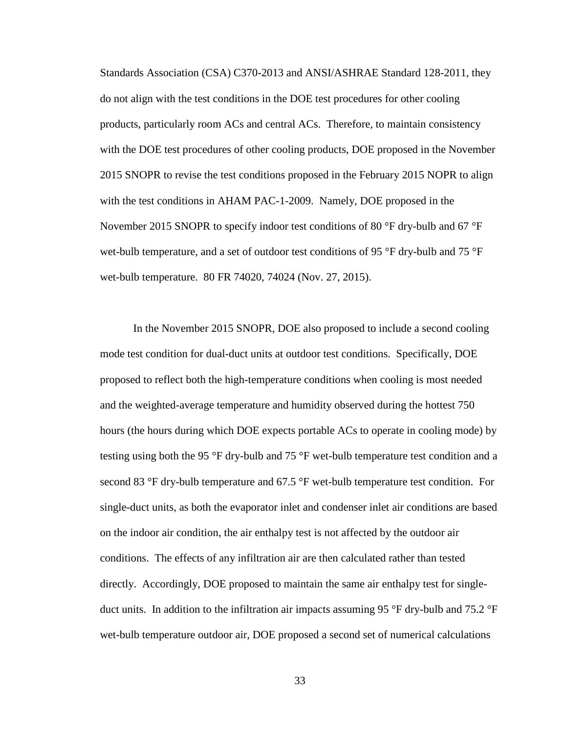Standards Association (CSA) C370-2013 and ANSI/ASHRAE Standard 128-2011, they do not align with the test conditions in the DOE test procedures for other cooling products, particularly room ACs and central ACs. Therefore, to maintain consistency with the DOE test procedures of other cooling products, DOE proposed in the November 2015 SNOPR to revise the test conditions proposed in the February 2015 NOPR to align with the test conditions in AHAM PAC-1-2009. Namely, DOE proposed in the November 2015 SNOPR to specify indoor test conditions of 80 °F dry-bulb and 67 °F wet-bulb temperature, and a set of outdoor test conditions of 95 °F dry-bulb and 75 °F wet-bulb temperature. 80 FR 74020, 74024 (Nov. 27, 2015).

In the November 2015 SNOPR, DOE also proposed to include a second cooling mode test condition for dual-duct units at outdoor test conditions. Specifically, DOE proposed to reflect both the high-temperature conditions when cooling is most needed and the weighted-average temperature and humidity observed during the hottest 750 hours (the hours during which DOE expects portable ACs to operate in cooling mode) by testing using both the 95 °F dry-bulb and 75 °F wet-bulb temperature test condition and a second 83 °F dry-bulb temperature and 67.5 °F wet-bulb temperature test condition. For single-duct units, as both the evaporator inlet and condenser inlet air conditions are based on the indoor air condition, the air enthalpy test is not affected by the outdoor air conditions. The effects of any infiltration air are then calculated rather than tested directly. Accordingly, DOE proposed to maintain the same air enthalpy test for single-duct units. In addition to the infiltration air impacts assuming 95 °F dry-bulb and 75.2 °F wet-bulb temperature outdoor air, DOE proposed a second set of numerical calculations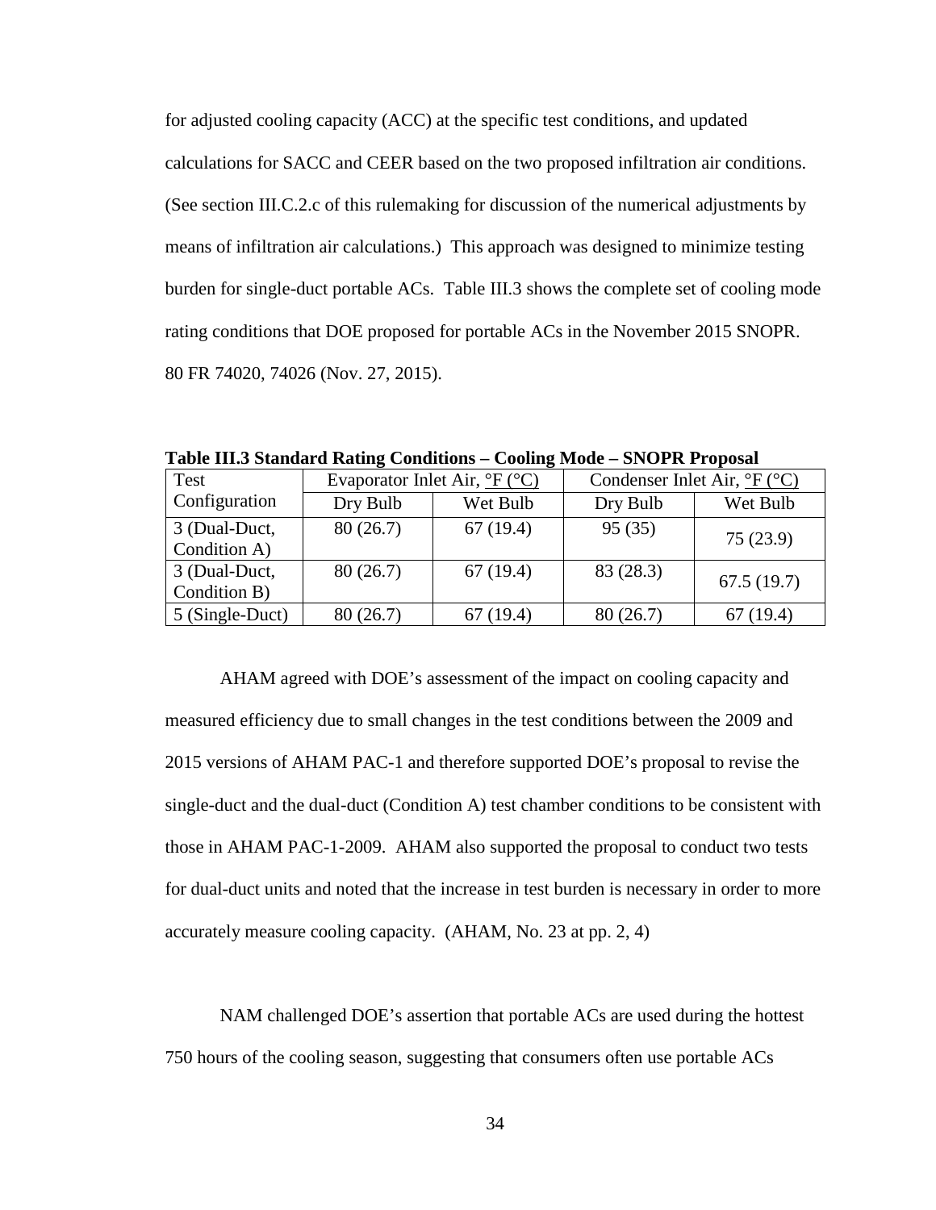for adjusted cooling capacity (ACC) at the specific test conditions, and updated calculations for SACC and CEER based on the two proposed infiltration air conditions. (See section III.C.2.c of this rulemaking for discussion of the numerical adjustments by means of infiltration air calculations.) This approach was designed to minimize testing burden for single-duct portable ACs. Table III.3 shows the complete set of cooling mode rating conditions that DOE proposed for portable ACs in the November 2015 SNOPR. 80 FR 74020, 74026 (Nov. 27, 2015).

**Table III.3 Standard Rating Conditions – Cooling Mode – SNOPR Proposal**

| Test Configuration | Evaporator Inlet Air, °F (°C) | | Condenser Inlet Air, °F (°C) | |
|---|---|---|---|---|
| | Dry Bulb | Wet Bulb | Dry Bulb | Wet Bulb |
| 3 (Dual-Duct, Condition A) | 80 (26.7) | 67 (19.4) | 95 (35) | 75 (23.9) |
| 3 (Dual-Duct, Condition B) | 80 (26.7) | 67 (19.4) | 83 (28.3) | 67.5 (19.7) |
| 5 (Single-Duct) | 80 (26.7) | 67 (19.4) | 80 (26.7) | 67 (19.4) |

AHAM agreed with DOE's assessment of the impact on cooling capacity and measured efficiency due to small changes in the test conditions between the 2009 and 2015 versions of AHAM PAC-1 and therefore supported DOE's proposal to revise the single-duct and the dual-duct (Condition A) test chamber conditions to be consistent with those in AHAM PAC-1-2009. AHAM also supported the proposal to conduct two tests for dual-duct units and noted that the increase in test burden is necessary in order to more accurately measure cooling capacity. (AHAM, No. 23 at pp. 2, 4)

NAM challenged DOE's assertion that portable ACs are used during the hottest 750 hours of the cooling season, suggesting that consumers often use portable ACs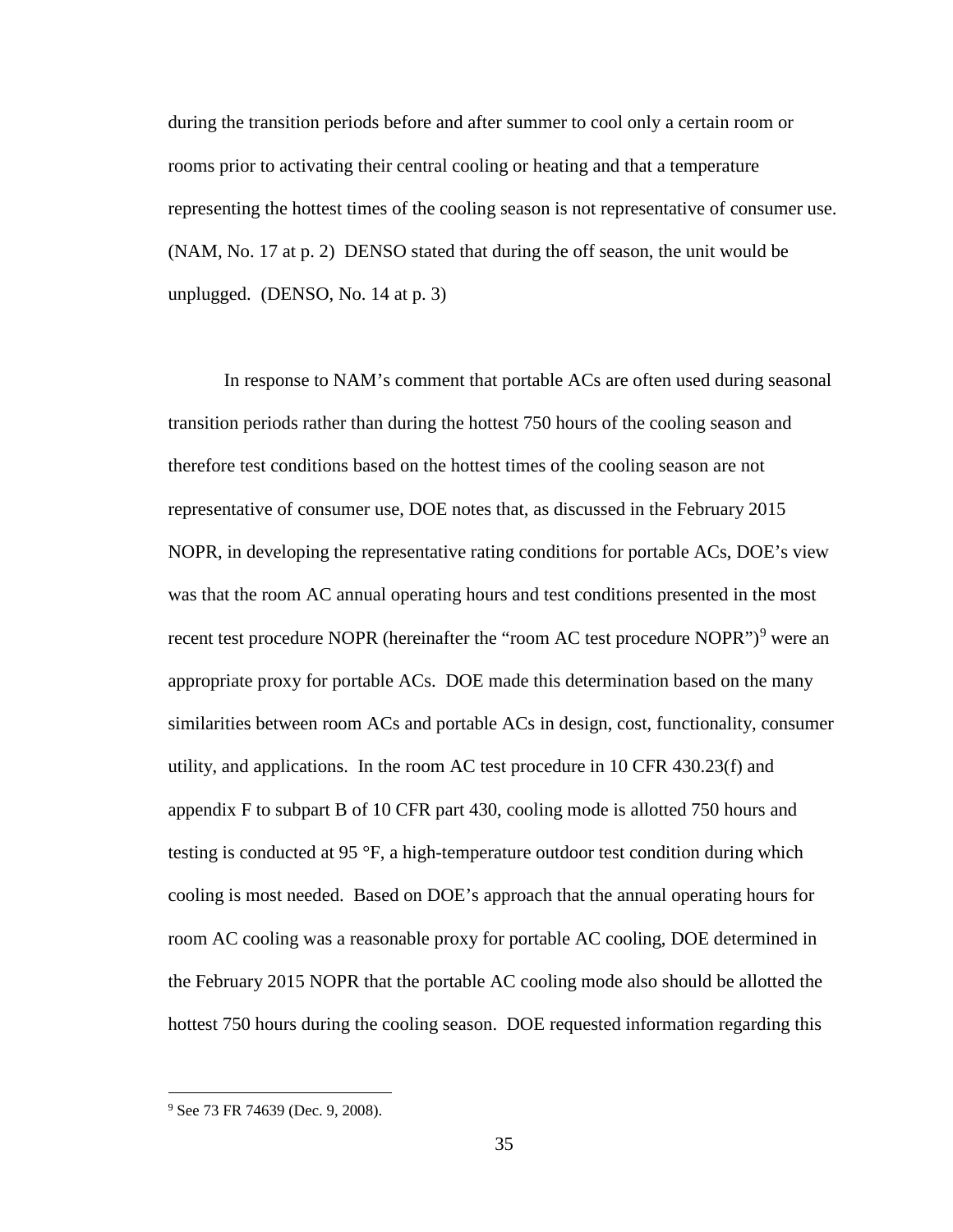during the transition periods before and after summer to cool only a certain room or rooms prior to activating their central cooling or heating and that a temperature representing the hottest times of the cooling season is not representative of consumer use. (NAM, No. 17 at p. 2) DENSO stated that during the off season, the unit would be unplugged. (DENSO, No. 14 at p. 3)

In response to NAM's comment that portable ACs are often used during seasonal transition periods rather than during the hottest 750 hours of the cooling season and therefore test conditions based on the hottest times of the cooling season are not representative of consumer use, DOE notes that, as discussed in the February 2015 NOPR, in developing the representative rating conditions for portable ACs, DOE's view was that the room AC annual operating hours and test conditions presented in the most recent test procedure NOPR (hereinafter the "room AC test procedure NOPR")[9] were an appropriate proxy for portable ACs. DOE made this determination based on the many similarities between room ACs and portable ACs in design, cost, functionality, consumer utility, and applications. In the room AC test procedure in 10 CFR 430.23(f) and appendix F to subpart B of 10 CFR part 430, cooling mode is allotted 750 hours and testing is conducted at 95 °F, a high-temperature outdoor test condition during which cooling is most needed. Based on DOE's approach that the annual operating hours for room AC cooling was a reasonable proxy for portable AC cooling, DOE determined in the February 2015 NOPR that the portable AC cooling mode also should be allotted the hottest 750 hours during the cooling season. DOE requested information regarding this

[9] See 73 FR 74639 (Dec. 9, 2008).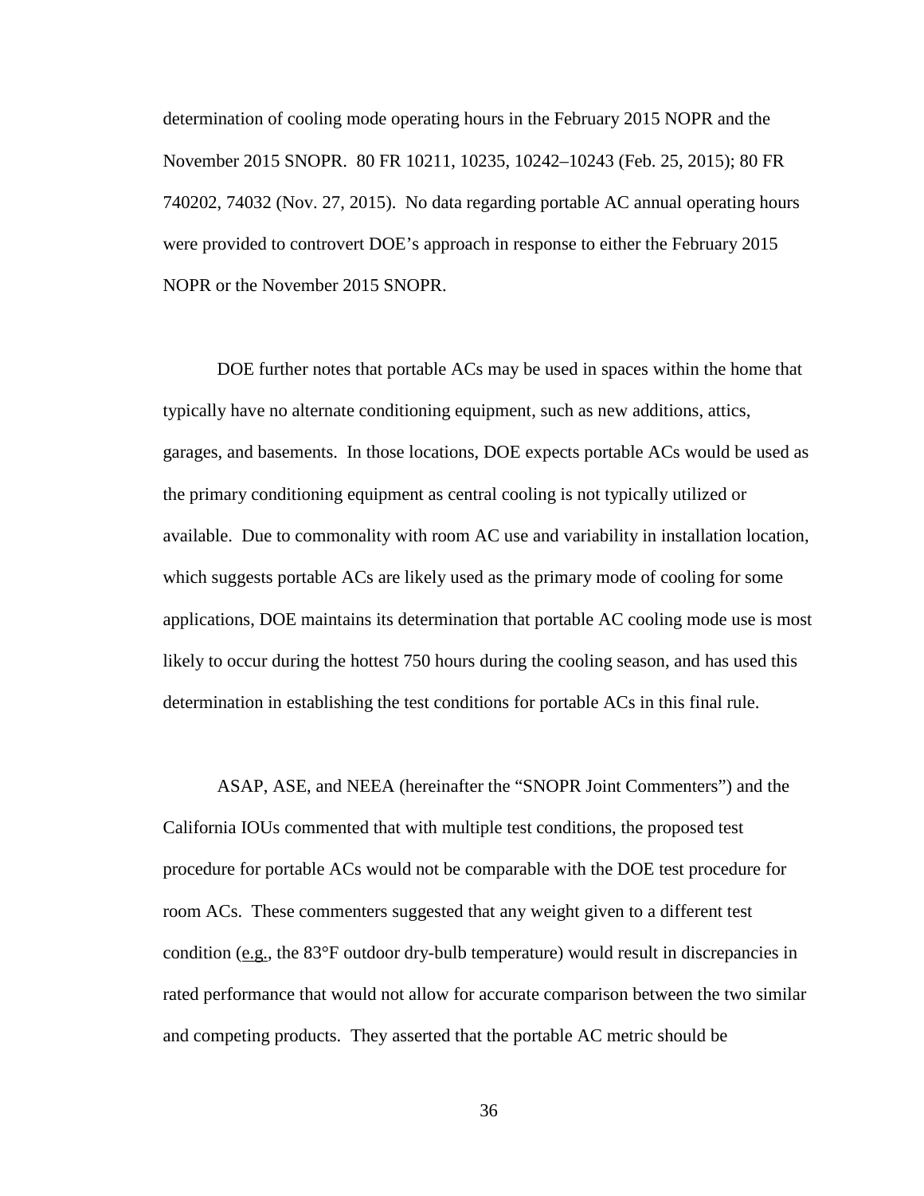determination of cooling mode operating hours in the February 2015 NOPR and the November 2015 SNOPR. 80 FR 10211, 10235, 10242–10243 (Feb. 25, 2015); 80 FR 740202, 74032 (Nov. 27, 2015). No data regarding portable AC annual operating hours were provided to controvert DOE's approach in response to either the February 2015 NOPR or the November 2015 SNOPR.

DOE further notes that portable ACs may be used in spaces within the home that typically have no alternate conditioning equipment, such as new additions, attics, garages, and basements. In those locations, DOE expects portable ACs would be used as the primary conditioning equipment as central cooling is not typically utilized or available. Due to commonality with room AC use and variability in installation location, which suggests portable ACs are likely used as the primary mode of cooling for some applications, DOE maintains its determination that portable AC cooling mode use is most likely to occur during the hottest 750 hours during the cooling season, and has used this determination in establishing the test conditions for portable ACs in this final rule.

ASAP, ASE, and NEEA (hereinafter the "SNOPR Joint Commenters") and the California IOUs commented that with multiple test conditions, the proposed test procedure for portable ACs would not be comparable with the DOE test procedure for room ACs. These commenters suggested that any weight given to a different test condition (e.g., the 83°F outdoor dry-bulb temperature) would result in discrepancies in rated performance that would not allow for accurate comparison between the two similar and competing products. They asserted that the portable AC metric should be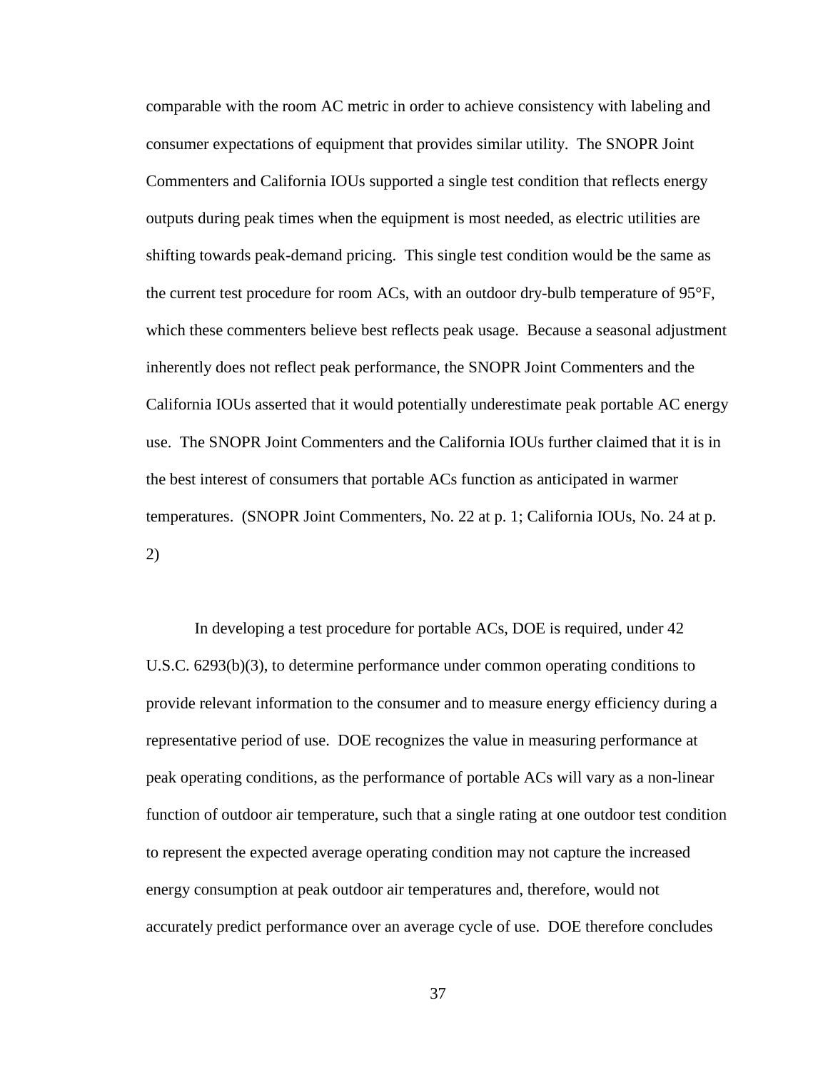comparable with the room AC metric in order to achieve consistency with labeling and consumer expectations of equipment that provides similar utility. The SNOPR Joint Commenters and California IOUs supported a single test condition that reflects energy outputs during peak times when the equipment is most needed, as electric utilities are shifting towards peak-demand pricing. This single test condition would be the same as the current test procedure for room ACs, with an outdoor dry-bulb temperature of 95°F, which these commenters believe best reflects peak usage. Because a seasonal adjustment inherently does not reflect peak performance, the SNOPR Joint Commenters and the California IOUs asserted that it would potentially underestimate peak portable AC energy use. The SNOPR Joint Commenters and the California IOUs further claimed that it is in the best interest of consumers that portable ACs function as anticipated in warmer temperatures. (SNOPR Joint Commenters, No. 22 at p. 1; California IOUs, No. 24 at p. 2)

In developing a test procedure for portable ACs, DOE is required, under 42 U.S.C. 6293(b)(3), to determine performance under common operating conditions to provide relevant information to the consumer and to measure energy efficiency during a representative period of use. DOE recognizes the value in measuring performance at peak operating conditions, as the performance of portable ACs will vary as a non-linear function of outdoor air temperature, such that a single rating at one outdoor test condition to represent the expected average operating condition may not capture the increased energy consumption at peak outdoor air temperatures and, therefore, would not accurately predict performance over an average cycle of use. DOE therefore concludes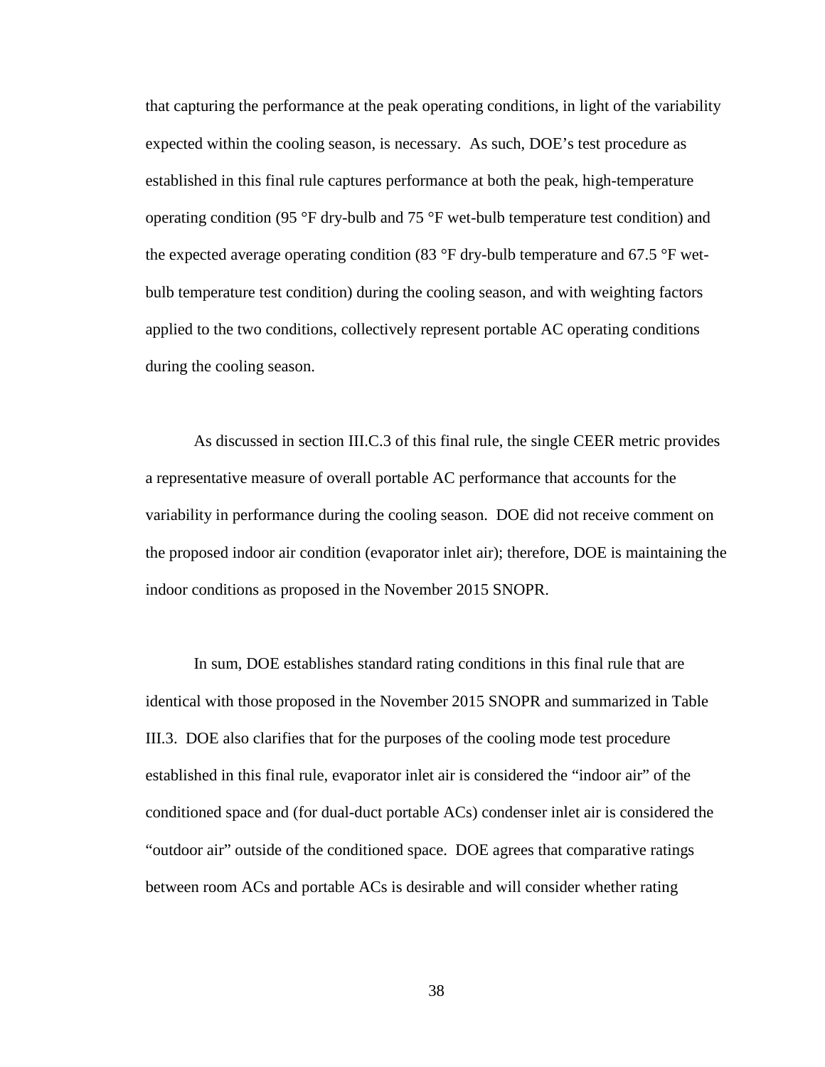that capturing the performance at the peak operating conditions, in light of the variability expected within the cooling season, is necessary. As such, DOE's test procedure as established in this final rule captures performance at both the peak, high-temperature operating condition (95 °F dry-bulb and 75 °F wet-bulb temperature test condition) and the expected average operating condition (83 °F dry-bulb temperature and 67.5 °F wet-bulb temperature test condition) during the cooling season, and with weighting factors applied to the two conditions, collectively represent portable AC operating conditions during the cooling season.

As discussed in section III.C.3 of this final rule, the single CEER metric provides a representative measure of overall portable AC performance that accounts for the variability in performance during the cooling season. DOE did not receive comment on the proposed indoor air condition (evaporator inlet air); therefore, DOE is maintaining the indoor conditions as proposed in the November 2015 SNOPR.

In sum, DOE establishes standard rating conditions in this final rule that are identical with those proposed in the November 2015 SNOPR and summarized in Table III.3. DOE also clarifies that for the purposes of the cooling mode test procedure established in this final rule, evaporator inlet air is considered the "indoor air" of the conditioned space and (for dual-duct portable ACs) condenser inlet air is considered the "outdoor air" outside of the conditioned space. DOE agrees that comparative ratings between room ACs and portable ACs is desirable and will consider whether rating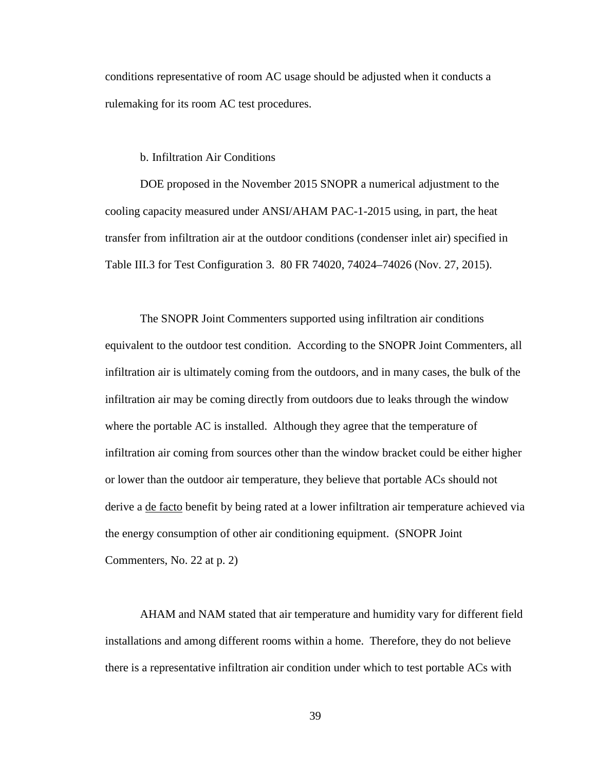conditions representative of room AC usage should be adjusted when it conducts a rulemaking for its room AC test procedures.

b. Infiltration Air Conditions

DOE proposed in the November 2015 SNOPR a numerical adjustment to the cooling capacity measured under ANSI/AHAM PAC-1-2015 using, in part, the heat transfer from infiltration air at the outdoor conditions (condenser inlet air) specified in Table III.3 for Test Configuration 3. 80 FR 74020, 74024–74026 (Nov. 27, 2015).

The SNOPR Joint Commenters supported using infiltration air conditions equivalent to the outdoor test condition. According to the SNOPR Joint Commenters, all infiltration air is ultimately coming from the outdoors, and in many cases, the bulk of the infiltration air may be coming directly from outdoors due to leaks through the window where the portable AC is installed. Although they agree that the temperature of infiltration air coming from sources other than the window bracket could be either higher or lower than the outdoor air temperature, they believe that portable ACs should not derive a de facto benefit by being rated at a lower infiltration air temperature achieved via the energy consumption of other air conditioning equipment. (SNOPR Joint Commenters, No. 22 at p. 2)

AHAM and NAM stated that air temperature and humidity vary for different field installations and among different rooms within a home. Therefore, they do not believe there is a representative infiltration air condition under which to test portable ACs with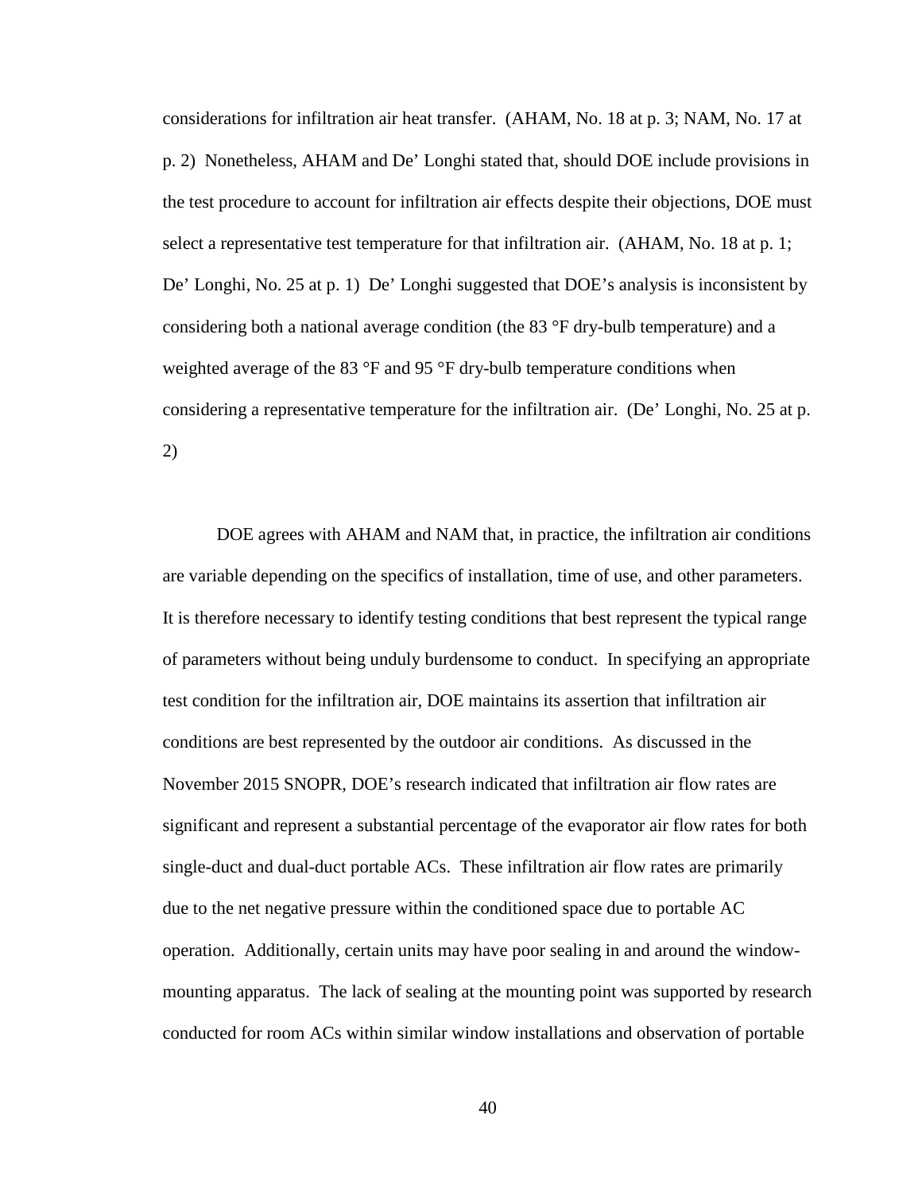considerations for infiltration air heat transfer. (AHAM, No. 18 at p. 3; NAM, No. 17 at p. 2) Nonetheless, AHAM and De' Longhi stated that, should DOE include provisions in the test procedure to account for infiltration air effects despite their objections, DOE must select a representative test temperature for that infiltration air. (AHAM, No. 18 at p. 1; De' Longhi, No. 25 at p. 1) De' Longhi suggested that DOE's analysis is inconsistent by considering both a national average condition (the 83 °F dry-bulb temperature) and a weighted average of the 83 °F and 95 °F dry-bulb temperature conditions when considering a representative temperature for the infiltration air. (De' Longhi, No. 25 at p. 2)

DOE agrees with AHAM and NAM that, in practice, the infiltration air conditions are variable depending on the specifics of installation, time of use, and other parameters. It is therefore necessary to identify testing conditions that best represent the typical range of parameters without being unduly burdensome to conduct. In specifying an appropriate test condition for the infiltration air, DOE maintains its assertion that infiltration air conditions are best represented by the outdoor air conditions. As discussed in the November 2015 SNOPR, DOE's research indicated that infiltration air flow rates are significant and represent a substantial percentage of the evaporator air flow rates for both single-duct and dual-duct portable ACs. These infiltration air flow rates are primarily due to the net negative pressure within the conditioned space due to portable AC operation. Additionally, certain units may have poor sealing in and around the window-mounting apparatus. The lack of sealing at the mounting point was supported by research conducted for room ACs within similar window installations and observation of portable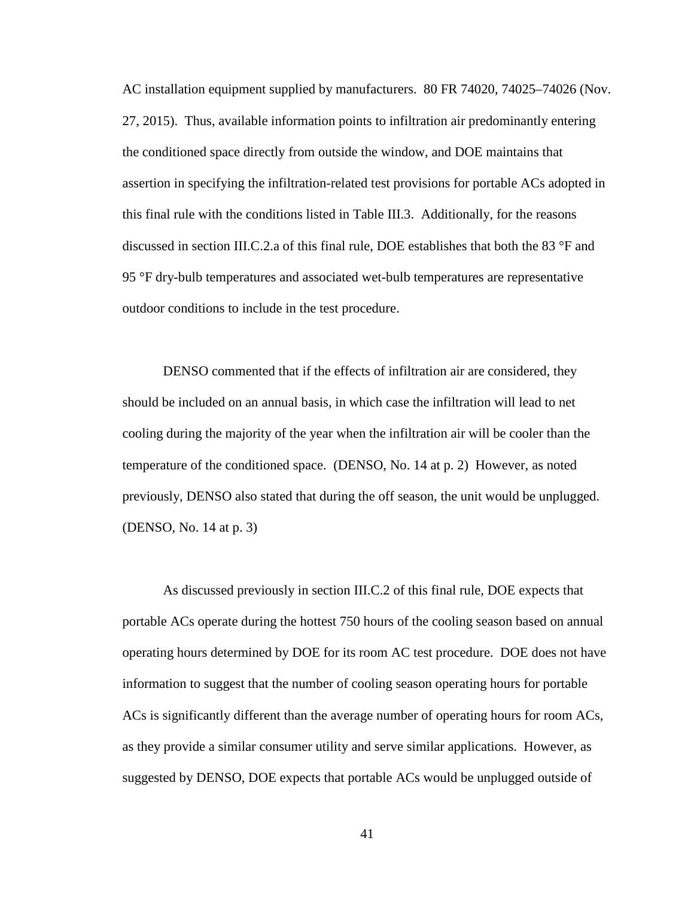AC installation equipment supplied by manufacturers. 80 FR 74020, 74025–74026 (Nov. 27, 2015). Thus, available information points to infiltration air predominantly entering the conditioned space directly from outside the window, and DOE maintains that assertion in specifying the infiltration-related test provisions for portable ACs adopted in this final rule with the conditions listed in Table III.3. Additionally, for the reasons discussed in section III.C.2.a of this final rule, DOE establishes that both the 83 °F and 95 °F dry-bulb temperatures and associated wet-bulb temperatures are representative outdoor conditions to include in the test procedure.

DENSO commented that if the effects of infiltration air are considered, they should be included on an annual basis, in which case the infiltration will lead to net cooling during the majority of the year when the infiltration air will be cooler than the temperature of the conditioned space. (DENSO, No. 14 at p. 2) However, as noted previously, DENSO also stated that during the off season, the unit would be unplugged. (DENSO, No. 14 at p. 3)

As discussed previously in section III.C.2 of this final rule, DOE expects that portable ACs operate during the hottest 750 hours of the cooling season based on annual operating hours determined by DOE for its room AC test procedure. DOE does not have information to suggest that the number of cooling season operating hours for portable ACs is significantly different than the average number of operating hours for room ACs, as they provide a similar consumer utility and serve similar applications. However, as suggested by DENSO, DOE expects that portable ACs would be unplugged outside of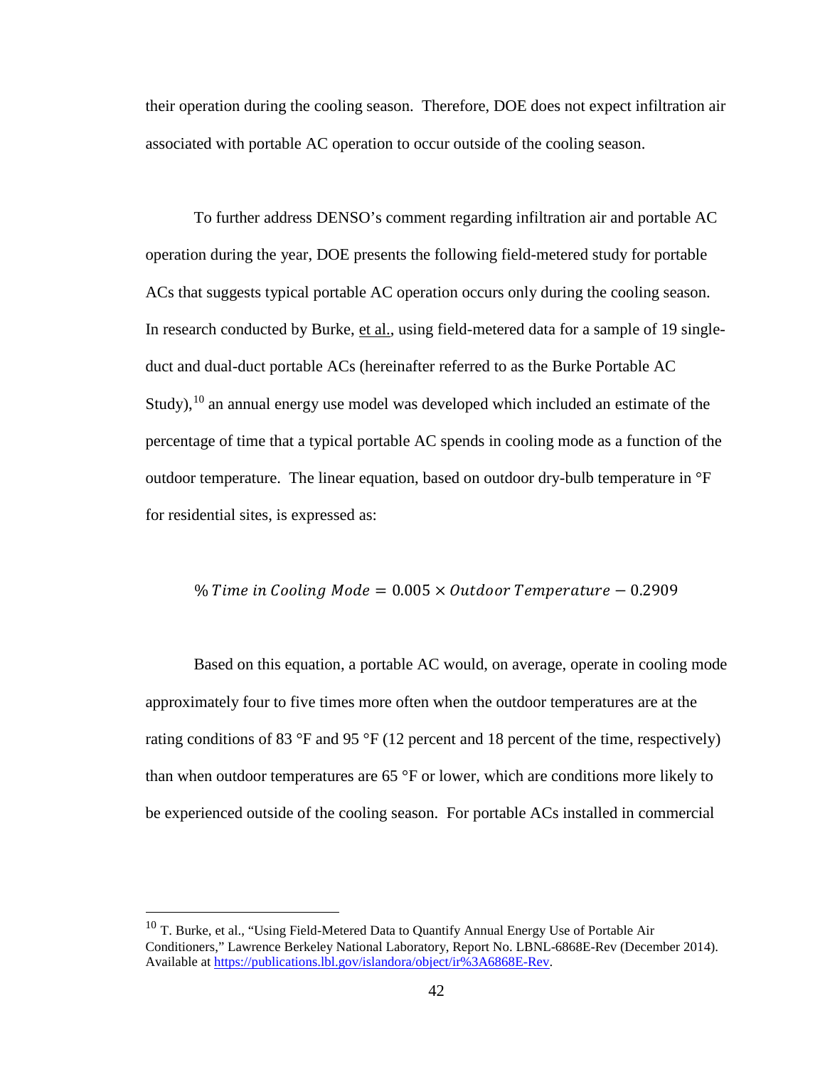their operation during the cooling season. Therefore, DOE does not expect infiltration air associated with portable AC operation to occur outside of the cooling season.

To further address DENSO's comment regarding infiltration air and portable AC operation during the year, DOE presents the following field-metered study for portable ACs that suggests typical portable AC operation occurs only during the cooling season. In research conducted by Burke, et al., using field-metered data for a sample of 19 single-duct and dual-duct portable ACs (hereinafter referred to as the Burke Portable AC Study),[10] an annual energy use model was developed which included an estimate of the percentage of time that a typical portable AC spends in cooling mode as a function of the outdoor temperature. The linear equation, based on outdoor dry-bulb temperature in °F for residential sites, is expressed as:

$$\%\,Time\ in\ Cooling\ Mode = 0.005 \times Outdoor\ Temperature - 0.2909$$

Based on this equation, a portable AC would, on average, operate in cooling mode approximately four to five times more often when the outdoor temperatures are at the rating conditions of 83 °F and 95 °F (12 percent and 18 percent of the time, respectively) than when outdoor temperatures are 65 °F or lower, which are conditions more likely to be experienced outside of the cooling season. For portable ACs installed in commercial

[10] T. Burke, et al., "Using Field-Metered Data to Quantify Annual Energy Use of Portable Air Conditioners," Lawrence Berkeley National Laboratory, Report No. LBNL-6868E-Rev (December 2014). Available at https://publications.lbl.gov/islandora/object/ir%3A6868E-Rev.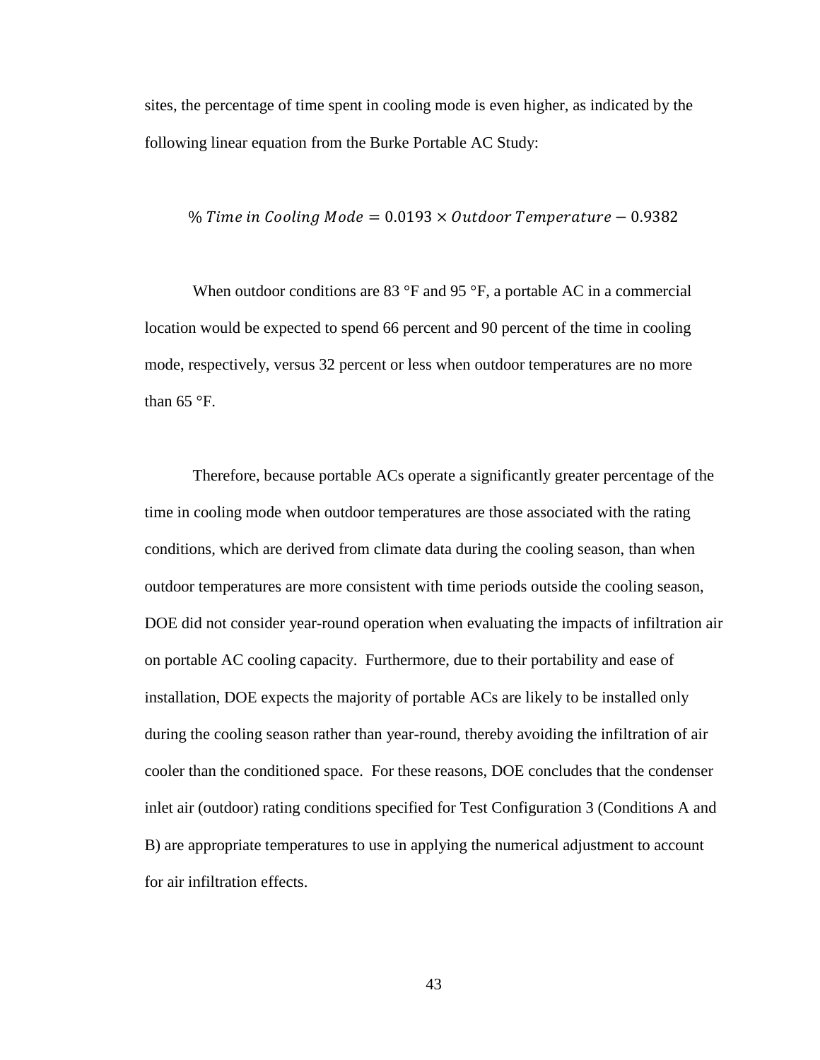sites, the percentage of time spent in cooling mode is even higher, as indicated by the following linear equation from the Burke Portable AC Study:

$$\%\ Time\ in\ Cooling\ Mode = 0.0193 \times Outdoor\ Temperature - 0.9382$$

When outdoor conditions are 83 °F and 95 °F, a portable AC in a commercial location would be expected to spend 66 percent and 90 percent of the time in cooling mode, respectively, versus 32 percent or less when outdoor temperatures are no more than 65 °F.

Therefore, because portable ACs operate a significantly greater percentage of the time in cooling mode when outdoor temperatures are those associated with the rating conditions, which are derived from climate data during the cooling season, than when outdoor temperatures are more consistent with time periods outside the cooling season, DOE did not consider year-round operation when evaluating the impacts of infiltration air on portable AC cooling capacity. Furthermore, due to their portability and ease of installation, DOE expects the majority of portable ACs are likely to be installed only during the cooling season rather than year-round, thereby avoiding the infiltration of air cooler than the conditioned space. For these reasons, DOE concludes that the condenser inlet air (outdoor) rating conditions specified for Test Configuration 3 (Conditions A and B) are appropriate temperatures to use in applying the numerical adjustment to account for air infiltration effects.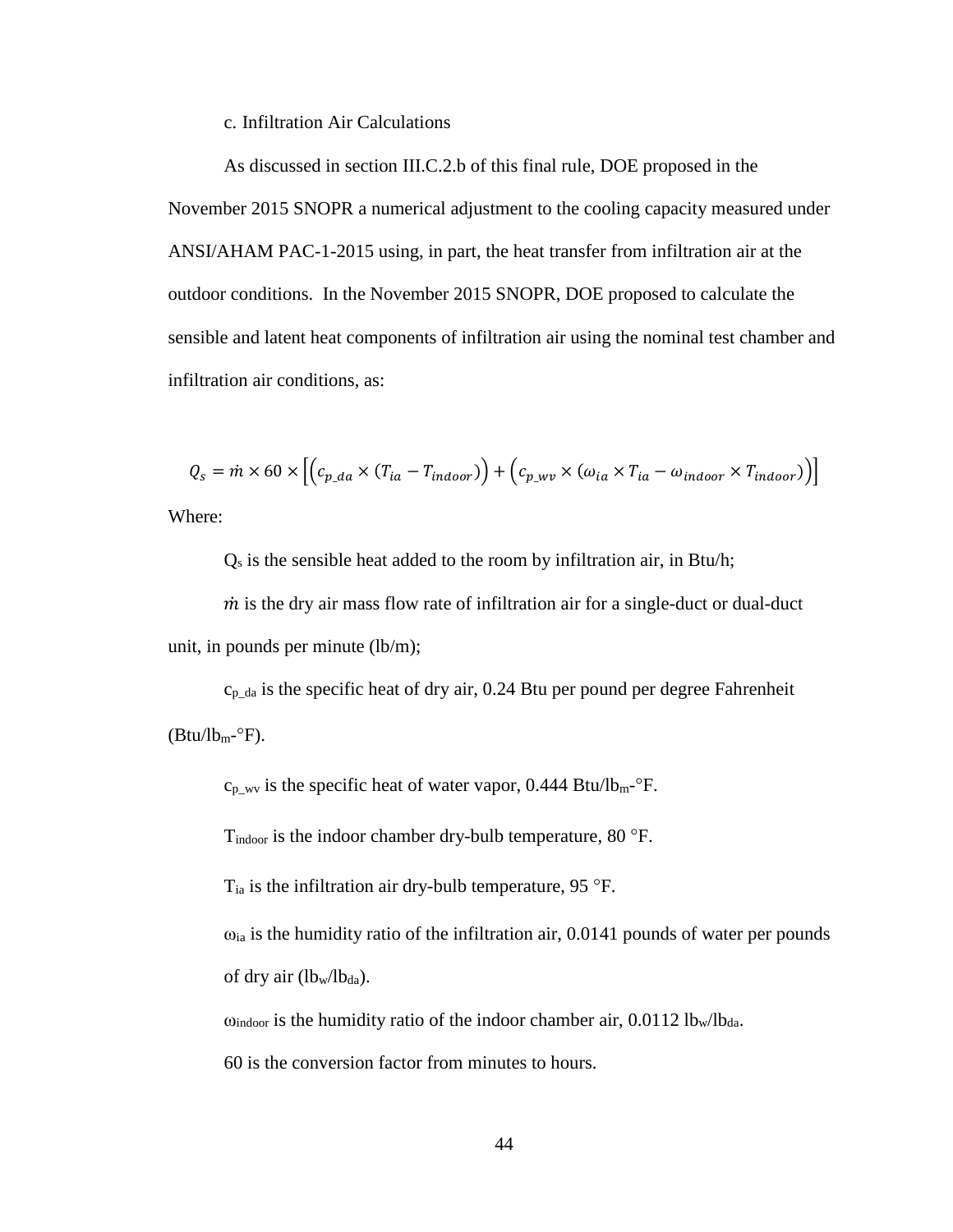c. Infiltration Air Calculations

As discussed in section III.C.2.b of this final rule, DOE proposed in the November 2015 SNOPR a numerical adjustment to the cooling capacity measured under ANSI/AHAM PAC-1-2015 using, in part, the heat transfer from infiltration air at the outdoor conditions. In the November 2015 SNOPR, DOE proposed to calculate the sensible and latent heat components of infiltration air using the nominal test chamber and infiltration air conditions, as:

$$Q_s = \dot{m} \times 60 \times \left[ \left( c_{p\_da} \times (T_{ia} - T_{indoor}) \right) + \left( c_{p\_wv} \times (\omega_{ia} \times T_{ia} - \omega_{indoor} \times T_{indoor}) \right) \right]$$

Where:

$Q_s$ is the sensible heat added to the room by infiltration air, in Btu/h;

$\dot{m}$ is the dry air mass flow rate of infiltration air for a single-duct or dual-duct unit, in pounds per minute (lb/m);

$c_{p\_da}$ is the specific heat of dry air, 0.24 Btu per pound per degree Fahrenheit ($Btu/lb_m$-°F).

$c_{p\_wv}$ is the specific heat of water vapor, 0.444 $Btu/lb_m$-°F.

$T_{indoor}$ is the indoor chamber dry-bulb temperature, 80 °F.

$T_{ia}$ is the infiltration air dry-bulb temperature, 95 °F.

$\omega_{ia}$ is the humidity ratio of the infiltration air, 0.0141 pounds of water per pounds of dry air ($lb_w/lb_{da}$).

$\omega_{indoor}$ is the humidity ratio of the indoor chamber air, 0.0112 $lb_w/lb_{da}$.

60 is the conversion factor from minutes to hours.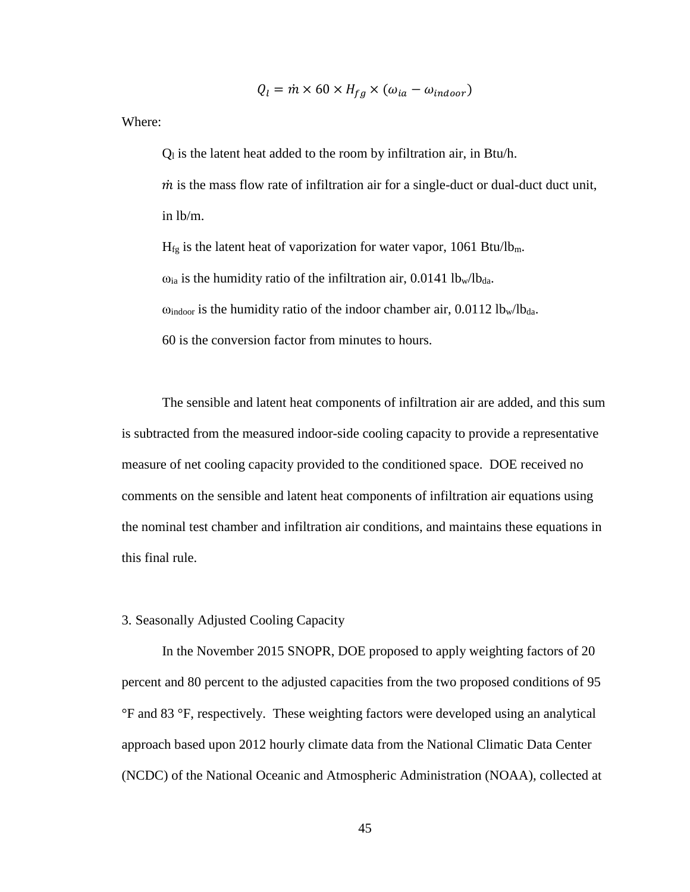$$Q_l = \dot{m} \times 60 \times H_{fg} \times (\omega_{ia} - \omega_{indoor})$$

Where:

$Q_l$ is the latent heat added to the room by infiltration air, in Btu/h.

$\dot{m}$ is the mass flow rate of infiltration air for a single-duct or dual-duct duct unit, in lb/m.

$H_{fg}$ is the latent heat of vaporization for water vapor, 1061 Btu/$lb_m$.

$\omega_{ia}$ is the humidity ratio of the infiltration air, 0.0141 $lb_w/lb_{da}$.

$\omega_{indoor}$ is the humidity ratio of the indoor chamber air, 0.0112 $lb_w/lb_{da}$.

60 is the conversion factor from minutes to hours.

The sensible and latent heat components of infiltration air are added, and this sum is subtracted from the measured indoor-side cooling capacity to provide a representative measure of net cooling capacity provided to the conditioned space. DOE received no comments on the sensible and latent heat components of infiltration air equations using the nominal test chamber and infiltration air conditions, and maintains these equations in this final rule.

3. Seasonally Adjusted Cooling Capacity

In the November 2015 SNOPR, DOE proposed to apply weighting factors of 20 percent and 80 percent to the adjusted capacities from the two proposed conditions of 95 °F and 83 °F, respectively. These weighting factors were developed using an analytical approach based upon 2012 hourly climate data from the National Climatic Data Center (NCDC) of the National Oceanic and Atmospheric Administration (NOAA), collected at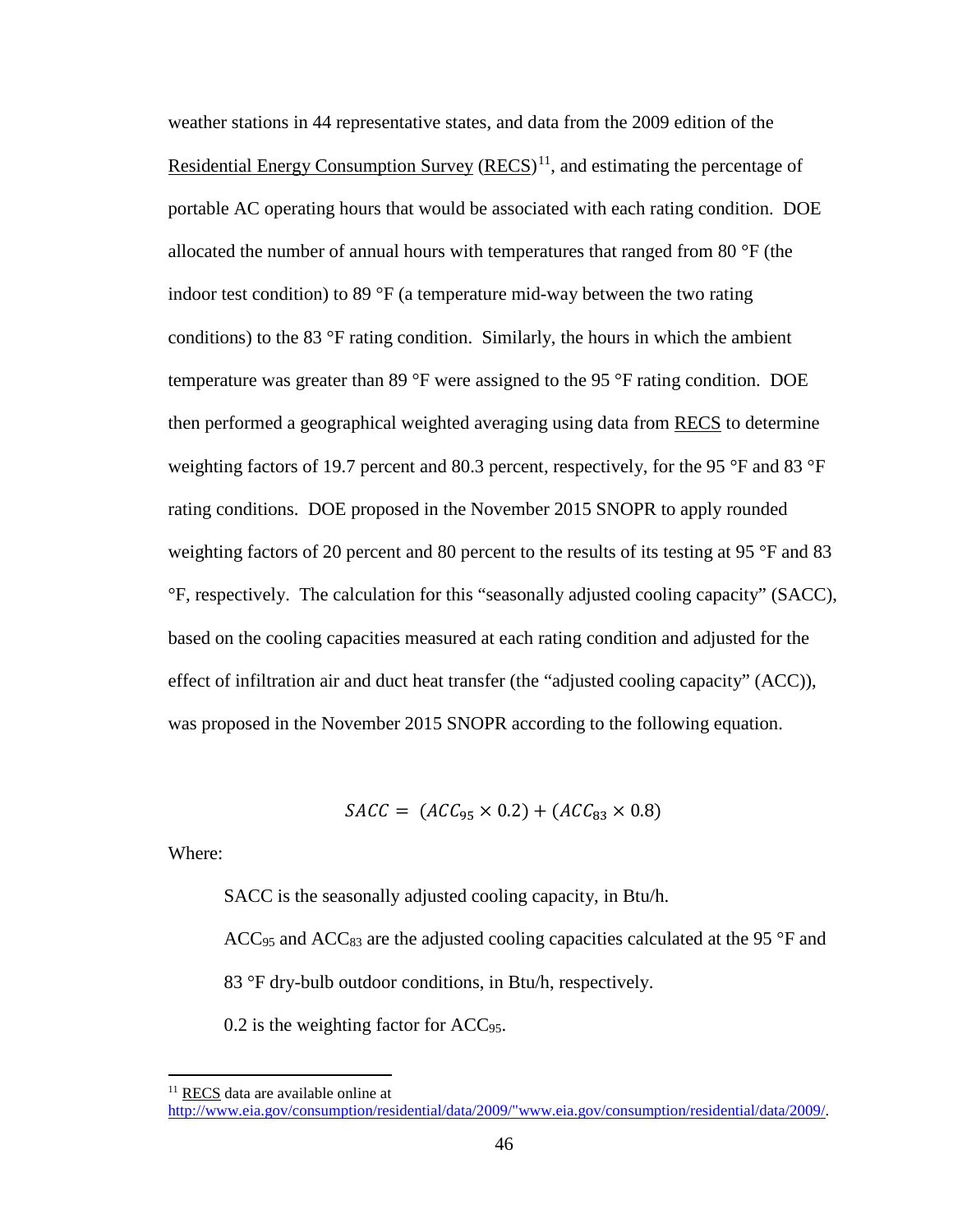weather stations in 44 representative states, and data from the 2009 edition of the Residential Energy Consumption Survey (RECS)[11], and estimating the percentage of portable AC operating hours that would be associated with each rating condition. DOE allocated the number of annual hours with temperatures that ranged from 80 °F (the indoor test condition) to 89 °F (a temperature mid-way between the two rating conditions) to the 83 °F rating condition. Similarly, the hours in which the ambient temperature was greater than 89 °F were assigned to the 95 °F rating condition. DOE then performed a geographical weighted averaging using data from RECS to determine weighting factors of 19.7 percent and 80.3 percent, respectively, for the 95 °F and 83 °F rating conditions. DOE proposed in the November 2015 SNOPR to apply rounded weighting factors of 20 percent and 80 percent to the results of its testing at 95 °F and 83 °F, respectively. The calculation for this "seasonally adjusted cooling capacity" (SACC), based on the cooling capacities measured at each rating condition and adjusted for the effect of infiltration air and duct heat transfer (the "adjusted cooling capacity" (ACC)), was proposed in the November 2015 SNOPR according to the following equation.

$$SACC = (ACC_{95} \times 0.2) + (ACC_{83} \times 0.8)$$

Where:

SACC is the seasonally adjusted cooling capacity, in Btu/h.

$ACC_{95}$ and $ACC_{83}$ are the adjusted cooling capacities calculated at the 95 °F and 83 °F dry-bulb outdoor conditions, in Btu/h, respectively.

0.2 is the weighting factor for $ACC_{95}$.

---

[11] RECS data are available online at http://www.eia.gov/consumption/residential/data/2009/"www.eia.gov/consumption/residential/data/2009/.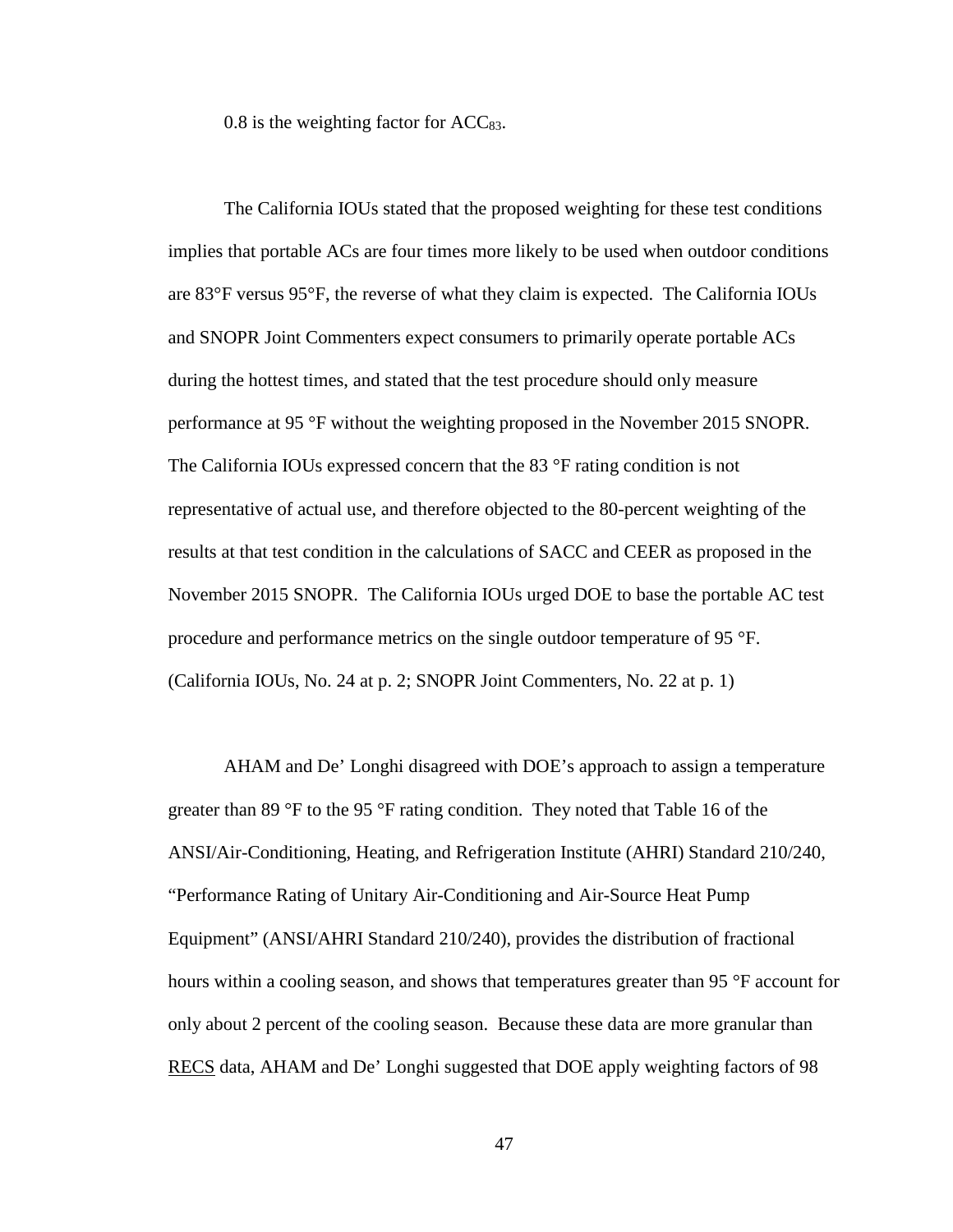0.8 is the weighting factor for $ACC_{83}$.

The California IOUs stated that the proposed weighting for these test conditions implies that portable ACs are four times more likely to be used when outdoor conditions are 83°F versus 95°F, the reverse of what they claim is expected. The California IOUs and SNOPR Joint Commenters expect consumers to primarily operate portable ACs during the hottest times, and stated that the test procedure should only measure performance at 95 °F without the weighting proposed in the November 2015 SNOPR. The California IOUs expressed concern that the 83 °F rating condition is not representative of actual use, and therefore objected to the 80-percent weighting of the results at that test condition in the calculations of SACC and CEER as proposed in the November 2015 SNOPR. The California IOUs urged DOE to base the portable AC test procedure and performance metrics on the single outdoor temperature of 95 °F. (California IOUs, No. 24 at p. 2; SNOPR Joint Commenters, No. 22 at p. 1)

AHAM and De' Longhi disagreed with DOE's approach to assign a temperature greater than 89 °F to the 95 °F rating condition. They noted that Table 16 of the ANSI/Air-Conditioning, Heating, and Refrigeration Institute (AHRI) Standard 210/240, "Performance Rating of Unitary Air-Conditioning and Air-Source Heat Pump Equipment" (ANSI/AHRI Standard 210/240), provides the distribution of fractional hours within a cooling season, and shows that temperatures greater than 95 °F account for only about 2 percent of the cooling season. Because these data are more granular than RECS data, AHAM and De' Longhi suggested that DOE apply weighting factors of 98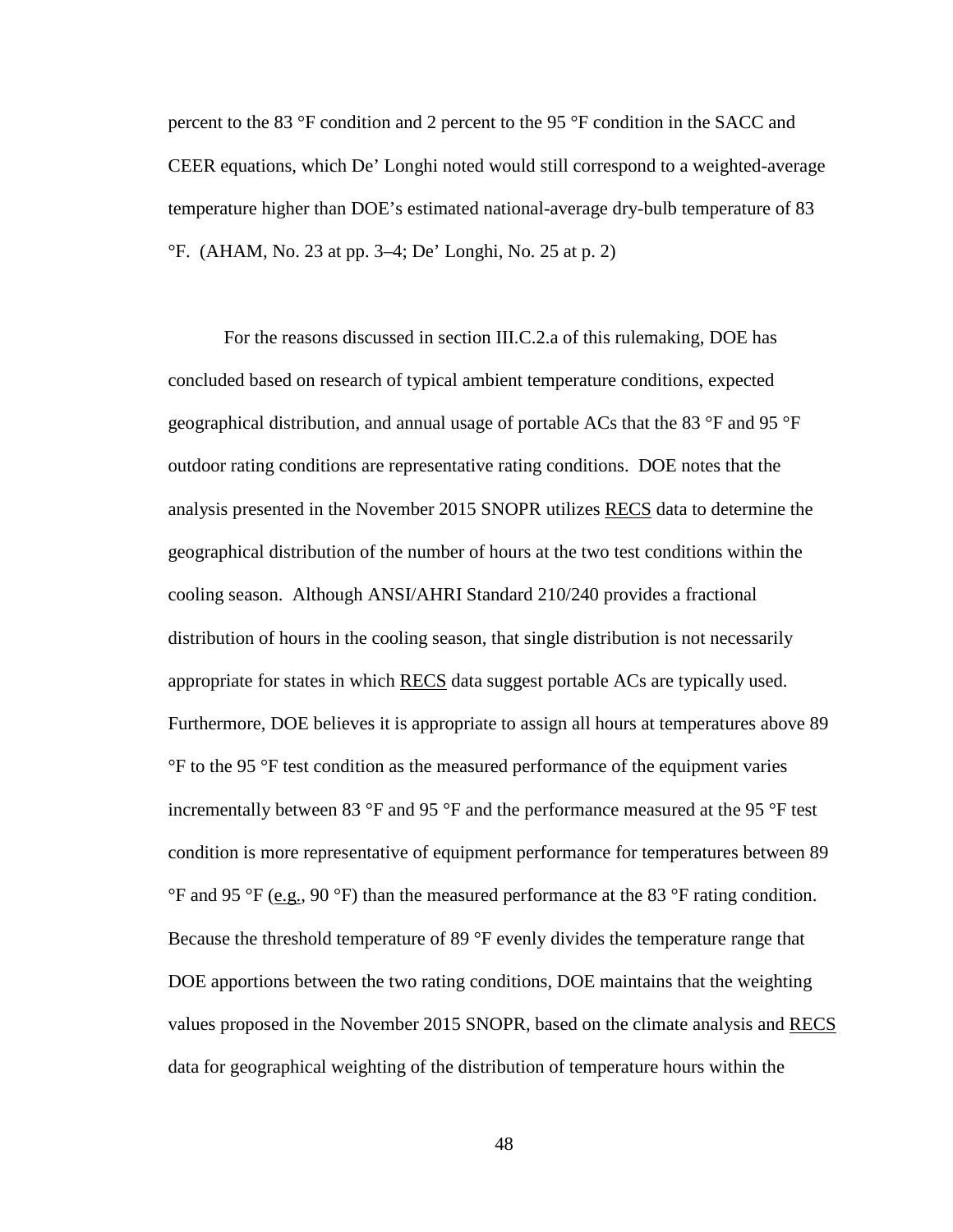percent to the 83 °F condition and 2 percent to the 95 °F condition in the SACC and CEER equations, which De' Longhi noted would still correspond to a weighted-average temperature higher than DOE's estimated national-average dry-bulb temperature of 83 °F. (AHAM, No. 23 at pp. 3–4; De' Longhi, No. 25 at p. 2)

For the reasons discussed in section III.C.2.a of this rulemaking, DOE has concluded based on research of typical ambient temperature conditions, expected geographical distribution, and annual usage of portable ACs that the 83 °F and 95 °F outdoor rating conditions are representative rating conditions. DOE notes that the analysis presented in the November 2015 SNOPR utilizes RECS data to determine the geographical distribution of the number of hours at the two test conditions within the cooling season. Although ANSI/AHRI Standard 210/240 provides a fractional distribution of hours in the cooling season, that single distribution is not necessarily appropriate for states in which RECS data suggest portable ACs are typically used. Furthermore, DOE believes it is appropriate to assign all hours at temperatures above 89 °F to the 95 °F test condition as the measured performance of the equipment varies incrementally between 83 °F and 95 °F and the performance measured at the 95 °F test condition is more representative of equipment performance for temperatures between 89 °F and 95 °F (e.g., 90 °F) than the measured performance at the 83 °F rating condition. Because the threshold temperature of 89 °F evenly divides the temperature range that DOE apportions between the two rating conditions, DOE maintains that the weighting values proposed in the November 2015 SNOPR, based on the climate analysis and RECS data for geographical weighting of the distribution of temperature hours within the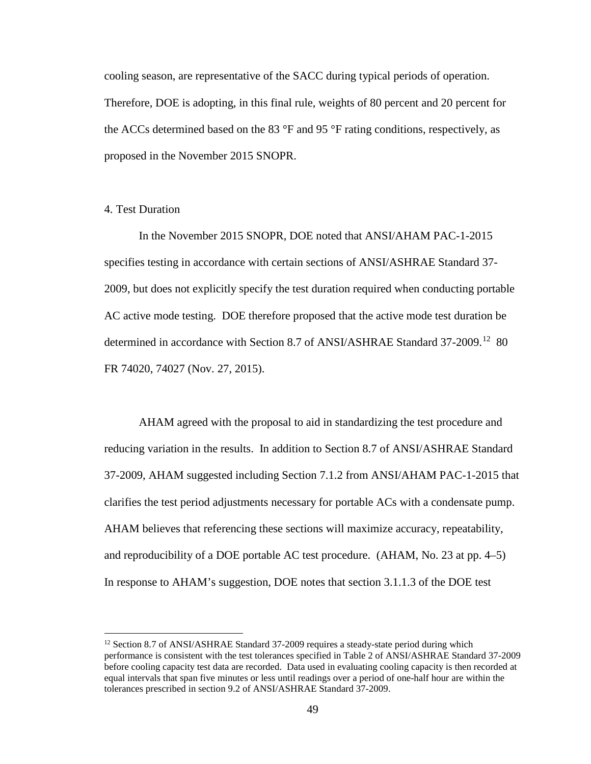cooling season, are representative of the SACC during typical periods of operation. Therefore, DOE is adopting, in this final rule, weights of 80 percent and 20 percent for the ACCs determined based on the 83 °F and 95 °F rating conditions, respectively, as proposed in the November 2015 SNOPR.

4. Test Duration

In the November 2015 SNOPR, DOE noted that ANSI/AHAM PAC-1-2015 specifies testing in accordance with certain sections of ANSI/ASHRAE Standard 37-2009, but does not explicitly specify the test duration required when conducting portable AC active mode testing. DOE therefore proposed that the active mode test duration be determined in accordance with Section 8.7 of ANSI/ASHRAE Standard 37-2009.[12] 80 FR 74020, 74027 (Nov. 27, 2015).

AHAM agreed with the proposal to aid in standardizing the test procedure and reducing variation in the results. In addition to Section 8.7 of ANSI/ASHRAE Standard 37-2009, AHAM suggested including Section 7.1.2 from ANSI/AHAM PAC-1-2015 that clarifies the test period adjustments necessary for portable ACs with a condensate pump. AHAM believes that referencing these sections will maximize accuracy, repeatability, and reproducibility of a DOE portable AC test procedure. (AHAM, No. 23 at pp. 4–5) In response to AHAM's suggestion, DOE notes that section 3.1.1.3 of the DOE test

[12] Section 8.7 of ANSI/ASHRAE Standard 37-2009 requires a steady-state period during which performance is consistent with the test tolerances specified in Table 2 of ANSI/ASHRAE Standard 37-2009 before cooling capacity test data are recorded. Data used in evaluating cooling capacity is then recorded at equal intervals that span five minutes or less until readings over a period of one-half hour are within the tolerances prescribed in section 9.2 of ANSI/ASHRAE Standard 37-2009.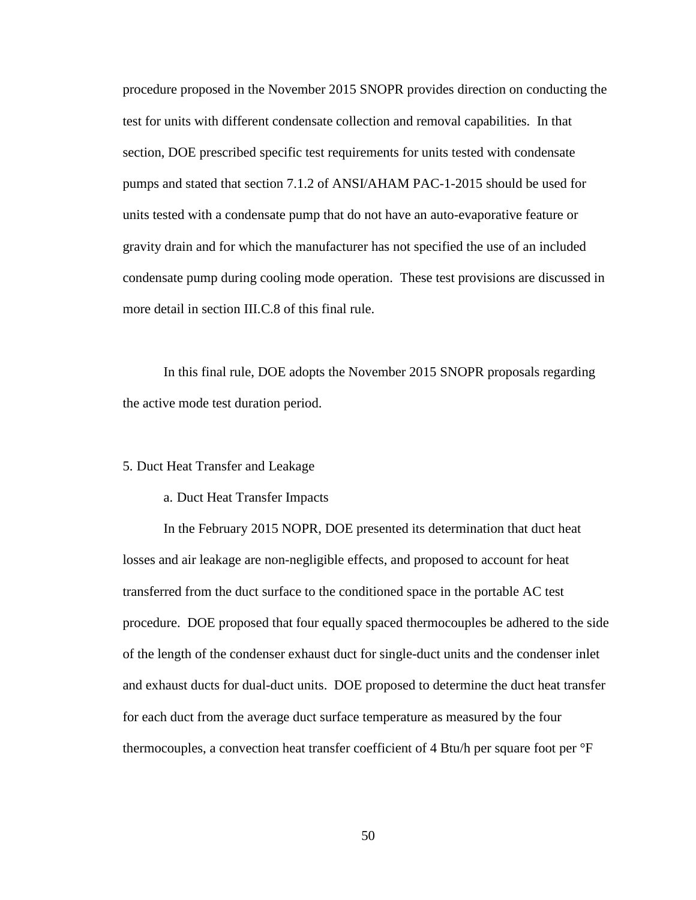procedure proposed in the November 2015 SNOPR provides direction on conducting the test for units with different condensate collection and removal capabilities. In that section, DOE prescribed specific test requirements for units tested with condensate pumps and stated that section 7.1.2 of ANSI/AHAM PAC-1-2015 should be used for units tested with a condensate pump that do not have an auto-evaporative feature or gravity drain and for which the manufacturer has not specified the use of an included condensate pump during cooling mode operation. These test provisions are discussed in more detail in section III.C.8 of this final rule.

In this final rule, DOE adopts the November 2015 SNOPR proposals regarding the active mode test duration period.

5. Duct Heat Transfer and Leakage

a. Duct Heat Transfer Impacts

In the February 2015 NOPR, DOE presented its determination that duct heat losses and air leakage are non-negligible effects, and proposed to account for heat transferred from the duct surface to the conditioned space in the portable AC test procedure. DOE proposed that four equally spaced thermocouples be adhered to the side of the length of the condenser exhaust duct for single-duct units and the condenser inlet and exhaust ducts for dual-duct units. DOE proposed to determine the duct heat transfer for each duct from the average duct surface temperature as measured by the four thermocouples, a convection heat transfer coefficient of 4 Btu/h per square foot per °F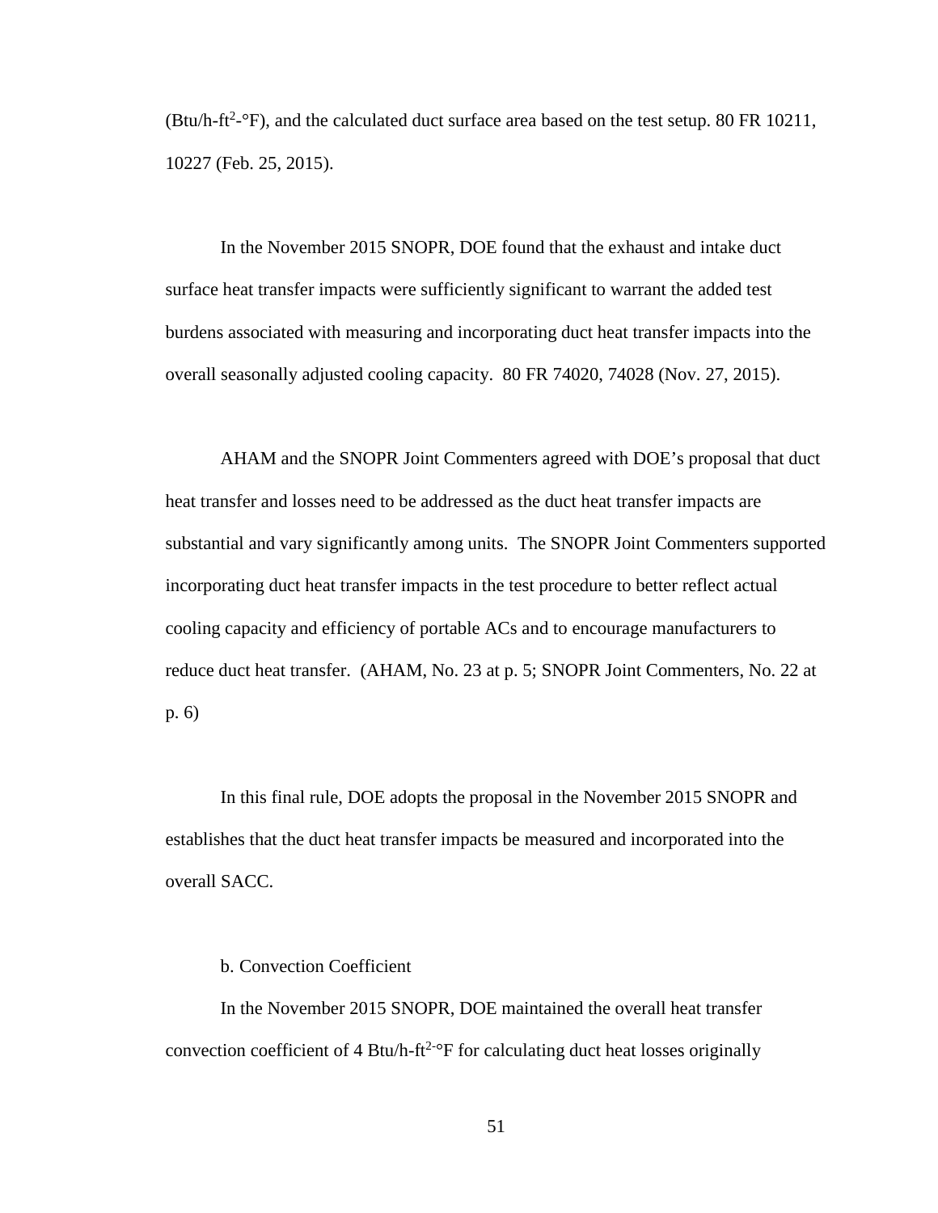(Btu/h-ft$^2$-°F), and the calculated duct surface area based on the test setup. 80 FR 10211, 10227 (Feb. 25, 2015).

In the November 2015 SNOPR, DOE found that the exhaust and intake duct surface heat transfer impacts were sufficiently significant to warrant the added test burdens associated with measuring and incorporating duct heat transfer impacts into the overall seasonally adjusted cooling capacity. 80 FR 74020, 74028 (Nov. 27, 2015).

AHAM and the SNOPR Joint Commenters agreed with DOE's proposal that duct heat transfer and losses need to be addressed as the duct heat transfer impacts are substantial and vary significantly among units. The SNOPR Joint Commenters supported incorporating duct heat transfer impacts in the test procedure to better reflect actual cooling capacity and efficiency of portable ACs and to encourage manufacturers to reduce duct heat transfer. (AHAM, No. 23 at p. 5; SNOPR Joint Commenters, No. 22 at p. 6)

In this final rule, DOE adopts the proposal in the November 2015 SNOPR and establishes that the duct heat transfer impacts be measured and incorporated into the overall SACC.

b. Convection Coefficient

In the November 2015 SNOPR, DOE maintained the overall heat transfer convection coefficient of 4 Btu/h-ft$^{2}$-°F for calculating duct heat losses originally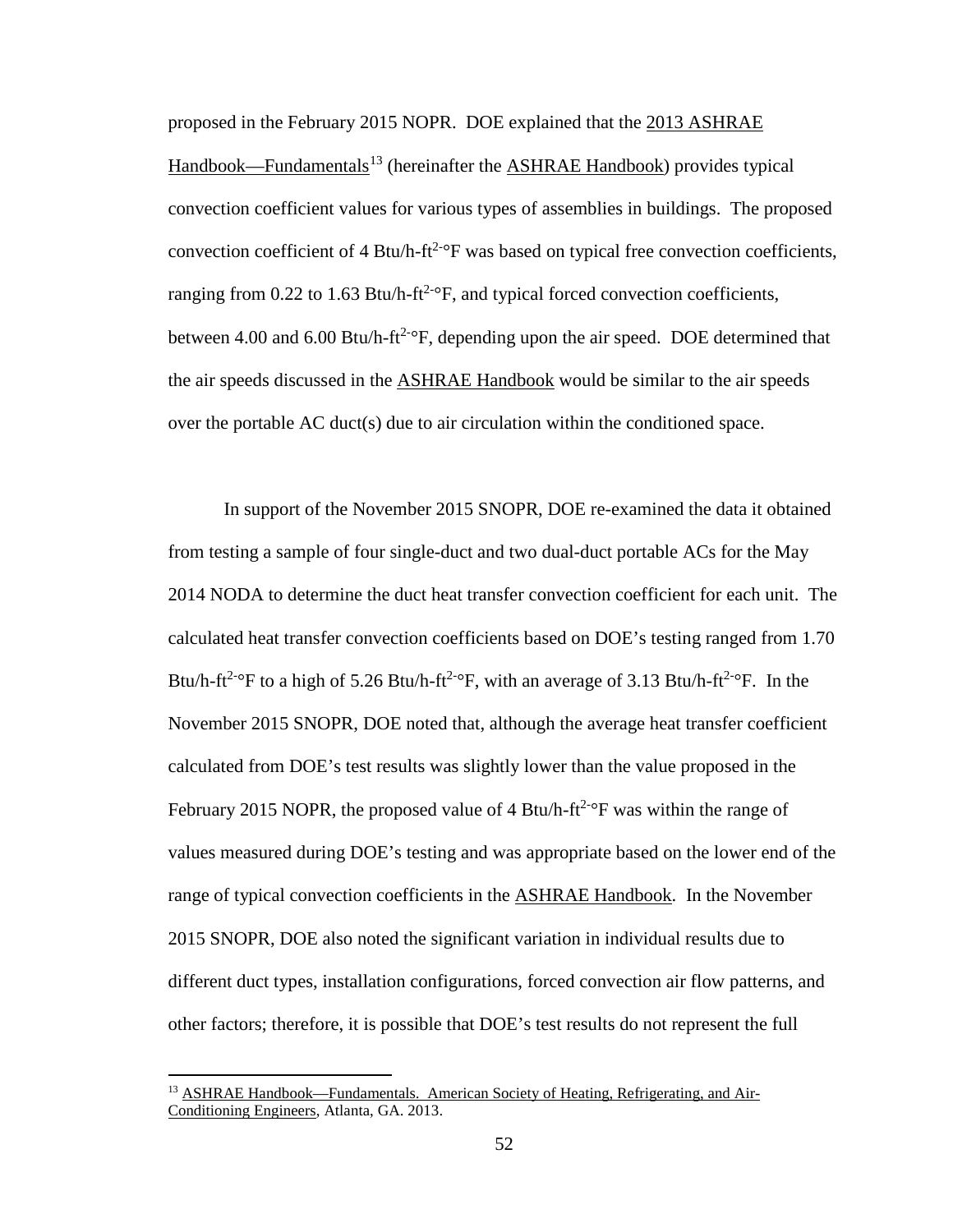proposed in the February 2015 NOPR. DOE explained that the 2013 ASHRAE Handbook—Fundamentals[13] (hereinafter the ASHRAE Handbook) provides typical convection coefficient values for various types of assemblies in buildings. The proposed convection coefficient of 4 Btu/h-ft$^{2}$-°F was based on typical free convection coefficients, ranging from 0.22 to 1.63 Btu/h-ft$^{2}$-°F, and typical forced convection coefficients, between 4.00 and 6.00 Btu/h-ft$^{2}$-°F, depending upon the air speed. DOE determined that the air speeds discussed in the ASHRAE Handbook would be similar to the air speeds over the portable AC duct(s) due to air circulation within the conditioned space.

In support of the November 2015 SNOPR, DOE re-examined the data it obtained from testing a sample of four single-duct and two dual-duct portable ACs for the May 2014 NODA to determine the duct heat transfer convection coefficient for each unit. The calculated heat transfer convection coefficients based on DOE's testing ranged from 1.70 Btu/h-ft$^{2}$-°F to a high of 5.26 Btu/h-ft$^{2}$-°F, with an average of 3.13 Btu/h-ft$^{2}$-°F. In the November 2015 SNOPR, DOE noted that, although the average heat transfer coefficient calculated from DOE's test results was slightly lower than the value proposed in the February 2015 NOPR, the proposed value of 4 Btu/h-ft$^{2}$-°F was within the range of values measured during DOE's testing and was appropriate based on the lower end of the range of typical convection coefficients in the ASHRAE Handbook. In the November 2015 SNOPR, DOE also noted the significant variation in individual results due to different duct types, installation configurations, forced convection air flow patterns, and other factors; therefore, it is possible that DOE's test results do not represent the full

[13] ASHRAE Handbook—Fundamentals. American Society of Heating, Refrigerating, and Air-Conditioning Engineers, Atlanta, GA. 2013.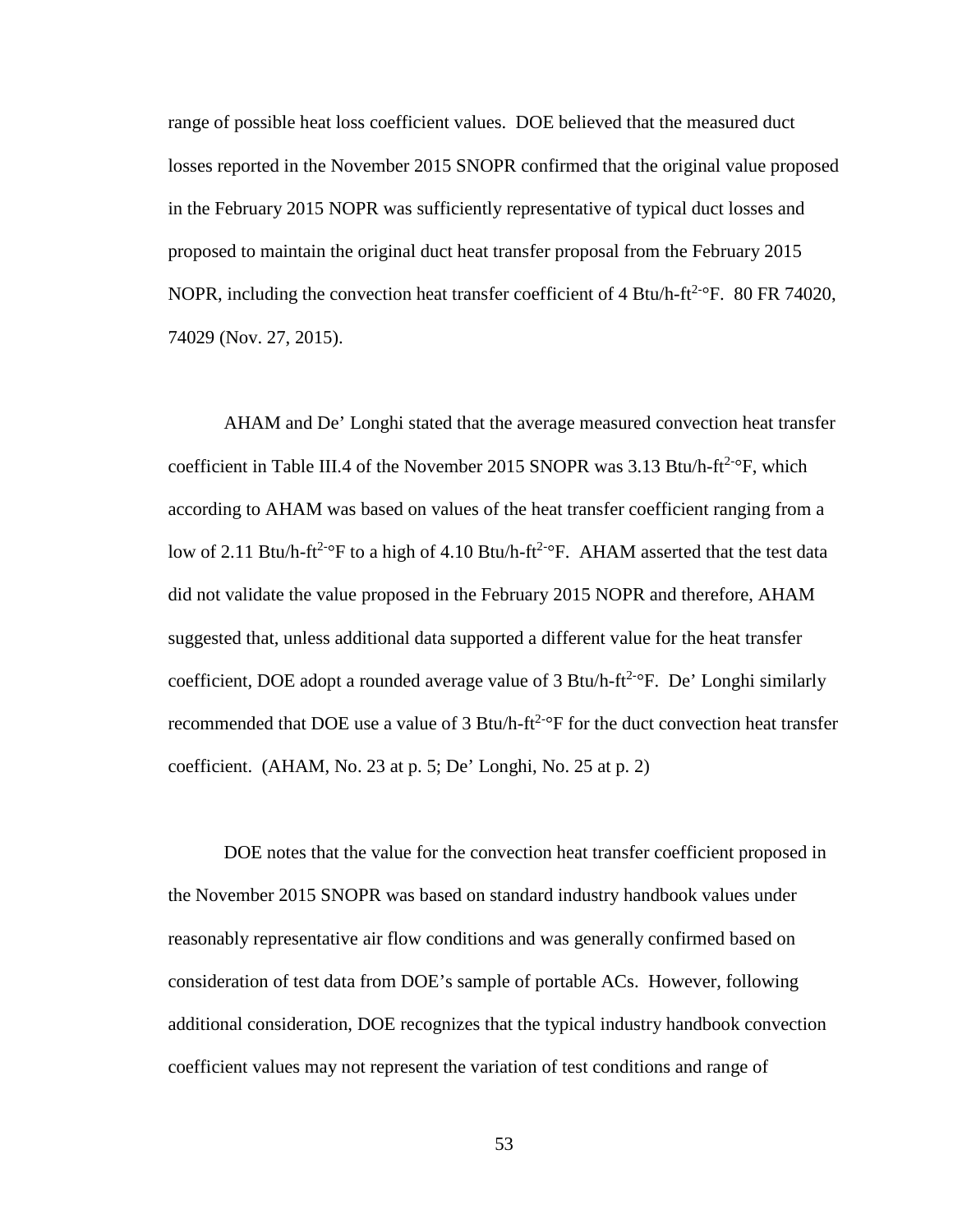range of possible heat loss coefficient values. DOE believed that the measured duct losses reported in the November 2015 SNOPR confirmed that the original value proposed in the February 2015 NOPR was sufficiently representative of typical duct losses and proposed to maintain the original duct heat transfer proposal from the February 2015 NOPR, including the convection heat transfer coefficient of 4 Btu/h-ft$^{2}$-°F. 80 FR 74020, 74029 (Nov. 27, 2015).

AHAM and De' Longhi stated that the average measured convection heat transfer coefficient in Table III.4 of the November 2015 SNOPR was 3.13 Btu/h-ft$^{2}$-°F, which according to AHAM was based on values of the heat transfer coefficient ranging from a low of 2.11 Btu/h-ft$^{2}$-°F to a high of 4.10 Btu/h-ft$^{2}$-°F. AHAM asserted that the test data did not validate the value proposed in the February 2015 NOPR and therefore, AHAM suggested that, unless additional data supported a different value for the heat transfer coefficient, DOE adopt a rounded average value of 3 Btu/h-ft$^{2}$-°F. De' Longhi similarly recommended that DOE use a value of 3 Btu/h-ft$^{2}$-°F for the duct convection heat transfer coefficient. (AHAM, No. 23 at p. 5; De' Longhi, No. 25 at p. 2)

DOE notes that the value for the convection heat transfer coefficient proposed in the November 2015 SNOPR was based on standard industry handbook values under reasonably representative air flow conditions and was generally confirmed based on consideration of test data from DOE's sample of portable ACs. However, following additional consideration, DOE recognizes that the typical industry handbook convection coefficient values may not represent the variation of test conditions and range of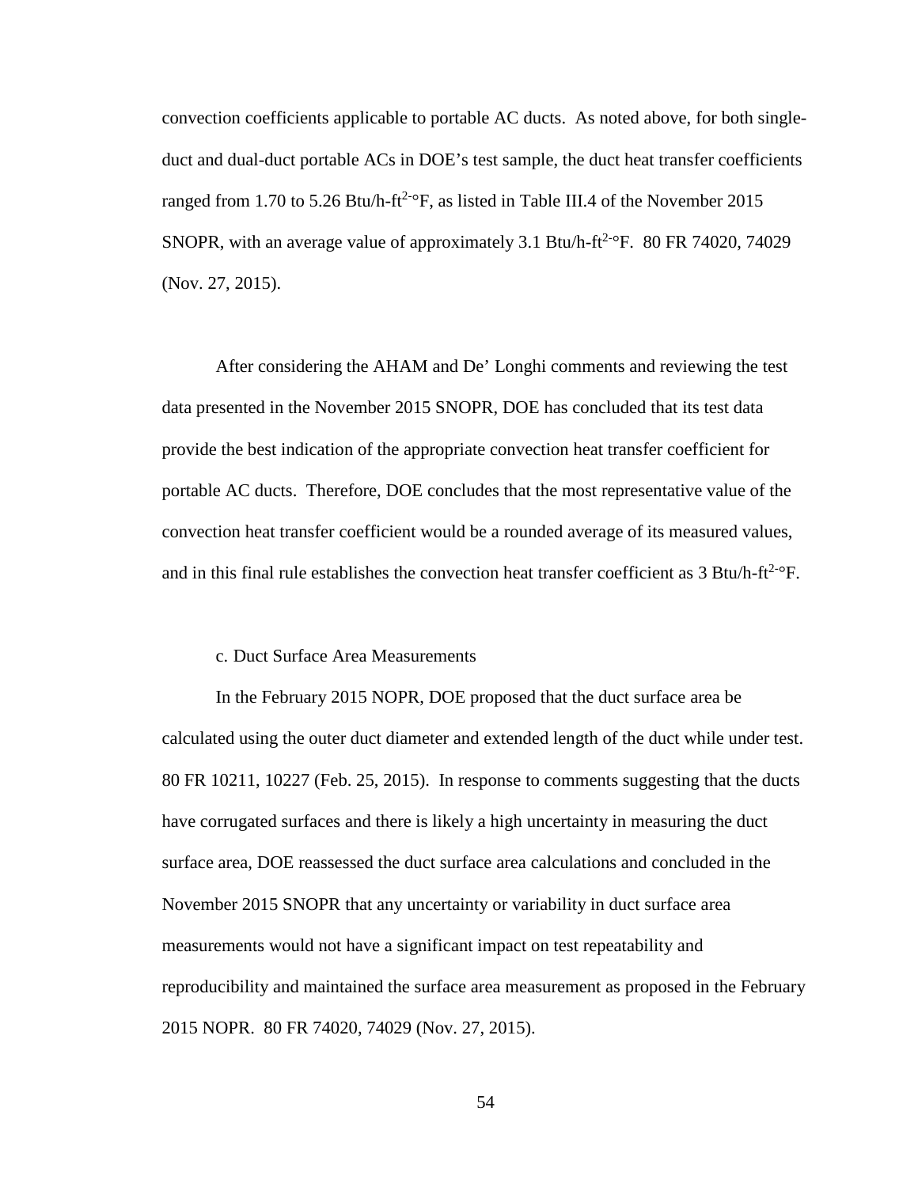convection coefficients applicable to portable AC ducts. As noted above, for both single-duct and dual-duct portable ACs in DOE's test sample, the duct heat transfer coefficients ranged from 1.70 to 5.26 Btu/h-ft$^{2}$-°F, as listed in Table III.4 of the November 2015 SNOPR, with an average value of approximately 3.1 Btu/h-ft$^{2}$-°F. 80 FR 74020, 74029 (Nov. 27, 2015).

After considering the AHAM and De' Longhi comments and reviewing the test data presented in the November 2015 SNOPR, DOE has concluded that its test data provide the best indication of the appropriate convection heat transfer coefficient for portable AC ducts. Therefore, DOE concludes that the most representative value of the convection heat transfer coefficient would be a rounded average of its measured values, and in this final rule establishes the convection heat transfer coefficient as 3 Btu/h-ft$^{2}$-°F.

c. Duct Surface Area Measurements

In the February 2015 NOPR, DOE proposed that the duct surface area be calculated using the outer duct diameter and extended length of the duct while under test. 80 FR 10211, 10227 (Feb. 25, 2015). In response to comments suggesting that the ducts have corrugated surfaces and there is likely a high uncertainty in measuring the duct surface area, DOE reassessed the duct surface area calculations and concluded in the November 2015 SNOPR that any uncertainty or variability in duct surface area measurements would not have a significant impact on test repeatability and reproducibility and maintained the surface area measurement as proposed in the February 2015 NOPR. 80 FR 74020, 74029 (Nov. 27, 2015).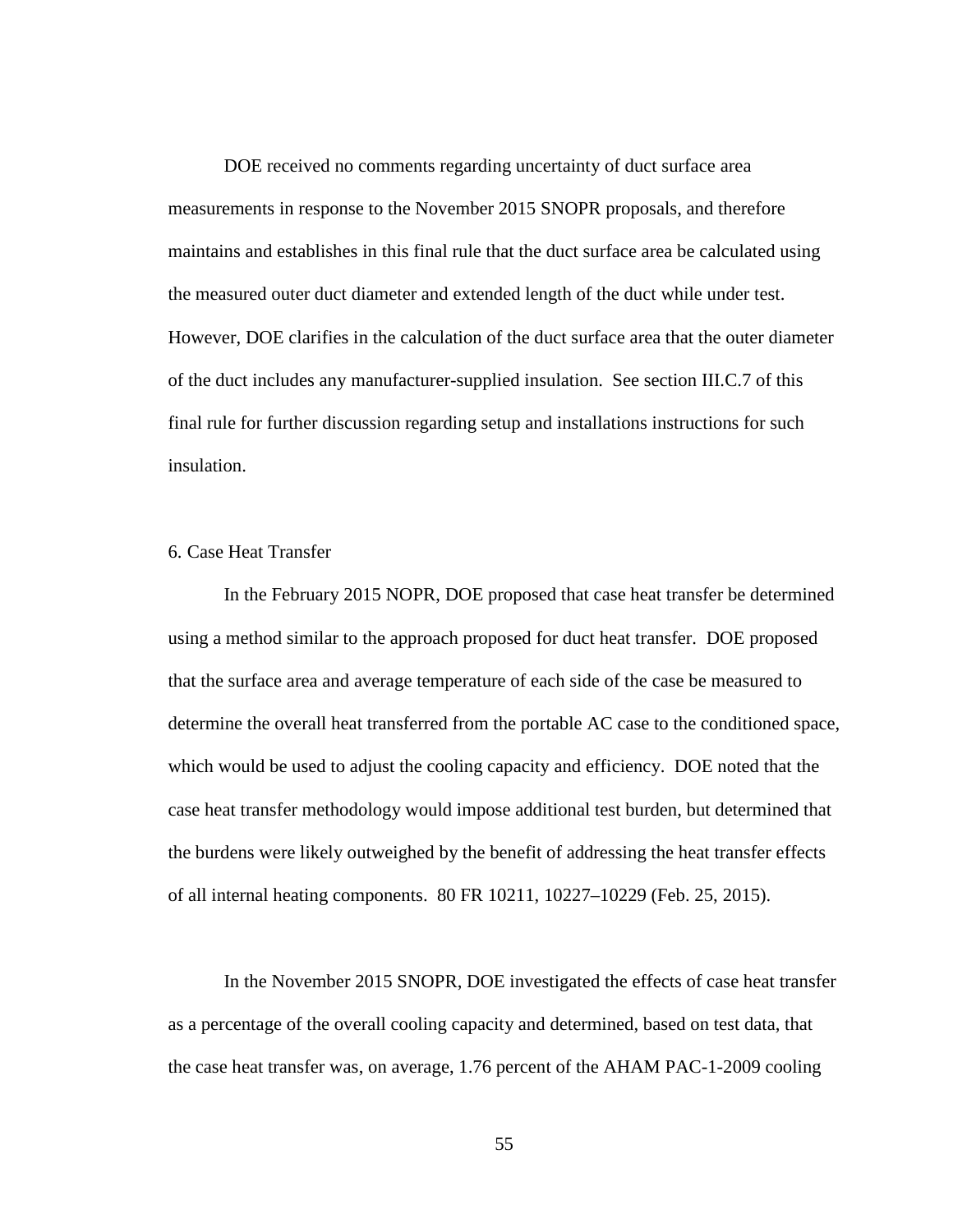DOE received no comments regarding uncertainty of duct surface area measurements in response to the November 2015 SNOPR proposals, and therefore maintains and establishes in this final rule that the duct surface area be calculated using the measured outer duct diameter and extended length of the duct while under test. However, DOE clarifies in the calculation of the duct surface area that the outer diameter of the duct includes any manufacturer-supplied insulation. See section III.C.7 of this final rule for further discussion regarding setup and installations instructions for such insulation.

### 6. Case Heat Transfer

In the February 2015 NOPR, DOE proposed that case heat transfer be determined using a method similar to the approach proposed for duct heat transfer. DOE proposed that the surface area and average temperature of each side of the case be measured to determine the overall heat transferred from the portable AC case to the conditioned space, which would be used to adjust the cooling capacity and efficiency. DOE noted that the case heat transfer methodology would impose additional test burden, but determined that the burdens were likely outweighed by the benefit of addressing the heat transfer effects of all internal heating components. 80 FR 10211, 10227–10229 (Feb. 25, 2015).

In the November 2015 SNOPR, DOE investigated the effects of case heat transfer as a percentage of the overall cooling capacity and determined, based on test data, that the case heat transfer was, on average, 1.76 percent of the AHAM PAC-1-2009 cooling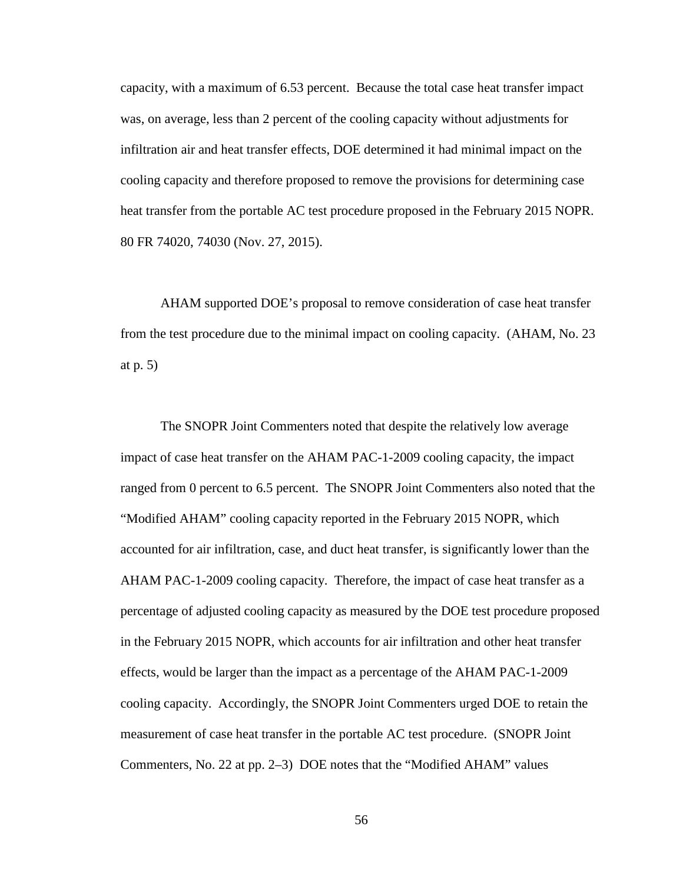capacity, with a maximum of 6.53 percent. Because the total case heat transfer impact was, on average, less than 2 percent of the cooling capacity without adjustments for infiltration air and heat transfer effects, DOE determined it had minimal impact on the cooling capacity and therefore proposed to remove the provisions for determining case heat transfer from the portable AC test procedure proposed in the February 2015 NOPR. 80 FR 74020, 74030 (Nov. 27, 2015).

AHAM supported DOE's proposal to remove consideration of case heat transfer from the test procedure due to the minimal impact on cooling capacity. (AHAM, No. 23 at p. 5)

The SNOPR Joint Commenters noted that despite the relatively low average impact of case heat transfer on the AHAM PAC-1-2009 cooling capacity, the impact ranged from 0 percent to 6.5 percent. The SNOPR Joint Commenters also noted that the "Modified AHAM" cooling capacity reported in the February 2015 NOPR, which accounted for air infiltration, case, and duct heat transfer, is significantly lower than the AHAM PAC-1-2009 cooling capacity. Therefore, the impact of case heat transfer as a percentage of adjusted cooling capacity as measured by the DOE test procedure proposed in the February 2015 NOPR, which accounts for air infiltration and other heat transfer effects, would be larger than the impact as a percentage of the AHAM PAC-1-2009 cooling capacity. Accordingly, the SNOPR Joint Commenters urged DOE to retain the measurement of case heat transfer in the portable AC test procedure. (SNOPR Joint Commenters, No. 22 at pp. 2–3) DOE notes that the "Modified AHAM" values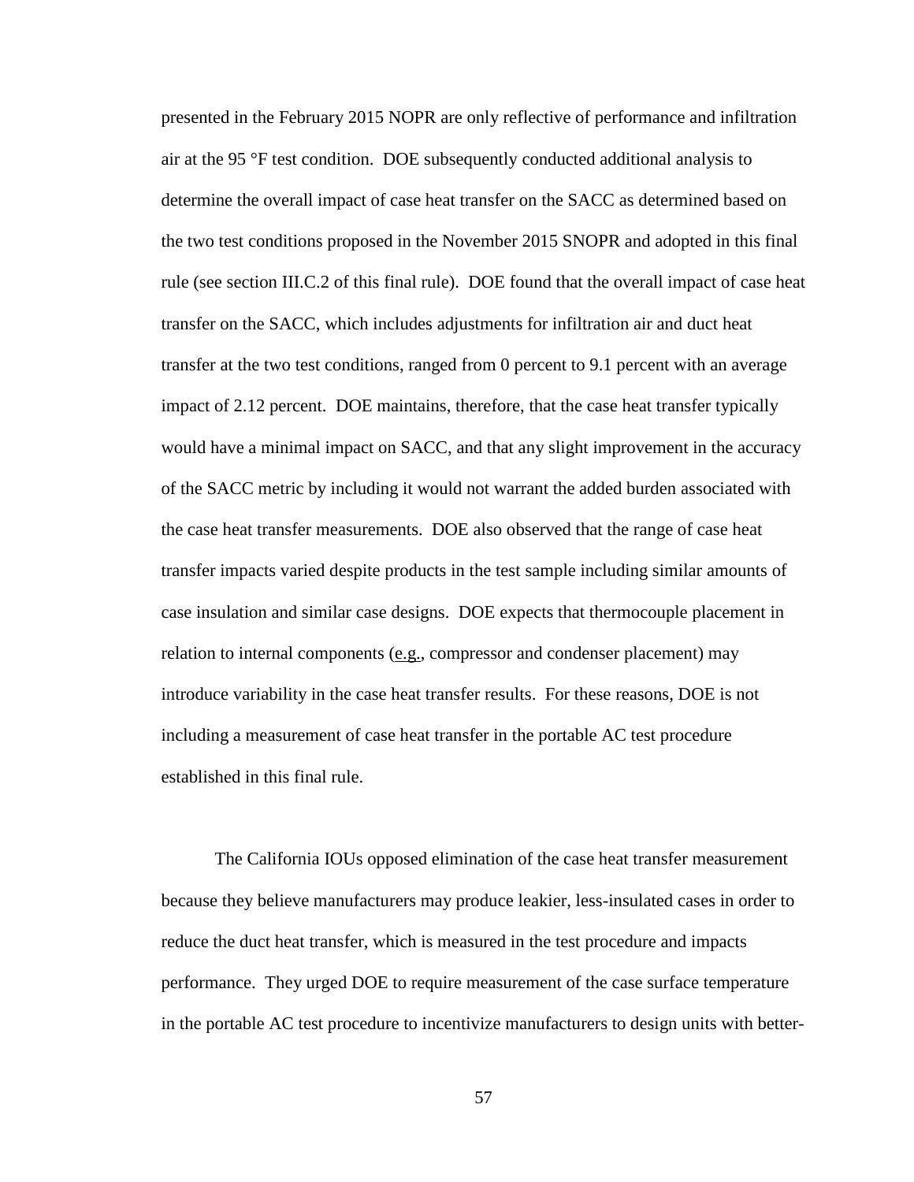presented in the February 2015 NOPR are only reflective of performance and infiltration air at the 95 °F test condition. DOE subsequently conducted additional analysis to determine the overall impact of case heat transfer on the SACC as determined based on the two test conditions proposed in the November 2015 SNOPR and adopted in this final rule (see section III.C.2 of this final rule). DOE found that the overall impact of case heat transfer on the SACC, which includes adjustments for infiltration air and duct heat transfer at the two test conditions, ranged from 0 percent to 9.1 percent with an average impact of 2.12 percent. DOE maintains, therefore, that the case heat transfer typically would have a minimal impact on SACC, and that any slight improvement in the accuracy of the SACC metric by including it would not warrant the added burden associated with the case heat transfer measurements. DOE also observed that the range of case heat transfer impacts varied despite products in the test sample including similar amounts of case insulation and similar case designs. DOE expects that thermocouple placement in relation to internal components (e.g., compressor and condenser placement) may introduce variability in the case heat transfer results. For these reasons, DOE is not including a measurement of case heat transfer in the portable AC test procedure established in this final rule.

The California IOUs opposed elimination of the case heat transfer measurement because they believe manufacturers may produce leakier, less-insulated cases in order to reduce the duct heat transfer, which is measured in the test procedure and impacts performance. They urged DOE to require measurement of the case surface temperature in the portable AC test procedure to incentivize manufacturers to design units with better-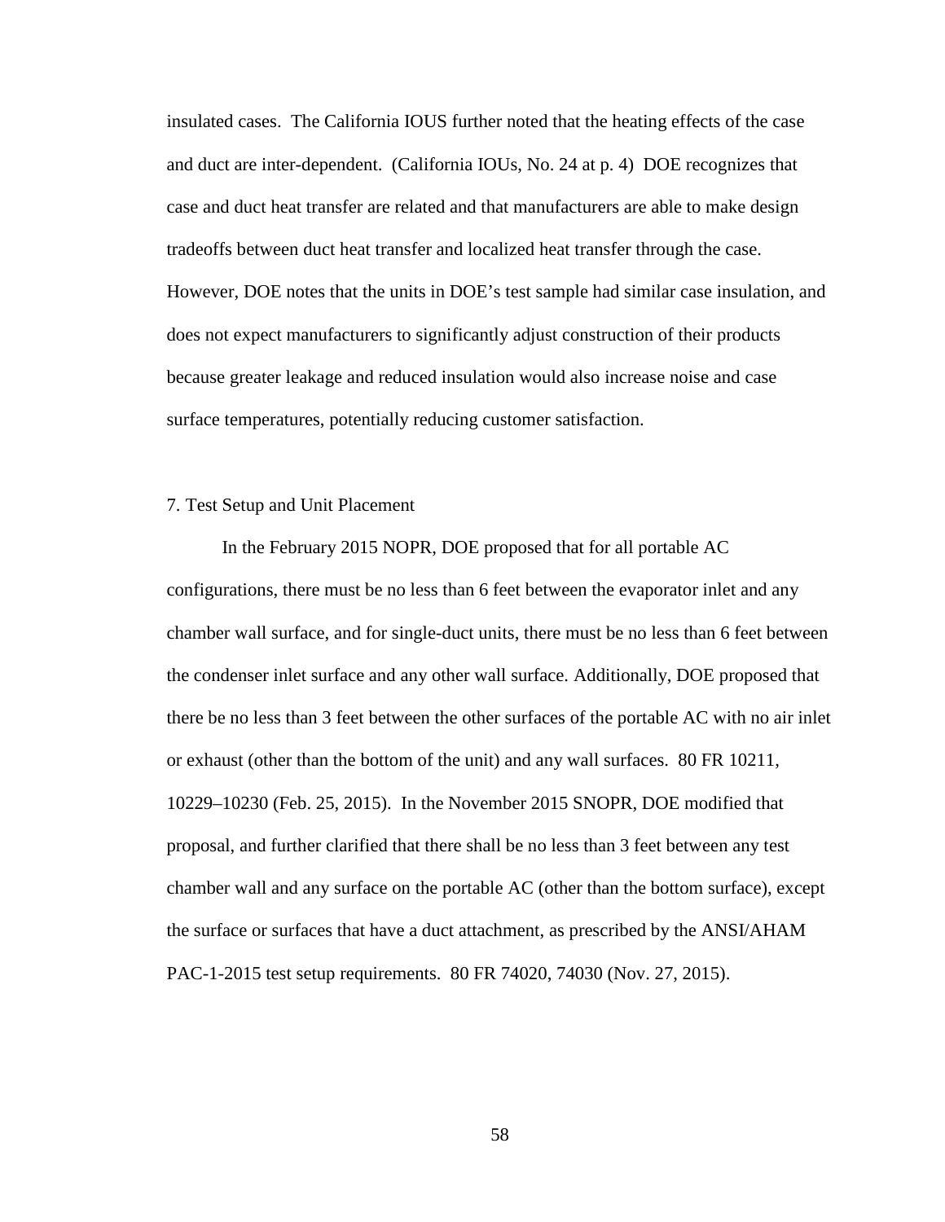insulated cases. The California IOUS further noted that the heating effects of the case and duct are inter-dependent. (California IOUs, No. 24 at p. 4) DOE recognizes that case and duct heat transfer are related and that manufacturers are able to make design tradeoffs between duct heat transfer and localized heat transfer through the case. However, DOE notes that the units in DOE's test sample had similar case insulation, and does not expect manufacturers to significantly adjust construction of their products because greater leakage and reduced insulation would also increase noise and case surface temperatures, potentially reducing customer satisfaction.

7. Test Setup and Unit Placement

In the February 2015 NOPR, DOE proposed that for all portable AC configurations, there must be no less than 6 feet between the evaporator inlet and any chamber wall surface, and for single-duct units, there must be no less than 6 feet between the condenser inlet surface and any other wall surface. Additionally, DOE proposed that there be no less than 3 feet between the other surfaces of the portable AC with no air inlet or exhaust (other than the bottom of the unit) and any wall surfaces. 80 FR 10211, 10229–10230 (Feb. 25, 2015). In the November 2015 SNOPR, DOE modified that proposal, and further clarified that there shall be no less than 3 feet between any test chamber wall and any surface on the portable AC (other than the bottom surface), except the surface or surfaces that have a duct attachment, as prescribed by the ANSI/AHAM PAC-1-2015 test setup requirements. 80 FR 74020, 74030 (Nov. 27, 2015).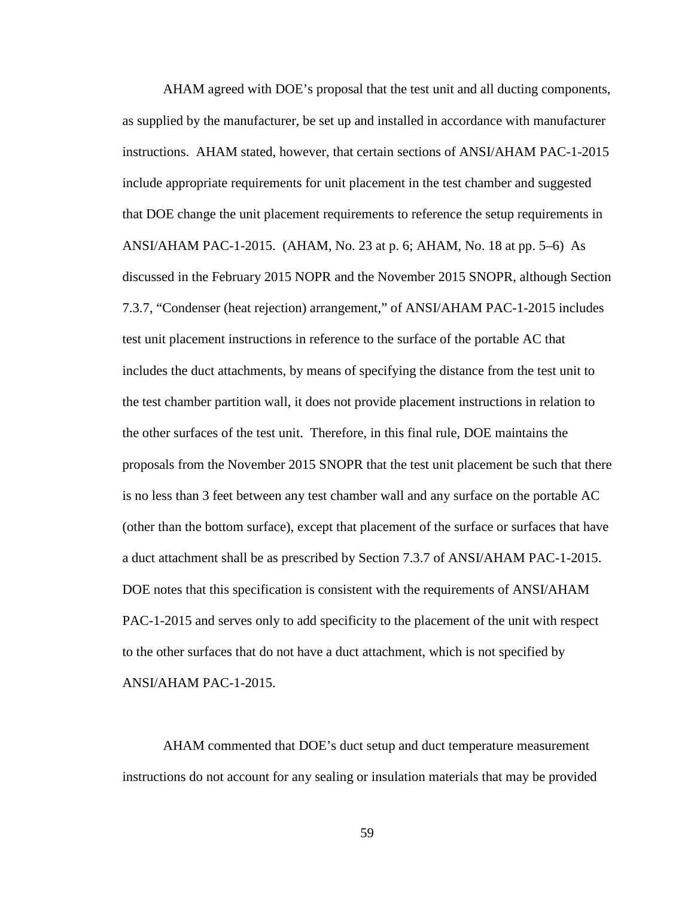AHAM agreed with DOE's proposal that the test unit and all ducting components, as supplied by the manufacturer, be set up and installed in accordance with manufacturer instructions. AHAM stated, however, that certain sections of ANSI/AHAM PAC-1-2015 include appropriate requirements for unit placement in the test chamber and suggested that DOE change the unit placement requirements to reference the setup requirements in ANSI/AHAM PAC-1-2015. (AHAM, No. 23 at p. 6; AHAM, No. 18 at pp. 5–6) As discussed in the February 2015 NOPR and the November 2015 SNOPR, although Section 7.3.7, "Condenser (heat rejection) arrangement," of ANSI/AHAM PAC-1-2015 includes test unit placement instructions in reference to the surface of the portable AC that includes the duct attachments, by means of specifying the distance from the test unit to the test chamber partition wall, it does not provide placement instructions in relation to the other surfaces of the test unit. Therefore, in this final rule, DOE maintains the proposals from the November 2015 SNOPR that the test unit placement be such that there is no less than 3 feet between any test chamber wall and any surface on the portable AC (other than the bottom surface), except that placement of the surface or surfaces that have a duct attachment shall be as prescribed by Section 7.3.7 of ANSI/AHAM PAC-1-2015. DOE notes that this specification is consistent with the requirements of ANSI/AHAM PAC-1-2015 and serves only to add specificity to the placement of the unit with respect to the other surfaces that do not have a duct attachment, which is not specified by ANSI/AHAM PAC-1-2015.

AHAM commented that DOE's duct setup and duct temperature measurement instructions do not account for any sealing or insulation materials that may be provided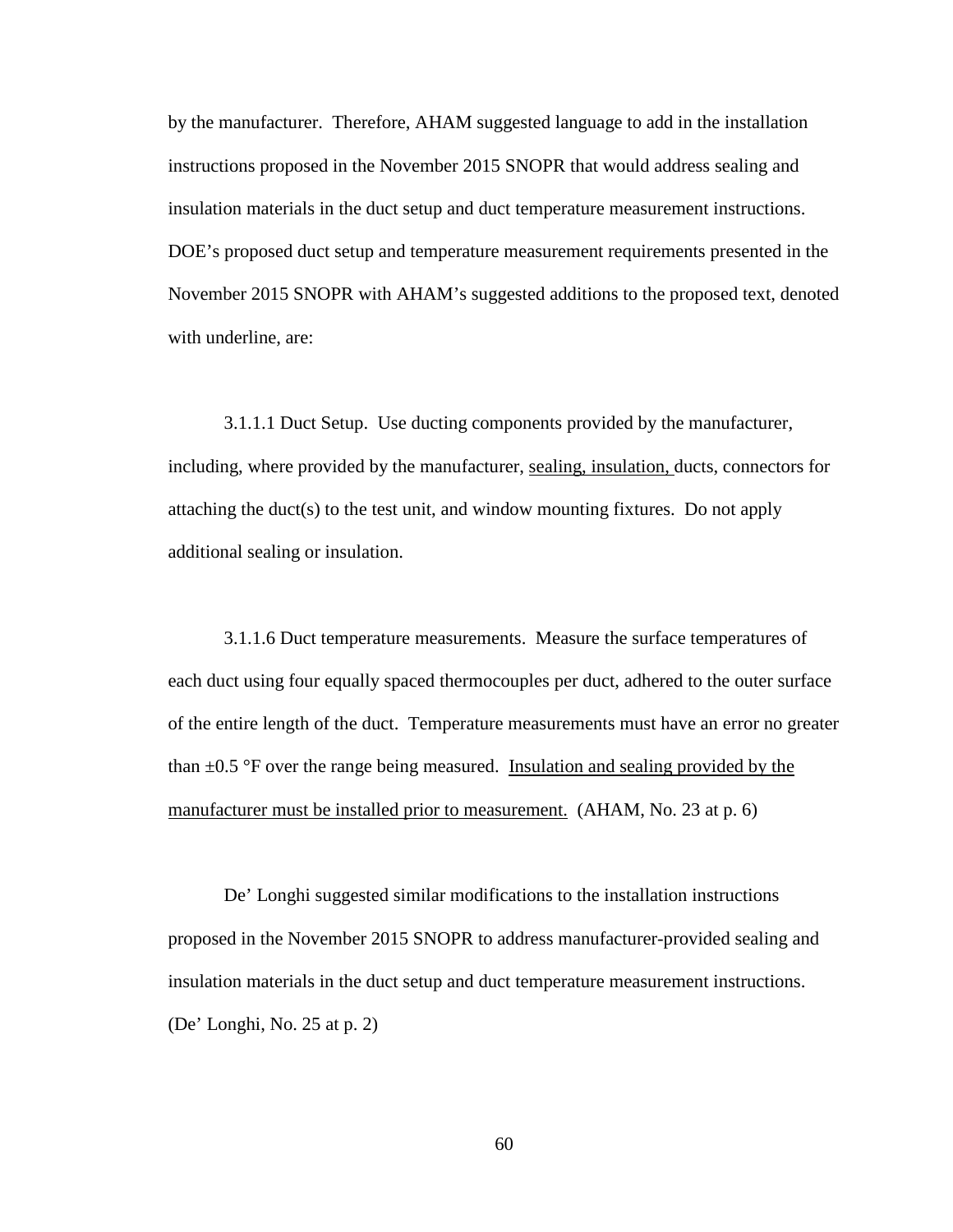by the manufacturer. Therefore, AHAM suggested language to add in the installation instructions proposed in the November 2015 SNOPR that would address sealing and insulation materials in the duct setup and duct temperature measurement instructions. DOE's proposed duct setup and temperature measurement requirements presented in the November 2015 SNOPR with AHAM's suggested additions to the proposed text, denoted with underline, are:

3.1.1.1 Duct Setup. Use ducting components provided by the manufacturer, including, where provided by the manufacturer, <u>sealing, insulation,</u> ducts, connectors for attaching the duct(s) to the test unit, and window mounting fixtures. Do not apply additional sealing or insulation.

3.1.1.6 Duct temperature measurements. Measure the surface temperatures of each duct using four equally spaced thermocouples per duct, adhered to the outer surface of the entire length of the duct. Temperature measurements must have an error no greater than ±0.5 °F over the range being measured. <u>Insulation and sealing provided by the manufacturer must be installed prior to measurement.</u> (AHAM, No. 23 at p. 6)

De' Longhi suggested similar modifications to the installation instructions proposed in the November 2015 SNOPR to address manufacturer-provided sealing and insulation materials in the duct setup and duct temperature measurement instructions. (De' Longhi, No. 25 at p. 2)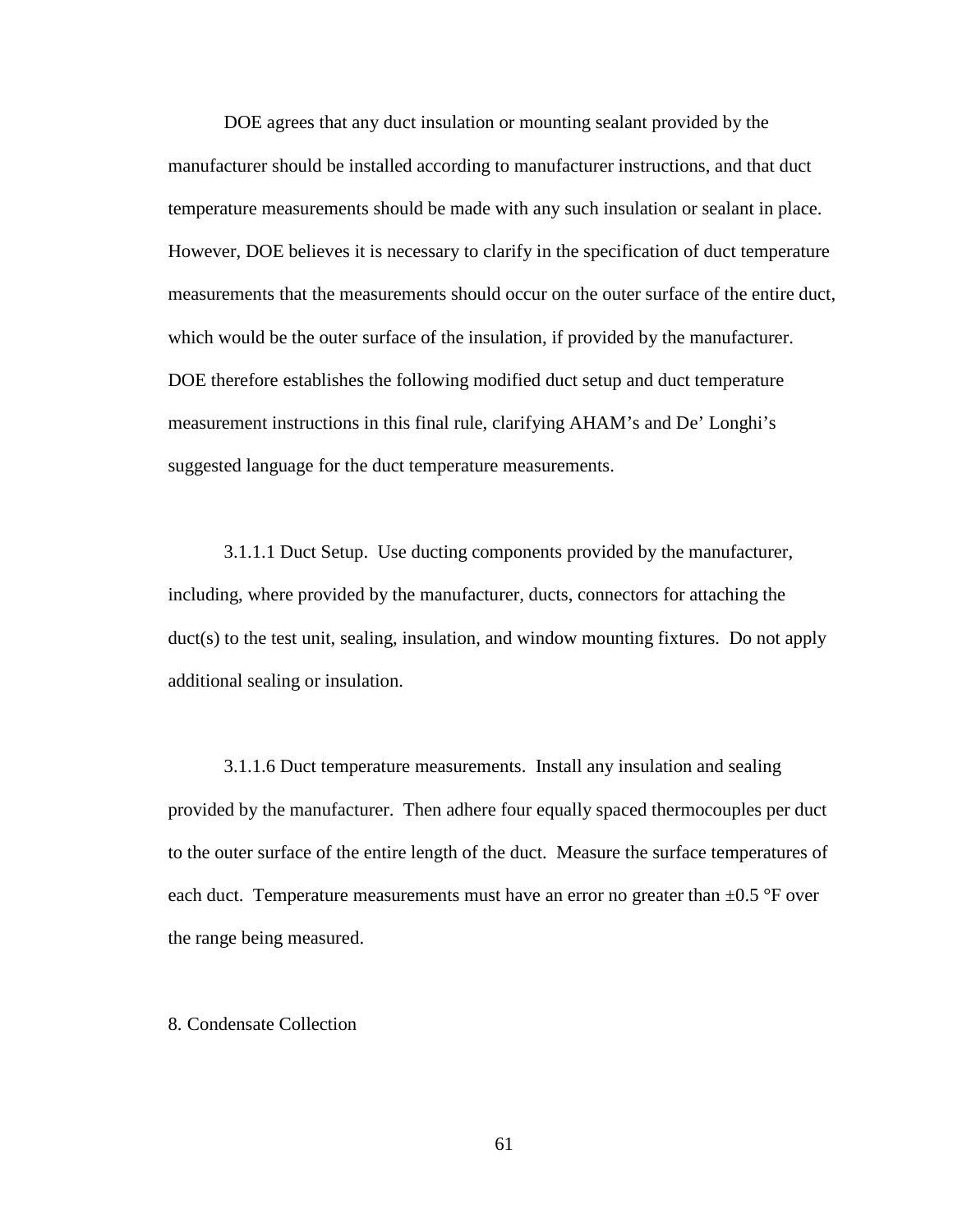DOE agrees that any duct insulation or mounting sealant provided by the manufacturer should be installed according to manufacturer instructions, and that duct temperature measurements should be made with any such insulation or sealant in place. However, DOE believes it is necessary to clarify in the specification of duct temperature measurements that the measurements should occur on the outer surface of the entire duct, which would be the outer surface of the insulation, if provided by the manufacturer. DOE therefore establishes the following modified duct setup and duct temperature measurement instructions in this final rule, clarifying AHAM's and De' Longhi's suggested language for the duct temperature measurements.

3.1.1.1 Duct Setup. Use ducting components provided by the manufacturer, including, where provided by the manufacturer, ducts, connectors for attaching the duct(s) to the test unit, sealing, insulation, and window mounting fixtures. Do not apply additional sealing or insulation.

3.1.1.6 Duct temperature measurements. Install any insulation and sealing provided by the manufacturer. Then adhere four equally spaced thermocouples per duct to the outer surface of the entire length of the duct. Measure the surface temperatures of each duct. Temperature measurements must have an error no greater than ±0.5 °F over the range being measured.

8. Condensate Collection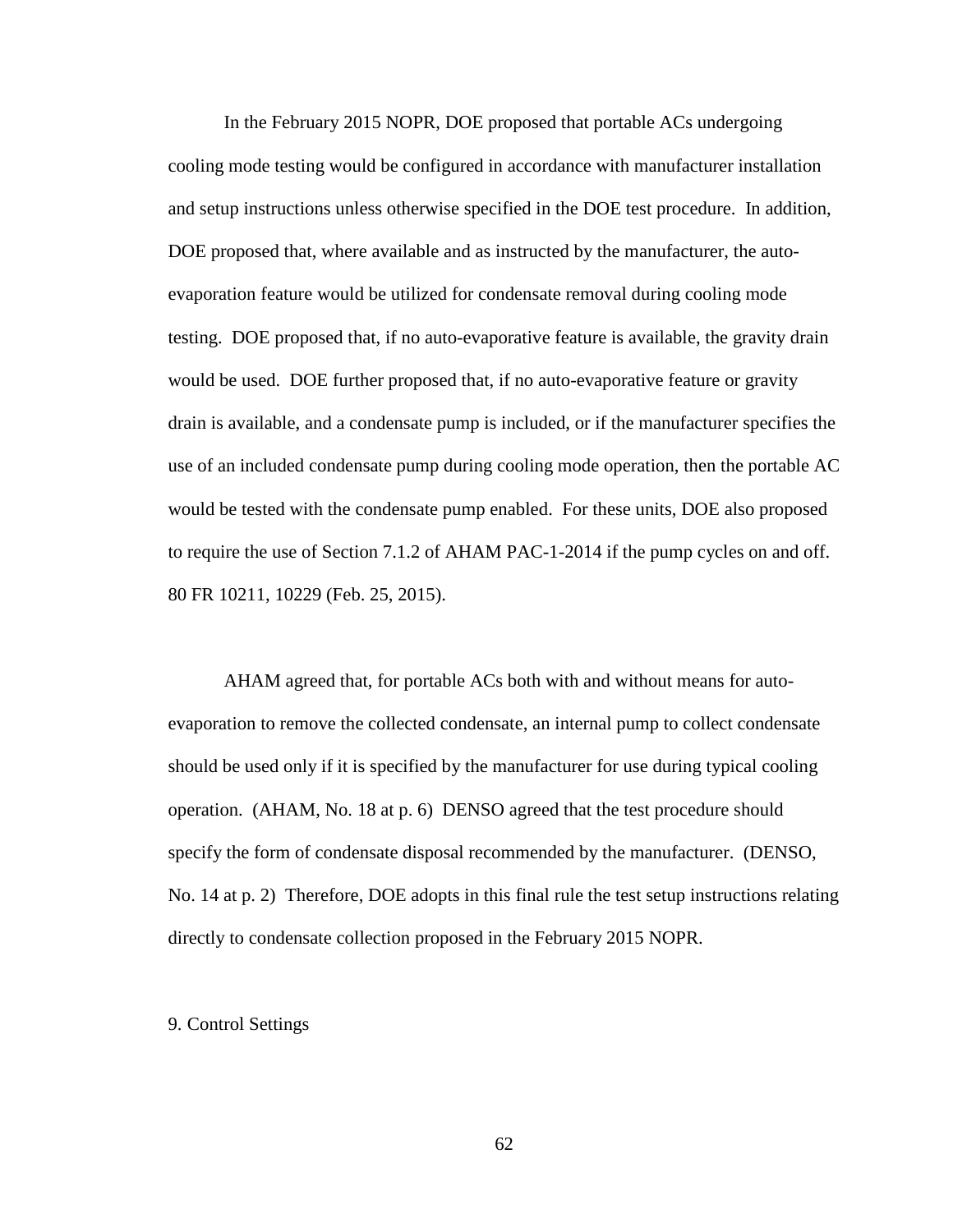In the February 2015 NOPR, DOE proposed that portable ACs undergoing cooling mode testing would be configured in accordance with manufacturer installation and setup instructions unless otherwise specified in the DOE test procedure. In addition, DOE proposed that, where available and as instructed by the manufacturer, the auto-evaporation feature would be utilized for condensate removal during cooling mode testing. DOE proposed that, if no auto-evaporative feature is available, the gravity drain would be used. DOE further proposed that, if no auto-evaporative feature or gravity drain is available, and a condensate pump is included, or if the manufacturer specifies the use of an included condensate pump during cooling mode operation, then the portable AC would be tested with the condensate pump enabled. For these units, DOE also proposed to require the use of Section 7.1.2 of AHAM PAC-1-2014 if the pump cycles on and off. 80 FR 10211, 10229 (Feb. 25, 2015).

AHAM agreed that, for portable ACs both with and without means for auto-evaporation to remove the collected condensate, an internal pump to collect condensate should be used only if it is specified by the manufacturer for use during typical cooling operation. (AHAM, No. 18 at p. 6) DENSO agreed that the test procedure should specify the form of condensate disposal recommended by the manufacturer. (DENSO, No. 14 at p. 2) Therefore, DOE adopts in this final rule the test setup instructions relating directly to condensate collection proposed in the February 2015 NOPR.

9. Control Settings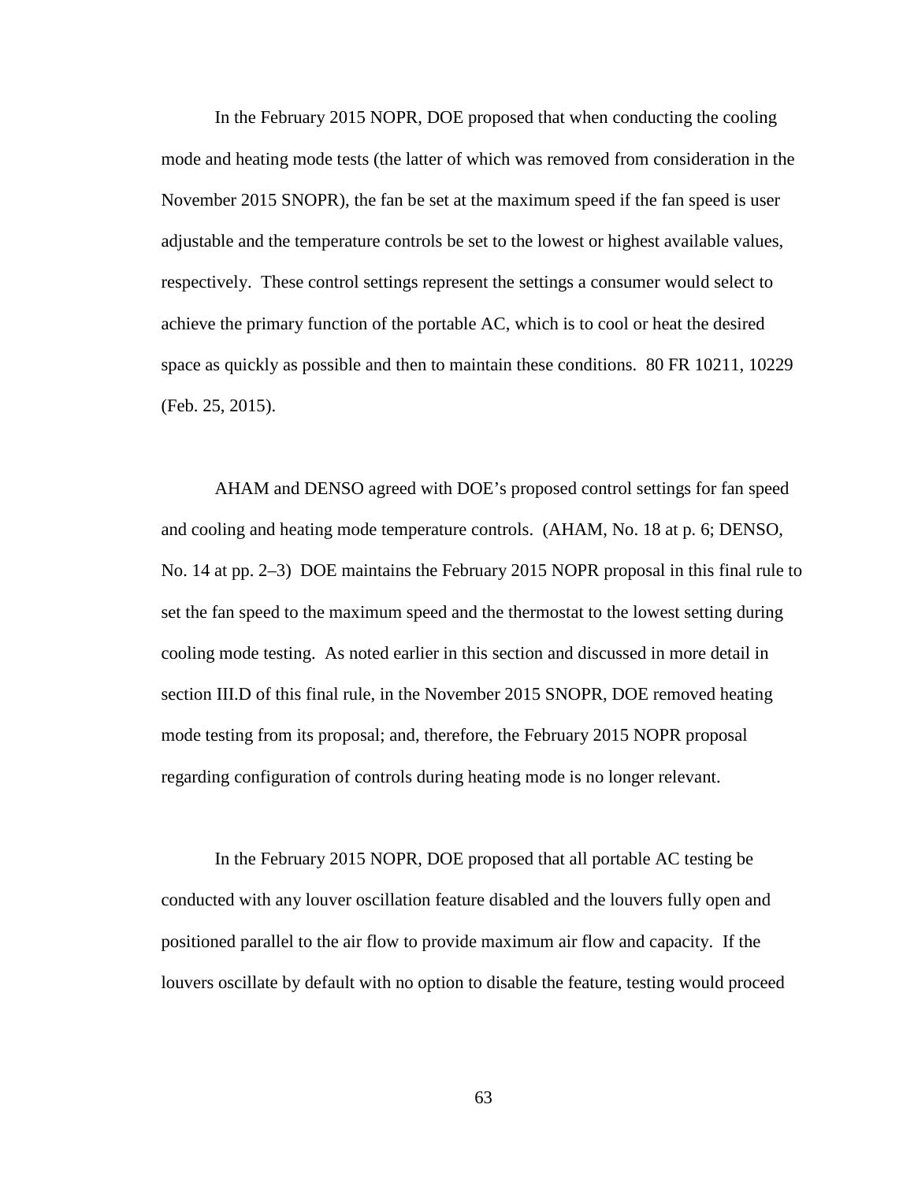In the February 2015 NOPR, DOE proposed that when conducting the cooling mode and heating mode tests (the latter of which was removed from consideration in the November 2015 SNOPR), the fan be set at the maximum speed if the fan speed is user adjustable and the temperature controls be set to the lowest or highest available values, respectively. These control settings represent the settings a consumer would select to achieve the primary function of the portable AC, which is to cool or heat the desired space as quickly as possible and then to maintain these conditions. 80 FR 10211, 10229 (Feb. 25, 2015).

AHAM and DENSO agreed with DOE's proposed control settings for fan speed and cooling and heating mode temperature controls. (AHAM, No. 18 at p. 6; DENSO, No. 14 at pp. 2–3) DOE maintains the February 2015 NOPR proposal in this final rule to set the fan speed to the maximum speed and the thermostat to the lowest setting during cooling mode testing. As noted earlier in this section and discussed in more detail in section III.D of this final rule, in the November 2015 SNOPR, DOE removed heating mode testing from its proposal; and, therefore, the February 2015 NOPR proposal regarding configuration of controls during heating mode is no longer relevant.

In the February 2015 NOPR, DOE proposed that all portable AC testing be conducted with any louver oscillation feature disabled and the louvers fully open and positioned parallel to the air flow to provide maximum air flow and capacity. If the louvers oscillate by default with no option to disable the feature, testing would proceed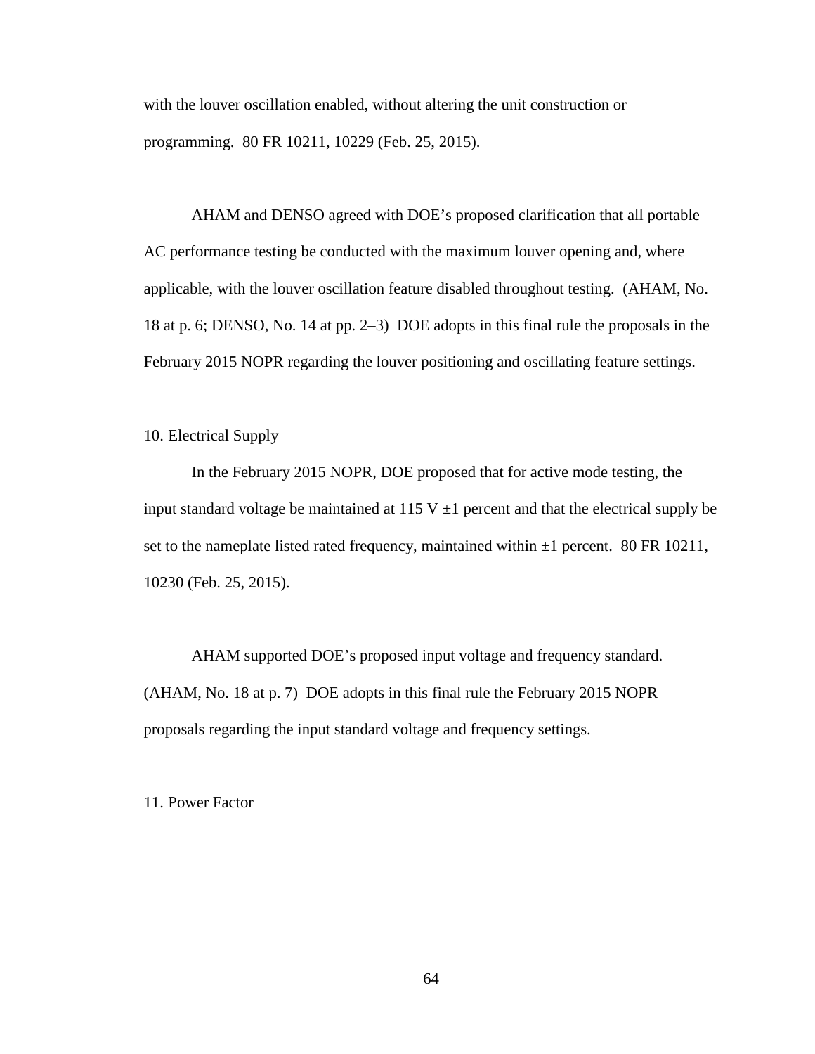with the louver oscillation enabled, without altering the unit construction or programming. 80 FR 10211, 10229 (Feb. 25, 2015).

AHAM and DENSO agreed with DOE's proposed clarification that all portable AC performance testing be conducted with the maximum louver opening and, where applicable, with the louver oscillation feature disabled throughout testing. (AHAM, No. 18 at p. 6; DENSO, No. 14 at pp. 2–3) DOE adopts in this final rule the proposals in the February 2015 NOPR regarding the louver positioning and oscillating feature settings.

### 10. Electrical Supply

In the February 2015 NOPR, DOE proposed that for active mode testing, the input standard voltage be maintained at 115 V ±1 percent and that the electrical supply be set to the nameplate listed rated frequency, maintained within ±1 percent. 80 FR 10211, 10230 (Feb. 25, 2015).

AHAM supported DOE's proposed input voltage and frequency standard. (AHAM, No. 18 at p. 7) DOE adopts in this final rule the February 2015 NOPR proposals regarding the input standard voltage and frequency settings.

### 11. Power Factor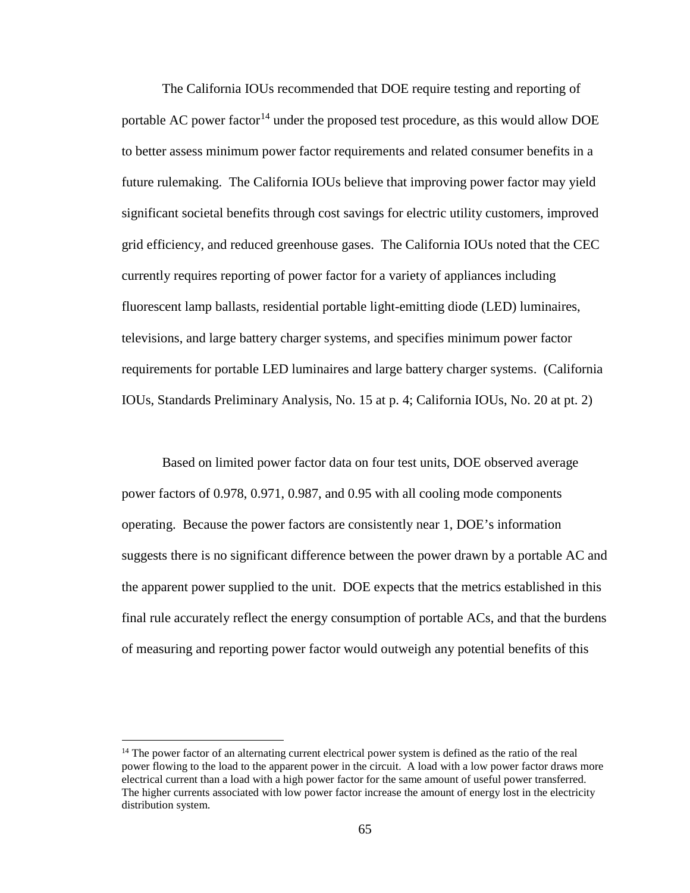The California IOUs recommended that DOE require testing and reporting of portable AC power factor[14] under the proposed test procedure, as this would allow DOE to better assess minimum power factor requirements and related consumer benefits in a future rulemaking. The California IOUs believe that improving power factor may yield significant societal benefits through cost savings for electric utility customers, improved grid efficiency, and reduced greenhouse gases. The California IOUs noted that the CEC currently requires reporting of power factor for a variety of appliances including fluorescent lamp ballasts, residential portable light-emitting diode (LED) luminaires, televisions, and large battery charger systems, and specifies minimum power factor requirements for portable LED luminaires and large battery charger systems. (California IOUs, Standards Preliminary Analysis, No. 15 at p. 4; California IOUs, No. 20 at pt. 2)

Based on limited power factor data on four test units, DOE observed average power factors of 0.978, 0.971, 0.987, and 0.95 with all cooling mode components operating. Because the power factors are consistently near 1, DOE's information suggests there is no significant difference between the power drawn by a portable AC and the apparent power supplied to the unit. DOE expects that the metrics established in this final rule accurately reflect the energy consumption of portable ACs, and that the burdens of measuring and reporting power factor would outweigh any potential benefits of this

[14] The power factor of an alternating current electrical power system is defined as the ratio of the real power flowing to the load to the apparent power in the circuit. A load with a low power factor draws more electrical current than a load with a high power factor for the same amount of useful power transferred. The higher currents associated with low power factor increase the amount of energy lost in the electricity distribution system.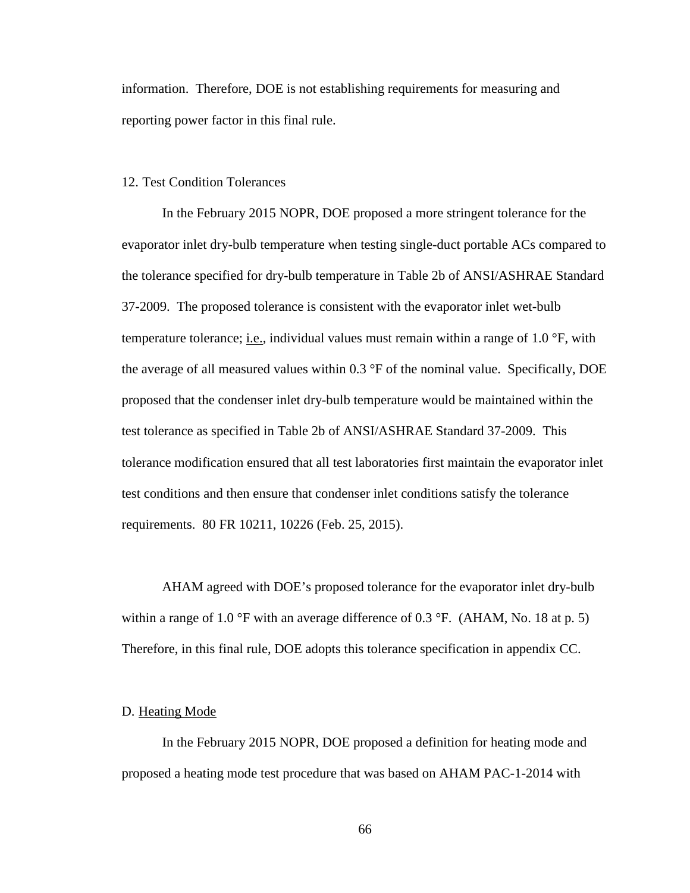information. Therefore, DOE is not establishing requirements for measuring and reporting power factor in this final rule.

### 12. Test Condition Tolerances

In the February 2015 NOPR, DOE proposed a more stringent tolerance for the evaporator inlet dry-bulb temperature when testing single-duct portable ACs compared to the tolerance specified for dry-bulb temperature in Table 2b of ANSI/ASHRAE Standard 37-2009. The proposed tolerance is consistent with the evaporator inlet wet-bulb temperature tolerance; i.e., individual values must remain within a range of 1.0 °F, with the average of all measured values within 0.3 °F of the nominal value. Specifically, DOE proposed that the condenser inlet dry-bulb temperature would be maintained within the test tolerance as specified in Table 2b of ANSI/ASHRAE Standard 37-2009. This tolerance modification ensured that all test laboratories first maintain the evaporator inlet test conditions and then ensure that condenser inlet conditions satisfy the tolerance requirements. 80 FR 10211, 10226 (Feb. 25, 2015).

AHAM agreed with DOE's proposed tolerance for the evaporator inlet dry-bulb within a range of 1.0 °F with an average difference of 0.3 °F. (AHAM, No. 18 at p. 5) Therefore, in this final rule, DOE adopts this tolerance specification in appendix CC.

## D. Heating Mode

In the February 2015 NOPR, DOE proposed a definition for heating mode and proposed a heating mode test procedure that was based on AHAM PAC-1-2014 with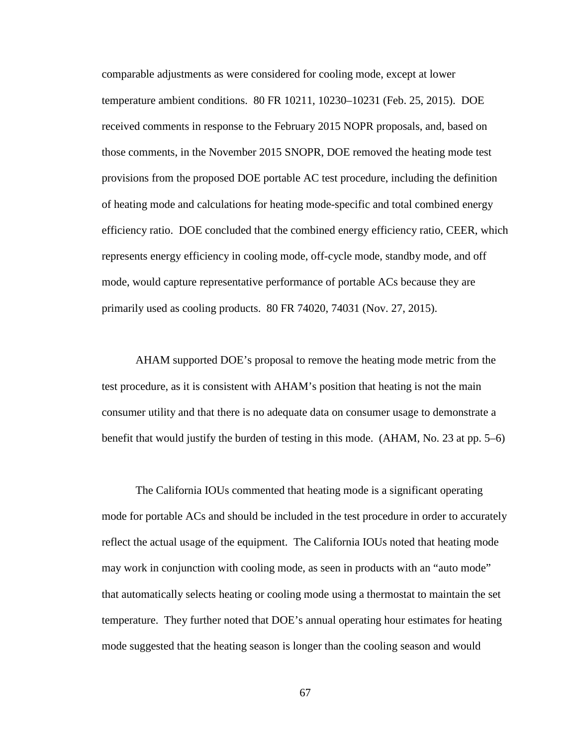comparable adjustments as were considered for cooling mode, except at lower temperature ambient conditions. 80 FR 10211, 10230–10231 (Feb. 25, 2015). DOE received comments in response to the February 2015 NOPR proposals, and, based on those comments, in the November 2015 SNOPR, DOE removed the heating mode test provisions from the proposed DOE portable AC test procedure, including the definition of heating mode and calculations for heating mode-specific and total combined energy efficiency ratio. DOE concluded that the combined energy efficiency ratio, CEER, which represents energy efficiency in cooling mode, off-cycle mode, standby mode, and off mode, would capture representative performance of portable ACs because they are primarily used as cooling products. 80 FR 74020, 74031 (Nov. 27, 2015).

AHAM supported DOE's proposal to remove the heating mode metric from the test procedure, as it is consistent with AHAM's position that heating is not the main consumer utility and that there is no adequate data on consumer usage to demonstrate a benefit that would justify the burden of testing in this mode. (AHAM, No. 23 at pp. 5–6)

The California IOUs commented that heating mode is a significant operating mode for portable ACs and should be included in the test procedure in order to accurately reflect the actual usage of the equipment. The California IOUs noted that heating mode may work in conjunction with cooling mode, as seen in products with an "auto mode" that automatically selects heating or cooling mode using a thermostat to maintain the set temperature. They further noted that DOE's annual operating hour estimates for heating mode suggested that the heating season is longer than the cooling season and would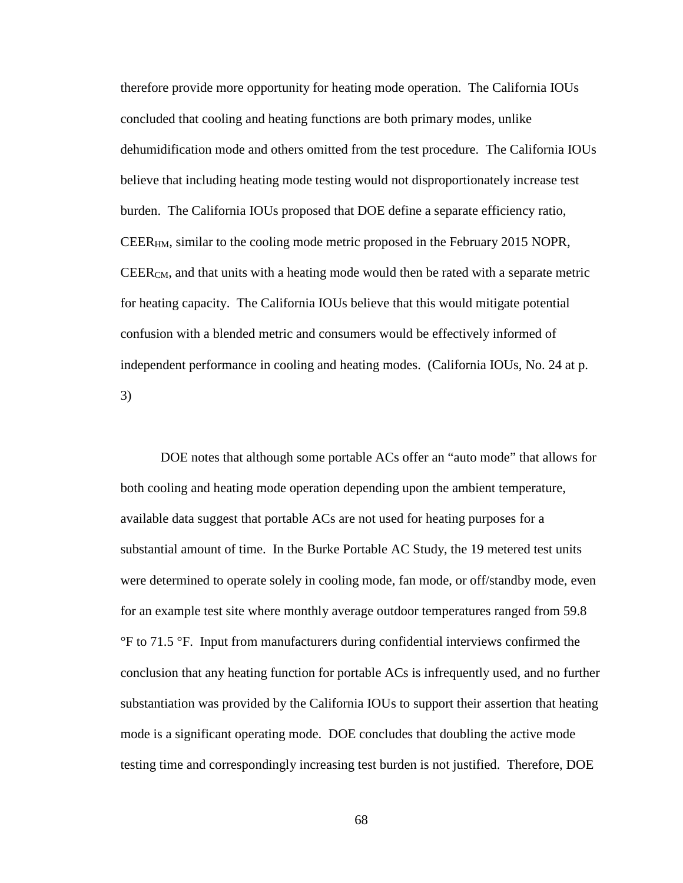therefore provide more opportunity for heating mode operation. The California IOUs concluded that cooling and heating functions are both primary modes, unlike dehumidification mode and others omitted from the test procedure. The California IOUs believe that including heating mode testing would not disproportionately increase test burden. The California IOUs proposed that DOE define a separate efficiency ratio, $CEER_{HM}$, similar to the cooling mode metric proposed in the February 2015 NOPR, $CEER_{CM}$, and that units with a heating mode would then be rated with a separate metric for heating capacity. The California IOUs believe that this would mitigate potential confusion with a blended metric and consumers would be effectively informed of independent performance in cooling and heating modes. (California IOUs, No. 24 at p. 3)

DOE notes that although some portable ACs offer an "auto mode" that allows for both cooling and heating mode operation depending upon the ambient temperature, available data suggest that portable ACs are not used for heating purposes for a substantial amount of time. In the Burke Portable AC Study, the 19 metered test units were determined to operate solely in cooling mode, fan mode, or off/standby mode, even for an example test site where monthly average outdoor temperatures ranged from 59.8 °F to 71.5 °F. Input from manufacturers during confidential interviews confirmed the conclusion that any heating function for portable ACs is infrequently used, and no further substantiation was provided by the California IOUs to support their assertion that heating mode is a significant operating mode. DOE concludes that doubling the active mode testing time and correspondingly increasing test burden is not justified. Therefore, DOE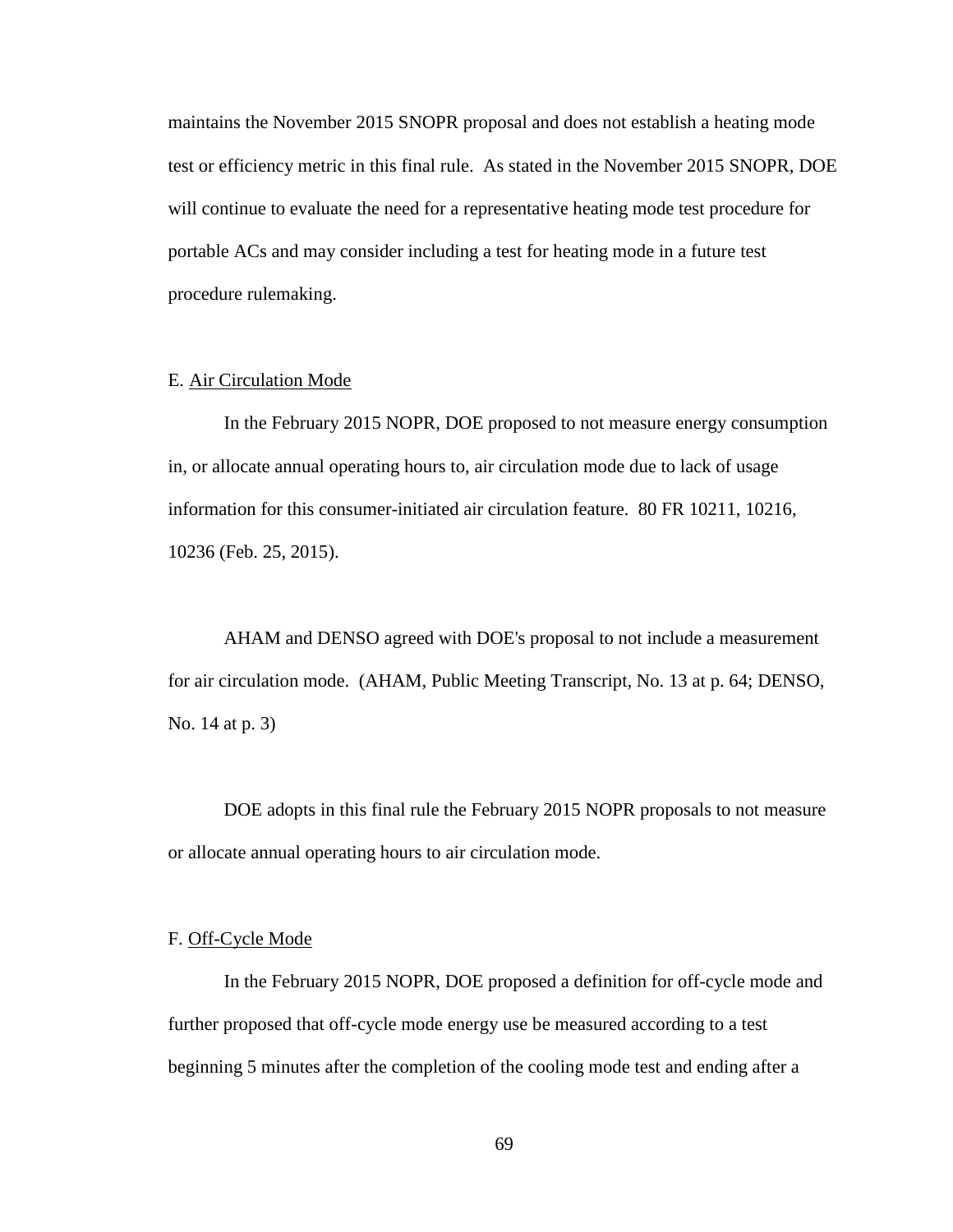maintains the November 2015 SNOPR proposal and does not establish a heating mode test or efficiency metric in this final rule. As stated in the November 2015 SNOPR, DOE will continue to evaluate the need for a representative heating mode test procedure for portable ACs and may consider including a test for heating mode in a future test procedure rulemaking.

### E. Air Circulation Mode

In the February 2015 NOPR, DOE proposed to not measure energy consumption in, or allocate annual operating hours to, air circulation mode due to lack of usage information for this consumer-initiated air circulation feature. 80 FR 10211, 10216, 10236 (Feb. 25, 2015).

AHAM and DENSO agreed with DOE's proposal to not include a measurement for air circulation mode. (AHAM, Public Meeting Transcript, No. 13 at p. 64; DENSO, No. 14 at p. 3)

DOE adopts in this final rule the February 2015 NOPR proposals to not measure or allocate annual operating hours to air circulation mode.

### F. Off-Cycle Mode

In the February 2015 NOPR, DOE proposed a definition for off-cycle mode and further proposed that off-cycle mode energy use be measured according to a test beginning 5 minutes after the completion of the cooling mode test and ending after a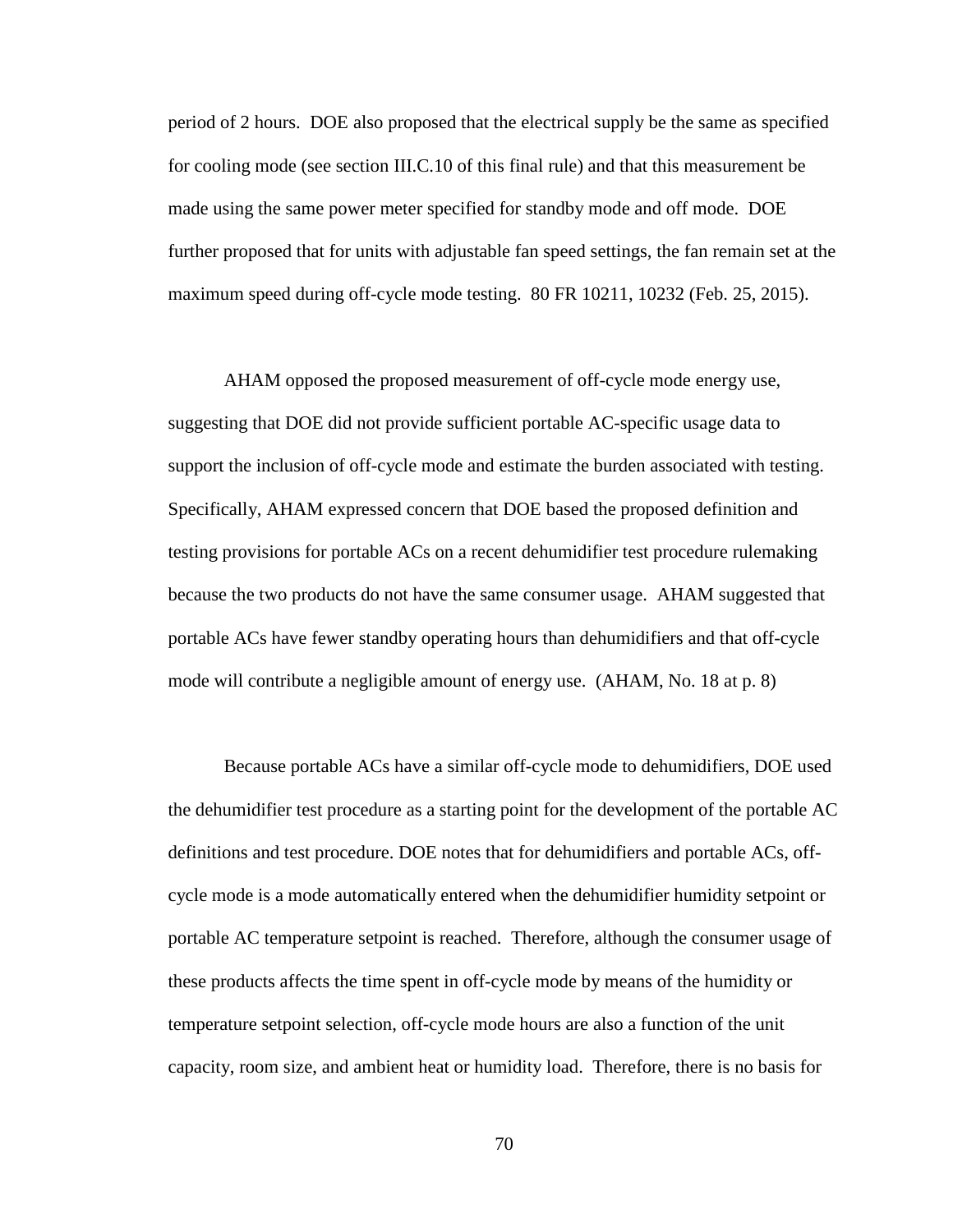period of 2 hours. DOE also proposed that the electrical supply be the same as specified for cooling mode (see section III.C.10 of this final rule) and that this measurement be made using the same power meter specified for standby mode and off mode. DOE further proposed that for units with adjustable fan speed settings, the fan remain set at the maximum speed during off-cycle mode testing. 80 FR 10211, 10232 (Feb. 25, 2015).

AHAM opposed the proposed measurement of off-cycle mode energy use, suggesting that DOE did not provide sufficient portable AC-specific usage data to support the inclusion of off-cycle mode and estimate the burden associated with testing. Specifically, AHAM expressed concern that DOE based the proposed definition and testing provisions for portable ACs on a recent dehumidifier test procedure rulemaking because the two products do not have the same consumer usage. AHAM suggested that portable ACs have fewer standby operating hours than dehumidifiers and that off-cycle mode will contribute a negligible amount of energy use. (AHAM, No. 18 at p. 8)

Because portable ACs have a similar off-cycle mode to dehumidifiers, DOE used the dehumidifier test procedure as a starting point for the development of the portable AC definitions and test procedure. DOE notes that for dehumidifiers and portable ACs, off-cycle mode is a mode automatically entered when the dehumidifier humidity setpoint or portable AC temperature setpoint is reached. Therefore, although the consumer usage of these products affects the time spent in off-cycle mode by means of the humidity or temperature setpoint selection, off-cycle mode hours are also a function of the unit capacity, room size, and ambient heat or humidity load. Therefore, there is no basis for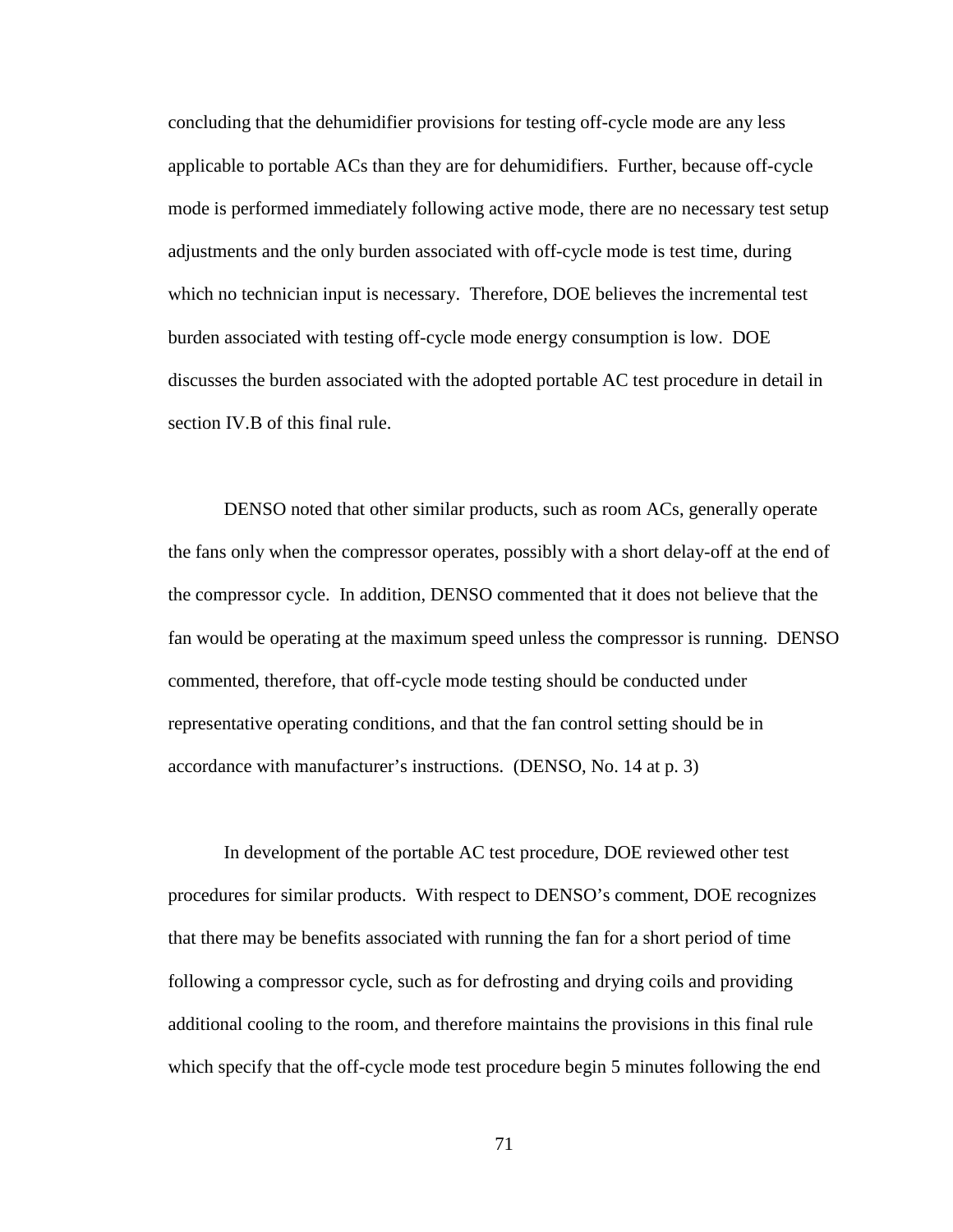concluding that the dehumidifier provisions for testing off-cycle mode are any less applicable to portable ACs than they are for dehumidifiers. Further, because off-cycle mode is performed immediately following active mode, there are no necessary test setup adjustments and the only burden associated with off-cycle mode is test time, during which no technician input is necessary. Therefore, DOE believes the incremental test burden associated with testing off-cycle mode energy consumption is low. DOE discusses the burden associated with the adopted portable AC test procedure in detail in section IV.B of this final rule.

DENSO noted that other similar products, such as room ACs, generally operate the fans only when the compressor operates, possibly with a short delay-off at the end of the compressor cycle. In addition, DENSO commented that it does not believe that the fan would be operating at the maximum speed unless the compressor is running. DENSO commented, therefore, that off-cycle mode testing should be conducted under representative operating conditions, and that the fan control setting should be in accordance with manufacturer's instructions. (DENSO, No. 14 at p. 3)

In development of the portable AC test procedure, DOE reviewed other test procedures for similar products. With respect to DENSO's comment, DOE recognizes that there may be benefits associated with running the fan for a short period of time following a compressor cycle, such as for defrosting and drying coils and providing additional cooling to the room, and therefore maintains the provisions in this final rule which specify that the off-cycle mode test procedure begin 5 minutes following the end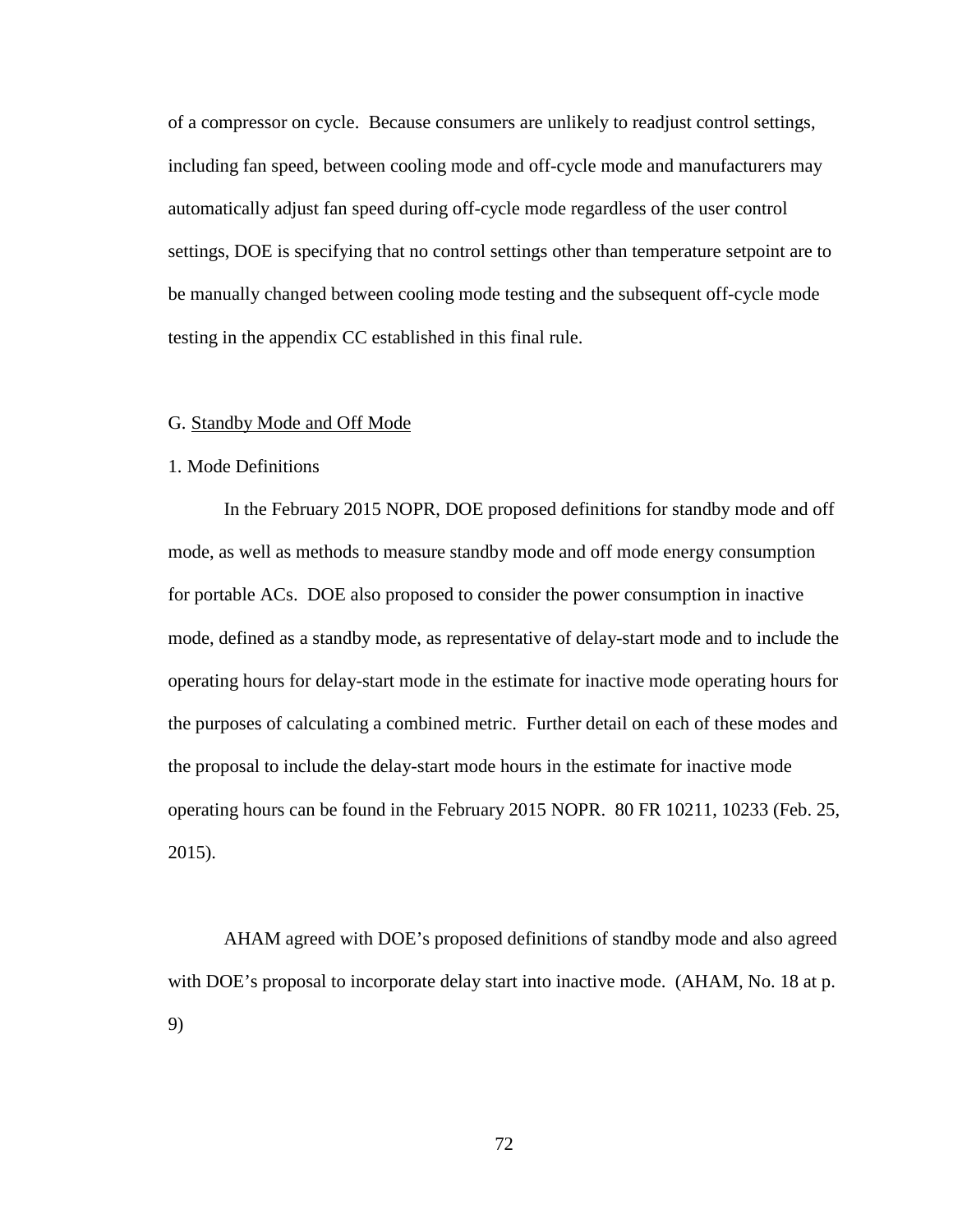of a compressor on cycle. Because consumers are unlikely to readjust control settings, including fan speed, between cooling mode and off-cycle mode and manufacturers may automatically adjust fan speed during off-cycle mode regardless of the user control settings, DOE is specifying that no control settings other than temperature setpoint are to be manually changed between cooling mode testing and the subsequent off-cycle mode testing in the appendix CC established in this final rule.

## G. Standby Mode and Off Mode

### 1. Mode Definitions

In the February 2015 NOPR, DOE proposed definitions for standby mode and off mode, as well as methods to measure standby mode and off mode energy consumption for portable ACs. DOE also proposed to consider the power consumption in inactive mode, defined as a standby mode, as representative of delay-start mode and to include the operating hours for delay-start mode in the estimate for inactive mode operating hours for the purposes of calculating a combined metric. Further detail on each of these modes and the proposal to include the delay-start mode hours in the estimate for inactive mode operating hours can be found in the February 2015 NOPR. 80 FR 10211, 10233 (Feb. 25, 2015).

AHAM agreed with DOE's proposed definitions of standby mode and also agreed with DOE's proposal to incorporate delay start into inactive mode. (AHAM, No. 18 at p. 9)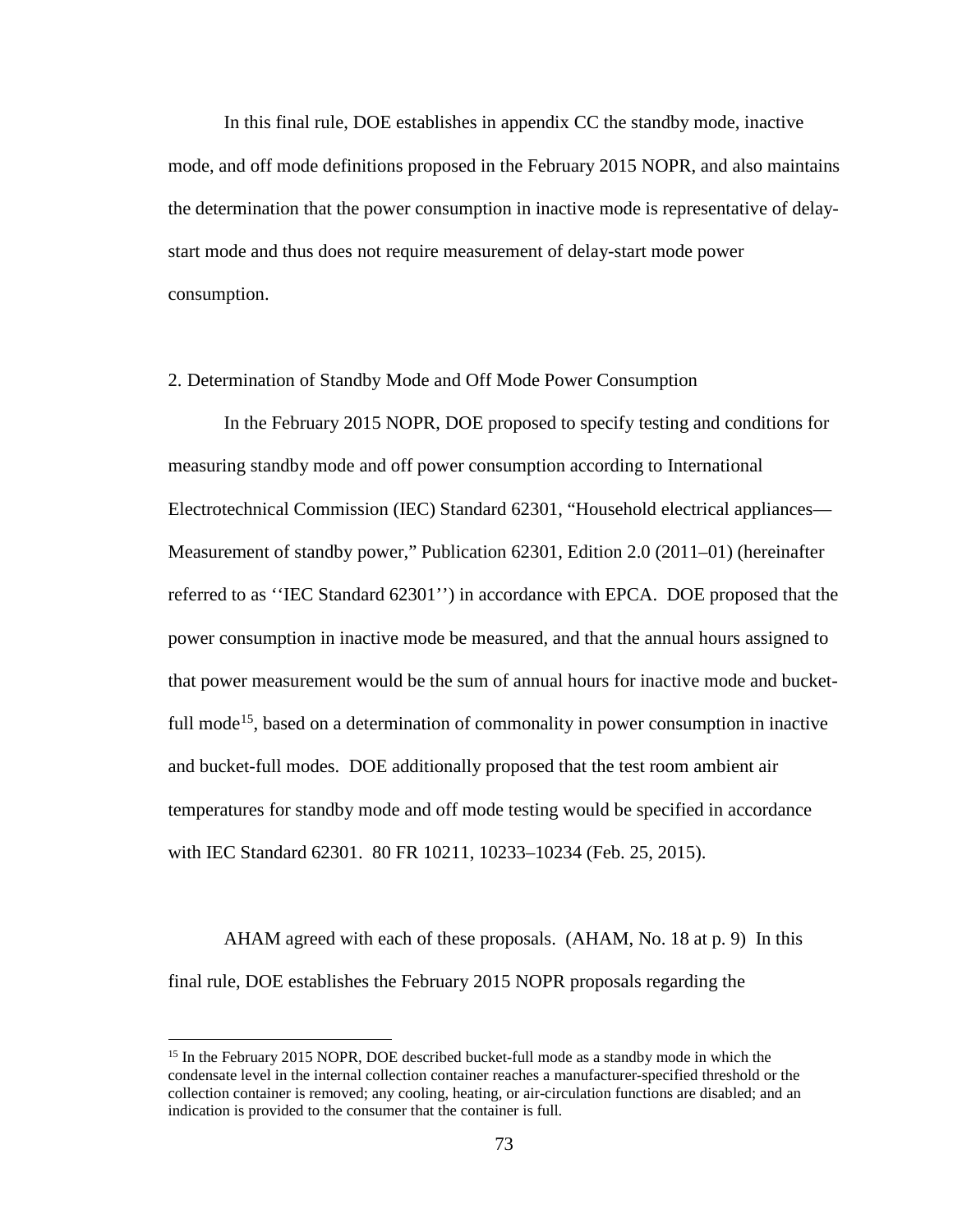In this final rule, DOE establishes in appendix CC the standby mode, inactive mode, and off mode definitions proposed in the February 2015 NOPR, and also maintains the determination that the power consumption in inactive mode is representative of delay-start mode and thus does not require measurement of delay-start mode power consumption.

2. Determination of Standby Mode and Off Mode Power Consumption

In the February 2015 NOPR, DOE proposed to specify testing and conditions for measuring standby mode and off power consumption according to International Electrotechnical Commission (IEC) Standard 62301, "Household electrical appliances—Measurement of standby power," Publication 62301, Edition 2.0 (2011–01) (hereinafter referred to as ''IEC Standard 62301'') in accordance with EPCA. DOE proposed that the power consumption in inactive mode be measured, and that the annual hours assigned to that power measurement would be the sum of annual hours for inactive mode and bucket-full mode[15], based on a determination of commonality in power consumption in inactive and bucket-full modes. DOE additionally proposed that the test room ambient air temperatures for standby mode and off mode testing would be specified in accordance with IEC Standard 62301. 80 FR 10211, 10233–10234 (Feb. 25, 2015).

AHAM agreed with each of these proposals. (AHAM, No. 18 at p. 9) In this final rule, DOE establishes the February 2015 NOPR proposals regarding the

[15] In the February 2015 NOPR, DOE described bucket-full mode as a standby mode in which the condensate level in the internal collection container reaches a manufacturer-specified threshold or the collection container is removed; any cooling, heating, or air-circulation functions are disabled; and an indication is provided to the consumer that the container is full.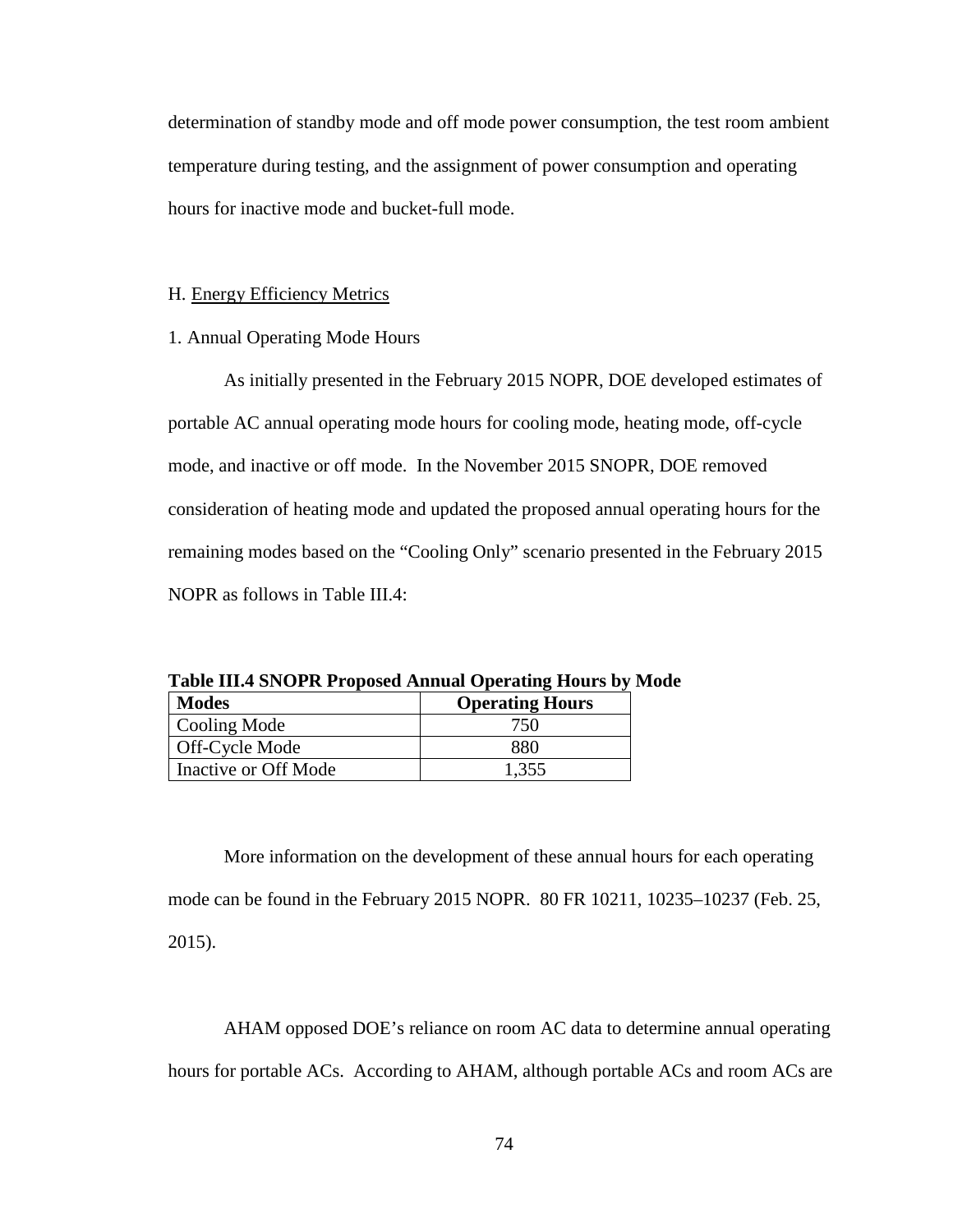determination of standby mode and off mode power consumption, the test room ambient temperature during testing, and the assignment of power consumption and operating hours for inactive mode and bucket-full mode.

### H. Energy Efficiency Metrics

#### 1. Annual Operating Mode Hours

As initially presented in the February 2015 NOPR, DOE developed estimates of portable AC annual operating mode hours for cooling mode, heating mode, off-cycle mode, and inactive or off mode. In the November 2015 SNOPR, DOE removed consideration of heating mode and updated the proposed annual operating hours for the remaining modes based on the "Cooling Only" scenario presented in the February 2015 NOPR as follows in Table III.4:

**Table III.4 SNOPR Proposed Annual Operating Hours by Mode**

| Modes | Operating Hours |
|---|---|
| Cooling Mode | 750 |
| Off-Cycle Mode | 880 |
| Inactive or Off Mode | 1,355 |

More information on the development of these annual hours for each operating mode can be found in the February 2015 NOPR. 80 FR 10211, 10235–10237 (Feb. 25, 2015).

AHAM opposed DOE's reliance on room AC data to determine annual operating hours for portable ACs. According to AHAM, although portable ACs and room ACs are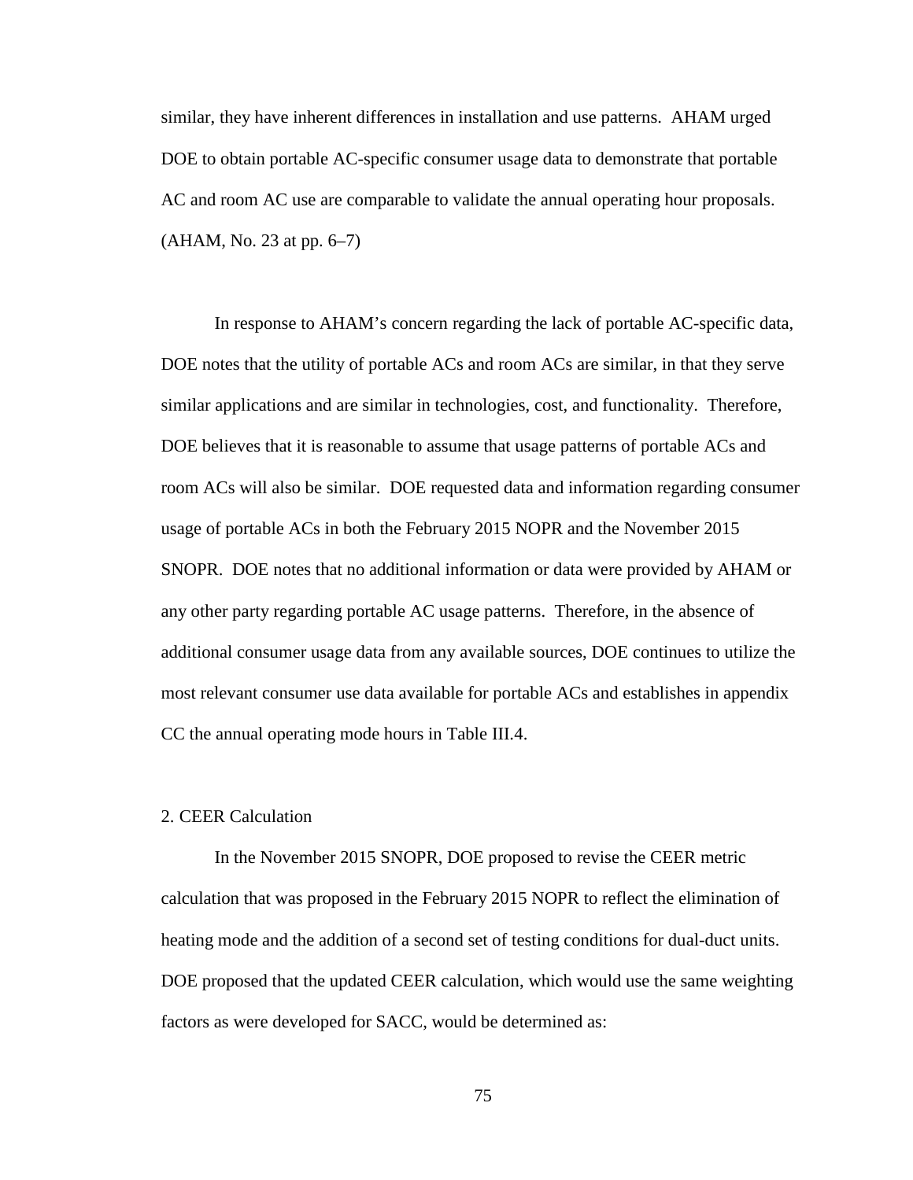similar, they have inherent differences in installation and use patterns. AHAM urged DOE to obtain portable AC-specific consumer usage data to demonstrate that portable AC and room AC use are comparable to validate the annual operating hour proposals. (AHAM, No. 23 at pp. 6–7)

In response to AHAM's concern regarding the lack of portable AC-specific data, DOE notes that the utility of portable ACs and room ACs are similar, in that they serve similar applications and are similar in technologies, cost, and functionality. Therefore, DOE believes that it is reasonable to assume that usage patterns of portable ACs and room ACs will also be similar. DOE requested data and information regarding consumer usage of portable ACs in both the February 2015 NOPR and the November 2015 SNOPR. DOE notes that no additional information or data were provided by AHAM or any other party regarding portable AC usage patterns. Therefore, in the absence of additional consumer usage data from any available sources, DOE continues to utilize the most relevant consumer use data available for portable ACs and establishes in appendix CC the annual operating mode hours in Table III.4.

### 2. CEER Calculation

In the November 2015 SNOPR, DOE proposed to revise the CEER metric calculation that was proposed in the February 2015 NOPR to reflect the elimination of heating mode and the addition of a second set of testing conditions for dual-duct units. DOE proposed that the updated CEER calculation, which would use the same weighting factors as were developed for SACC, would be determined as: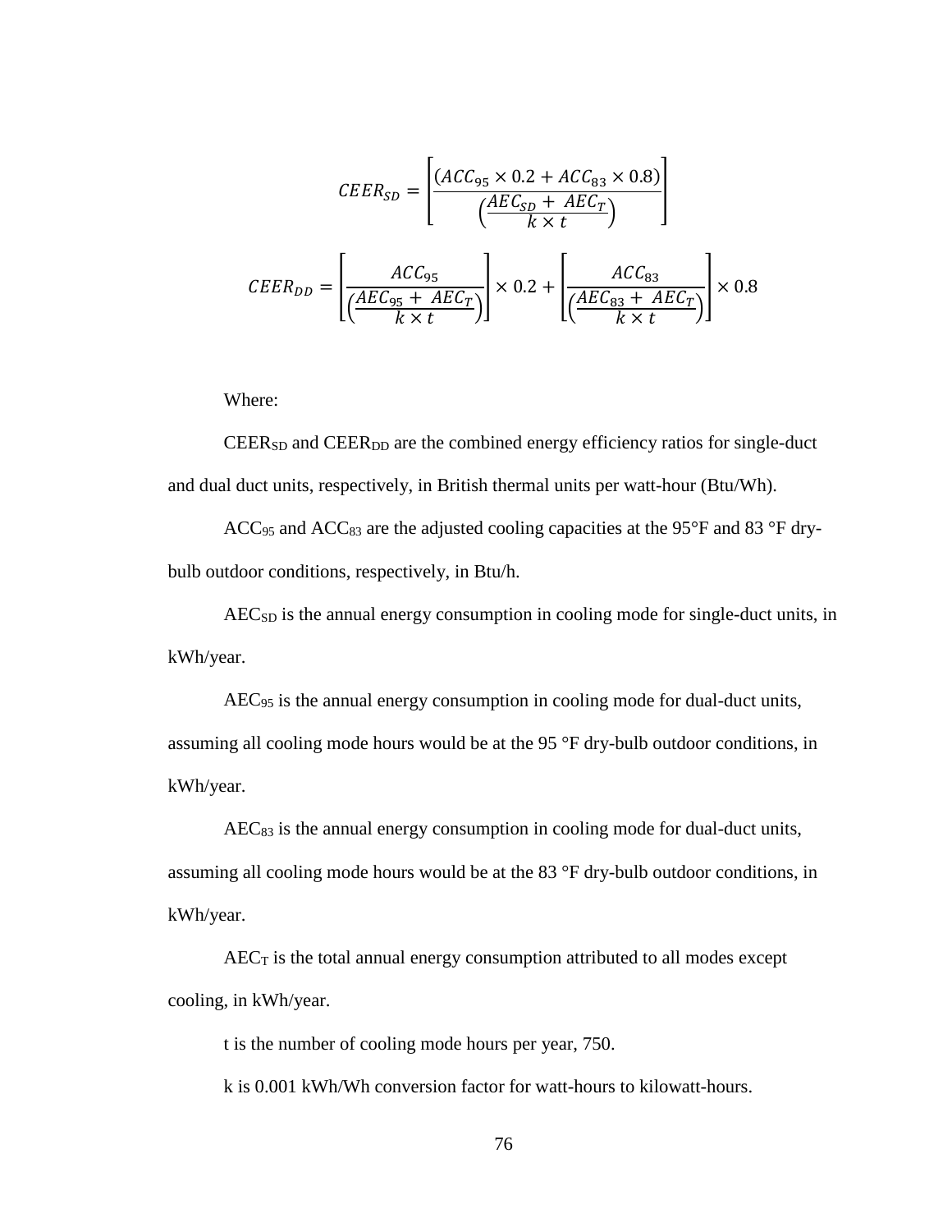$$CEER_{SD} = \left[ \frac{(ACC_{95} \times 0.2 + ACC_{83} \times 0.8)}{\left( \frac{AEC_{SD} + AEC_T}{k \times t} \right)} \right]$$

$$CEER_{DD} = \left[ \frac{ACC_{95}}{\left( \frac{AEC_{95} + AEC_T}{k \times t} \right)} \right] \times 0.2 + \left[ \frac{ACC_{83}}{\left( \frac{AEC_{83} + AEC_T}{k \times t} \right)} \right] \times 0.8$$

Where:

$CEER_{SD}$ and $CEER_{DD}$ are the combined energy efficiency ratios for single-duct and dual duct units, respectively, in British thermal units per watt-hour (Btu/Wh).

$ACC_{95}$ and $ACC_{83}$ are the adjusted cooling capacities at the 95°F and 83 °F dry-bulb outdoor conditions, respectively, in Btu/h.

$AEC_{SD}$ is the annual energy consumption in cooling mode for single-duct units, in kWh/year.

$AEC_{95}$ is the annual energy consumption in cooling mode for dual-duct units, assuming all cooling mode hours would be at the 95 °F dry-bulb outdoor conditions, in kWh/year.

$AEC_{83}$ is the annual energy consumption in cooling mode for dual-duct units, assuming all cooling mode hours would be at the 83 °F dry-bulb outdoor conditions, in kWh/year.

$AEC_T$ is the total annual energy consumption attributed to all modes except cooling, in kWh/year.

t is the number of cooling mode hours per year, 750.

k is 0.001 kWh/Wh conversion factor for watt-hours to kilowatt-hours.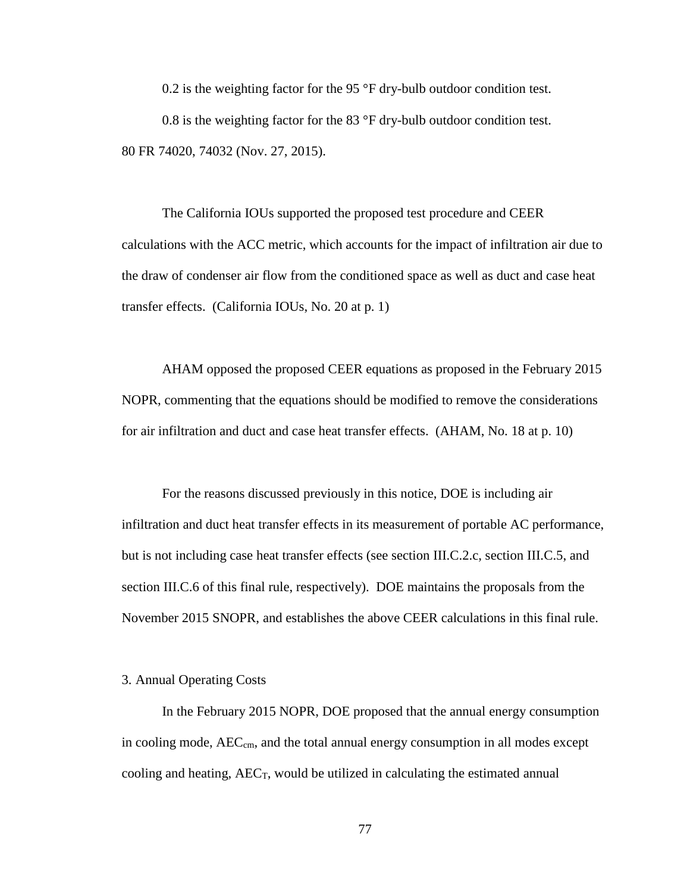0.2 is the weighting factor for the 95 °F dry-bulb outdoor condition test.

0.8 is the weighting factor for the 83 °F dry-bulb outdoor condition test.

80 FR 74020, 74032 (Nov. 27, 2015).

The California IOUs supported the proposed test procedure and CEER calculations with the ACC metric, which accounts for the impact of infiltration air due to the draw of condenser air flow from the conditioned space as well as duct and case heat transfer effects. (California IOUs, No. 20 at p. 1)

AHAM opposed the proposed CEER equations as proposed in the February 2015 NOPR, commenting that the equations should be modified to remove the considerations for air infiltration and duct and case heat transfer effects. (AHAM, No. 18 at p. 10)

For the reasons discussed previously in this notice, DOE is including air infiltration and duct heat transfer effects in its measurement of portable AC performance, but is not including case heat transfer effects (see section III.C.2.c, section III.C.5, and section III.C.6 of this final rule, respectively). DOE maintains the proposals from the November 2015 SNOPR, and establishes the above CEER calculations in this final rule.

3. Annual Operating Costs

In the February 2015 NOPR, DOE proposed that the annual energy consumption in cooling mode, $AEC_{cm}$, and the total annual energy consumption in all modes except cooling and heating, $AEC_T$, would be utilized in calculating the estimated annual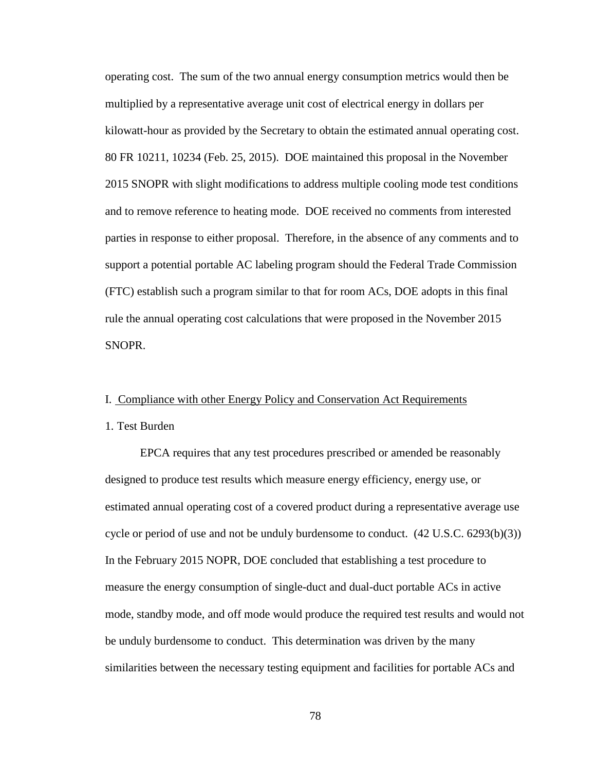operating cost. The sum of the two annual energy consumption metrics would then be multiplied by a representative average unit cost of electrical energy in dollars per kilowatt-hour as provided by the Secretary to obtain the estimated annual operating cost. 80 FR 10211, 10234 (Feb. 25, 2015). DOE maintained this proposal in the November 2015 SNOPR with slight modifications to address multiple cooling mode test conditions and to remove reference to heating mode. DOE received no comments from interested parties in response to either proposal. Therefore, in the absence of any comments and to support a potential portable AC labeling program should the Federal Trade Commission (FTC) establish such a program similar to that for room ACs, DOE adopts in this final rule the annual operating cost calculations that were proposed in the November 2015 SNOPR.

## I. Compliance with other Energy Policy and Conservation Act Requirements

### 1. Test Burden

EPCA requires that any test procedures prescribed or amended be reasonably designed to produce test results which measure energy efficiency, energy use, or estimated annual operating cost of a covered product during a representative average use cycle or period of use and not be unduly burdensome to conduct. (42 U.S.C. 6293(b)(3)) In the February 2015 NOPR, DOE concluded that establishing a test procedure to measure the energy consumption of single-duct and dual-duct portable ACs in active mode, standby mode, and off mode would produce the required test results and would not be unduly burdensome to conduct. This determination was driven by the many similarities between the necessary testing equipment and facilities for portable ACs and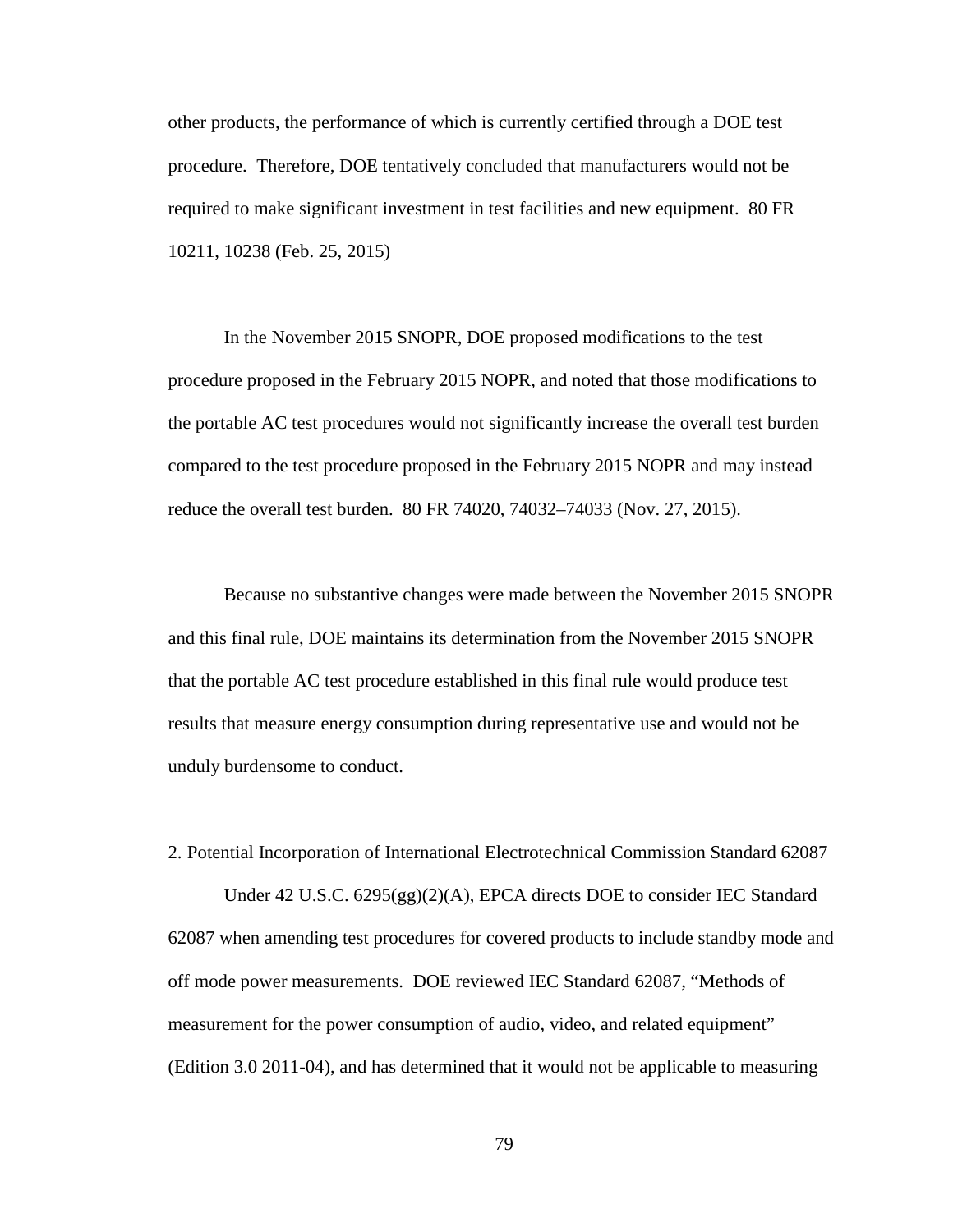other products, the performance of which is currently certified through a DOE test procedure. Therefore, DOE tentatively concluded that manufacturers would not be required to make significant investment in test facilities and new equipment. 80 FR 10211, 10238 (Feb. 25, 2015)

In the November 2015 SNOPR, DOE proposed modifications to the test procedure proposed in the February 2015 NOPR, and noted that those modifications to the portable AC test procedures would not significantly increase the overall test burden compared to the test procedure proposed in the February 2015 NOPR and may instead reduce the overall test burden. 80 FR 74020, 74032–74033 (Nov. 27, 2015).

Because no substantive changes were made between the November 2015 SNOPR and this final rule, DOE maintains its determination from the November 2015 SNOPR that the portable AC test procedure established in this final rule would produce test results that measure energy consumption during representative use and would not be unduly burdensome to conduct.

2. Potential Incorporation of International Electrotechnical Commission Standard 62087

Under 42 U.S.C. 6295(gg)(2)(A), EPCA directs DOE to consider IEC Standard 62087 when amending test procedures for covered products to include standby mode and off mode power measurements. DOE reviewed IEC Standard 62087, "Methods of measurement for the power consumption of audio, video, and related equipment" (Edition 3.0 2011-04), and has determined that it would not be applicable to measuring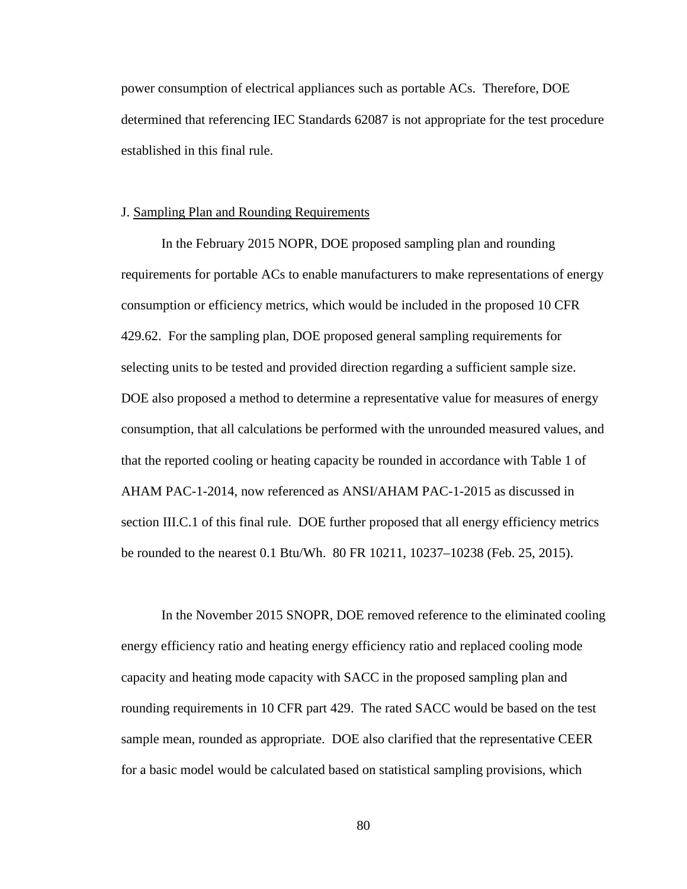power consumption of electrical appliances such as portable ACs. Therefore, DOE determined that referencing IEC Standards 62087 is not appropriate for the test procedure established in this final rule.

J. Sampling Plan and Rounding Requirements

In the February 2015 NOPR, DOE proposed sampling plan and rounding requirements for portable ACs to enable manufacturers to make representations of energy consumption or efficiency metrics, which would be included in the proposed 10 CFR 429.62. For the sampling plan, DOE proposed general sampling requirements for selecting units to be tested and provided direction regarding a sufficient sample size. DOE also proposed a method to determine a representative value for measures of energy consumption, that all calculations be performed with the unrounded measured values, and that the reported cooling or heating capacity be rounded in accordance with Table 1 of AHAM PAC-1-2014, now referenced as ANSI/AHAM PAC-1-2015 as discussed in section III.C.1 of this final rule. DOE further proposed that all energy efficiency metrics be rounded to the nearest 0.1 Btu/Wh. 80 FR 10211, 10237–10238 (Feb. 25, 2015).

In the November 2015 SNOPR, DOE removed reference to the eliminated cooling energy efficiency ratio and heating energy efficiency ratio and replaced cooling mode capacity and heating mode capacity with SACC in the proposed sampling plan and rounding requirements in 10 CFR part 429. The rated SACC would be based on the test sample mean, rounded as appropriate. DOE also clarified that the representative CEER for a basic model would be calculated based on statistical sampling provisions, which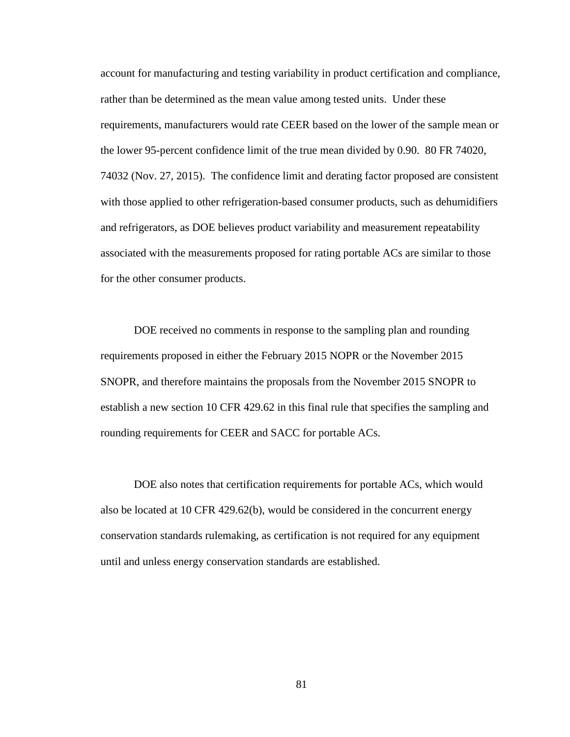account for manufacturing and testing variability in product certification and compliance, rather than be determined as the mean value among tested units. Under these requirements, manufacturers would rate CEER based on the lower of the sample mean or the lower 95-percent confidence limit of the true mean divided by 0.90. 80 FR 74020, 74032 (Nov. 27, 2015). The confidence limit and derating factor proposed are consistent with those applied to other refrigeration-based consumer products, such as dehumidifiers and refrigerators, as DOE believes product variability and measurement repeatability associated with the measurements proposed for rating portable ACs are similar to those for the other consumer products.

DOE received no comments in response to the sampling plan and rounding requirements proposed in either the February 2015 NOPR or the November 2015 SNOPR, and therefore maintains the proposals from the November 2015 SNOPR to establish a new section 10 CFR 429.62 in this final rule that specifies the sampling and rounding requirements for CEER and SACC for portable ACs.

DOE also notes that certification requirements for portable ACs, which would also be located at 10 CFR 429.62(b), would be considered in the concurrent energy conservation standards rulemaking, as certification is not required for any equipment until and unless energy conservation standards are established.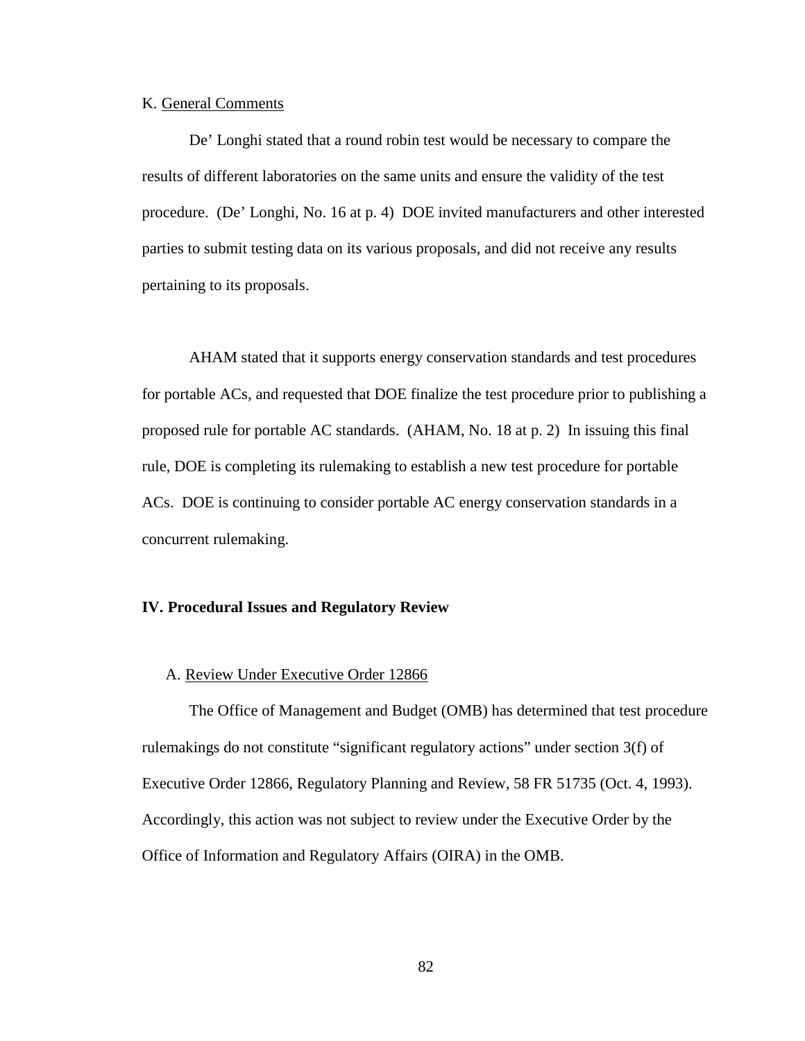### K. General Comments

De' Longhi stated that a round robin test would be necessary to compare the results of different laboratories on the same units and ensure the validity of the test procedure. (De' Longhi, No. 16 at p. 4) DOE invited manufacturers and other interested parties to submit testing data on its various proposals, and did not receive any results pertaining to its proposals.

AHAM stated that it supports energy conservation standards and test procedures for portable ACs, and requested that DOE finalize the test procedure prior to publishing a proposed rule for portable AC standards. (AHAM, No. 18 at p. 2) In issuing this final rule, DOE is completing its rulemaking to establish a new test procedure for portable ACs. DOE is continuing to consider portable AC energy conservation standards in a concurrent rulemaking.

## IV. Procedural Issues and Regulatory Review

### A. Review Under Executive Order 12866

The Office of Management and Budget (OMB) has determined that test procedure rulemakings do not constitute "significant regulatory actions" under section 3(f) of Executive Order 12866, Regulatory Planning and Review, 58 FR 51735 (Oct. 4, 1993). Accordingly, this action was not subject to review under the Executive Order by the Office of Information and Regulatory Affairs (OIRA) in the OMB.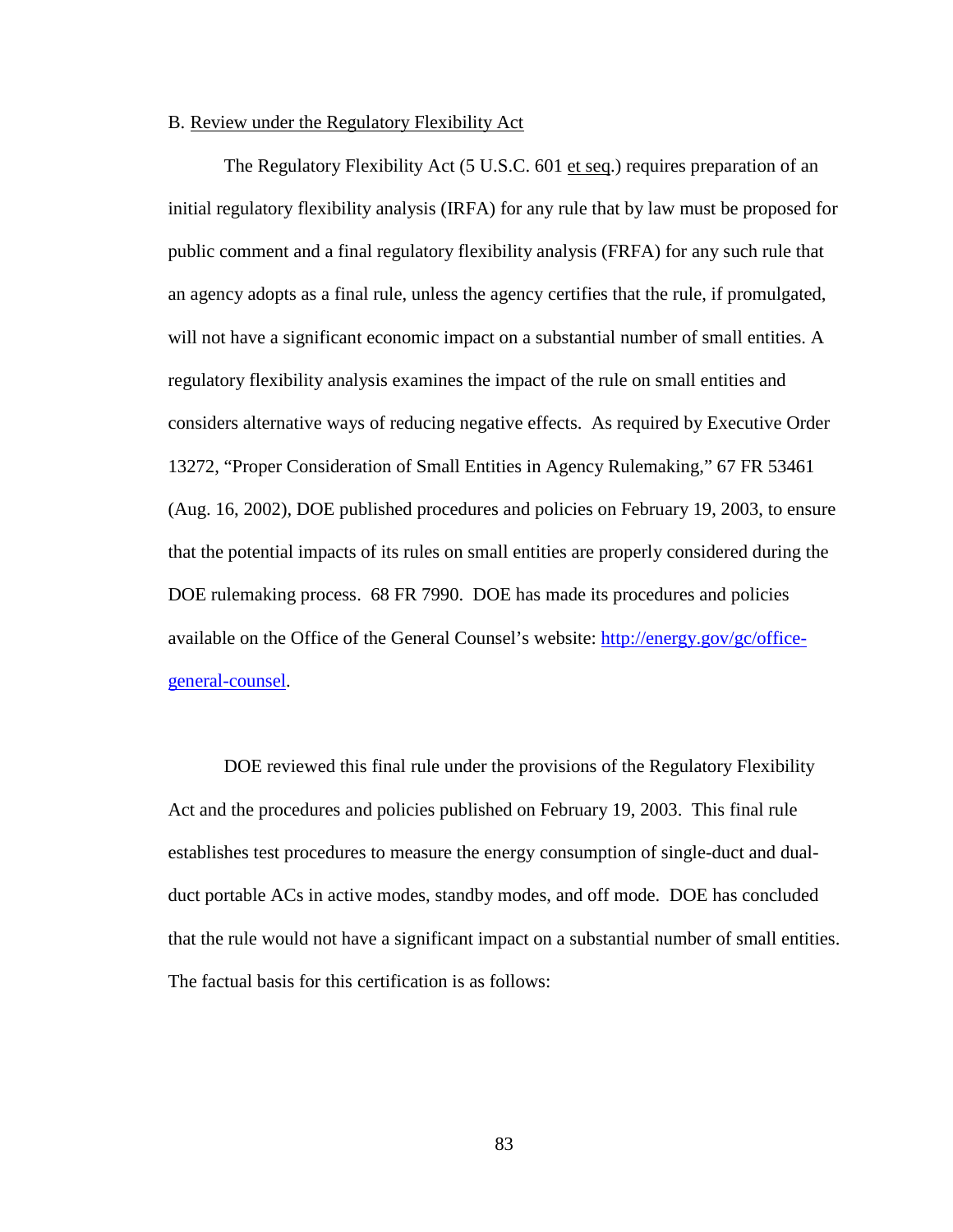B. Review under the Regulatory Flexibility Act

The Regulatory Flexibility Act (5 U.S.C. 601 et seq.) requires preparation of an initial regulatory flexibility analysis (IRFA) for any rule that by law must be proposed for public comment and a final regulatory flexibility analysis (FRFA) for any such rule that an agency adopts as a final rule, unless the agency certifies that the rule, if promulgated, will not have a significant economic impact on a substantial number of small entities. A regulatory flexibility analysis examines the impact of the rule on small entities and considers alternative ways of reducing negative effects. As required by Executive Order 13272, "Proper Consideration of Small Entities in Agency Rulemaking," 67 FR 53461 (Aug. 16, 2002), DOE published procedures and policies on February 19, 2003, to ensure that the potential impacts of its rules on small entities are properly considered during the DOE rulemaking process. 68 FR 7990. DOE has made its procedures and policies available on the Office of the General Counsel's website: [http://energy.gov/gc/office-general-counsel](http://energy.gov/gc/office-general-counsel).

DOE reviewed this final rule under the provisions of the Regulatory Flexibility Act and the procedures and policies published on February 19, 2003. This final rule establishes test procedures to measure the energy consumption of single-duct and dual-duct portable ACs in active modes, standby modes, and off mode. DOE has concluded that the rule would not have a significant impact on a substantial number of small entities. The factual basis for this certification is as follows: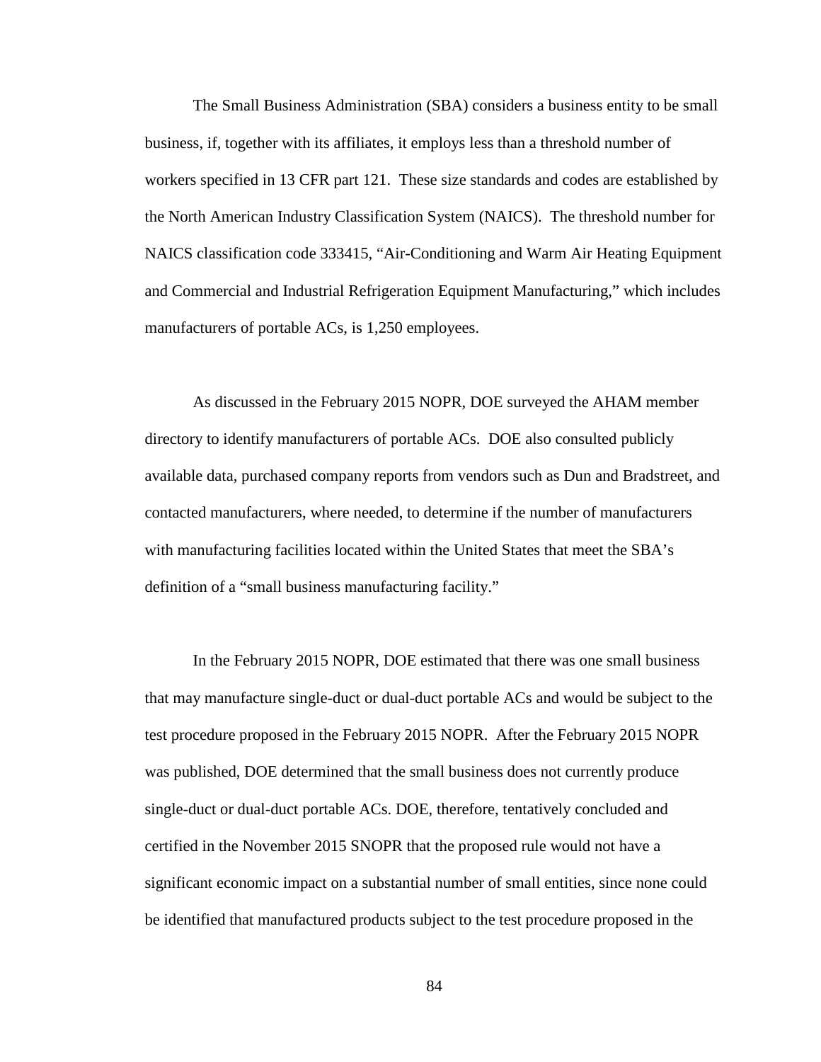The Small Business Administration (SBA) considers a business entity to be small business, if, together with its affiliates, it employs less than a threshold number of workers specified in 13 CFR part 121. These size standards and codes are established by the North American Industry Classification System (NAICS). The threshold number for NAICS classification code 333415, "Air-Conditioning and Warm Air Heating Equipment and Commercial and Industrial Refrigeration Equipment Manufacturing," which includes manufacturers of portable ACs, is 1,250 employees.

As discussed in the February 2015 NOPR, DOE surveyed the AHAM member directory to identify manufacturers of portable ACs. DOE also consulted publicly available data, purchased company reports from vendors such as Dun and Bradstreet, and contacted manufacturers, where needed, to determine if the number of manufacturers with manufacturing facilities located within the United States that meet the SBA's definition of a "small business manufacturing facility."

In the February 2015 NOPR, DOE estimated that there was one small business that may manufacture single-duct or dual-duct portable ACs and would be subject to the test procedure proposed in the February 2015 NOPR. After the February 2015 NOPR was published, DOE determined that the small business does not currently produce single-duct or dual-duct portable ACs. DOE, therefore, tentatively concluded and certified in the November 2015 SNOPR that the proposed rule would not have a significant economic impact on a substantial number of small entities, since none could be identified that manufactured products subject to the test procedure proposed in the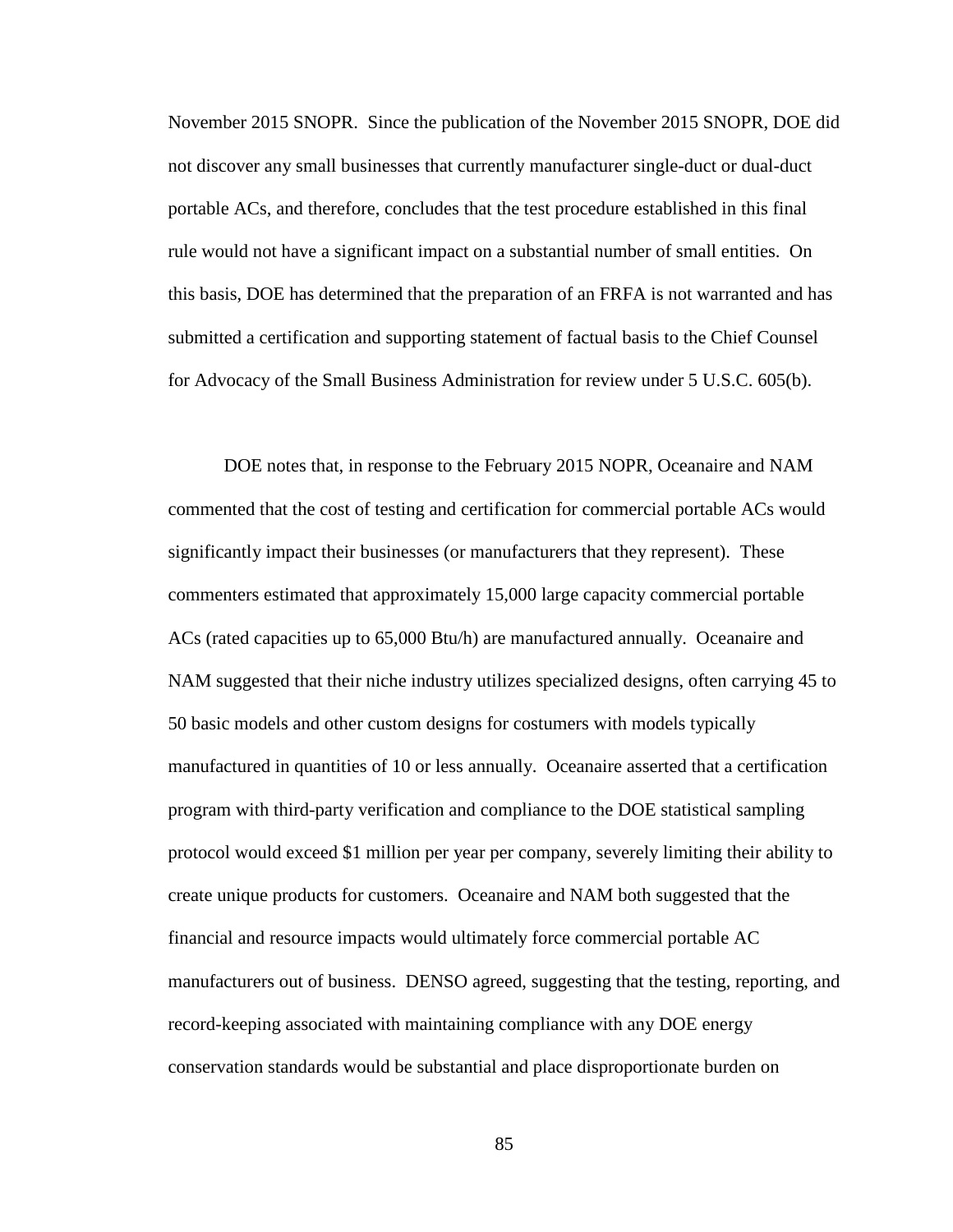November 2015 SNOPR. Since the publication of the November 2015 SNOPR, DOE did not discover any small businesses that currently manufacturer single-duct or dual-duct portable ACs, and therefore, concludes that the test procedure established in this final rule would not have a significant impact on a substantial number of small entities. On this basis, DOE has determined that the preparation of an FRFA is not warranted and has submitted a certification and supporting statement of factual basis to the Chief Counsel for Advocacy of the Small Business Administration for review under 5 U.S.C. 605(b).

DOE notes that, in response to the February 2015 NOPR, Oceanaire and NAM commented that the cost of testing and certification for commercial portable ACs would significantly impact their businesses (or manufacturers that they represent). These commenters estimated that approximately 15,000 large capacity commercial portable ACs (rated capacities up to 65,000 Btu/h) are manufactured annually. Oceanaire and NAM suggested that their niche industry utilizes specialized designs, often carrying 45 to 50 basic models and other custom designs for costumers with models typically manufactured in quantities of 10 or less annually. Oceanaire asserted that a certification program with third-party verification and compliance to the DOE statistical sampling protocol would exceed $1 million per year per company, severely limiting their ability to create unique products for customers. Oceanaire and NAM both suggested that the financial and resource impacts would ultimately force commercial portable AC manufacturers out of business. DENSO agreed, suggesting that the testing, reporting, and record-keeping associated with maintaining compliance with any DOE energy conservation standards would be substantial and place disproportionate burden on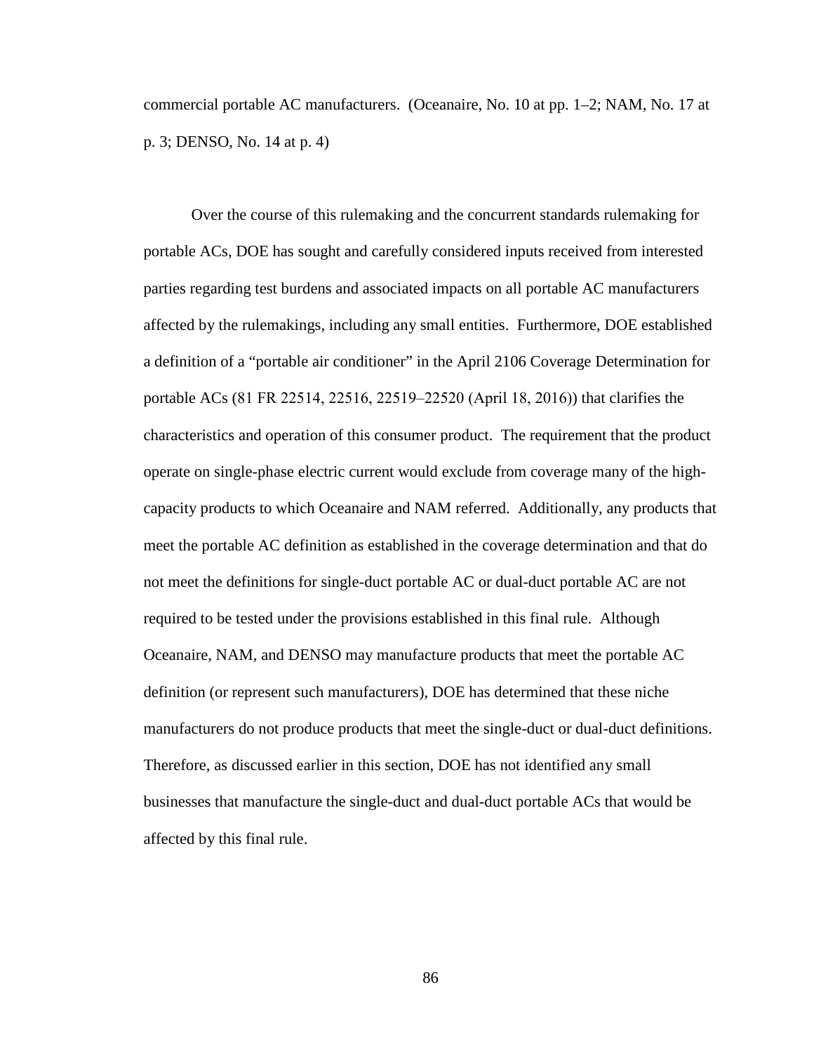commercial portable AC manufacturers. (Oceanaire, No. 10 at pp. 1–2; NAM, No. 17 at p. 3; DENSO, No. 14 at p. 4)

Over the course of this rulemaking and the concurrent standards rulemaking for portable ACs, DOE has sought and carefully considered inputs received from interested parties regarding test burdens and associated impacts on all portable AC manufacturers affected by the rulemakings, including any small entities. Furthermore, DOE established a definition of a "portable air conditioner" in the April 2106 Coverage Determination for portable ACs (81 FR 22514, 22516, 22519–22520 (April 18, 2016)) that clarifies the characteristics and operation of this consumer product. The requirement that the product operate on single-phase electric current would exclude from coverage many of the high-capacity products to which Oceanaire and NAM referred. Additionally, any products that meet the portable AC definition as established in the coverage determination and that do not meet the definitions for single-duct portable AC or dual-duct portable AC are not required to be tested under the provisions established in this final rule. Although Oceanaire, NAM, and DENSO may manufacture products that meet the portable AC definition (or represent such manufacturers), DOE has determined that these niche manufacturers do not produce products that meet the single-duct or dual-duct definitions. Therefore, as discussed earlier in this section, DOE has not identified any small businesses that manufacture the single-duct and dual-duct portable ACs that would be affected by this final rule.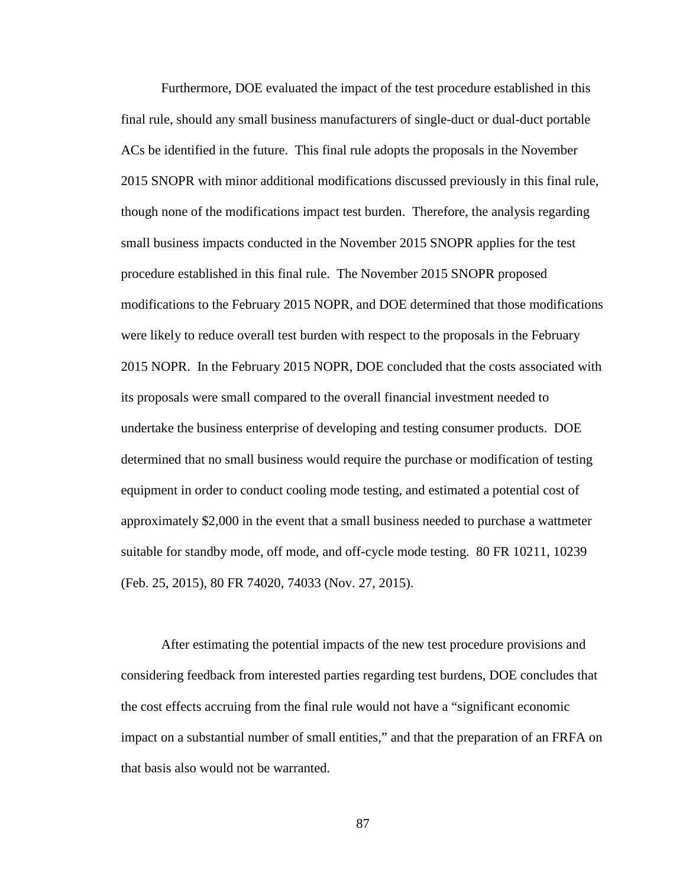Furthermore, DOE evaluated the impact of the test procedure established in this final rule, should any small business manufacturers of single-duct or dual-duct portable ACs be identified in the future. This final rule adopts the proposals in the November 2015 SNOPR with minor additional modifications discussed previously in this final rule, though none of the modifications impact test burden. Therefore, the analysis regarding small business impacts conducted in the November 2015 SNOPR applies for the test procedure established in this final rule. The November 2015 SNOPR proposed modifications to the February 2015 NOPR, and DOE determined that those modifications were likely to reduce overall test burden with respect to the proposals in the February 2015 NOPR. In the February 2015 NOPR, DOE concluded that the costs associated with its proposals were small compared to the overall financial investment needed to undertake the business enterprise of developing and testing consumer products. DOE determined that no small business would require the purchase or modification of testing equipment in order to conduct cooling mode testing, and estimated a potential cost of approximately $2,000 in the event that a small business needed to purchase a wattmeter suitable for standby mode, off mode, and off-cycle mode testing. 80 FR 10211, 10239 (Feb. 25, 2015), 80 FR 74020, 74033 (Nov. 27, 2015).

After estimating the potential impacts of the new test procedure provisions and considering feedback from interested parties regarding test burdens, DOE concludes that the cost effects accruing from the final rule would not have a "significant economic impact on a substantial number of small entities," and that the preparation of an FRFA on that basis also would not be warranted.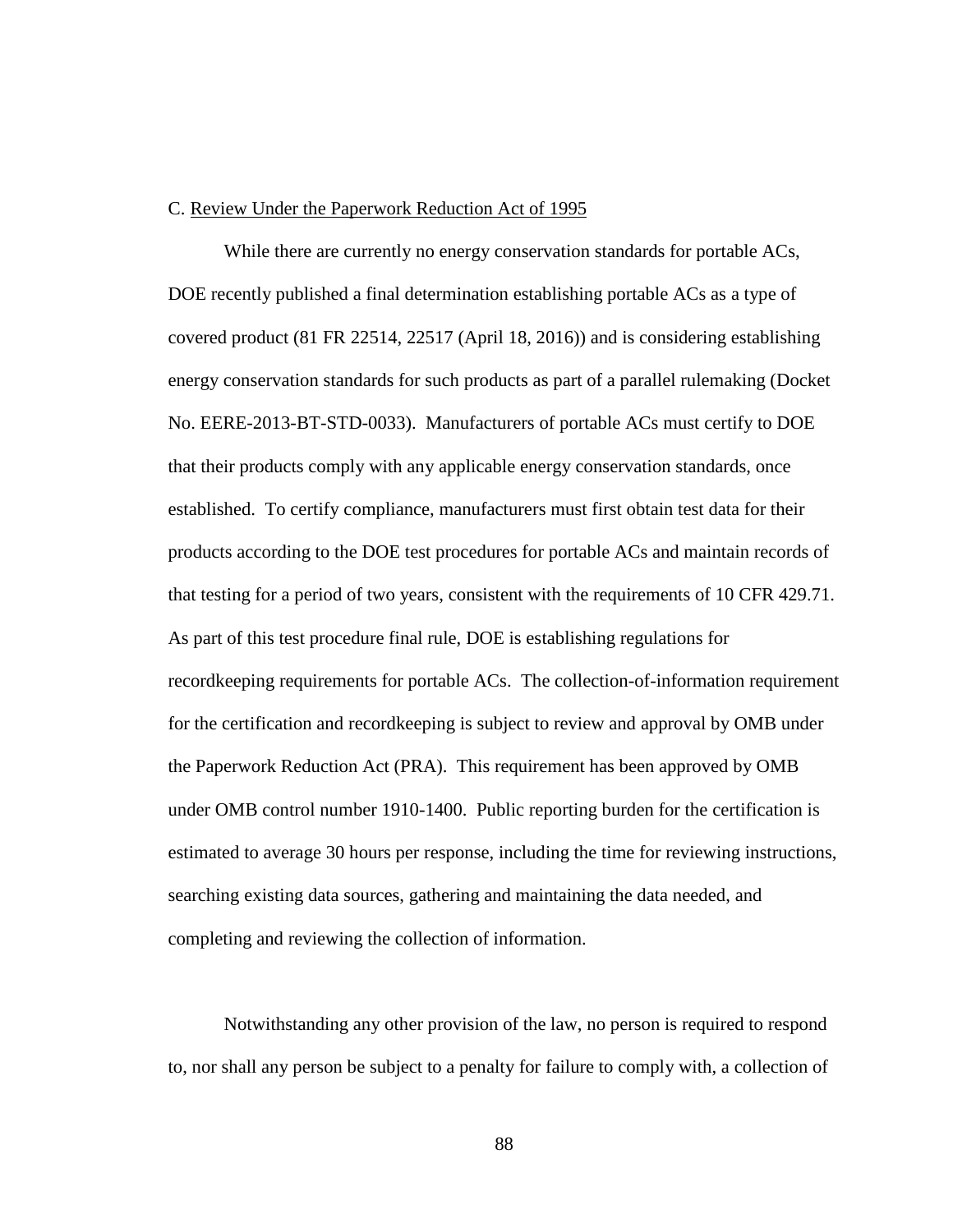### C. Review Under the Paperwork Reduction Act of 1995

While there are currently no energy conservation standards for portable ACs, DOE recently published a final determination establishing portable ACs as a type of covered product (81 FR 22514, 22517 (April 18, 2016)) and is considering establishing energy conservation standards for such products as part of a parallel rulemaking (Docket No. EERE-2013-BT-STD-0033). Manufacturers of portable ACs must certify to DOE that their products comply with any applicable energy conservation standards, once established. To certify compliance, manufacturers must first obtain test data for their products according to the DOE test procedures for portable ACs and maintain records of that testing for a period of two years, consistent with the requirements of 10 CFR 429.71. As part of this test procedure final rule, DOE is establishing regulations for recordkeeping requirements for portable ACs. The collection-of-information requirement for the certification and recordkeeping is subject to review and approval by OMB under the Paperwork Reduction Act (PRA). This requirement has been approved by OMB under OMB control number 1910-1400. Public reporting burden for the certification is estimated to average 30 hours per response, including the time for reviewing instructions, searching existing data sources, gathering and maintaining the data needed, and completing and reviewing the collection of information.

Notwithstanding any other provision of the law, no person is required to respond to, nor shall any person be subject to a penalty for failure to comply with, a collection of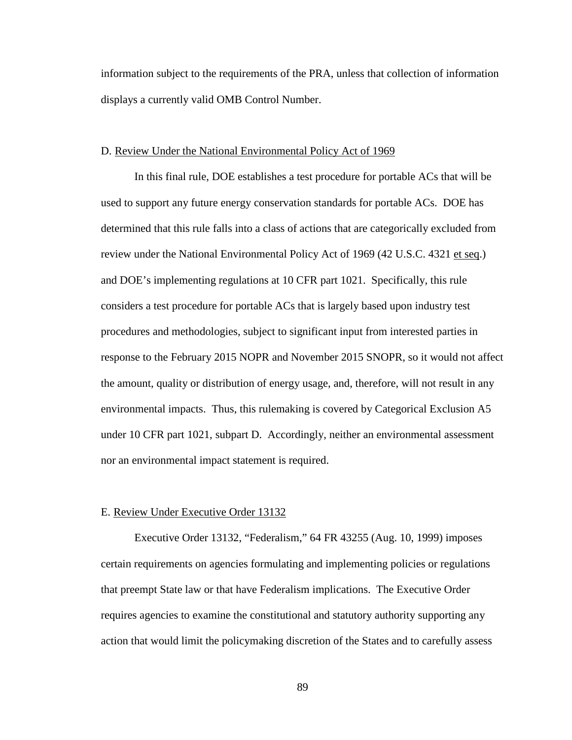information subject to the requirements of the PRA, unless that collection of information displays a currently valid OMB Control Number.

### D. Review Under the National Environmental Policy Act of 1969

In this final rule, DOE establishes a test procedure for portable ACs that will be used to support any future energy conservation standards for portable ACs. DOE has determined that this rule falls into a class of actions that are categorically excluded from review under the National Environmental Policy Act of 1969 (42 U.S.C. 4321 et seq.) and DOE's implementing regulations at 10 CFR part 1021. Specifically, this rule considers a test procedure for portable ACs that is largely based upon industry test procedures and methodologies, subject to significant input from interested parties in response to the February 2015 NOPR and November 2015 SNOPR, so it would not affect the amount, quality or distribution of energy usage, and, therefore, will not result in any environmental impacts. Thus, this rulemaking is covered by Categorical Exclusion A5 under 10 CFR part 1021, subpart D. Accordingly, neither an environmental assessment nor an environmental impact statement is required.

### E. Review Under Executive Order 13132

Executive Order 13132, "Federalism," 64 FR 43255 (Aug. 10, 1999) imposes certain requirements on agencies formulating and implementing policies or regulations that preempt State law or that have Federalism implications. The Executive Order requires agencies to examine the constitutional and statutory authority supporting any action that would limit the policymaking discretion of the States and to carefully assess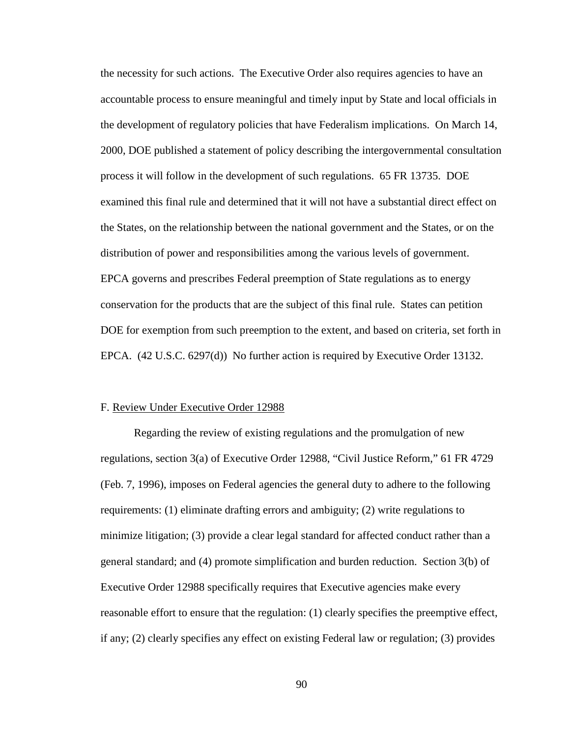the necessity for such actions. The Executive Order also requires agencies to have an accountable process to ensure meaningful and timely input by State and local officials in the development of regulatory policies that have Federalism implications. On March 14, 2000, DOE published a statement of policy describing the intergovernmental consultation process it will follow in the development of such regulations. 65 FR 13735. DOE examined this final rule and determined that it will not have a substantial direct effect on the States, on the relationship between the national government and the States, or on the distribution of power and responsibilities among the various levels of government. EPCA governs and prescribes Federal preemption of State regulations as to energy conservation for the products that are the subject of this final rule. States can petition DOE for exemption from such preemption to the extent, and based on criteria, set forth in EPCA. (42 U.S.C. 6297(d)) No further action is required by Executive Order 13132.

F. Review Under Executive Order 12988

Regarding the review of existing regulations and the promulgation of new regulations, section 3(a) of Executive Order 12988, "Civil Justice Reform," 61 FR 4729 (Feb. 7, 1996), imposes on Federal agencies the general duty to adhere to the following requirements: (1) eliminate drafting errors and ambiguity; (2) write regulations to minimize litigation; (3) provide a clear legal standard for affected conduct rather than a general standard; and (4) promote simplification and burden reduction. Section 3(b) of Executive Order 12988 specifically requires that Executive agencies make every reasonable effort to ensure that the regulation: (1) clearly specifies the preemptive effect, if any; (2) clearly specifies any effect on existing Federal law or regulation; (3) provides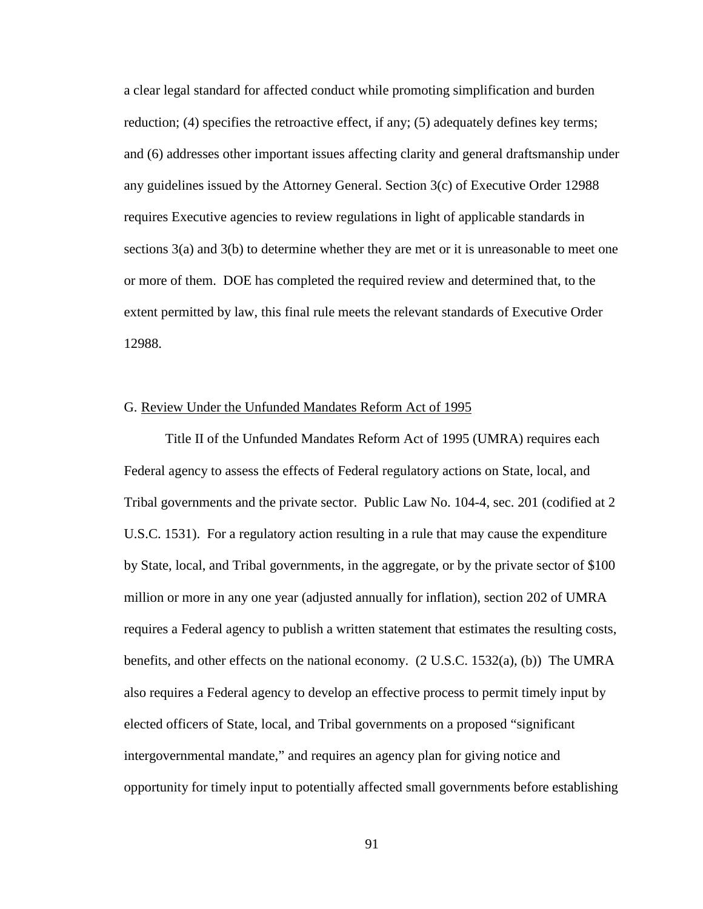a clear legal standard for affected conduct while promoting simplification and burden reduction; (4) specifies the retroactive effect, if any; (5) adequately defines key terms; and (6) addresses other important issues affecting clarity and general draftsmanship under any guidelines issued by the Attorney General. Section 3(c) of Executive Order 12988 requires Executive agencies to review regulations in light of applicable standards in sections 3(a) and 3(b) to determine whether they are met or it is unreasonable to meet one or more of them. DOE has completed the required review and determined that, to the extent permitted by law, this final rule meets the relevant standards of Executive Order 12988.

## G. Review Under the Unfunded Mandates Reform Act of 1995

Title II of the Unfunded Mandates Reform Act of 1995 (UMRA) requires each Federal agency to assess the effects of Federal regulatory actions on State, local, and Tribal governments and the private sector. Public Law No. 104-4, sec. 201 (codified at 2 U.S.C. 1531). For a regulatory action resulting in a rule that may cause the expenditure by State, local, and Tribal governments, in the aggregate, or by the private sector of $100 million or more in any one year (adjusted annually for inflation), section 202 of UMRA requires a Federal agency to publish a written statement that estimates the resulting costs, benefits, and other effects on the national economy. (2 U.S.C. 1532(a), (b)) The UMRA also requires a Federal agency to develop an effective process to permit timely input by elected officers of State, local, and Tribal governments on a proposed "significant intergovernmental mandate," and requires an agency plan for giving notice and opportunity for timely input to potentially affected small governments before establishing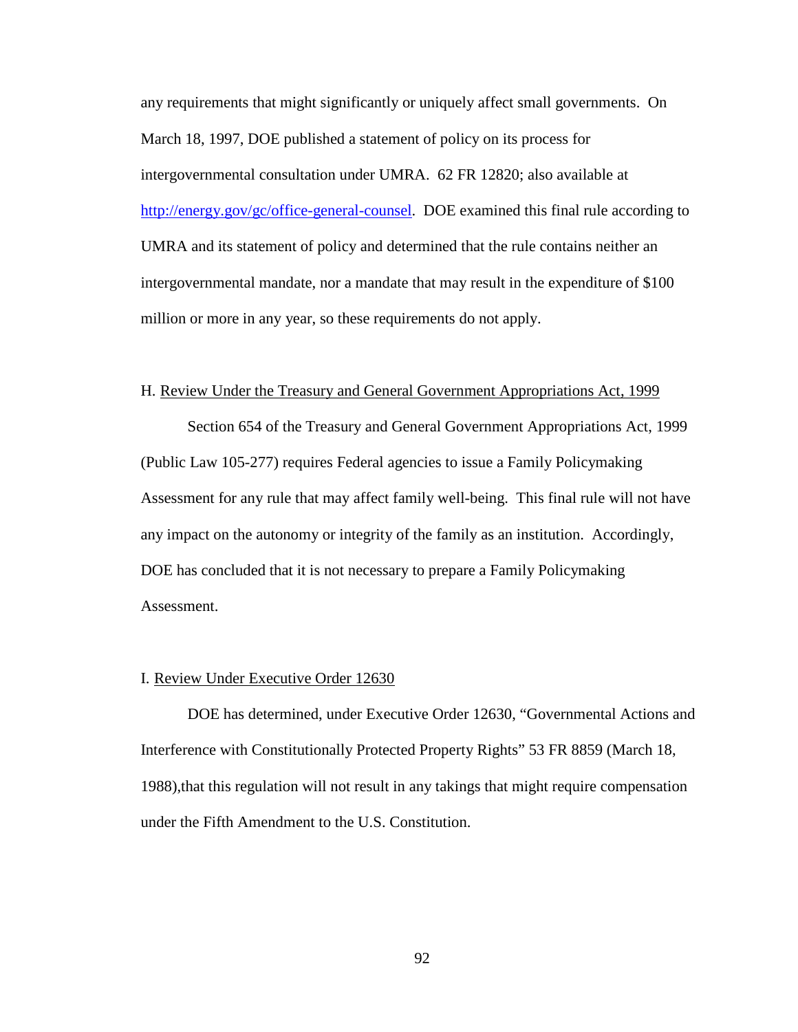any requirements that might significantly or uniquely affect small governments. On March 18, 1997, DOE published a statement of policy on its process for intergovernmental consultation under UMRA. 62 FR 12820; also available at http://energy.gov/gc/office-general-counsel. DOE examined this final rule according to UMRA and its statement of policy and determined that the rule contains neither an intergovernmental mandate, nor a mandate that may result in the expenditure of $100 million or more in any year, so these requirements do not apply.

H. Review Under the Treasury and General Government Appropriations Act, 1999

Section 654 of the Treasury and General Government Appropriations Act, 1999 (Public Law 105-277) requires Federal agencies to issue a Family Policymaking Assessment for any rule that may affect family well-being. This final rule will not have any impact on the autonomy or integrity of the family as an institution. Accordingly, DOE has concluded that it is not necessary to prepare a Family Policymaking Assessment.

I. Review Under Executive Order 12630

DOE has determined, under Executive Order 12630, "Governmental Actions and Interference with Constitutionally Protected Property Rights" 53 FR 8859 (March 18, 1988),that this regulation will not result in any takings that might require compensation under the Fifth Amendment to the U.S. Constitution.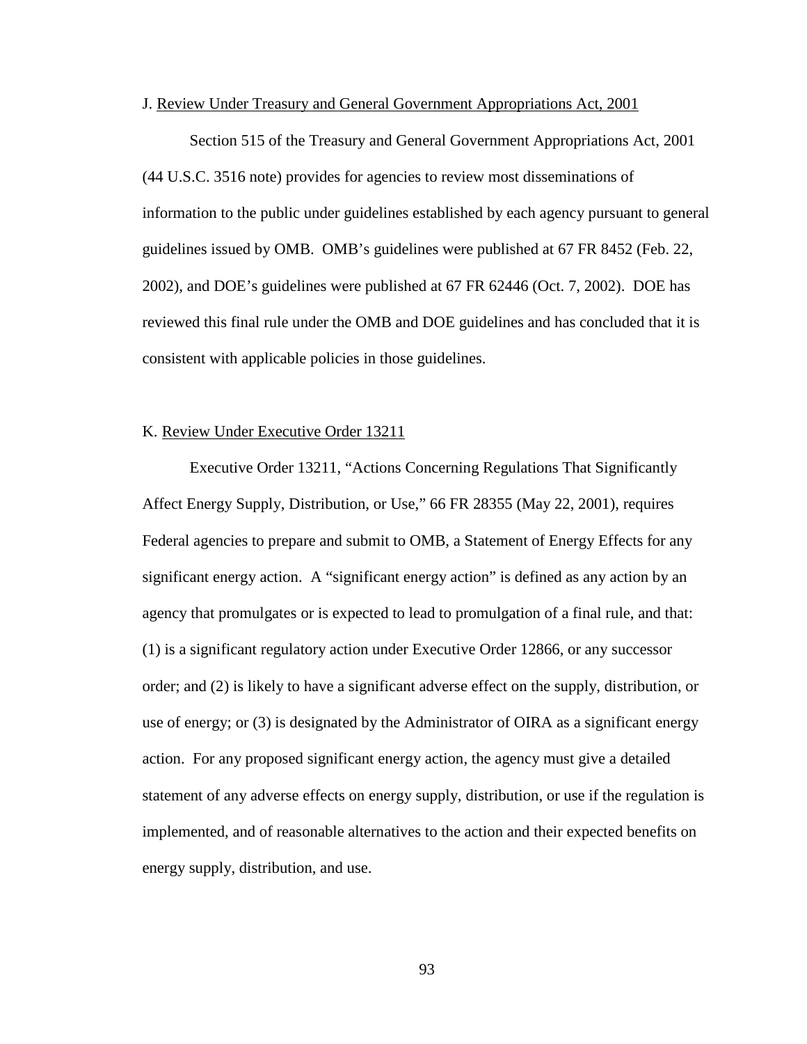### J. Review Under Treasury and General Government Appropriations Act, 2001

Section 515 of the Treasury and General Government Appropriations Act, 2001 (44 U.S.C. 3516 note) provides for agencies to review most disseminations of information to the public under guidelines established by each agency pursuant to general guidelines issued by OMB. OMB's guidelines were published at 67 FR 8452 (Feb. 22, 2002), and DOE's guidelines were published at 67 FR 62446 (Oct. 7, 2002). DOE has reviewed this final rule under the OMB and DOE guidelines and has concluded that it is consistent with applicable policies in those guidelines.

### K. Review Under Executive Order 13211

Executive Order 13211, "Actions Concerning Regulations That Significantly Affect Energy Supply, Distribution, or Use," 66 FR 28355 (May 22, 2001), requires Federal agencies to prepare and submit to OMB, a Statement of Energy Effects for any significant energy action. A "significant energy action" is defined as any action by an agency that promulgates or is expected to lead to promulgation of a final rule, and that: (1) is a significant regulatory action under Executive Order 12866, or any successor order; and (2) is likely to have a significant adverse effect on the supply, distribution, or use of energy; or (3) is designated by the Administrator of OIRA as a significant energy action. For any proposed significant energy action, the agency must give a detailed statement of any adverse effects on energy supply, distribution, or use if the regulation is implemented, and of reasonable alternatives to the action and their expected benefits on energy supply, distribution, and use.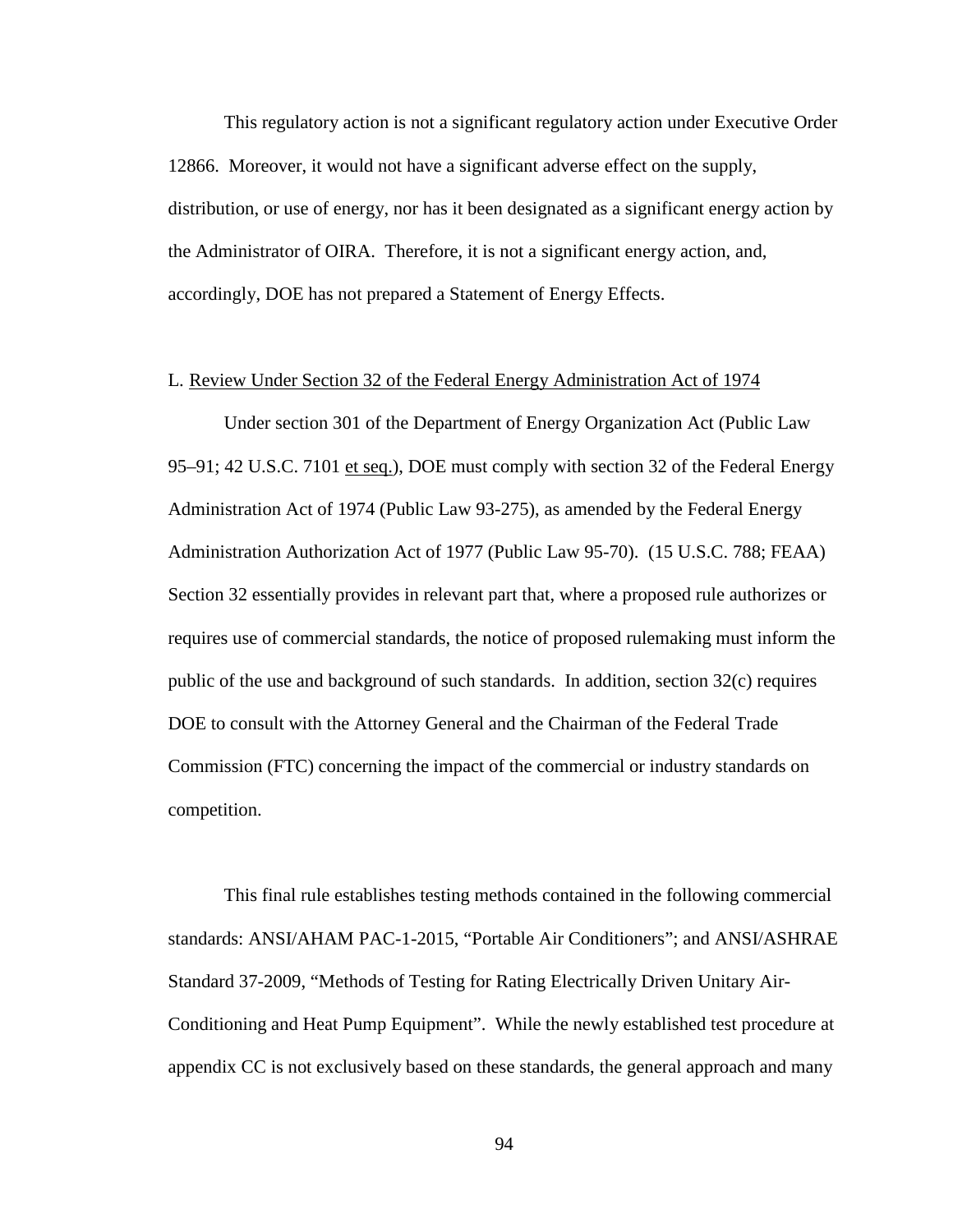This regulatory action is not a significant regulatory action under Executive Order 12866. Moreover, it would not have a significant adverse effect on the supply, distribution, or use of energy, nor has it been designated as a significant energy action by the Administrator of OIRA. Therefore, it is not a significant energy action, and, accordingly, DOE has not prepared a Statement of Energy Effects.

L. Review Under Section 32 of the Federal Energy Administration Act of 1974

Under section 301 of the Department of Energy Organization Act (Public Law 95–91; 42 U.S.C. 7101 et seq.), DOE must comply with section 32 of the Federal Energy Administration Act of 1974 (Public Law 93-275), as amended by the Federal Energy Administration Authorization Act of 1977 (Public Law 95-70). (15 U.S.C. 788; FEAA) Section 32 essentially provides in relevant part that, where a proposed rule authorizes or requires use of commercial standards, the notice of proposed rulemaking must inform the public of the use and background of such standards. In addition, section 32(c) requires DOE to consult with the Attorney General and the Chairman of the Federal Trade Commission (FTC) concerning the impact of the commercial or industry standards on competition.

This final rule establishes testing methods contained in the following commercial standards: ANSI/AHAM PAC-1-2015, "Portable Air Conditioners"; and ANSI/ASHRAE Standard 37-2009, "Methods of Testing for Rating Electrically Driven Unitary Air-Conditioning and Heat Pump Equipment". While the newly established test procedure at appendix CC is not exclusively based on these standards, the general approach and many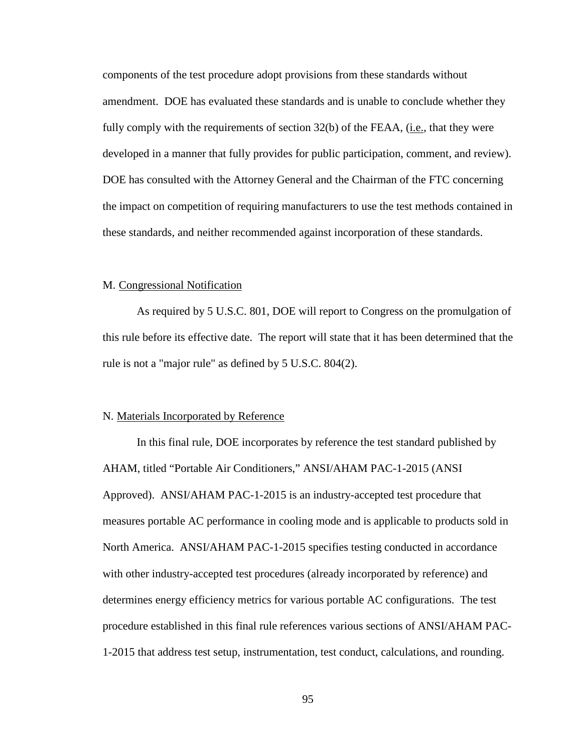components of the test procedure adopt provisions from these standards without amendment. DOE has evaluated these standards and is unable to conclude whether they fully comply with the requirements of section 32(b) of the FEAA, (i.e., that they were developed in a manner that fully provides for public participation, comment, and review). DOE has consulted with the Attorney General and the Chairman of the FTC concerning the impact on competition of requiring manufacturers to use the test methods contained in these standards, and neither recommended against incorporation of these standards.

## M. Congressional Notification

As required by 5 U.S.C. 801, DOE will report to Congress on the promulgation of this rule before its effective date. The report will state that it has been determined that the rule is not a "major rule" as defined by 5 U.S.C. 804(2).

## N. Materials Incorporated by Reference

In this final rule, DOE incorporates by reference the test standard published by AHAM, titled "Portable Air Conditioners," ANSI/AHAM PAC-1-2015 (ANSI Approved). ANSI/AHAM PAC-1-2015 is an industry-accepted test procedure that measures portable AC performance in cooling mode and is applicable to products sold in North America. ANSI/AHAM PAC-1-2015 specifies testing conducted in accordance with other industry-accepted test procedures (already incorporated by reference) and determines energy efficiency metrics for various portable AC configurations. The test procedure established in this final rule references various sections of ANSI/AHAM PAC-1-2015 that address test setup, instrumentation, test conduct, calculations, and rounding.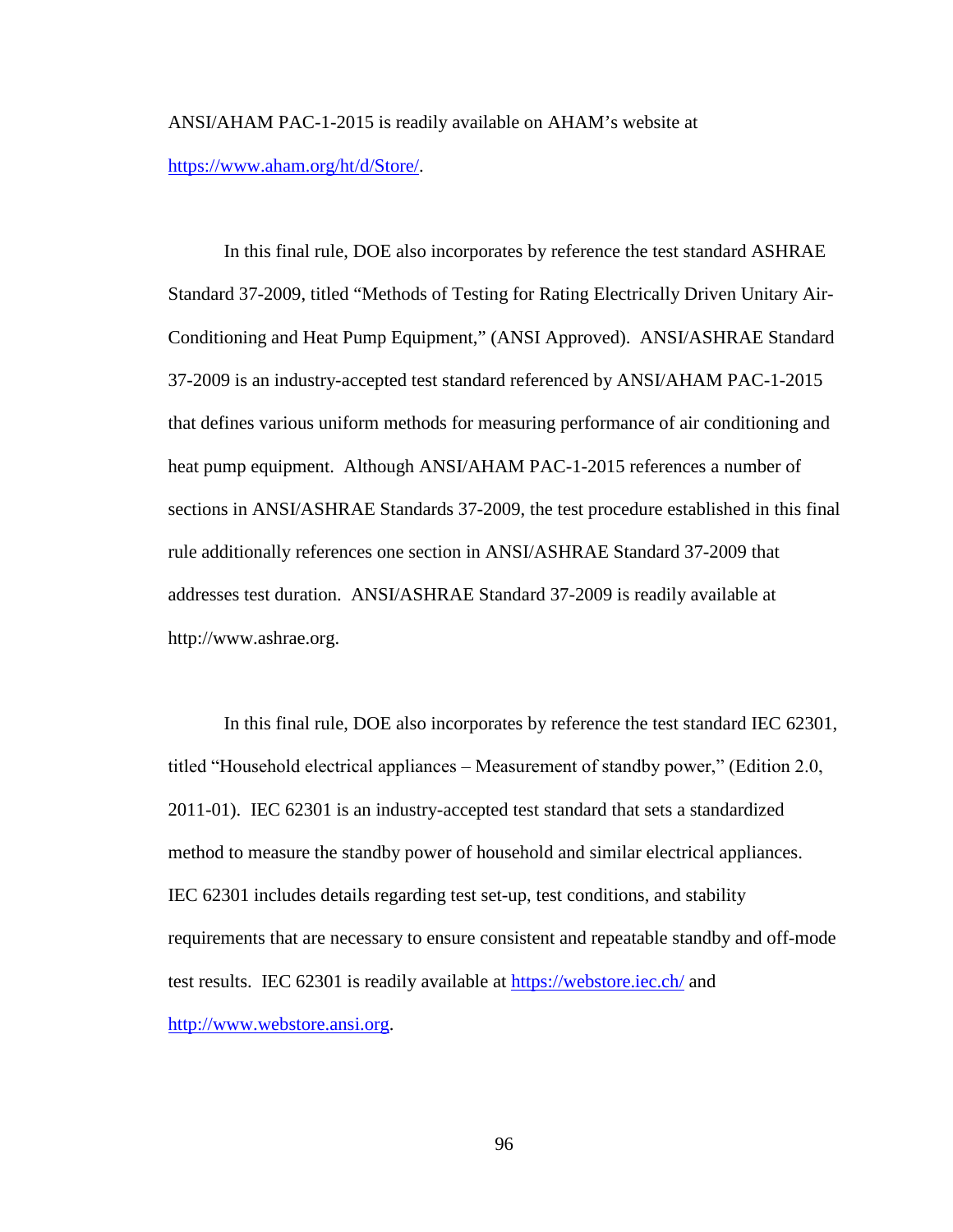ANSI/AHAM PAC-1-2015 is readily available on AHAM's website at https://www.aham.org/ht/d/Store/.

In this final rule, DOE also incorporates by reference the test standard ASHRAE Standard 37-2009, titled "Methods of Testing for Rating Electrically Driven Unitary Air-Conditioning and Heat Pump Equipment," (ANSI Approved). ANSI/ASHRAE Standard 37-2009 is an industry-accepted test standard referenced by ANSI/AHAM PAC-1-2015 that defines various uniform methods for measuring performance of air conditioning and heat pump equipment. Although ANSI/AHAM PAC-1-2015 references a number of sections in ANSI/ASHRAE Standards 37-2009, the test procedure established in this final rule additionally references one section in ANSI/ASHRAE Standard 37-2009 that addresses test duration. ANSI/ASHRAE Standard 37-2009 is readily available at http://www.ashrae.org.

In this final rule, DOE also incorporates by reference the test standard IEC 62301, titled "Household electrical appliances – Measurement of standby power," (Edition 2.0, 2011-01). IEC 62301 is an industry-accepted test standard that sets a standardized method to measure the standby power of household and similar electrical appliances. IEC 62301 includes details regarding test set-up, test conditions, and stability requirements that are necessary to ensure consistent and repeatable standby and off-mode test results. IEC 62301 is readily available at https://webstore.iec.ch/ and http://www.webstore.ansi.org.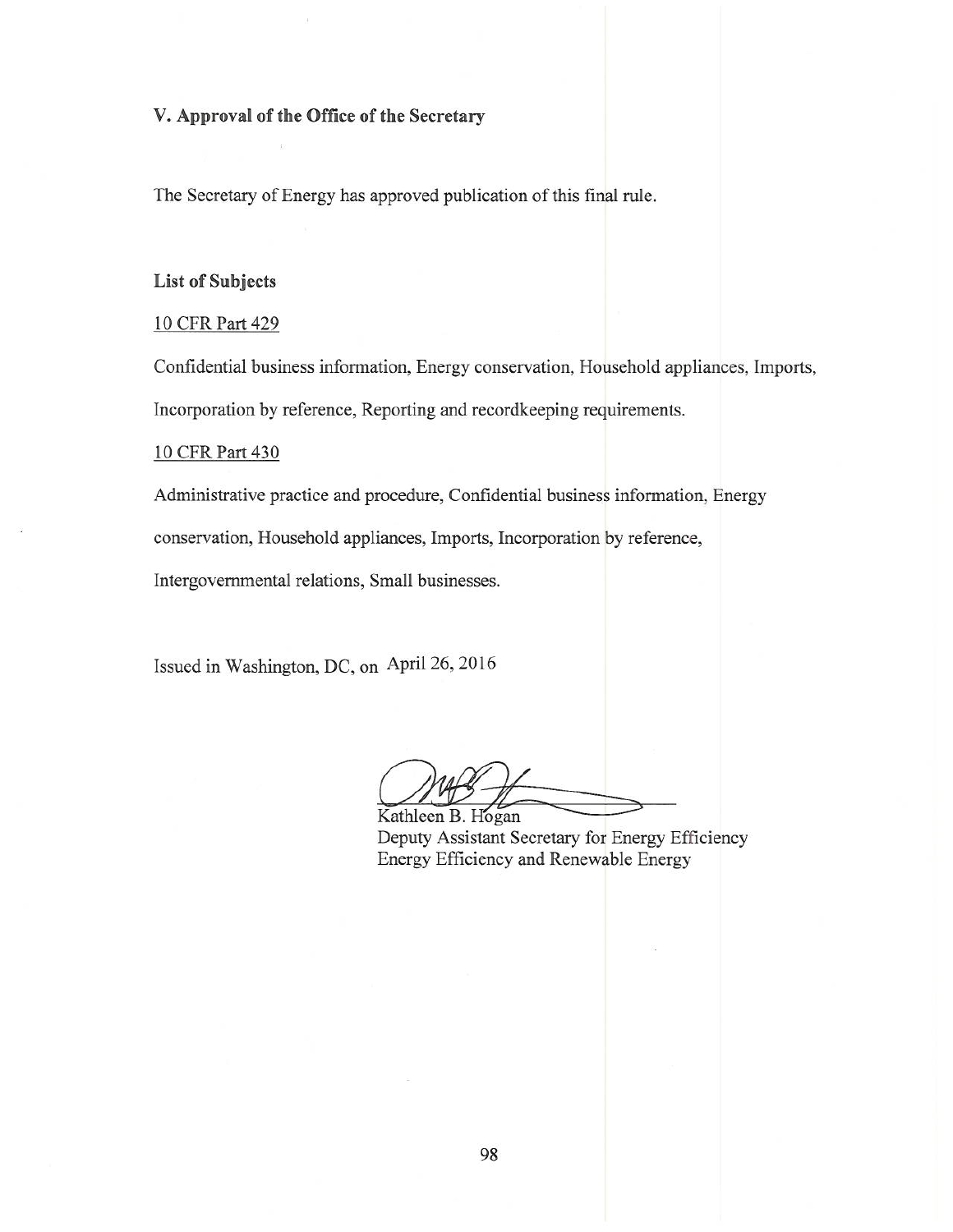## V. Approval of the Office of the Secretary

The Secretary of Energy has approved publication of this final rule.

**List of Subjects**

10 CFR Part 429

Confidential business information, Energy conservation, Household appliances, Imports, Incorporation by reference, Reporting and recordkeeping requirements.

10 CFR Part 430

Administrative practice and procedure, Confidential business information, Energy conservation, Household appliances, Imports, Incorporation by reference, Intergovernmental relations, Small businesses.

Issued in Washington, DC, on April 26, 2016

Kathleen B. Hogan
Deputy Assistant Secretary for Energy Efficiency
Energy Efficiency and Renewable Energy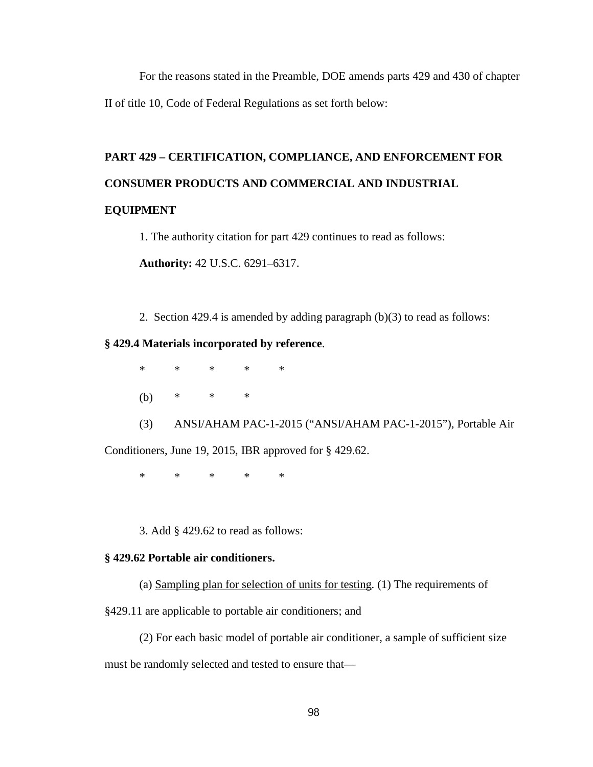For the reasons stated in the Preamble, DOE amends parts 429 and 430 of chapter II of title 10, Code of Federal Regulations as set forth below:

## PART 429 – CERTIFICATION, COMPLIANCE, AND ENFORCEMENT FOR CONSUMER PRODUCTS AND COMMERCIAL AND INDUSTRIAL EQUIPMENT

1. The authority citation for part 429 continues to read as follows:

**Authority:** 42 U.S.C. 6291–6317.

2. Section 429.4 is amended by adding paragraph (b)(3) to read as follows:

**§ 429.4 Materials incorporated by reference**.

\* \* \* \* \*

(b) \* \* \*

(3) ANSI/AHAM PAC-1-2015 (“ANSI/AHAM PAC-1-2015”), Portable Air Conditioners, June 19, 2015, IBR approved for § 429.62.

\* \* \* \* \*

3. Add § 429.62 to read as follows:

**§ 429.62 Portable air conditioners.**

(a) Sampling plan for selection of units for testing. (1) The requirements of §429.11 are applicable to portable air conditioners; and

(2) For each basic model of portable air conditioner, a sample of sufficient size must be randomly selected and tested to ensure that—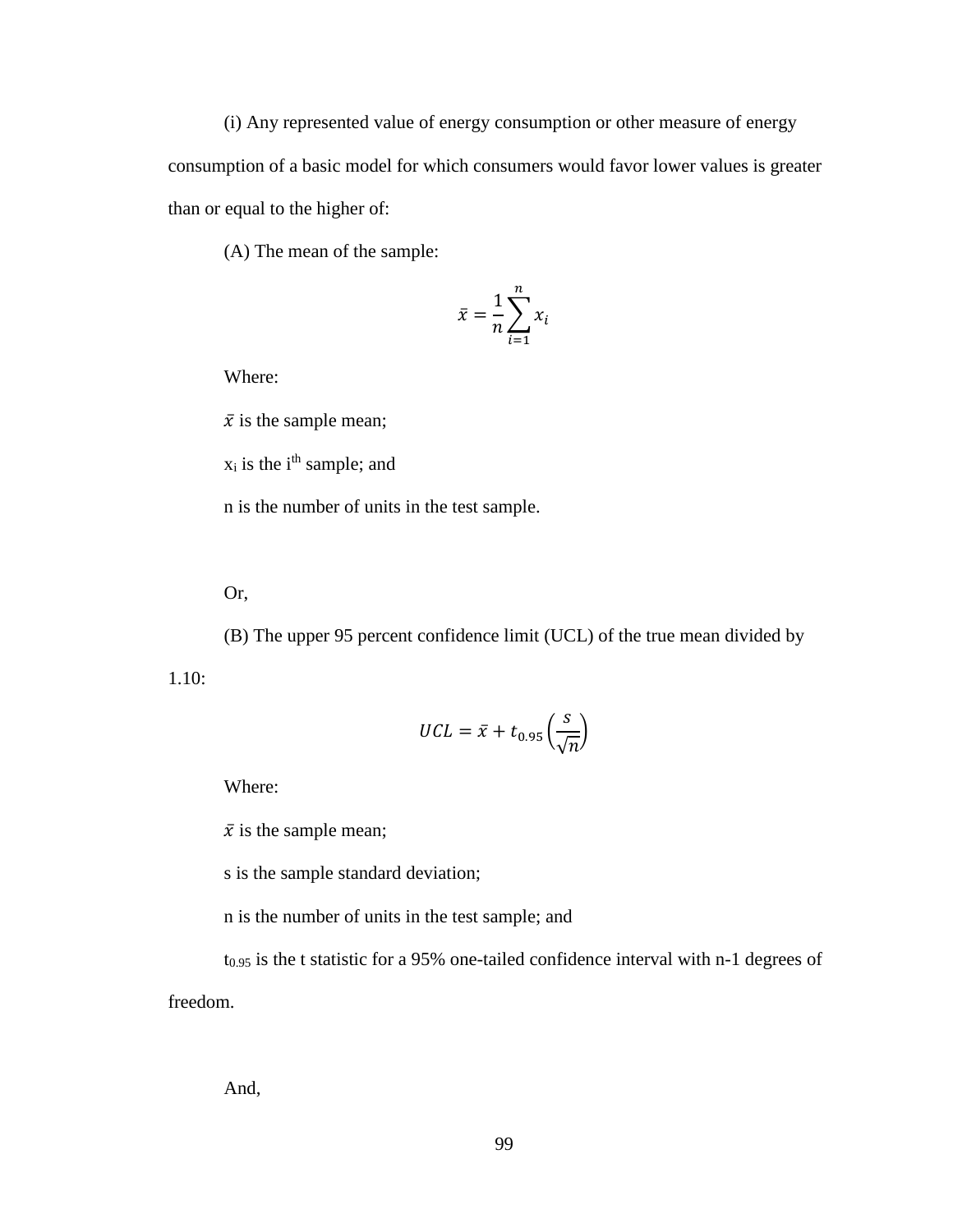(i) Any represented value of energy consumption or other measure of energy consumption of a basic model for which consumers would favor lower values is greater than or equal to the higher of:

(A) The mean of the sample:

$$\bar{x} = \frac{1}{n}\sum_{i=1}^{n} x_i$$

Where:

$\bar{x}$ is the sample mean;

$x_i$ is the $i^{th}$ sample; and

n is the number of units in the test sample.

Or,

(B) The upper 95 percent confidence limit (UCL) of the true mean divided by 1.10:

$$UCL = \bar{x} + t_{0.95}\left(\frac{s}{\sqrt{n}}\right)$$

Where:

$\bar{x}$ is the sample mean;

s is the sample standard deviation;

n is the number of units in the test sample; and

$t_{0.95}$ is the t statistic for a 95% one-tailed confidence interval with n-1 degrees of freedom.

And,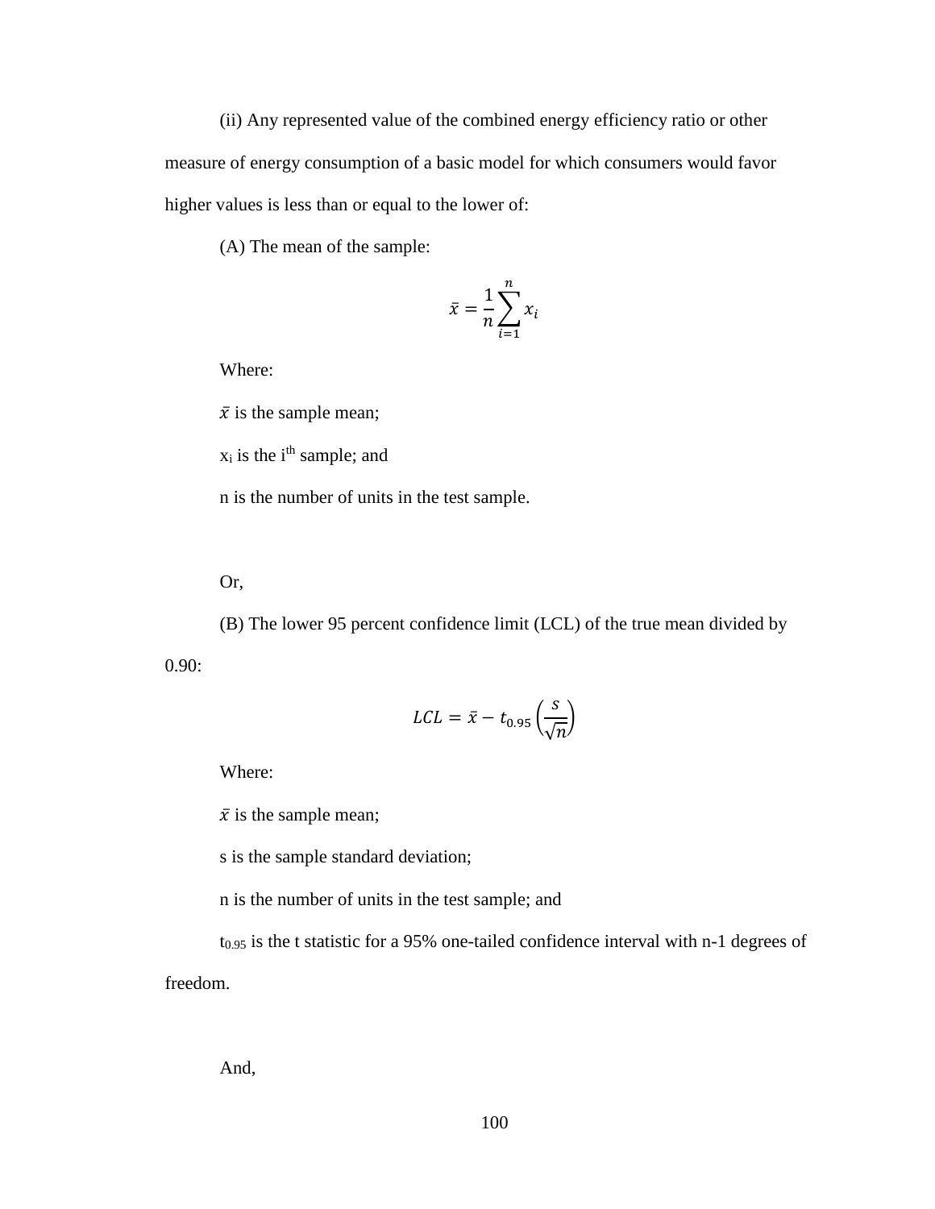(ii) Any represented value of the combined energy efficiency ratio or other measure of energy consumption of a basic model for which consumers would favor higher values is less than or equal to the lower of:

(A) The mean of the sample:

$$\bar{x} = \frac{1}{n}\sum_{i=1}^{n} x_i$$

Where:

$\bar{x}$ is the sample mean;

$x_i$ is the $i^{th}$ sample; and

n is the number of units in the test sample.

Or,

(B) The lower 95 percent confidence limit (LCL) of the true mean divided by 0.90:

$$LCL = \bar{x} - t_{0.95}\left(\frac{s}{\sqrt{n}}\right)$$

Where:

$\bar{x}$ is the sample mean;

s is the sample standard deviation;

n is the number of units in the test sample; and

$t_{0.95}$ is the t statistic for a 95% one-tailed confidence interval with n-1 degrees of freedom.

And,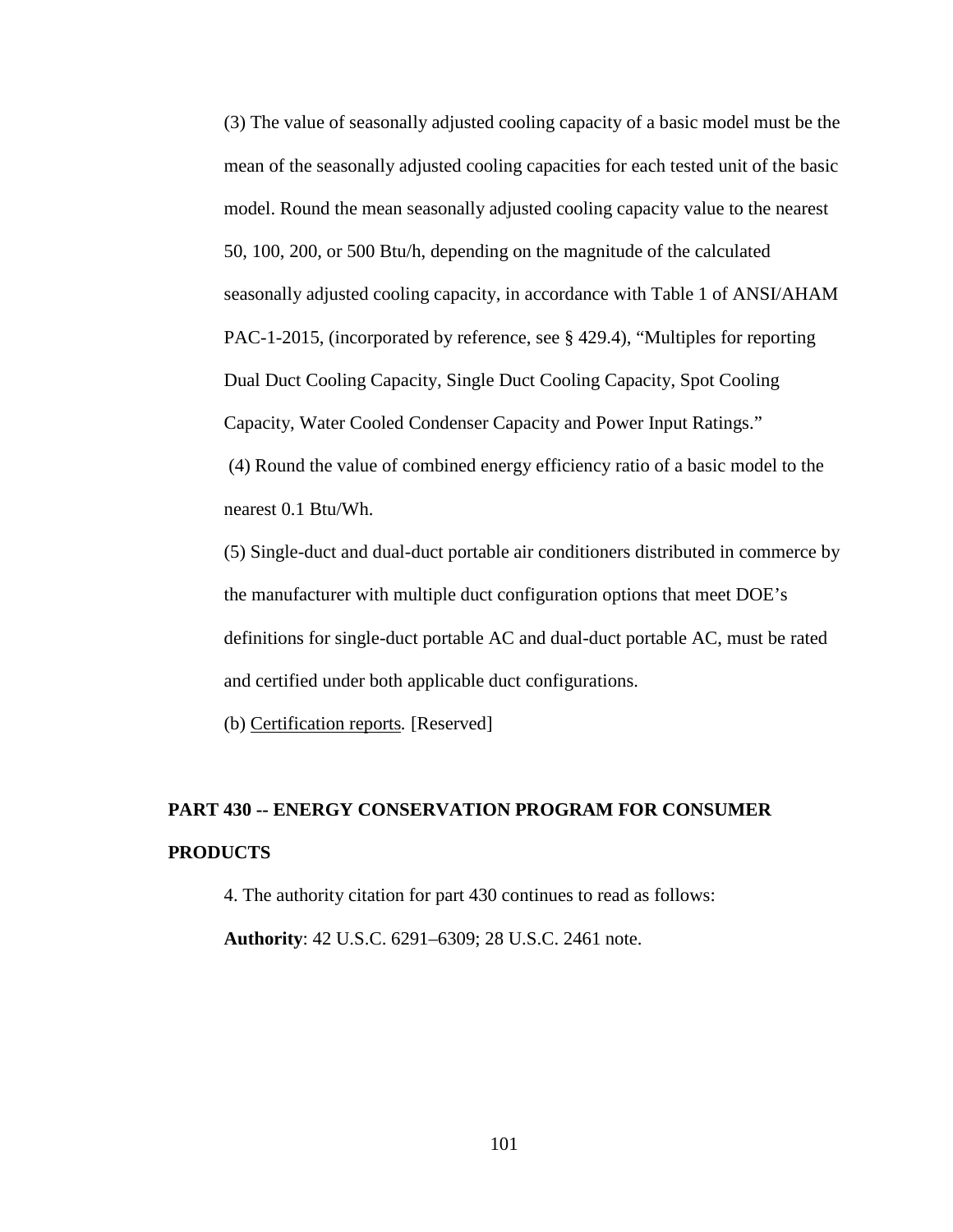(3) The value of seasonally adjusted cooling capacity of a basic model must be the mean of the seasonally adjusted cooling capacities for each tested unit of the basic model. Round the mean seasonally adjusted cooling capacity value to the nearest 50, 100, 200, or 500 Btu/h, depending on the magnitude of the calculated seasonally adjusted cooling capacity, in accordance with Table 1 of ANSI/AHAM PAC-1-2015, (incorporated by reference, see § 429.4), "Multiples for reporting Dual Duct Cooling Capacity, Single Duct Cooling Capacity, Spot Cooling Capacity, Water Cooled Condenser Capacity and Power Input Ratings."

(4) Round the value of combined energy efficiency ratio of a basic model to the nearest 0.1 Btu/Wh.

(5) Single-duct and dual-duct portable air conditioners distributed in commerce by the manufacturer with multiple duct configuration options that meet DOE's definitions for single-duct portable AC and dual-duct portable AC, must be rated and certified under both applicable duct configurations.

(b) Certification reports. [Reserved]

## PART 430 -- ENERGY CONSERVATION PROGRAM FOR CONSUMER PRODUCTS

4. The authority citation for part 430 continues to read as follows:

**Authority**: 42 U.S.C. 6291–6309; 28 U.S.C. 2461 note.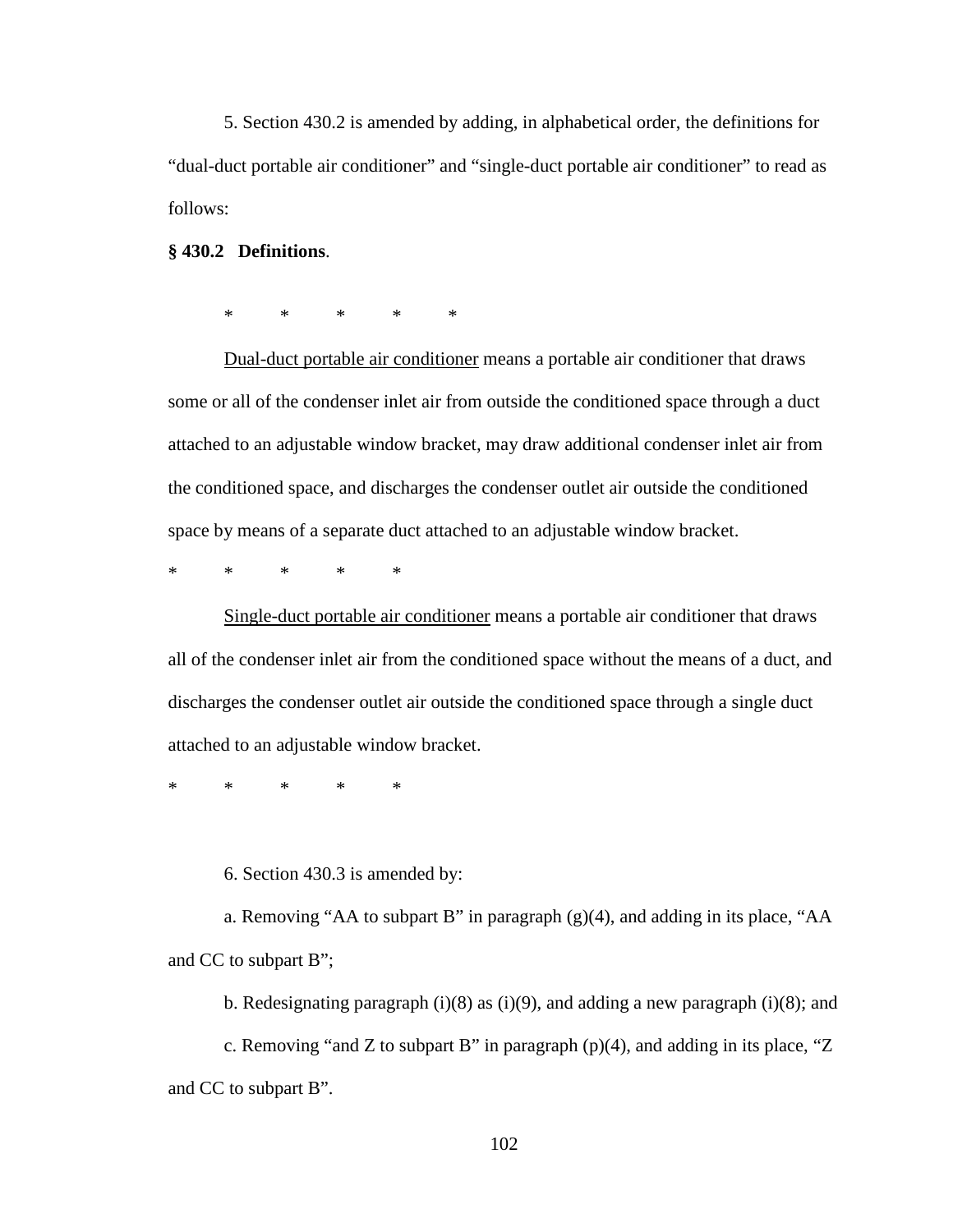5. Section 430.2 is amended by adding, in alphabetical order, the definitions for "dual-duct portable air conditioner" and "single-duct portable air conditioner" to read as follows:

**§ 430.2 Definitions**.

\* \* \* \* \*

Dual-duct portable air conditioner means a portable air conditioner that draws some or all of the condenser inlet air from outside the conditioned space through a duct attached to an adjustable window bracket, may draw additional condenser inlet air from the conditioned space, and discharges the condenser outlet air outside the conditioned space by means of a separate duct attached to an adjustable window bracket.

\* \* \* \* \*

Single-duct portable air conditioner means a portable air conditioner that draws all of the condenser inlet air from the conditioned space without the means of a duct, and discharges the condenser outlet air outside the conditioned space through a single duct attached to an adjustable window bracket.

\* \* \* \* \*

6. Section 430.3 is amended by:

a. Removing "AA to subpart B" in paragraph (g)(4), and adding in its place, "AA and CC to subpart B";

b. Redesignating paragraph (i)(8) as (i)(9), and adding a new paragraph (i)(8); and

c. Removing "and Z to subpart B" in paragraph (p)(4), and adding in its place, "Z and CC to subpart B".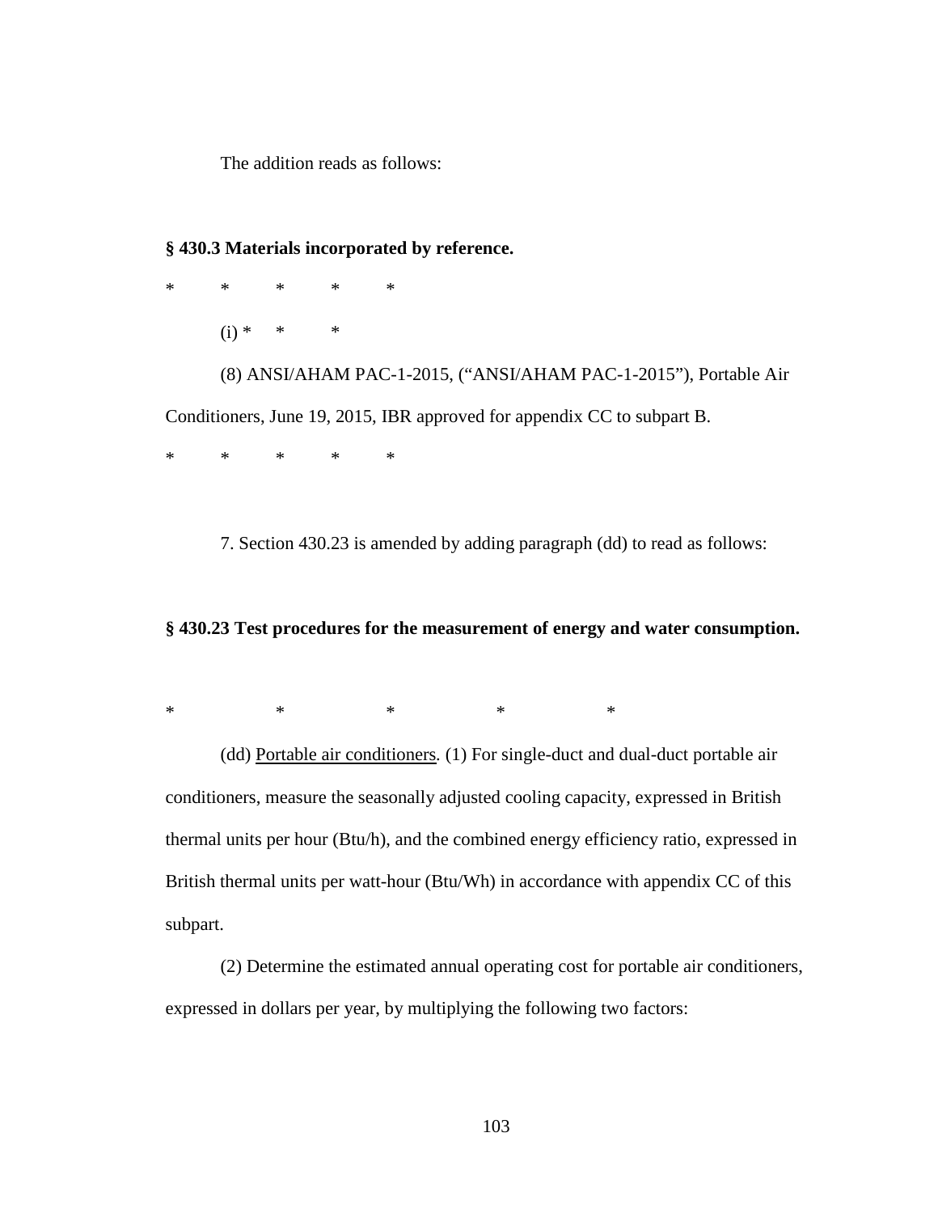The addition reads as follows:

**§ 430.3 Materials incorporated by reference.**

\* \* \* \* \*

(i) \* \* \*

(8) ANSI/AHAM PAC-1-2015, ("ANSI/AHAM PAC-1-2015"), Portable Air Conditioners, June 19, 2015, IBR approved for appendix CC to subpart B.

\* \* \* \* \*

7. Section 430.23 is amended by adding paragraph (dd) to read as follows:

**§ 430.23 Test procedures for the measurement of energy and water consumption.**

\* \* \* \* \*

(dd) Portable air conditioners. (1) For single-duct and dual-duct portable air conditioners, measure the seasonally adjusted cooling capacity, expressed in British thermal units per hour (Btu/h), and the combined energy efficiency ratio, expressed in British thermal units per watt-hour (Btu/Wh) in accordance with appendix CC of this subpart.

(2) Determine the estimated annual operating cost for portable air conditioners, expressed in dollars per year, by multiplying the following two factors: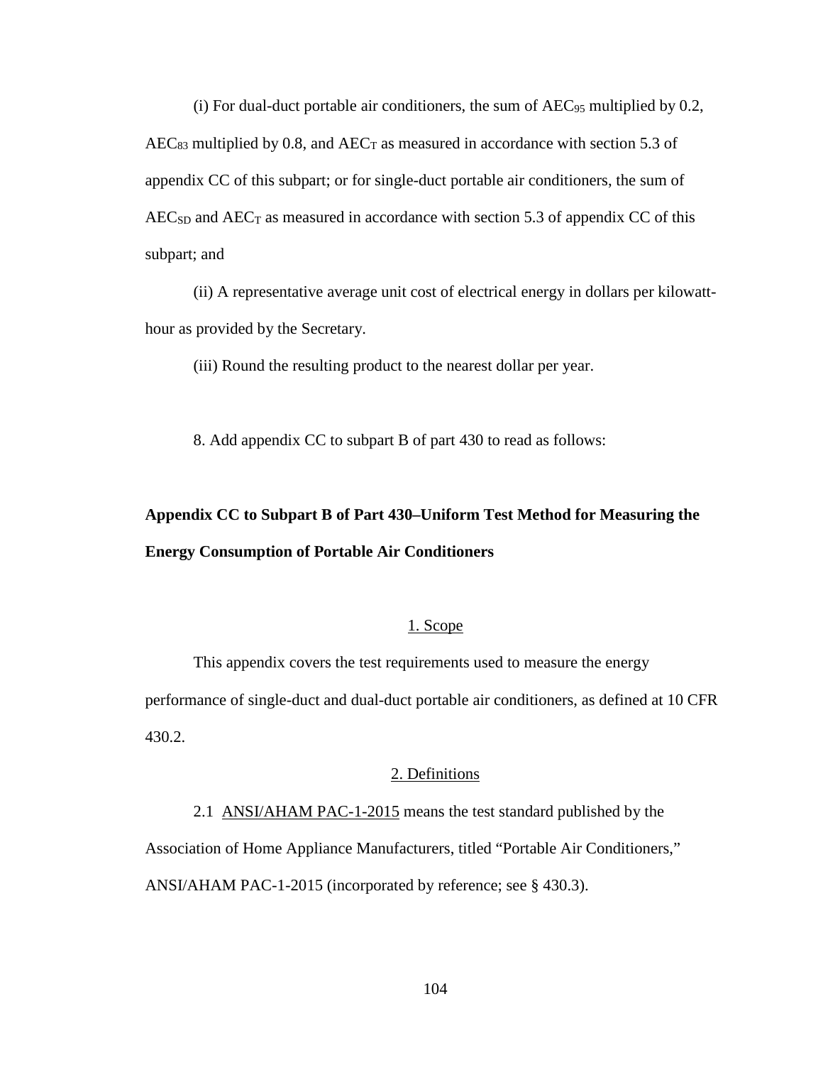(i) For dual-duct portable air conditioners, the sum of $AEC_{95}$ multiplied by 0.2, $AEC_{83}$ multiplied by 0.8, and $AEC_T$ as measured in accordance with section 5.3 of appendix CC of this subpart; or for single-duct portable air conditioners, the sum of $AEC_{SD}$ and $AEC_T$ as measured in accordance with section 5.3 of appendix CC of this subpart; and

(ii) A representative average unit cost of electrical energy in dollars per kilowatt-hour as provided by the Secretary.

(iii) Round the resulting product to the nearest dollar per year.

8. Add appendix CC to subpart B of part 430 to read as follows:

**Appendix CC to Subpart B of Part 430–Uniform Test Method for Measuring the Energy Consumption of Portable Air Conditioners**

1. Scope

This appendix covers the test requirements used to measure the energy performance of single-duct and dual-duct portable air conditioners, as defined at 10 CFR 430.2.

2. Definitions

2.1 ANSI/AHAM PAC-1-2015 means the test standard published by the Association of Home Appliance Manufacturers, titled "Portable Air Conditioners," ANSI/AHAM PAC-1-2015 (incorporated by reference; see § 430.3).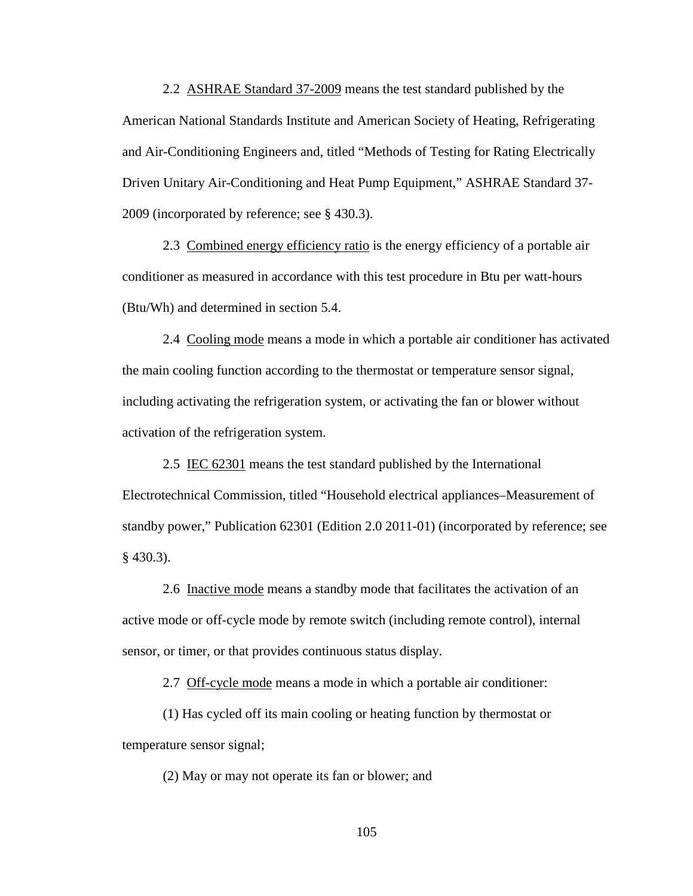2.2 ASHRAE Standard 37-2009 means the test standard published by the American National Standards Institute and American Society of Heating, Refrigerating and Air-Conditioning Engineers and, titled "Methods of Testing for Rating Electrically Driven Unitary Air-Conditioning and Heat Pump Equipment," ASHRAE Standard 37-2009 (incorporated by reference; see § 430.3).

2.3 Combined energy efficiency ratio is the energy efficiency of a portable air conditioner as measured in accordance with this test procedure in Btu per watt-hours (Btu/Wh) and determined in section 5.4.

2.4 Cooling mode means a mode in which a portable air conditioner has activated the main cooling function according to the thermostat or temperature sensor signal, including activating the refrigeration system, or activating the fan or blower without activation of the refrigeration system.

2.5 IEC 62301 means the test standard published by the International Electrotechnical Commission, titled "Household electrical appliances–Measurement of standby power," Publication 62301 (Edition 2.0 2011-01) (incorporated by reference; see § 430.3).

2.6 Inactive mode means a standby mode that facilitates the activation of an active mode or off-cycle mode by remote switch (including remote control), internal sensor, or timer, or that provides continuous status display.

2.7 Off-cycle mode means a mode in which a portable air conditioner:

(1) Has cycled off its main cooling or heating function by thermostat or temperature sensor signal;

(2) May or may not operate its fan or blower; and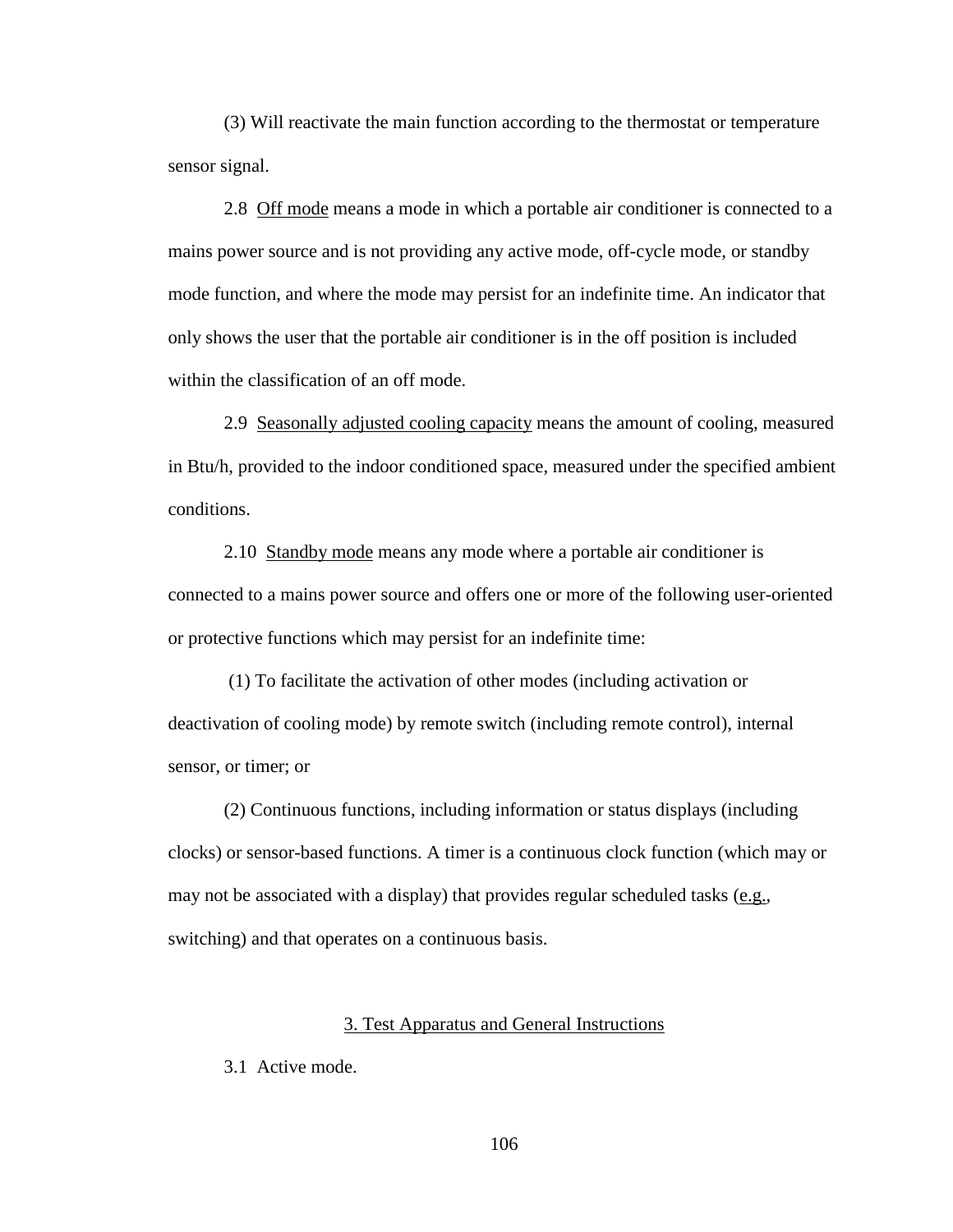(3) Will reactivate the main function according to the thermostat or temperature sensor signal.

2.8 Off mode means a mode in which a portable air conditioner is connected to a mains power source and is not providing any active mode, off-cycle mode, or standby mode function, and where the mode may persist for an indefinite time. An indicator that only shows the user that the portable air conditioner is in the off position is included within the classification of an off mode.

2.9 Seasonally adjusted cooling capacity means the amount of cooling, measured in Btu/h, provided to the indoor conditioned space, measured under the specified ambient conditions.

2.10 Standby mode means any mode where a portable air conditioner is connected to a mains power source and offers one or more of the following user-oriented or protective functions which may persist for an indefinite time:

(1) To facilitate the activation of other modes (including activation or deactivation of cooling mode) by remote switch (including remote control), internal sensor, or timer; or

(2) Continuous functions, including information or status displays (including clocks) or sensor-based functions. A timer is a continuous clock function (which may or may not be associated with a display) that provides regular scheduled tasks (e.g., switching) and that operates on a continuous basis.

## 3. Test Apparatus and General Instructions

3.1 Active mode.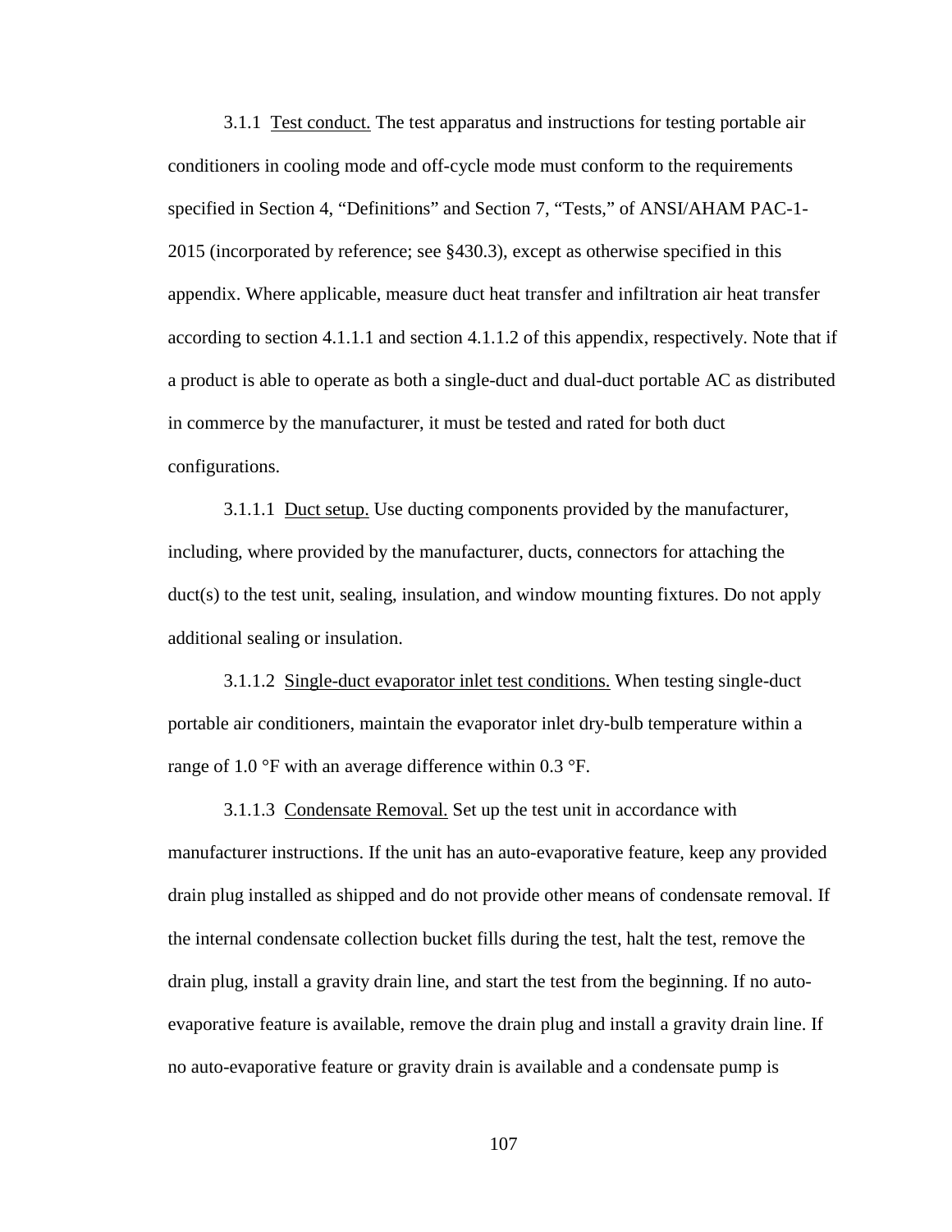3.1.1 Test conduct. The test apparatus and instructions for testing portable air conditioners in cooling mode and off-cycle mode must conform to the requirements specified in Section 4, "Definitions" and Section 7, "Tests," of ANSI/AHAM PAC-1-2015 (incorporated by reference; see §430.3), except as otherwise specified in this appendix. Where applicable, measure duct heat transfer and infiltration air heat transfer according to section 4.1.1.1 and section 4.1.1.2 of this appendix, respectively. Note that if a product is able to operate as both a single-duct and dual-duct portable AC as distributed in commerce by the manufacturer, it must be tested and rated for both duct configurations.

3.1.1.1 Duct setup. Use ducting components provided by the manufacturer, including, where provided by the manufacturer, ducts, connectors for attaching the duct(s) to the test unit, sealing, insulation, and window mounting fixtures. Do not apply additional sealing or insulation.

3.1.1.2 Single-duct evaporator inlet test conditions. When testing single-duct portable air conditioners, maintain the evaporator inlet dry-bulb temperature within a range of 1.0 °F with an average difference within 0.3 °F.

3.1.1.3 Condensate Removal. Set up the test unit in accordance with manufacturer instructions. If the unit has an auto-evaporative feature, keep any provided drain plug installed as shipped and do not provide other means of condensate removal. If the internal condensate collection bucket fills during the test, halt the test, remove the drain plug, install a gravity drain line, and start the test from the beginning. If no auto-evaporative feature is available, remove the drain plug and install a gravity drain line. If no auto-evaporative feature or gravity drain is available and a condensate pump is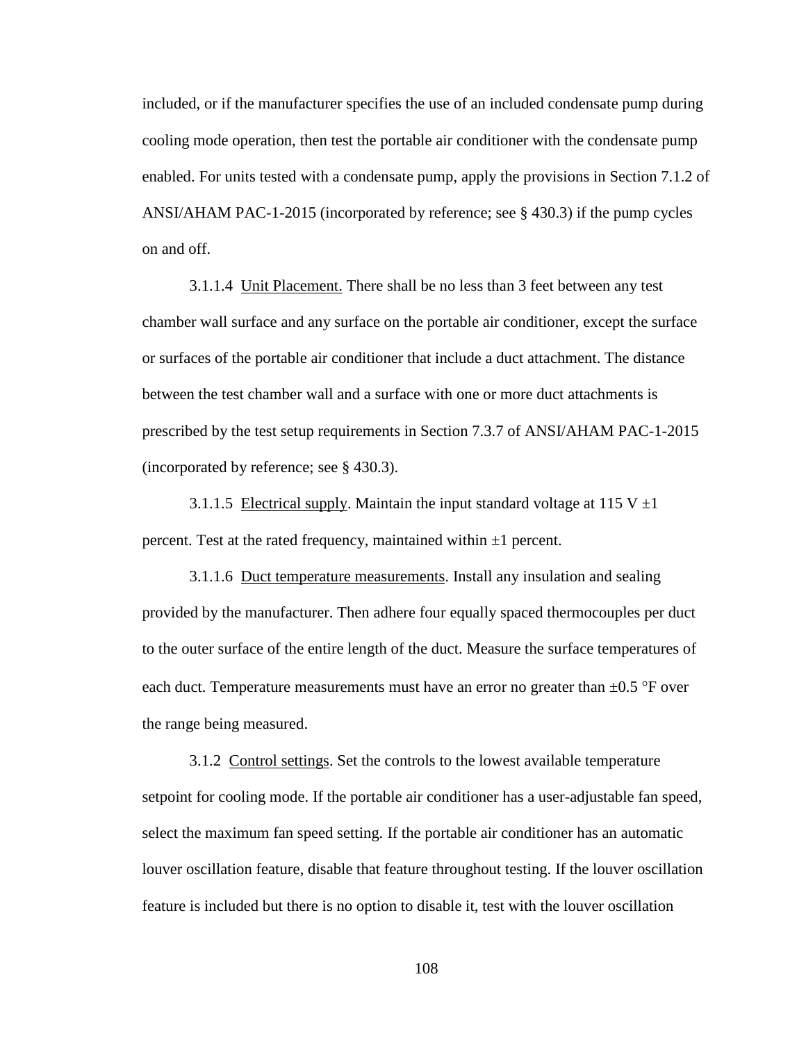included, or if the manufacturer specifies the use of an included condensate pump during cooling mode operation, then test the portable air conditioner with the condensate pump enabled. For units tested with a condensate pump, apply the provisions in Section 7.1.2 of ANSI/AHAM PAC-1-2015 (incorporated by reference; see § 430.3) if the pump cycles on and off.

3.1.1.4 Unit Placement. There shall be no less than 3 feet between any test chamber wall surface and any surface on the portable air conditioner, except the surface or surfaces of the portable air conditioner that include a duct attachment. The distance between the test chamber wall and a surface with one or more duct attachments is prescribed by the test setup requirements in Section 7.3.7 of ANSI/AHAM PAC-1-2015 (incorporated by reference; see § 430.3).

3.1.1.5 Electrical supply. Maintain the input standard voltage at 115 V ±1 percent. Test at the rated frequency, maintained within ±1 percent.

3.1.1.6 Duct temperature measurements. Install any insulation and sealing provided by the manufacturer. Then adhere four equally spaced thermocouples per duct to the outer surface of the entire length of the duct. Measure the surface temperatures of each duct. Temperature measurements must have an error no greater than ±0.5 °F over the range being measured.

3.1.2 Control settings. Set the controls to the lowest available temperature setpoint for cooling mode. If the portable air conditioner has a user-adjustable fan speed, select the maximum fan speed setting. If the portable air conditioner has an automatic louver oscillation feature, disable that feature throughout testing. If the louver oscillation feature is included but there is no option to disable it, test with the louver oscillation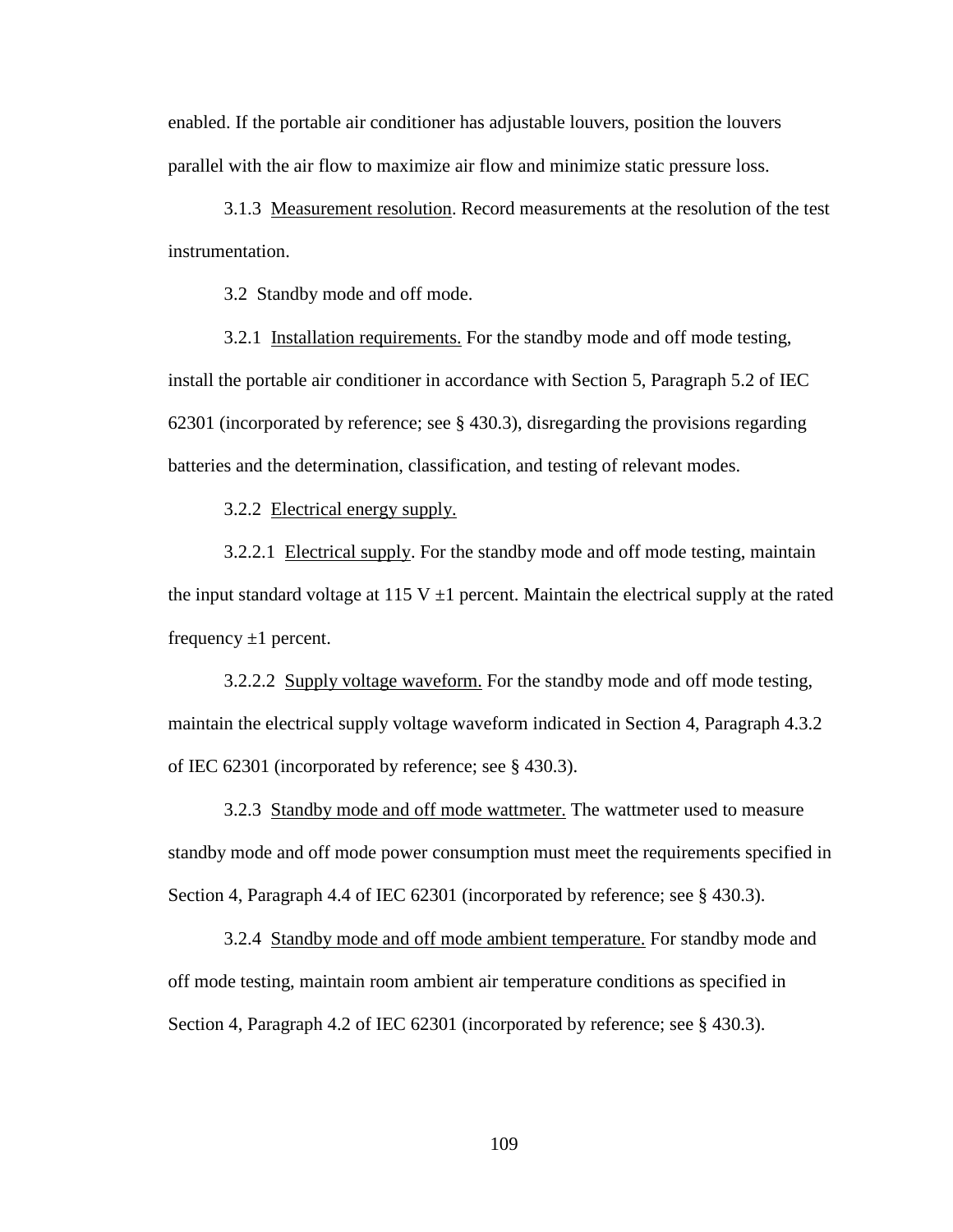enabled. If the portable air conditioner has adjustable louvers, position the louvers parallel with the air flow to maximize air flow and minimize static pressure loss.

3.1.3 Measurement resolution. Record measurements at the resolution of the test instrumentation.

3.2 Standby mode and off mode.

3.2.1 Installation requirements. For the standby mode and off mode testing, install the portable air conditioner in accordance with Section 5, Paragraph 5.2 of IEC 62301 (incorporated by reference; see § 430.3), disregarding the provisions regarding batteries and the determination, classification, and testing of relevant modes.

3.2.2 Electrical energy supply.

3.2.2.1 Electrical supply. For the standby mode and off mode testing, maintain the input standard voltage at 115 V ±1 percent. Maintain the electrical supply at the rated frequency ±1 percent.

3.2.2.2 Supply voltage waveform. For the standby mode and off mode testing, maintain the electrical supply voltage waveform indicated in Section 4, Paragraph 4.3.2 of IEC 62301 (incorporated by reference; see § 430.3).

3.2.3 Standby mode and off mode wattmeter. The wattmeter used to measure standby mode and off mode power consumption must meet the requirements specified in Section 4, Paragraph 4.4 of IEC 62301 (incorporated by reference; see § 430.3).

3.2.4 Standby mode and off mode ambient temperature. For standby mode and off mode testing, maintain room ambient air temperature conditions as specified in Section 4, Paragraph 4.2 of IEC 62301 (incorporated by reference; see § 430.3).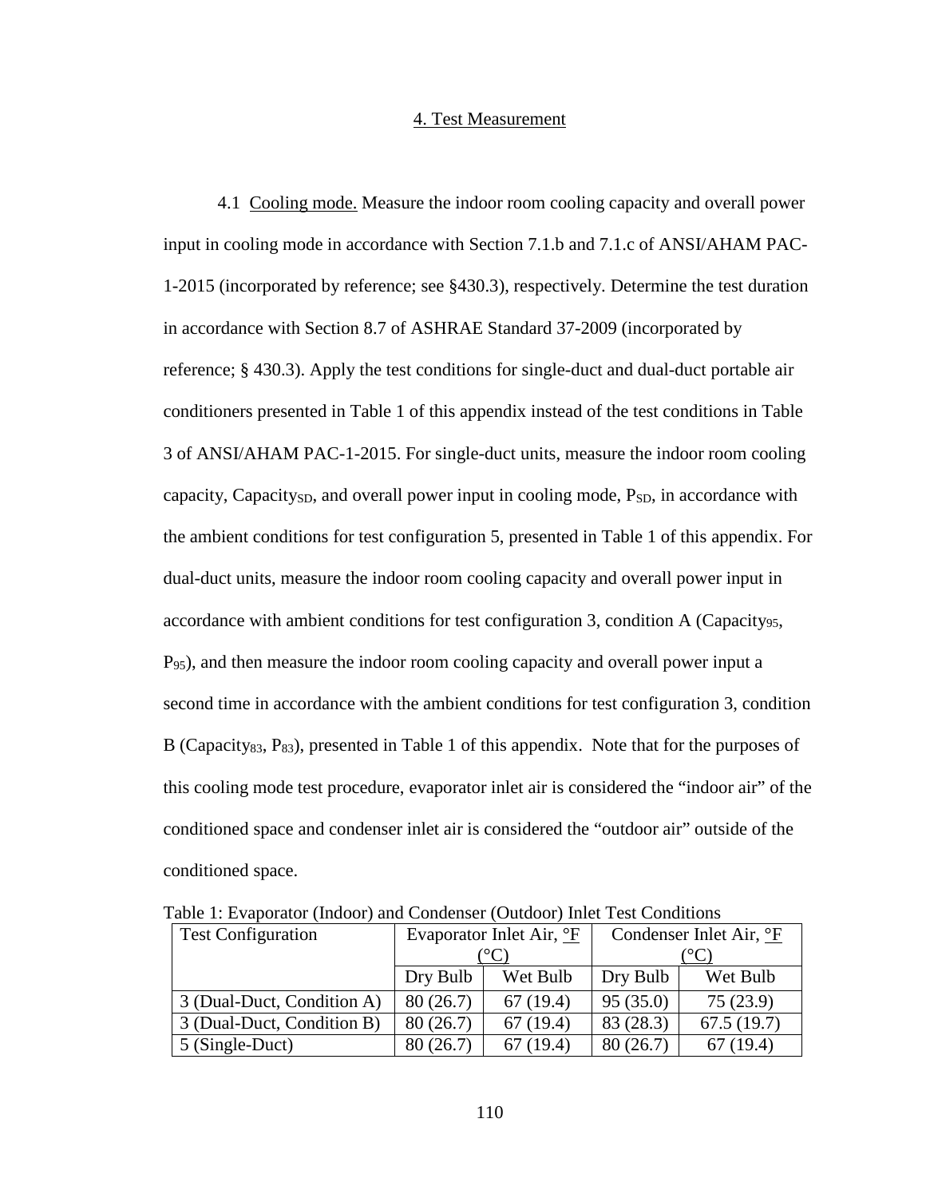## 4. Test Measurement

4.1 Cooling mode. Measure the indoor room cooling capacity and overall power input in cooling mode in accordance with Section 7.1.b and 7.1.c of ANSI/AHAM PAC-1-2015 (incorporated by reference; see §430.3), respectively. Determine the test duration in accordance with Section 8.7 of ASHRAE Standard 37-2009 (incorporated by reference; § 430.3). Apply the test conditions for single-duct and dual-duct portable air conditioners presented in Table 1 of this appendix instead of the test conditions in Table 3 of ANSI/AHAM PAC-1-2015. For single-duct units, measure the indoor room cooling capacity, $Capacity_{SD}$, and overall power input in cooling mode, $P_{SD}$, in accordance with the ambient conditions for test configuration 5, presented in Table 1 of this appendix. For dual-duct units, measure the indoor room cooling capacity and overall power input in accordance with ambient conditions for test configuration 3, condition A ($Capacity_{95}$, $P_{95}$), and then measure the indoor room cooling capacity and overall power input a second time in accordance with the ambient conditions for test configuration 3, condition B ($Capacity_{83}$, $P_{83}$), presented in Table 1 of this appendix. Note that for the purposes of this cooling mode test procedure, evaporator inlet air is considered the "indoor air" of the conditioned space and condenser inlet air is considered the "outdoor air" outside of the conditioned space.

Table 1: Evaporator (Indoor) and Condenser (Outdoor) Inlet Test Conditions

| Test Configuration | Evaporator Inlet Air, °F (°C) | | Condenser Inlet Air, °F (°C) | |
|---|---|---|---|---|
| | Dry Bulb | Wet Bulb | Dry Bulb | Wet Bulb |
| 3 (Dual-Duct, Condition A) | 80 (26.7) | 67 (19.4) | 95 (35.0) | 75 (23.9) |
| 3 (Dual-Duct, Condition B) | 80 (26.7) | 67 (19.4) | 83 (28.3) | 67.5 (19.7) |
| 5 (Single-Duct) | 80 (26.7) | 67 (19.4) | 80 (26.7) | 67 (19.4) |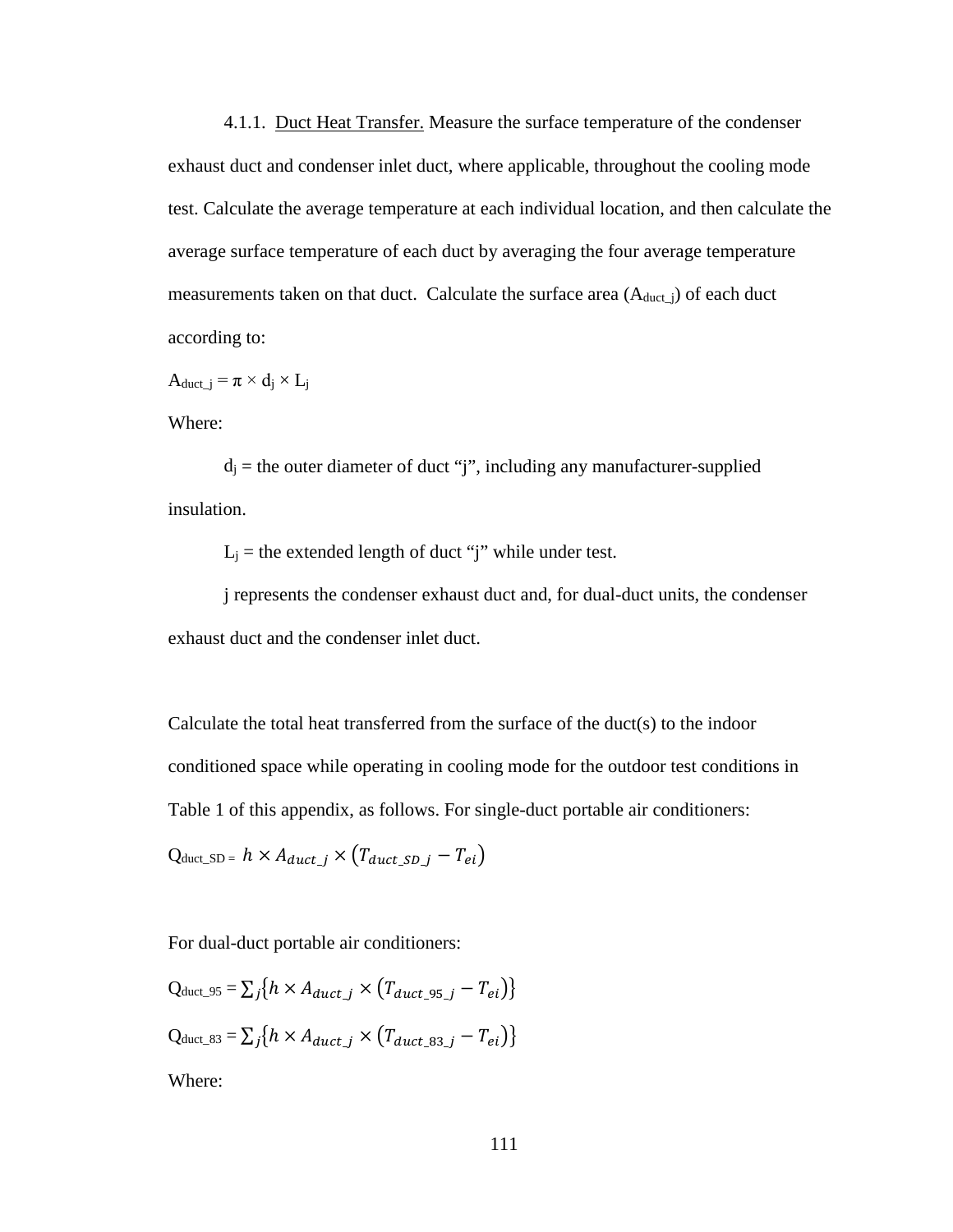4.1.1. Duct Heat Transfer. Measure the surface temperature of the condenser exhaust duct and condenser inlet duct, where applicable, throughout the cooling mode test. Calculate the average temperature at each individual location, and then calculate the average surface temperature of each duct by averaging the four average temperature measurements taken on that duct. Calculate the surface area ($A_{duct\_j}$) of each duct according to:

$$A_{duct\_j} = \pi \times d_j \times L_j$$

Where:

$d_j$ = the outer diameter of duct "j", including any manufacturer-supplied insulation.

$L_j$ = the extended length of duct "j" while under test.

j represents the condenser exhaust duct and, for dual-duct units, the condenser exhaust duct and the condenser inlet duct.

Calculate the total heat transferred from the surface of the duct(s) to the indoor conditioned space while operating in cooling mode for the outdoor test conditions in Table 1 of this appendix, as follows. For single-duct portable air conditioners:

$$Q_{duct\_SD} = h \times A_{duct\_j} \times (T_{duct\_SD\_j} - T_{ei})$$

For dual-duct portable air conditioners:

$$Q_{duct\_95} = \sum_j \{h \times A_{duct\_j} \times (T_{duct\_95\_j} - T_{ei})\}$$

$$Q_{duct\_83} = \sum_j \{h \times A_{duct\_j} \times (T_{duct\_83\_j} - T_{ei})\}$$

Where: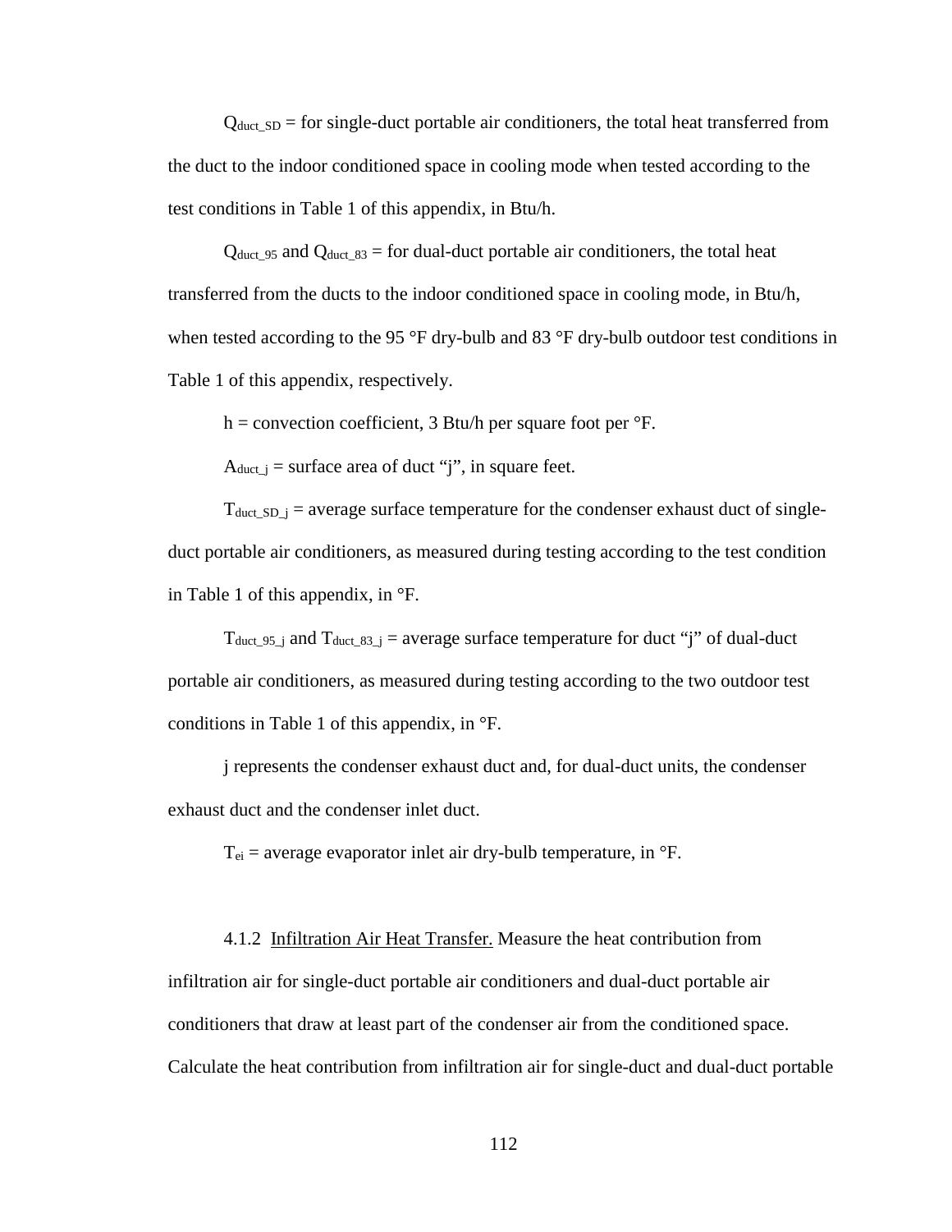$Q_{duct\_SD}$ = for single-duct portable air conditioners, the total heat transferred from the duct to the indoor conditioned space in cooling mode when tested according to the test conditions in Table 1 of this appendix, in Btu/h.

$Q_{duct\_95}$ and $Q_{duct\_83}$ = for dual-duct portable air conditioners, the total heat transferred from the ducts to the indoor conditioned space in cooling mode, in Btu/h, when tested according to the 95 °F dry-bulb and 83 °F dry-bulb outdoor test conditions in Table 1 of this appendix, respectively.

h = convection coefficient, 3 Btu/h per square foot per °F.

$A_{duct\_j}$ = surface area of duct "j", in square feet.

$T_{duct\_SD\_j}$ = average surface temperature for the condenser exhaust duct of single-duct portable air conditioners, as measured during testing according to the test condition in Table 1 of this appendix, in °F.

$T_{duct\_95\_j}$ and $T_{duct\_83\_j}$ = average surface temperature for duct "j" of dual-duct portable air conditioners, as measured during testing according to the two outdoor test conditions in Table 1 of this appendix, in °F.

j represents the condenser exhaust duct and, for dual-duct units, the condenser exhaust duct and the condenser inlet duct.

$T_{ei}$ = average evaporator inlet air dry-bulb temperature, in °F.

4.1.2 Infiltration Air Heat Transfer. Measure the heat contribution from infiltration air for single-duct portable air conditioners and dual-duct portable air conditioners that draw at least part of the condenser air from the conditioned space. Calculate the heat contribution from infiltration air for single-duct and dual-duct portable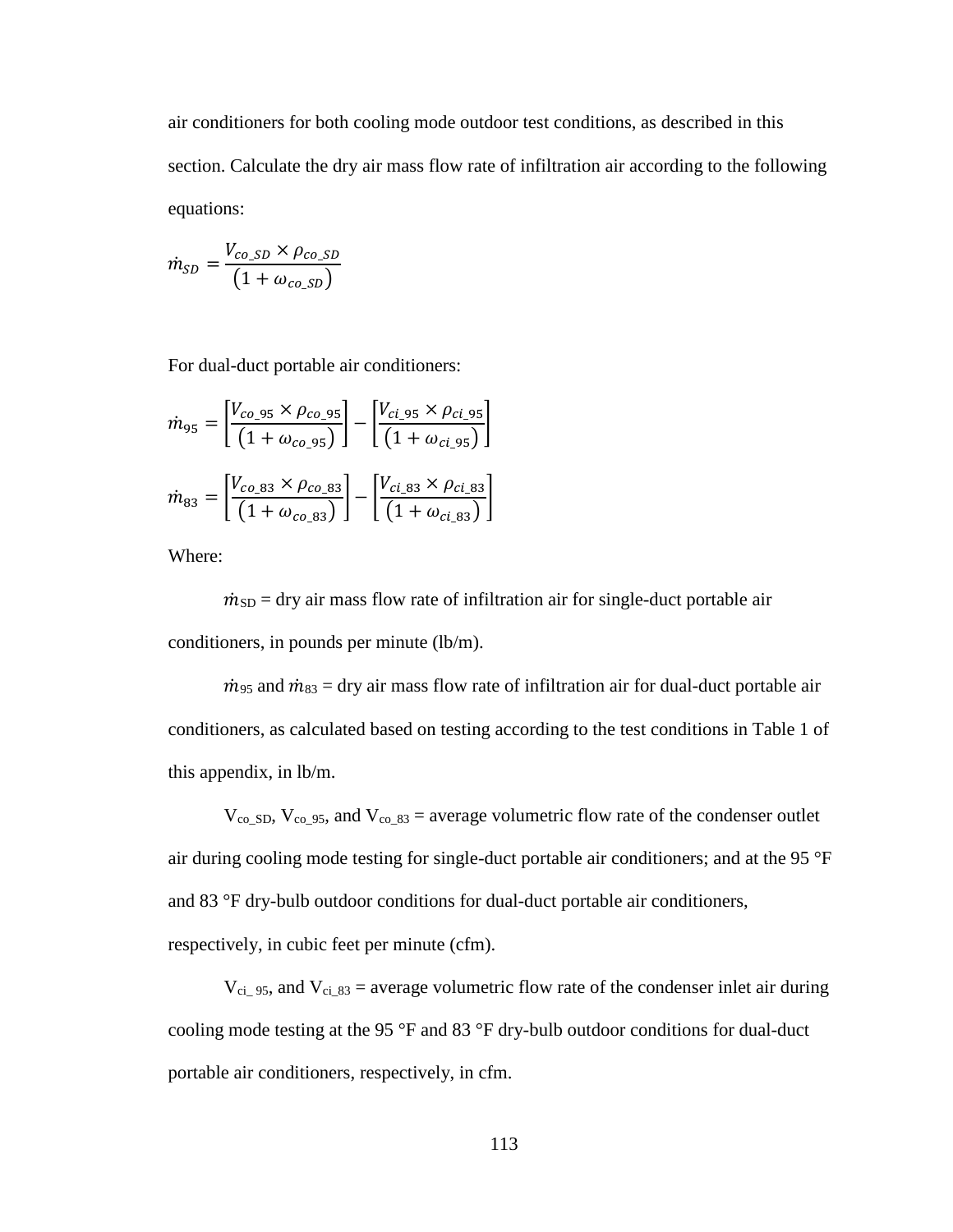air conditioners for both cooling mode outdoor test conditions, as described in this section. Calculate the dry air mass flow rate of infiltration air according to the following equations:

$$\dot{m}_{SD} = \frac{V_{co\_SD} \times \rho_{co\_SD}}{\left(1 + \omega_{co\_SD}\right)}$$

For dual-duct portable air conditioners:

$$\dot{m}_{95} = \left[\frac{V_{co\_95} \times \rho_{co\_95}}{\left(1 + \omega_{co\_95}\right)}\right] - \left[\frac{V_{ci\_95} \times \rho_{ci\_95}}{\left(1 + \omega_{ci\_95}\right)}\right]$$

$$\dot{m}_{83} = \left[\frac{V_{co\_83} \times \rho_{co\_83}}{\left(1 + \omega_{co\_83}\right)}\right] - \left[\frac{V_{ci\_83} \times \rho_{ci\_83}}{\left(1 + \omega_{ci\_83}\right)}\right]$$

Where:

$\dot{m}_{SD}$ = dry air mass flow rate of infiltration air for single-duct portable air conditioners, in pounds per minute (lb/m).

$\dot{m}_{95}$ and $\dot{m}_{83}$ = dry air mass flow rate of infiltration air for dual-duct portable air conditioners, as calculated based on testing according to the test conditions in Table 1 of this appendix, in lb/m.

$V_{co\_SD}$, $V_{co\_95}$, and $V_{co\_83}$ = average volumetric flow rate of the condenser outlet air during cooling mode testing for single-duct portable air conditioners; and at the 95 °F and 83 °F dry-bulb outdoor conditions for dual-duct portable air conditioners, respectively, in cubic feet per minute (cfm).

$V_{ci\_95}$, and $V_{ci\_83}$ = average volumetric flow rate of the condenser inlet air during cooling mode testing at the 95 °F and 83 °F dry-bulb outdoor conditions for dual-duct portable air conditioners, respectively, in cfm.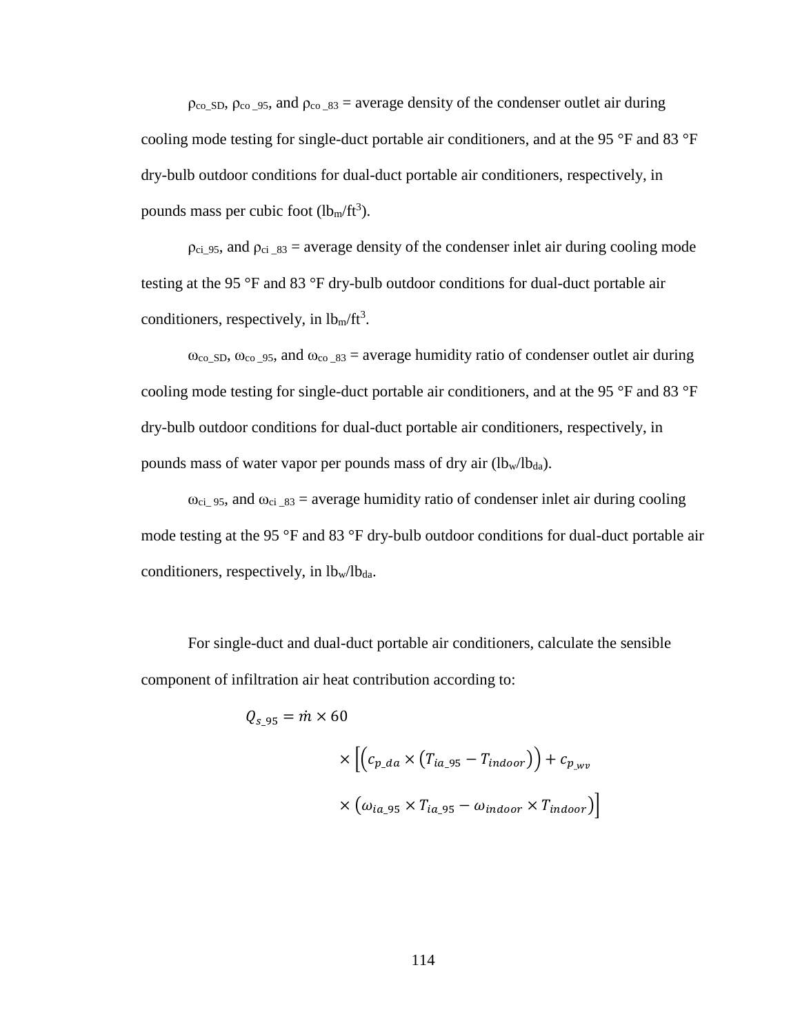$\rho_{co\_SD}$, $\rho_{co\_95}$, and $\rho_{co\_83}$ = average density of the condenser outlet air during cooling mode testing for single-duct portable air conditioners, and at the 95 °F and 83 °F dry-bulb outdoor conditions for dual-duct portable air conditioners, respectively, in pounds mass per cubic foot ($lb_m/ft^3$).

$\rho_{ci\_95}$, and $\rho_{ci\_83}$ = average density of the condenser inlet air during cooling mode testing at the 95 °F and 83 °F dry-bulb outdoor conditions for dual-duct portable air conditioners, respectively, in $lb_m/ft^3$.

$\omega_{co\_SD}$, $\omega_{co\_95}$, and $\omega_{co\_83}$ = average humidity ratio of condenser outlet air during cooling mode testing for single-duct portable air conditioners, and at the 95 °F and 83 °F dry-bulb outdoor conditions for dual-duct portable air conditioners, respectively, in pounds mass of water vapor per pounds mass of dry air ($lb_w/lb_{da}$).

$\omega_{ci\_95}$, and $\omega_{ci\_83}$ = average humidity ratio of condenser inlet air during cooling mode testing at the 95 °F and 83 °F dry-bulb outdoor conditions for dual-duct portable air conditioners, respectively, in $lb_w/lb_{da}$.

For single-duct and dual-duct portable air conditioners, calculate the sensible component of infiltration air heat contribution according to:

$$Q_{s\_95} = \dot{m} \times 60 \times \left[\left(c_{p\_da} \times \left(T_{ia\_95} - T_{indoor}\right)\right) + c_{p\_wv} \times \left(\omega_{ia\_95} \times T_{ia\_95} - \omega_{indoor} \times T_{indoor}\right)\right]$$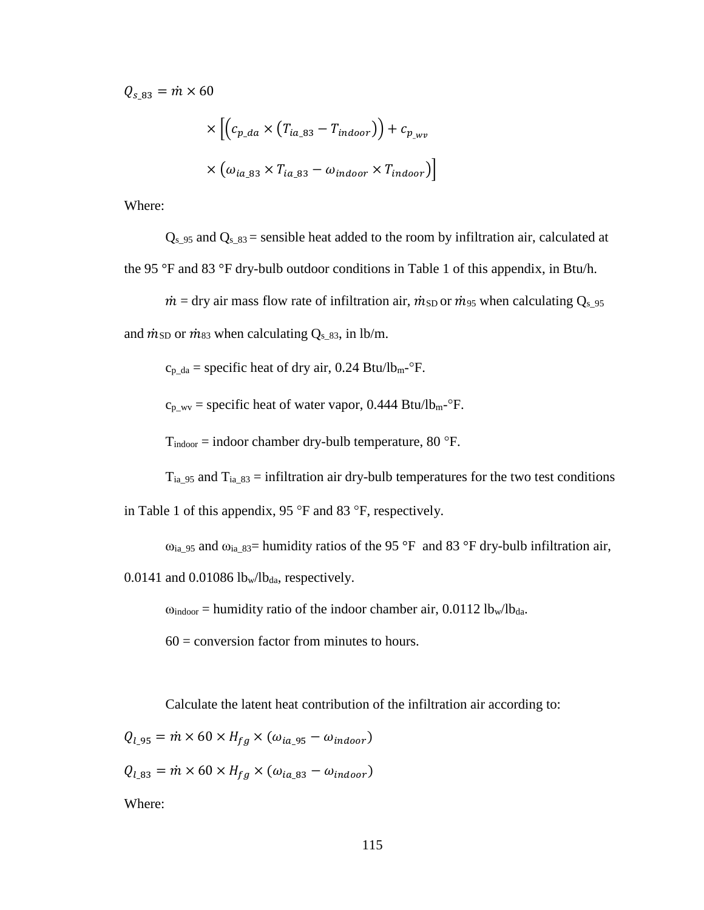$$Q_{s\_83} = \dot{m} \times 60 \times \left[\left(c_{p\_da} \times \left(T_{ia\_83} - T_{indoor}\right)\right) + c_{p\_wv} \times \left(\omega_{ia\_83} \times T_{ia\_83} - \omega_{indoor} \times T_{indoor}\right)\right]$$

Where:

$Q_{s\_95}$ and $Q_{s\_83}$ = sensible heat added to the room by infiltration air, calculated at the 95 °F and 83 °F dry-bulb outdoor conditions in Table 1 of this appendix, in Btu/h.

$\dot{m}$ = dry air mass flow rate of infiltration air, $\dot{m}_{SD}$ or $\dot{m}_{95}$ when calculating $Q_{s\_95}$ and $\dot{m}_{SD}$ or $\dot{m}_{83}$ when calculating $Q_{s\_83}$, in lb/m.

$c_{p\_da}$ = specific heat of dry air, 0.24 Btu/$lb_m$-°F.

$c_{p\_wv}$ = specific heat of water vapor, 0.444 Btu/$lb_m$-°F.

$T_{indoor}$ = indoor chamber dry-bulb temperature, 80 °F.

$T_{ia\_95}$ and $T_{ia\_83}$ = infiltration air dry-bulb temperatures for the two test conditions in Table 1 of this appendix, 95 °F and 83 °F, respectively.

$\omega_{ia\_95}$ and $\omega_{ia\_83}$= humidity ratios of the 95 °F and 83 °F dry-bulb infiltration air, 0.0141 and 0.01086 $lb_w/lb_{da}$, respectively.

$\omega_{indoor}$ = humidity ratio of the indoor chamber air, 0.0112 $lb_w/lb_{da}$.

60 = conversion factor from minutes to hours.

Calculate the latent heat contribution of the infiltration air according to:

$$Q_{l\_95} = \dot{m} \times 60 \times H_{fg} \times (\omega_{ia\_95} - \omega_{indoor})$$

$$Q_{l\_83} = \dot{m} \times 60 \times H_{fg} \times (\omega_{ia\_83} - \omega_{indoor})$$

Where: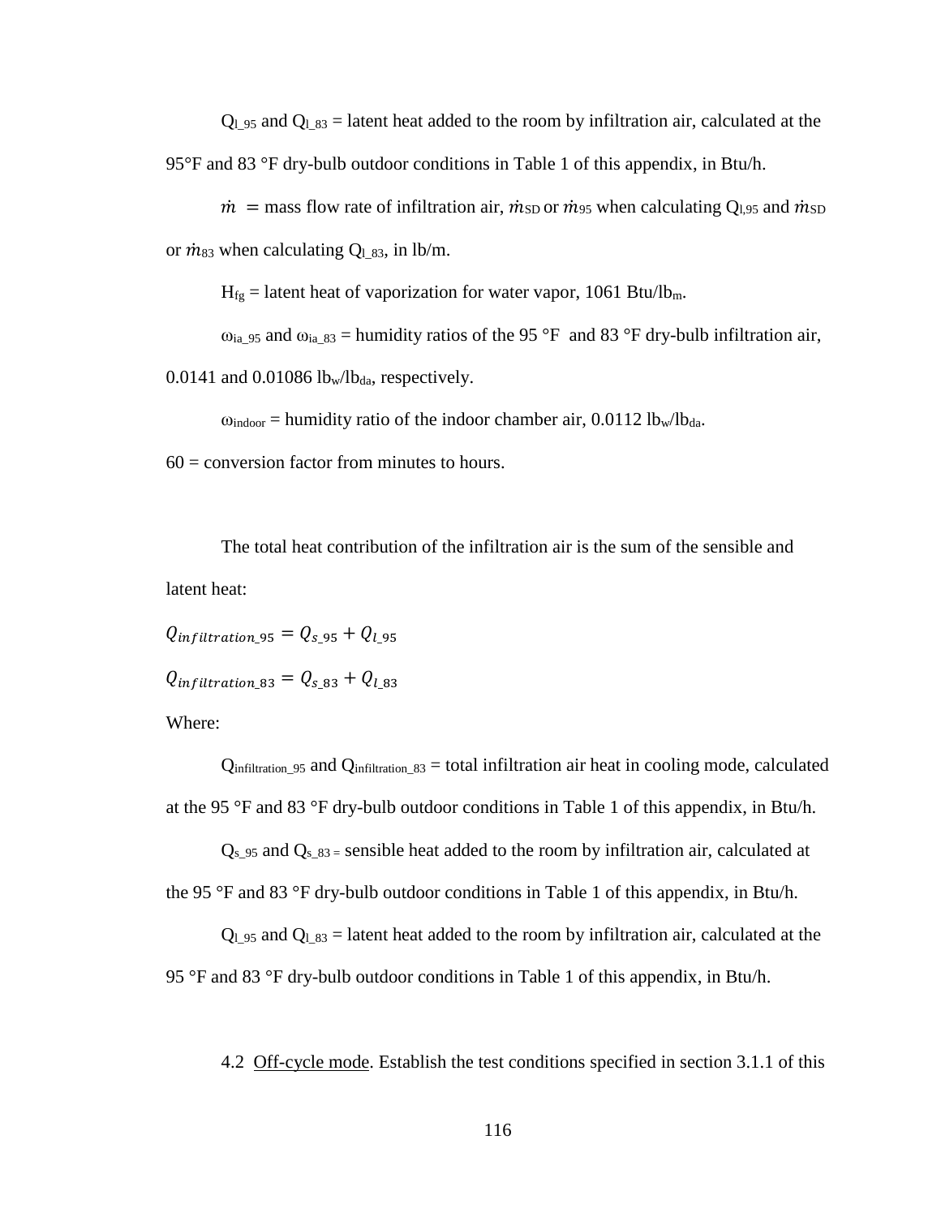$Q_{l\_95}$ and $Q_{l\_83}$ = latent heat added to the room by infiltration air, calculated at the 95°F and 83 °F dry-bulb outdoor conditions in Table 1 of this appendix, in Btu/h.

$\dot{m}$ = mass flow rate of infiltration air, $\dot{m}_{SD}$ or $\dot{m}_{95}$ when calculating $Q_{l,95}$ and $\dot{m}_{SD}$ or $\dot{m}_{83}$ when calculating $Q_{l\_83}$, in lb/m.

$H_{fg}$ = latent heat of vaporization for water vapor, 1061 Btu/$lb_m$.

$\omega_{ia\_95}$ and $\omega_{ia\_83}$ = humidity ratios of the 95 °F and 83 °F dry-bulb infiltration air, 0.0141 and 0.01086 $lb_w/lb_{da}$, respectively.

$\omega_{indoor}$ = humidity ratio of the indoor chamber air, 0.0112 $lb_w/lb_{da}$.

60 = conversion factor from minutes to hours.

The total heat contribution of the infiltration air is the sum of the sensible and latent heat:

$$Q_{infiltration\_95} = Q_{s\_95} + Q_{l\_95}$$

$$Q_{infiltration\_83} = Q_{s\_83} + Q_{l\_83}$$

Where:

$Q_{infiltration\_95}$ and $Q_{infiltration\_83}$ = total infiltration air heat in cooling mode, calculated at the 95 °F and 83 °F dry-bulb outdoor conditions in Table 1 of this appendix, in Btu/h.

$Q_{s\_95}$ and $Q_{s\_83}$ = sensible heat added to the room by infiltration air, calculated at the 95 °F and 83 °F dry-bulb outdoor conditions in Table 1 of this appendix, in Btu/h.

$Q_{l\_95}$ and $Q_{l\_83}$ = latent heat added to the room by infiltration air, calculated at the 95 °F and 83 °F dry-bulb outdoor conditions in Table 1 of this appendix, in Btu/h.

4.2 Off-cycle mode. Establish the test conditions specified in section 3.1.1 of this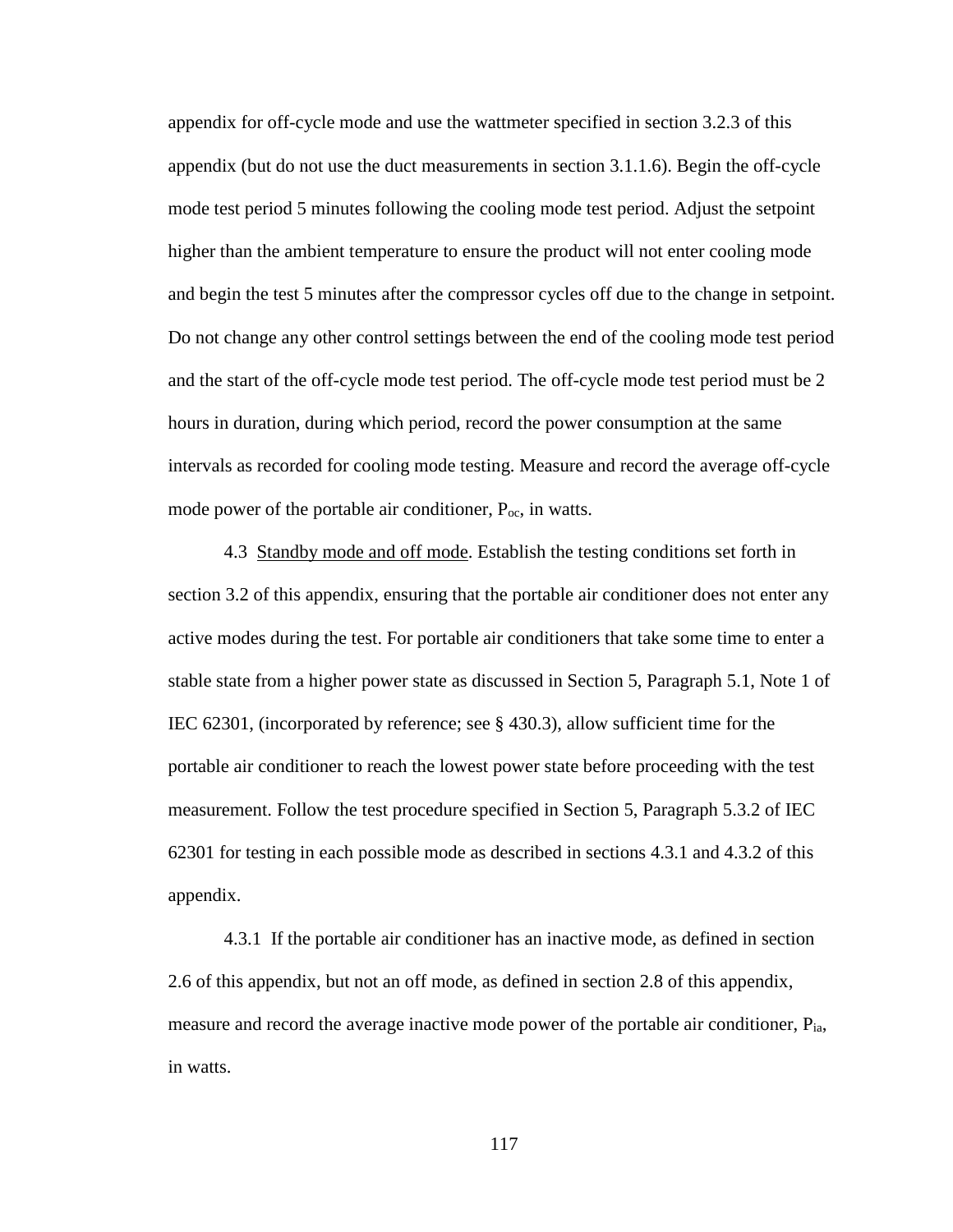appendix for off-cycle mode and use the wattmeter specified in section 3.2.3 of this appendix (but do not use the duct measurements in section 3.1.1.6). Begin the off-cycle mode test period 5 minutes following the cooling mode test period. Adjust the setpoint higher than the ambient temperature to ensure the product will not enter cooling mode and begin the test 5 minutes after the compressor cycles off due to the change in setpoint. Do not change any other control settings between the end of the cooling mode test period and the start of the off-cycle mode test period. The off-cycle mode test period must be 2 hours in duration, during which period, record the power consumption at the same intervals as recorded for cooling mode testing. Measure and record the average off-cycle mode power of the portable air conditioner, $P_{oc}$, in watts.

4.3 Standby mode and off mode. Establish the testing conditions set forth in section 3.2 of this appendix, ensuring that the portable air conditioner does not enter any active modes during the test. For portable air conditioners that take some time to enter a stable state from a higher power state as discussed in Section 5, Paragraph 5.1, Note 1 of IEC 62301, (incorporated by reference; see § 430.3), allow sufficient time for the portable air conditioner to reach the lowest power state before proceeding with the test measurement. Follow the test procedure specified in Section 5, Paragraph 5.3.2 of IEC 62301 for testing in each possible mode as described in sections 4.3.1 and 4.3.2 of this appendix.

4.3.1 If the portable air conditioner has an inactive mode, as defined in section 2.6 of this appendix, but not an off mode, as defined in section 2.8 of this appendix, measure and record the average inactive mode power of the portable air conditioner, $P_{ia}$, in watts.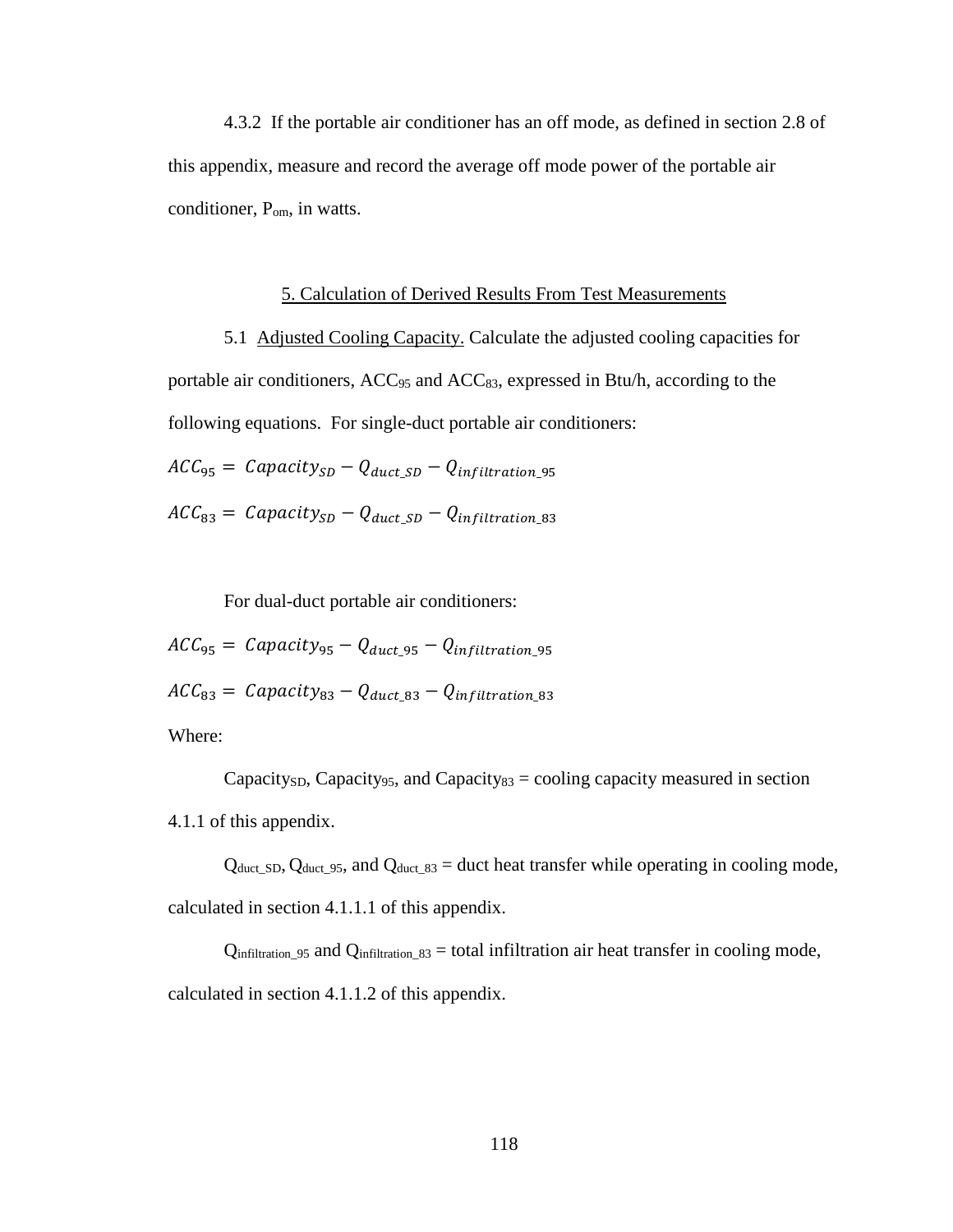4.3.2 If the portable air conditioner has an off mode, as defined in section 2.8 of this appendix, measure and record the average off mode power of the portable air conditioner, $P_{om}$, in watts.

## 5. Calculation of Derived Results From Test Measurements

5.1 Adjusted Cooling Capacity. Calculate the adjusted cooling capacities for portable air conditioners, $ACC_{95}$ and $ACC_{83}$, expressed in Btu/h, according to the following equations. For single-duct portable air conditioners:

$$ACC_{95} = Capacity_{SD} - Q_{duct\_SD} - Q_{infiltration\_95}$$

$$ACC_{83} = Capacity_{SD} - Q_{duct\_SD} - Q_{infiltration\_83}$$

For dual-duct portable air conditioners:

$$ACC_{95} = Capacity_{95} - Q_{duct\_95} - Q_{infiltration\_95}$$

$$ACC_{83} = Capacity_{83} - Q_{duct\_83} - Q_{infiltration\_83}$$

Where:

$Capacity_{SD}$, $Capacity_{95}$, and $Capacity_{83}$ = cooling capacity measured in section 4.1.1 of this appendix.

$Q_{duct\_SD}$, $Q_{duct\_95}$, and $Q_{duct\_83}$ = duct heat transfer while operating in cooling mode, calculated in section 4.1.1.1 of this appendix.

$Q_{infiltration\_95}$ and $Q_{infiltration\_83}$ = total infiltration air heat transfer in cooling mode, calculated in section 4.1.1.2 of this appendix.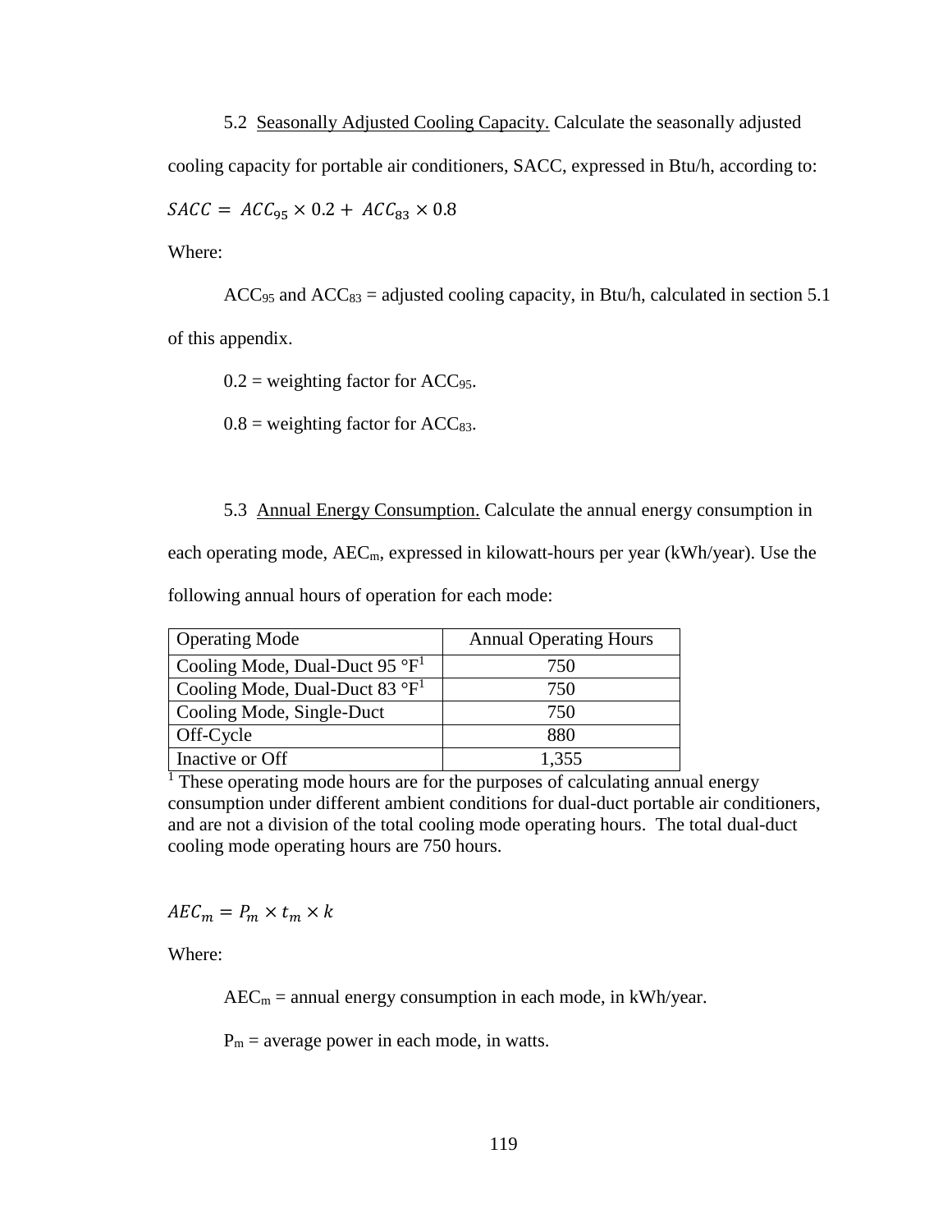5.2 Seasonally Adjusted Cooling Capacity. Calculate the seasonally adjusted cooling capacity for portable air conditioners, SACC, expressed in Btu/h, according to:

$$SACC = ACC_{95} \times 0.2 + ACC_{83} \times 0.8$$

Where:

$ACC_{95}$ and $ACC_{83}$ = adjusted cooling capacity, in Btu/h, calculated in section 5.1 of this appendix.

0.2 = weighting factor for $ACC_{95}$.

0.8 = weighting factor for $ACC_{83}$.

5.3 Annual Energy Consumption. Calculate the annual energy consumption in each operating mode, $AEC_m$, expressed in kilowatt-hours per year (kWh/year). Use the following annual hours of operation for each mode:

| Operating Mode | Annual Operating Hours |
|---|---|
| Cooling Mode, Dual-Duct 95 °F[1] | 750 |
| Cooling Mode, Dual-Duct 83 °F[1] | 750 |
| Cooling Mode, Single-Duct | 750 |
| Off-Cycle | 880 |
| Inactive or Off | 1,355 |

[1] These operating mode hours are for the purposes of calculating annual energy consumption under different ambient conditions for dual-duct portable air conditioners, and are not a division of the total cooling mode operating hours. The total dual-duct cooling mode operating hours are 750 hours.

$$AEC_m = P_m \times t_m \times k$$

Where:

$AEC_m$ = annual energy consumption in each mode, in kWh/year.

$P_m$ = average power in each mode, in watts.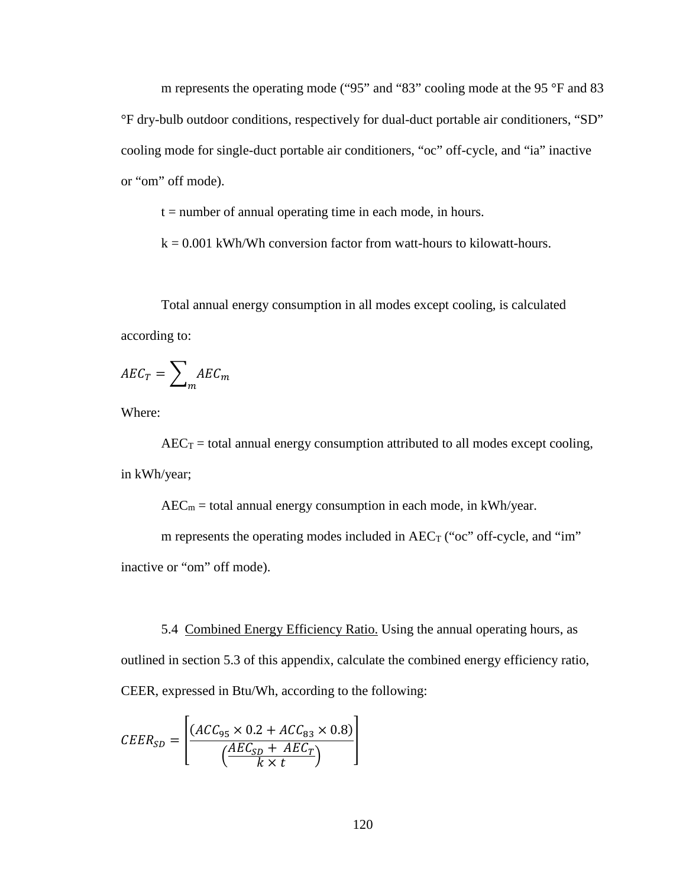m represents the operating mode ("95" and "83" cooling mode at the 95 °F and 83 °F dry-bulb outdoor conditions, respectively for dual-duct portable air conditioners, "SD" cooling mode for single-duct portable air conditioners, "oc" off-cycle, and "ia" inactive or "om" off mode).

t = number of annual operating time in each mode, in hours.

k = 0.001 kWh/Wh conversion factor from watt-hours to kilowatt-hours.

Total annual energy consumption in all modes except cooling, is calculated according to:

$$AEC_T = \sum_m AEC_m$$

Where:

$AEC_T$ = total annual energy consumption attributed to all modes except cooling, in kWh/year;

$AEC_m$ = total annual energy consumption in each mode, in kWh/year.

m represents the operating modes included in $AEC_T$ ("oc" off-cycle, and "im" inactive or "om" off mode).

5.4 Combined Energy Efficiency Ratio. Using the annual operating hours, as outlined in section 5.3 of this appendix, calculate the combined energy efficiency ratio, CEER, expressed in Btu/Wh, according to the following:

$$CEER_{SD} = \left[ \frac{(ACC_{95} \times 0.2 + ACC_{83} \times 0.8)}{\left( \frac{AEC_{SD} + AEC_T}{k \times t} \right)} \right]$$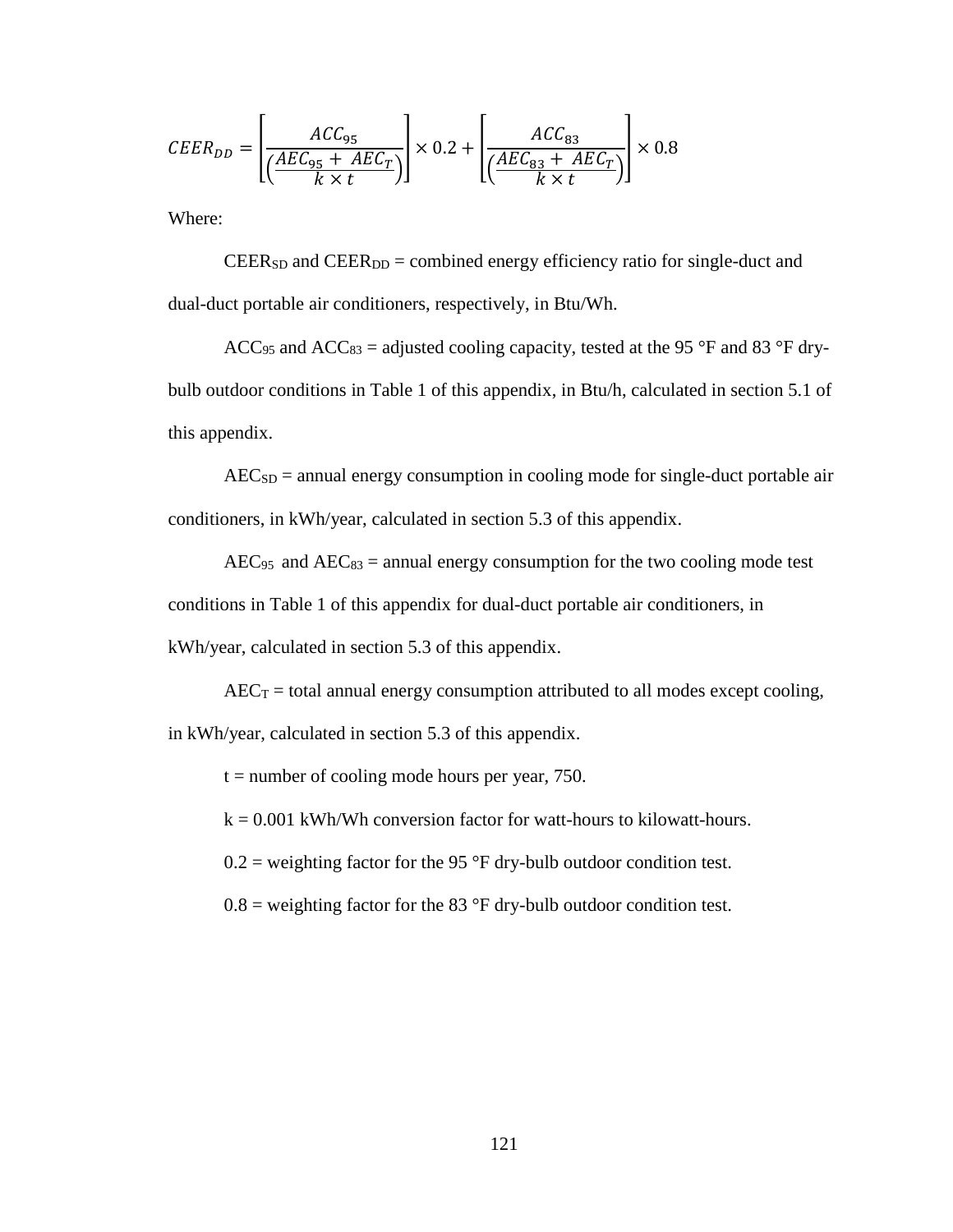$$CEER_{DD} = \left[ \frac{ACC_{95}}{\left( \frac{AEC_{95} + AEC_T}{k \times t} \right)} \right] \times 0.2 + \left[ \frac{ACC_{83}}{\left( \frac{AEC_{83} + AEC_T}{k \times t} \right)} \right] \times 0.8$$

Where:

$CEER_{SD}$ and $CEER_{DD}$ = combined energy efficiency ratio for single-duct and dual-duct portable air conditioners, respectively, in Btu/Wh.

$ACC_{95}$ and $ACC_{83}$ = adjusted cooling capacity, tested at the 95 °F and 83 °F dry-bulb outdoor conditions in Table 1 of this appendix, in Btu/h, calculated in section 5.1 of this appendix.

$AEC_{SD}$ = annual energy consumption in cooling mode for single-duct portable air conditioners, in kWh/year, calculated in section 5.3 of this appendix.

$AEC_{95}$ and $AEC_{83}$ = annual energy consumption for the two cooling mode test conditions in Table 1 of this appendix for dual-duct portable air conditioners, in kWh/year, calculated in section 5.3 of this appendix.

$AEC_T$ = total annual energy consumption attributed to all modes except cooling, in kWh/year, calculated in section 5.3 of this appendix.

t = number of cooling mode hours per year, 750.

k = 0.001 kWh/Wh conversion factor for watt-hours to kilowatt-hours.

0.2 = weighting factor for the 95 °F dry-bulb outdoor condition test.

0.8 = weighting factor for the 83 °F dry-bulb outdoor condition test.